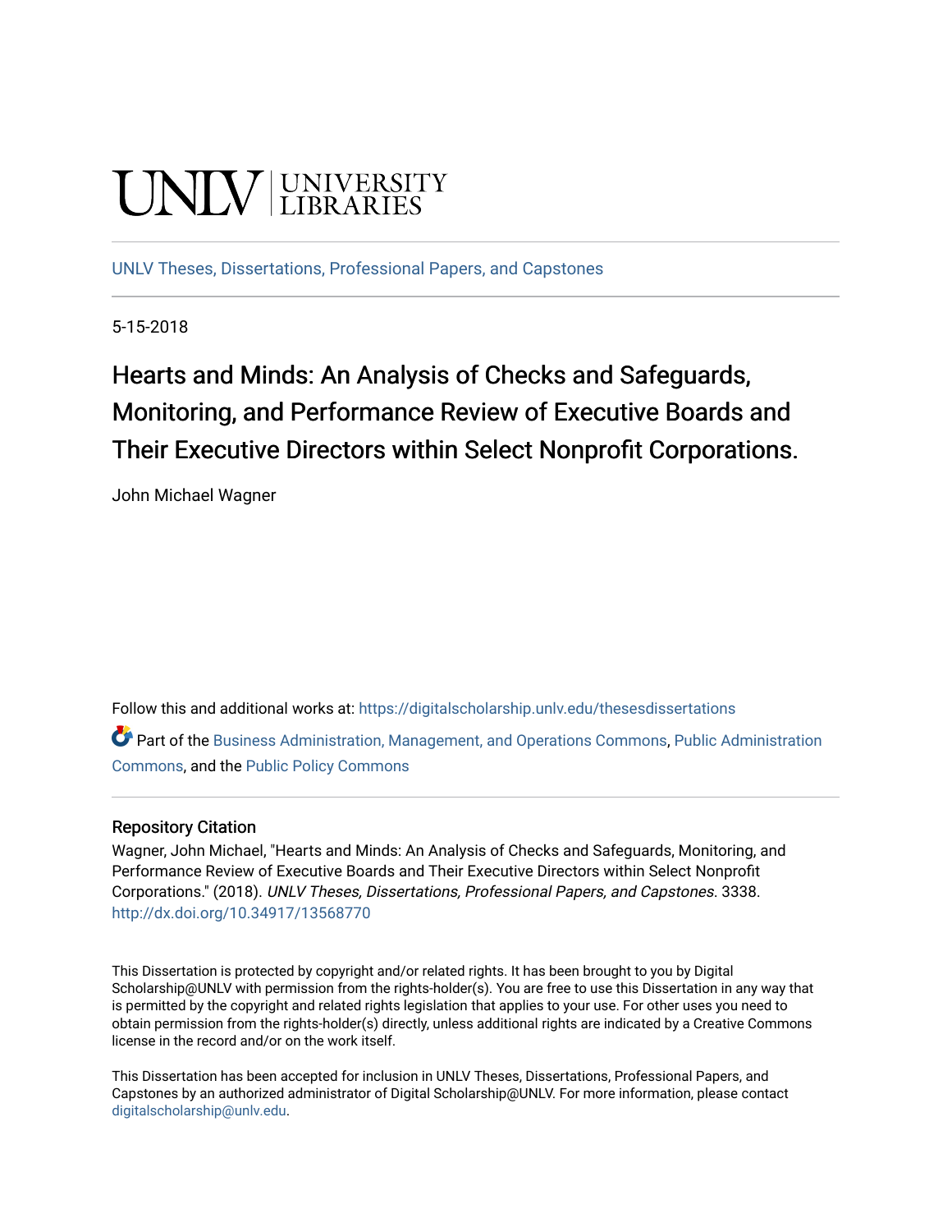UNLV | UNIVERSITY LIBRARIES

UNLV Theses, Dissertations, Professional Papers, and Capstones

5-15-2018

# Hearts and Minds: An Analysis of Checks and Safeguards, Monitoring, and Performance Review of Executive Boards and Their Executive Directors within Select Nonprofit Corporations.

John Michael Wagner

Follow this and additional works at: https://digitalscholarship.unlv.edu/thesesdissertations

Part of the Business Administration, Management, and Operations Commons, Public Administration Commons, and the Public Policy Commons

## Repository Citation

Wagner, John Michael, "Hearts and Minds: An Analysis of Checks and Safeguards, Monitoring, and Performance Review of Executive Boards and Their Executive Directors within Select Nonprofit Corporations." (2018). *UNLV Theses, Dissertations, Professional Papers, and Capstones*. 3338.
http://dx.doi.org/10.34917/13568770

This Dissertation is protected by copyright and/or related rights. It has been brought to you by Digital Scholarship@UNLV with permission from the rights-holder(s). You are free to use this Dissertation in any way that is permitted by the copyright and related rights legislation that applies to your use. For other uses you need to obtain permission from the rights-holder(s) directly, unless additional rights are indicated by a Creative Commons license in the record and/or on the work itself.

This Dissertation has been accepted for inclusion in UNLV Theses, Dissertations, Professional Papers, and Capstones by an authorized administrator of Digital Scholarship@UNLV. For more information, please contact digitalscholarship@unlv.edu.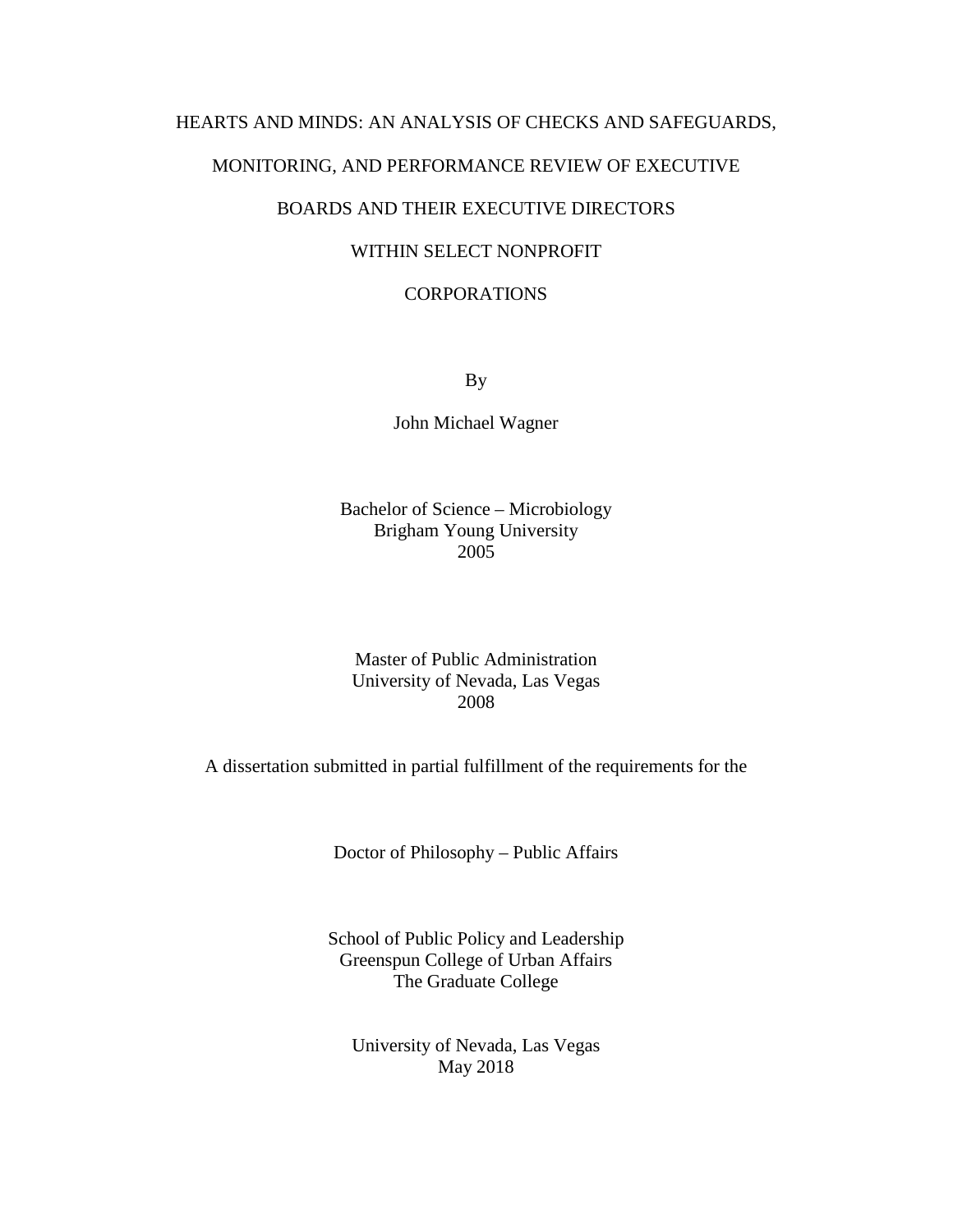# HEARTS AND MINDS: AN ANALYSIS OF CHECKS AND SAFEGUARDS, MONITORING, AND PERFORMANCE REVIEW OF EXECUTIVE BOARDS AND THEIR EXECUTIVE DIRECTORS WITHIN SELECT NONPROFIT CORPORATIONS

By

John Michael Wagner

Bachelor of Science – Microbiology
Brigham Young University
2005

Master of Public Administration
University of Nevada, Las Vegas
2008

A dissertation submitted in partial fulfillment of the requirements for the

Doctor of Philosophy – Public Affairs

School of Public Policy and Leadership
Greenspun College of Urban Affairs
The Graduate College

University of Nevada, Las Vegas
May 2018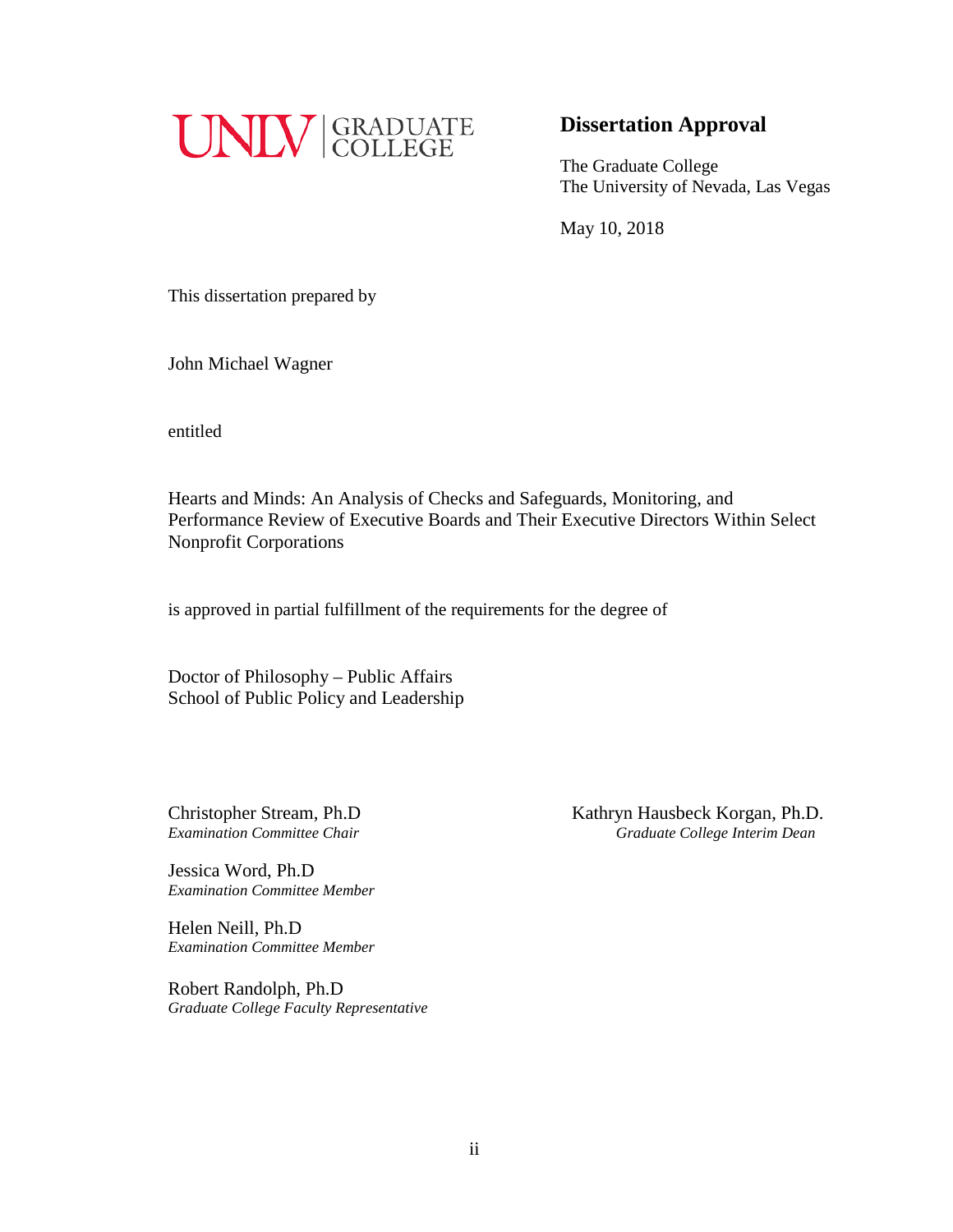UNLV | GRADUATE COLLEGE

## Dissertation Approval

The Graduate College
The University of Nevada, Las Vegas

May 10, 2018

This dissertation prepared by

John Michael Wagner

entitled

Hearts and Minds: An Analysis of Checks and Safeguards, Monitoring, and Performance Review of Executive Boards and Their Executive Directors Within Select Nonprofit Corporations

is approved in partial fulfillment of the requirements for the degree of

Doctor of Philosophy – Public Affairs
School of Public Policy and Leadership

Christopher Stream, Ph.D
*Examination Committee Chair*

Jessica Word, Ph.D
*Examination Committee Member*

Helen Neill, Ph.D
*Examination Committee Member*

Robert Randolph, Ph.D
*Graduate College Faculty Representative*

Kathryn Hausbeck Korgan, Ph.D.
*Graduate College Interim Dean*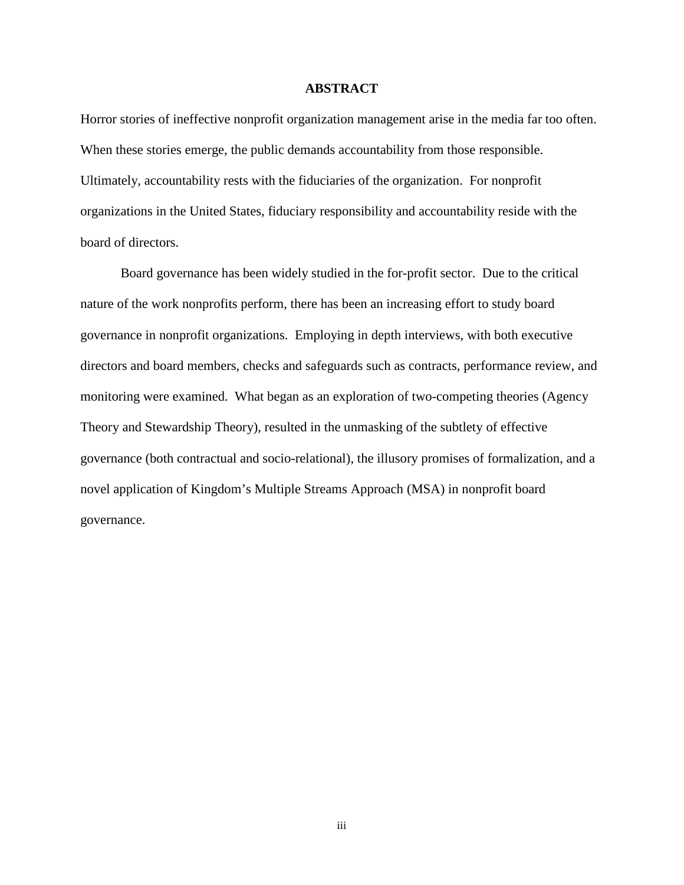# ABSTRACT

Horror stories of ineffective nonprofit organization management arise in the media far too often. When these stories emerge, the public demands accountability from those responsible. Ultimately, accountability rests with the fiduciaries of the organization. For nonprofit organizations in the United States, fiduciary responsibility and accountability reside with the board of directors.

Board governance has been widely studied in the for-profit sector. Due to the critical nature of the work nonprofits perform, there has been an increasing effort to study board governance in nonprofit organizations. Employing in depth interviews, with both executive directors and board members, checks and safeguards such as contracts, performance review, and monitoring were examined. What began as an exploration of two-competing theories (Agency Theory and Stewardship Theory), resulted in the unmasking of the subtlety of effective governance (both contractual and socio-relational), the illusory promises of formalization, and a novel application of Kingdom's Multiple Streams Approach (MSA) in nonprofit board governance.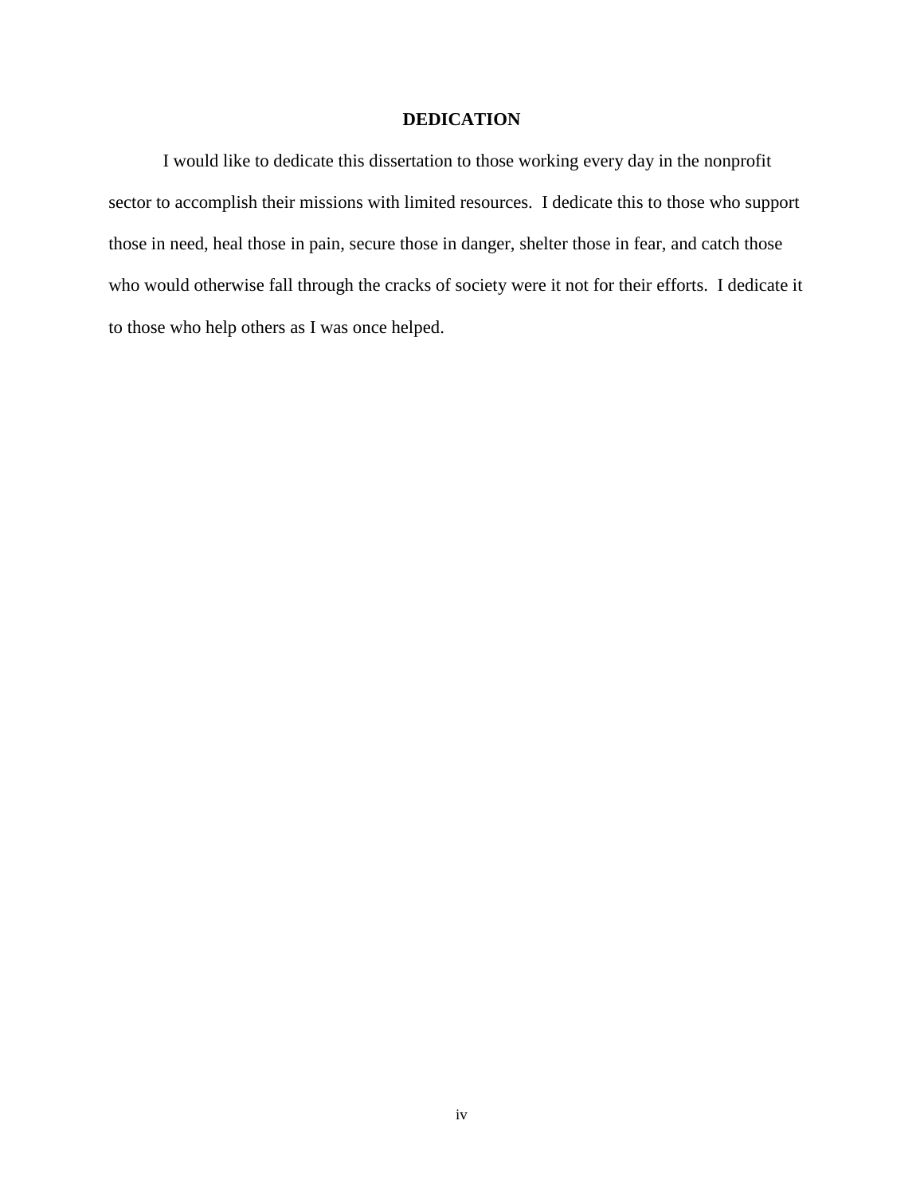# DEDICATION

I would like to dedicate this dissertation to those working every day in the nonprofit sector to accomplish their missions with limited resources. I dedicate this to those who support those in need, heal those in pain, secure those in danger, shelter those in fear, and catch those who would otherwise fall through the cracks of society were it not for their efforts. I dedicate it to those who help others as I was once helped.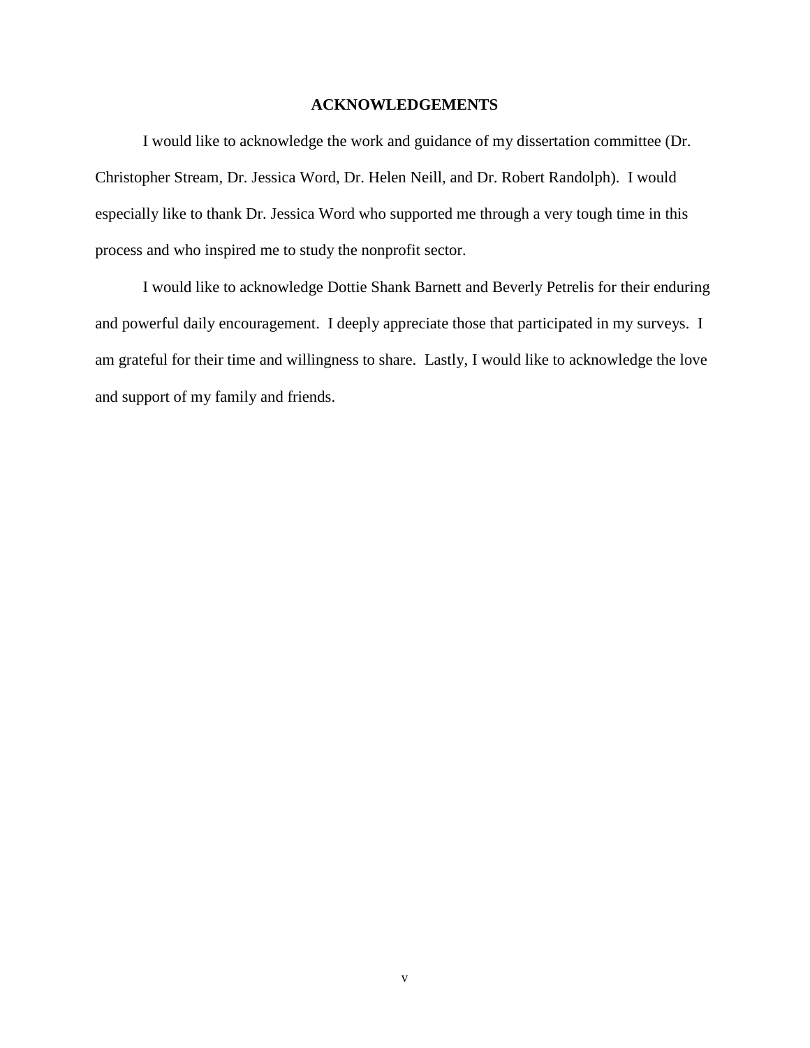## ACKNOWLEDGEMENTS

I would like to acknowledge the work and guidance of my dissertation committee (Dr. Christopher Stream, Dr. Jessica Word, Dr. Helen Neill, and Dr. Robert Randolph). I would especially like to thank Dr. Jessica Word who supported me through a very tough time in this process and who inspired me to study the nonprofit sector.

I would like to acknowledge Dottie Shank Barnett and Beverly Petrelis for their enduring and powerful daily encouragement. I deeply appreciate those that participated in my surveys. I am grateful for their time and willingness to share. Lastly, I would like to acknowledge the love and support of my family and friends.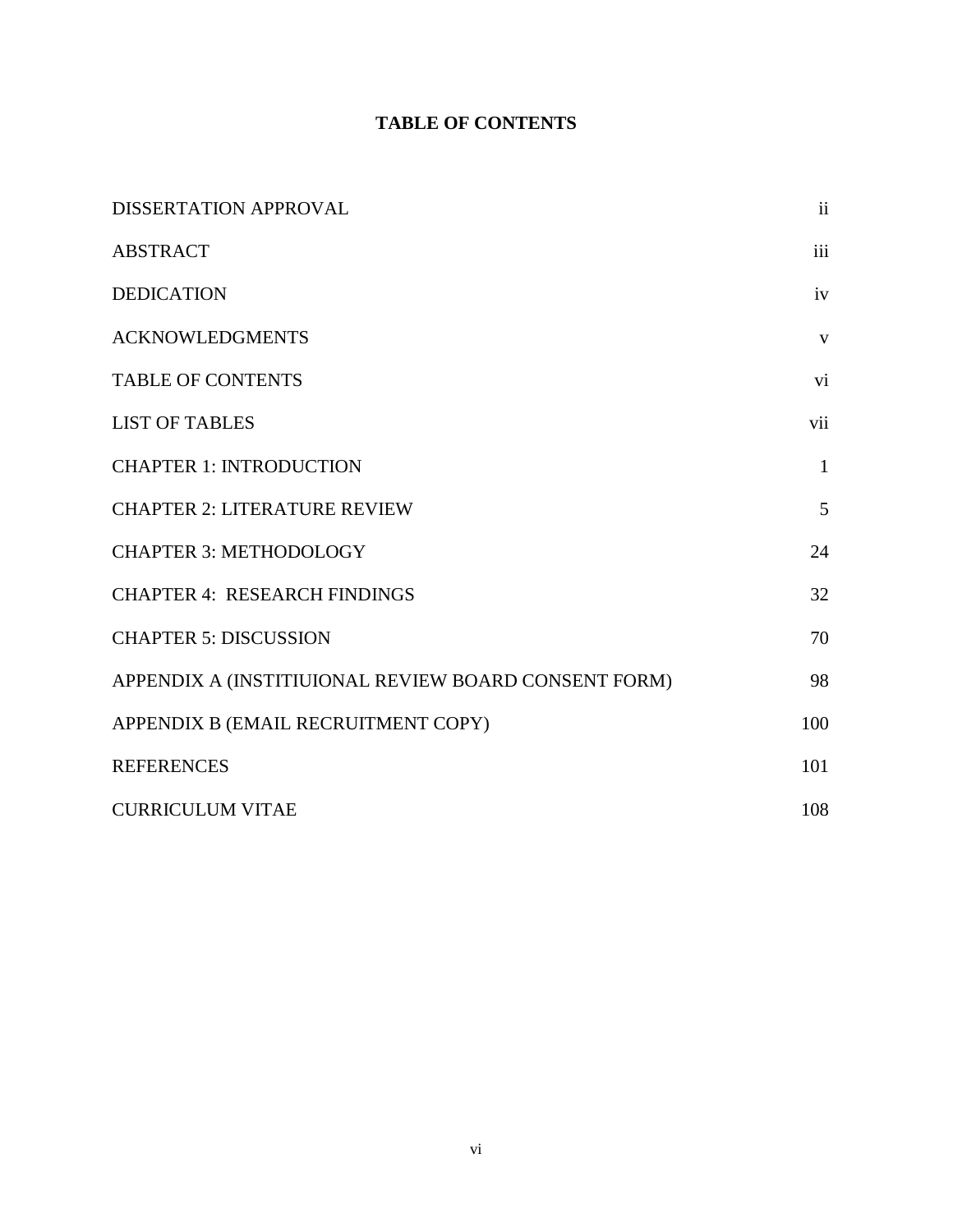# TABLE OF CONTENTS

| | |
|---|---|
| DISSERTATION APPROVAL | ii |
| ABSTRACT | iii |
| DEDICATION | iv |
| ACKNOWLEDGMENTS | v |
| TABLE OF CONTENTS | vi |
| LIST OF TABLES | vii |
| CHAPTER 1: INTRODUCTION | 1 |
| CHAPTER 2: LITERATURE REVIEW | 5 |
| CHAPTER 3: METHODOLOGY | 24 |
| CHAPTER 4: RESEARCH FINDINGS | 32 |
| CHAPTER 5: DISCUSSION | 70 |
| APPENDIX A (INSTITIUIONAL REVIEW BOARD CONSENT FORM) | 98 |
| APPENDIX B (EMAIL RECRUITMENT COPY) | 100 |
| REFERENCES | 101 |
| CURRICULUM VITAE | 108 |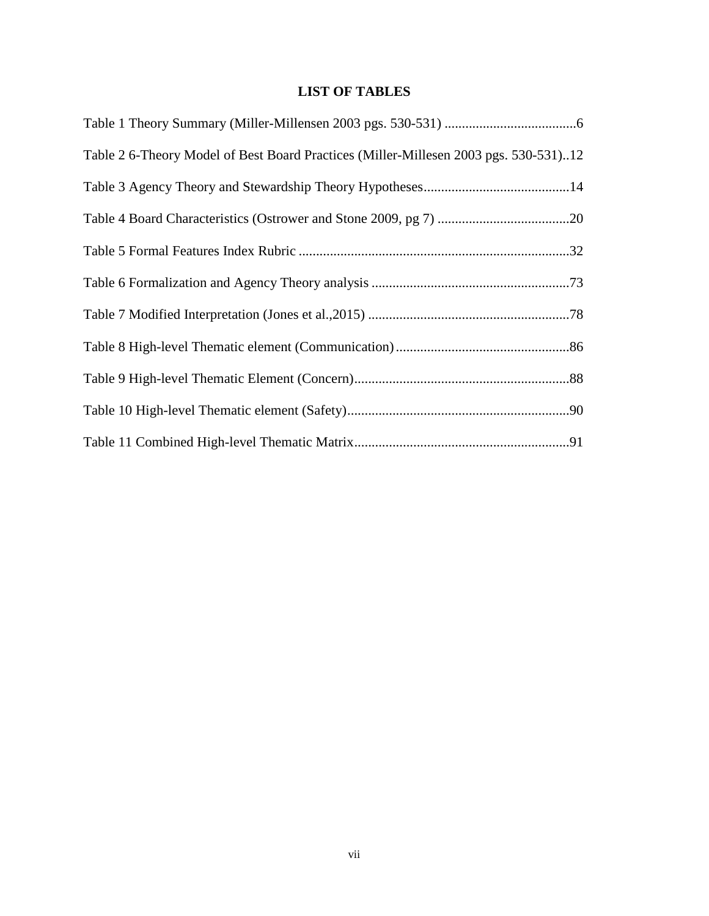# LIST OF TABLES

Table 1 Theory Summary (Miller-Millensen 2003 pgs. 530-531) ......................................6

Table 2 6-Theory Model of Best Board Practices (Miller-Millesen 2003 pgs. 530-531)..12

Table 3 Agency Theory and Stewardship Theory Hypotheses..........................................14

Table 4 Board Characteristics (Ostrower and Stone 2009, pg 7) ......................................20

Table 5 Formal Features Index Rubric .............................................................................32

Table 6 Formalization and Agency Theory analysis .........................................................73

Table 7 Modified Interpretation (Jones et al.,2015) ..........................................................78

Table 8 High-level Thematic element (Communication)..................................................86

Table 9 High-level Thematic Element (Concern).............................................................88

Table 10 High-level Thematic element (Safety)................................................................90

Table 11 Combined High-level Thematic Matrix.............................................................91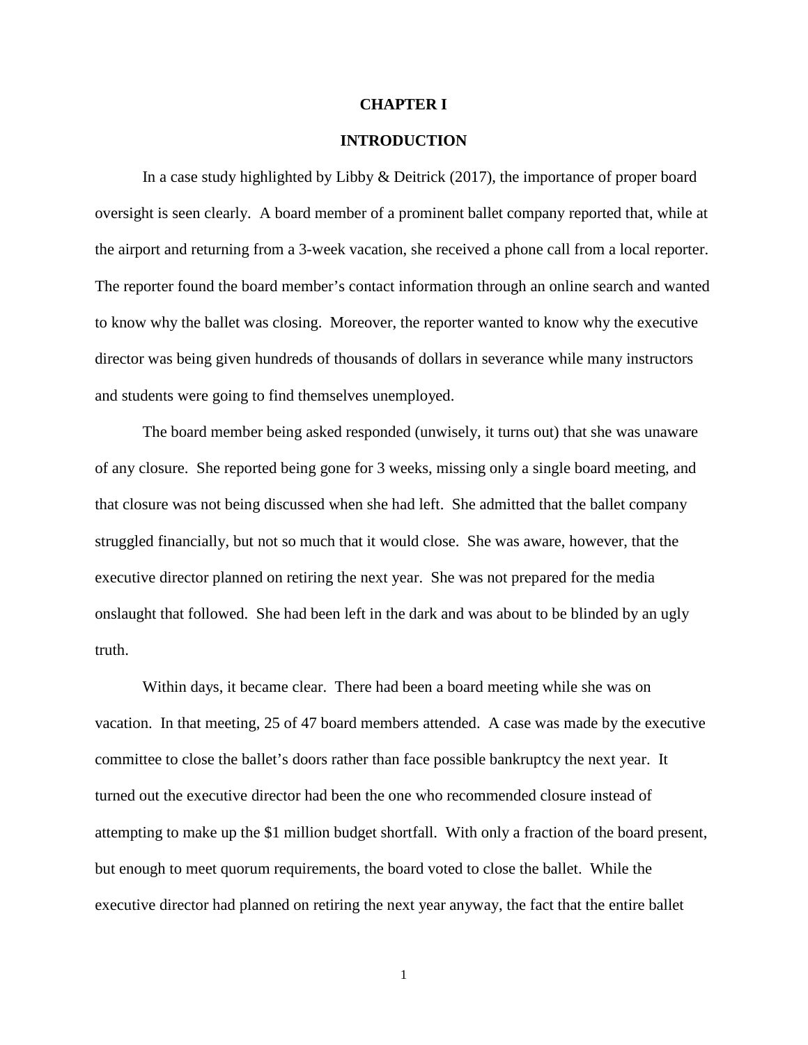# CHAPTER I

## INTRODUCTION

In a case study highlighted by Libby & Deitrick (2017), the importance of proper board oversight is seen clearly. A board member of a prominent ballet company reported that, while at the airport and returning from a 3-week vacation, she received a phone call from a local reporter. The reporter found the board member's contact information through an online search and wanted to know why the ballet was closing. Moreover, the reporter wanted to know why the executive director was being given hundreds of thousands of dollars in severance while many instructors and students were going to find themselves unemployed.

The board member being asked responded (unwisely, it turns out) that she was unaware of any closure. She reported being gone for 3 weeks, missing only a single board meeting, and that closure was not being discussed when she had left. She admitted that the ballet company struggled financially, but not so much that it would close. She was aware, however, that the executive director planned on retiring the next year. She was not prepared for the media onslaught that followed. She had been left in the dark and was about to be blinded by an ugly truth.

Within days, it became clear. There had been a board meeting while she was on vacation. In that meeting, 25 of 47 board members attended. A case was made by the executive committee to close the ballet's doors rather than face possible bankruptcy the next year. It turned out the executive director had been the one who recommended closure instead of attempting to make up the $1 million budget shortfall. With only a fraction of the board present, but enough to meet quorum requirements, the board voted to close the ballet. While the executive director had planned on retiring the next year anyway, the fact that the entire ballet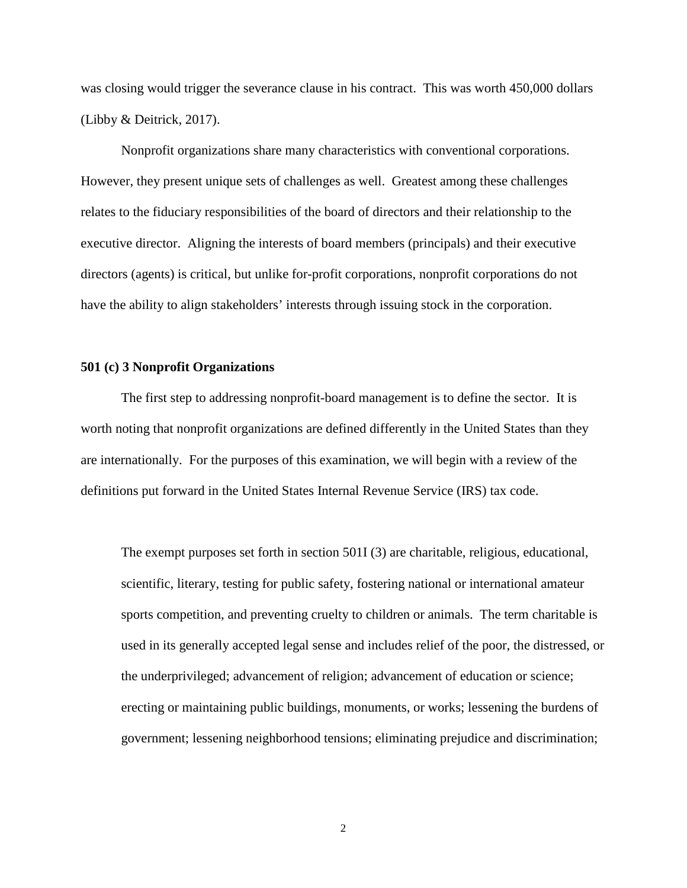was closing would trigger the severance clause in his contract. This was worth 450,000 dollars (Libby & Deitrick, 2017).

Nonprofit organizations share many characteristics with conventional corporations. However, they present unique sets of challenges as well. Greatest among these challenges relates to the fiduciary responsibilities of the board of directors and their relationship to the executive director. Aligning the interests of board members (principals) and their executive directors (agents) is critical, but unlike for-profit corporations, nonprofit corporations do not have the ability to align stakeholders' interests through issuing stock in the corporation.

**501 (c) 3 Nonprofit Organizations**

The first step to addressing nonprofit-board management is to define the sector. It is worth noting that nonprofit organizations are defined differently in the United States than they are internationally. For the purposes of this examination, we will begin with a review of the definitions put forward in the United States Internal Revenue Service (IRS) tax code.

> The exempt purposes set forth in section 501I (3) are charitable, religious, educational, scientific, literary, testing for public safety, fostering national or international amateur sports competition, and preventing cruelty to children or animals. The term charitable is used in its generally accepted legal sense and includes relief of the poor, the distressed, or the underprivileged; advancement of religion; advancement of education or science; erecting or maintaining public buildings, monuments, or works; lessening the burdens of government; lessening neighborhood tensions; eliminating prejudice and discrimination;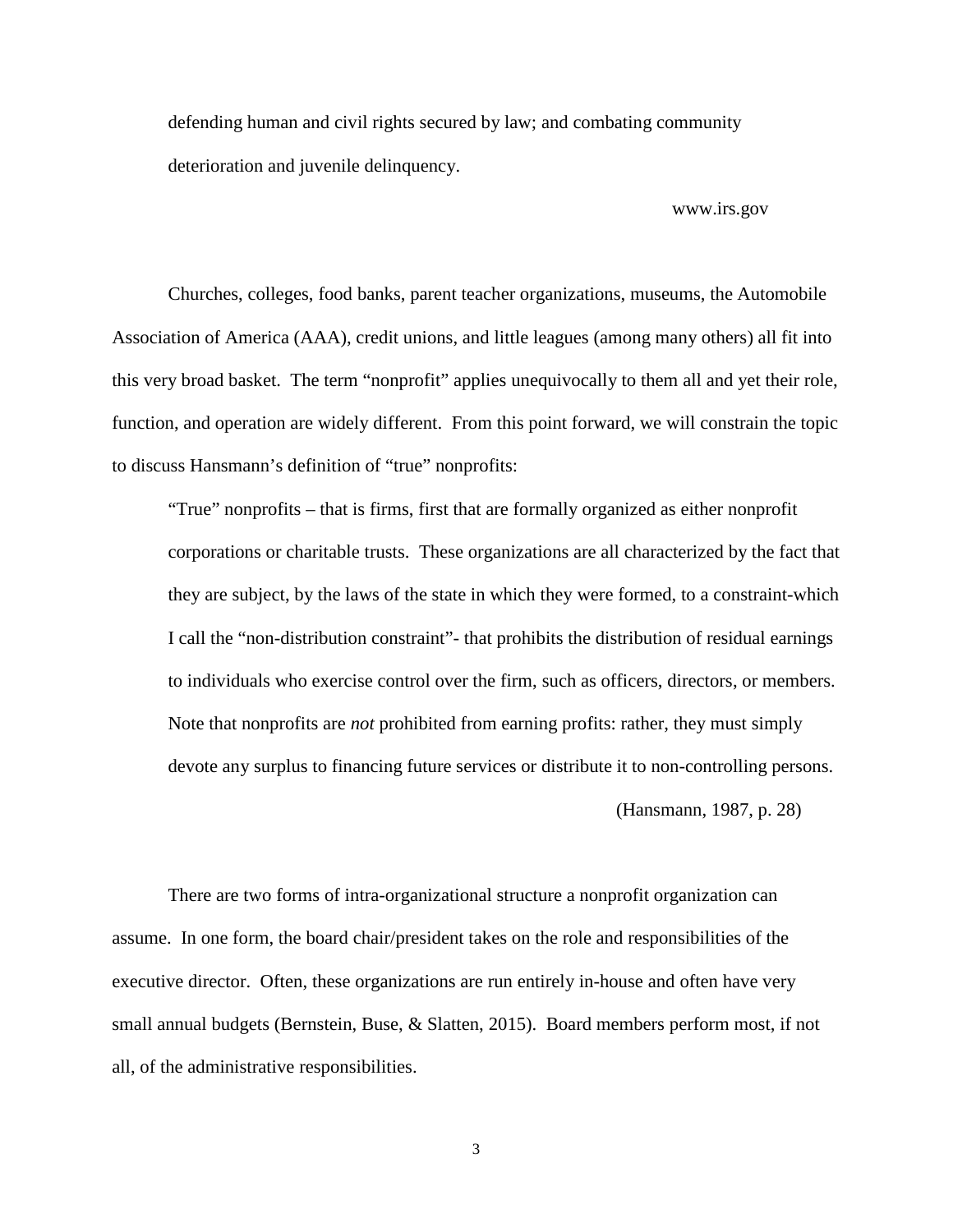> defending human and civil rights secured by law; and combating community deterioration and juvenile delinquency.
>
> www.irs.gov

Churches, colleges, food banks, parent teacher organizations, museums, the Automobile Association of America (AAA), credit unions, and little leagues (among many others) all fit into this very broad basket. The term "nonprofit" applies unequivocally to them all and yet their role, function, and operation are widely different. From this point forward, we will constrain the topic to discuss Hansmann's definition of "true" nonprofits:

> "True" nonprofits – that is firms, first that are formally organized as either nonprofit corporations or charitable trusts. These organizations are all characterized by the fact that they are subject, by the laws of the state in which they were formed, to a constraint-which I call the "non-distribution constraint"- that prohibits the distribution of residual earnings to individuals who exercise control over the firm, such as officers, directors, or members. Note that nonprofits are *not* prohibited from earning profits: rather, they must simply devote any surplus to financing future services or distribute it to non-controlling persons.
>
> (Hansmann, 1987, p. 28)

There are two forms of intra-organizational structure a nonprofit organization can assume. In one form, the board chair/president takes on the role and responsibilities of the executive director. Often, these organizations are run entirely in-house and often have very small annual budgets (Bernstein, Buse, & Slatten, 2015). Board members perform most, if not all, of the administrative responsibilities.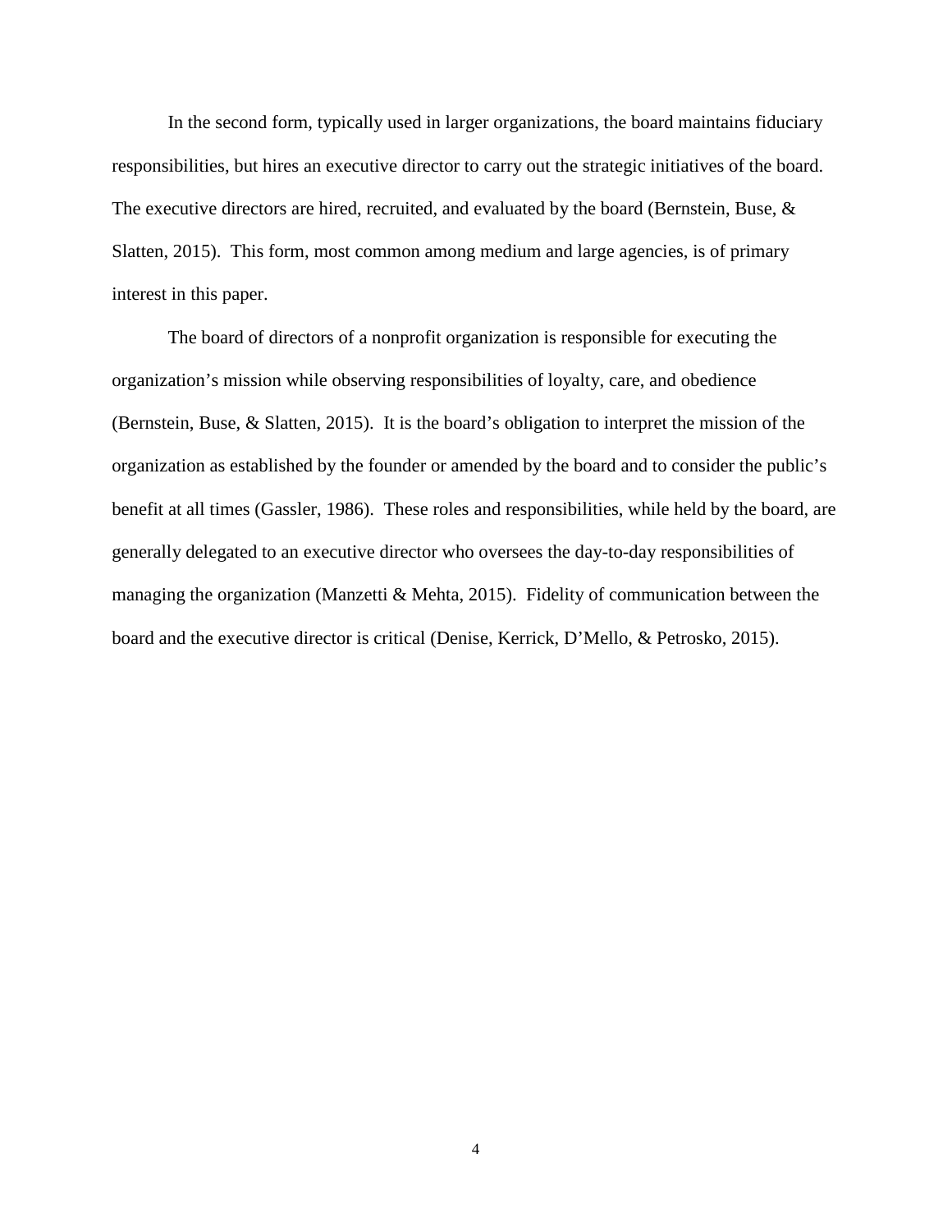In the second form, typically used in larger organizations, the board maintains fiduciary responsibilities, but hires an executive director to carry out the strategic initiatives of the board. The executive directors are hired, recruited, and evaluated by the board (Bernstein, Buse, & Slatten, 2015). This form, most common among medium and large agencies, is of primary interest in this paper.

The board of directors of a nonprofit organization is responsible for executing the organization's mission while observing responsibilities of loyalty, care, and obedience (Bernstein, Buse, & Slatten, 2015). It is the board's obligation to interpret the mission of the organization as established by the founder or amended by the board and to consider the public's benefit at all times (Gassler, 1986). These roles and responsibilities, while held by the board, are generally delegated to an executive director who oversees the day-to-day responsibilities of managing the organization (Manzetti & Mehta, 2015). Fidelity of communication between the board and the executive director is critical (Denise, Kerrick, D'Mello, & Petrosko, 2015).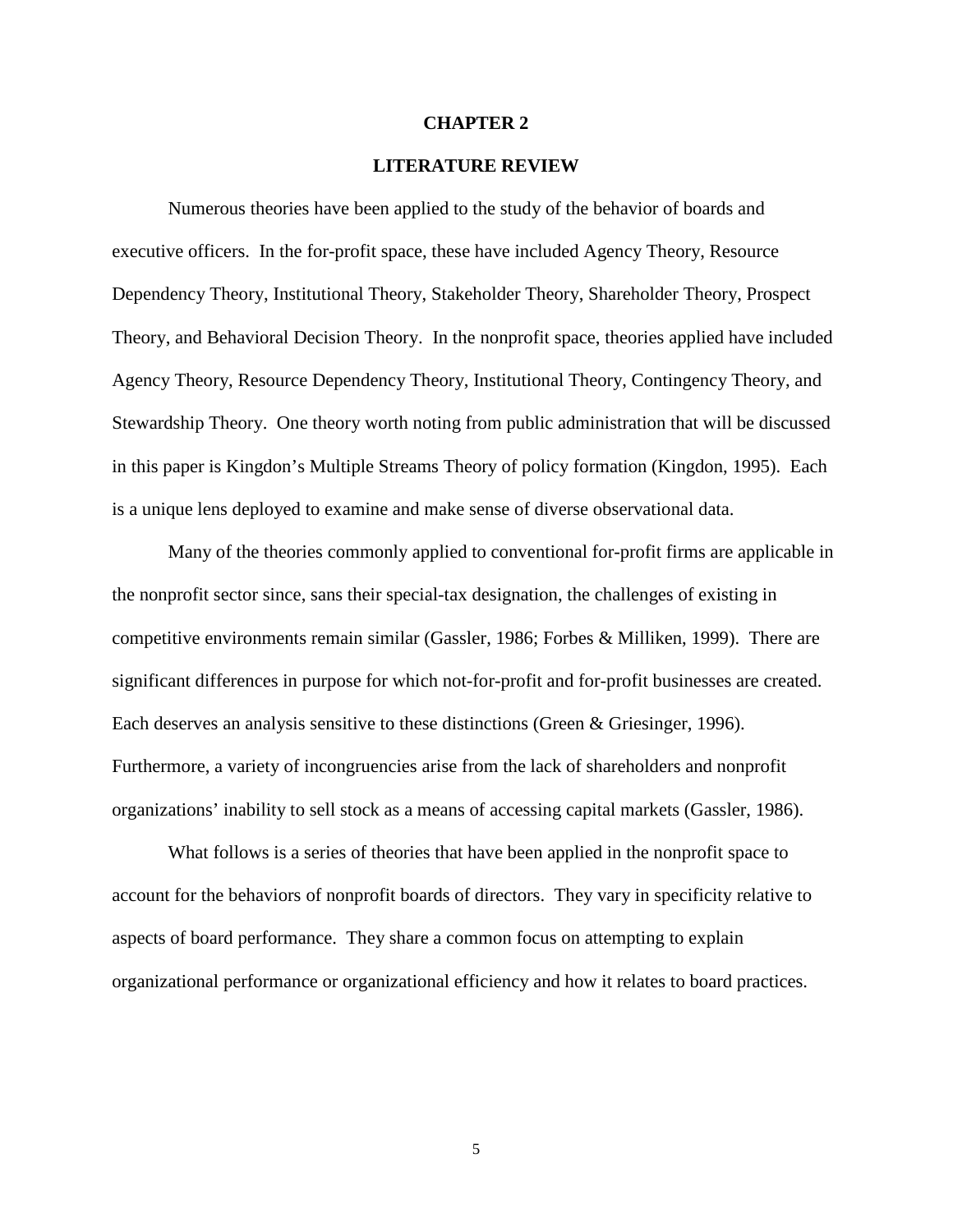# CHAPTER 2

## LITERATURE REVIEW

Numerous theories have been applied to the study of the behavior of boards and executive officers. In the for-profit space, these have included Agency Theory, Resource Dependency Theory, Institutional Theory, Stakeholder Theory, Shareholder Theory, Prospect Theory, and Behavioral Decision Theory. In the nonprofit space, theories applied have included Agency Theory, Resource Dependency Theory, Institutional Theory, Contingency Theory, and Stewardship Theory. One theory worth noting from public administration that will be discussed in this paper is Kingdon's Multiple Streams Theory of policy formation (Kingdon, 1995). Each is a unique lens deployed to examine and make sense of diverse observational data.

Many of the theories commonly applied to conventional for-profit firms are applicable in the nonprofit sector since, sans their special-tax designation, the challenges of existing in competitive environments remain similar (Gassler, 1986; Forbes & Milliken, 1999). There are significant differences in purpose for which not-for-profit and for-profit businesses are created. Each deserves an analysis sensitive to these distinctions (Green & Griesinger, 1996). Furthermore, a variety of incongruencies arise from the lack of shareholders and nonprofit organizations' inability to sell stock as a means of accessing capital markets (Gassler, 1986).

What follows is a series of theories that have been applied in the nonprofit space to account for the behaviors of nonprofit boards of directors. They vary in specificity relative to aspects of board performance. They share a common focus on attempting to explain organizational performance or organizational efficiency and how it relates to board practices.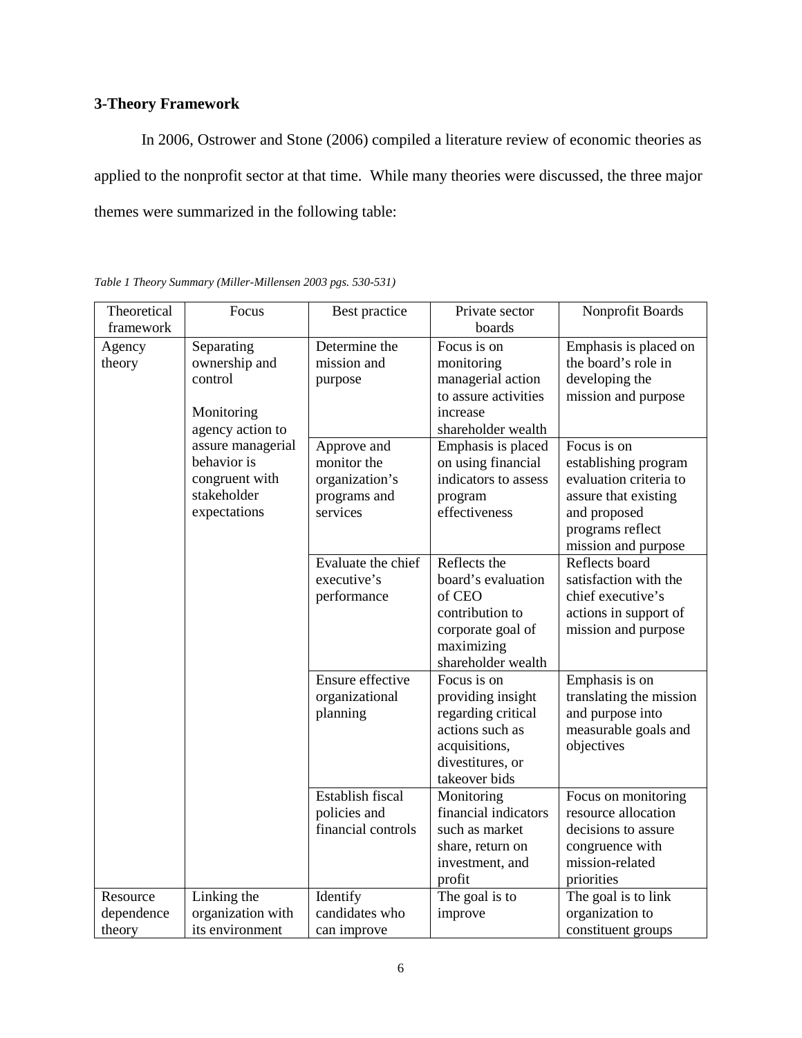### 3-Theory Framework

In 2006, Ostrower and Stone (2006) compiled a literature review of economic theories as applied to the nonprofit sector at that time. While many theories were discussed, the three major themes were summarized in the following table:

*Table 1 Theory Summary (Miller-Millensen 2003 pgs. 530-531)*

| Theoretical framework | Focus | Best practice | Private sector boards | Nonprofit Boards |
|---|---|---|---|---|
| Agency theory | Separating ownership and control<br><br>Monitoring agency action to assure managerial behavior is congruent with stakeholder expectations | Determine the mission and purpose | Focus is on monitoring managerial action to assure activities increase shareholder wealth | Emphasis is placed on the board's role in developing the mission and purpose |
| | | Approve and monitor the organization's programs and services | Emphasis is placed on using financial indicators to assess program effectiveness | Focus is on establishing program evaluation criteria to assure that existing and proposed programs reflect mission and purpose |
| | | Evaluate the chief executive's performance | Reflects the board's evaluation of CEO contribution to corporate goal of maximizing shareholder wealth | Reflects board satisfaction with the chief executive's actions in support of mission and purpose |
| | | Ensure effective organizational planning | Focus is on providing insight regarding critical actions such as acquisitions, divestitures, or takeover bids | Emphasis is on translating the mission and purpose into measurable goals and objectives |
| | | Establish fiscal policies and financial controls | Monitoring financial indicators such as market share, return on investment, and profit | Focus on monitoring resource allocation decisions to assure congruence with mission-related priorities |
| Resource dependence theory | Linking the organization with its environment | Identify candidates who can improve | The goal is to improve | The goal is to link organization to constituent groups |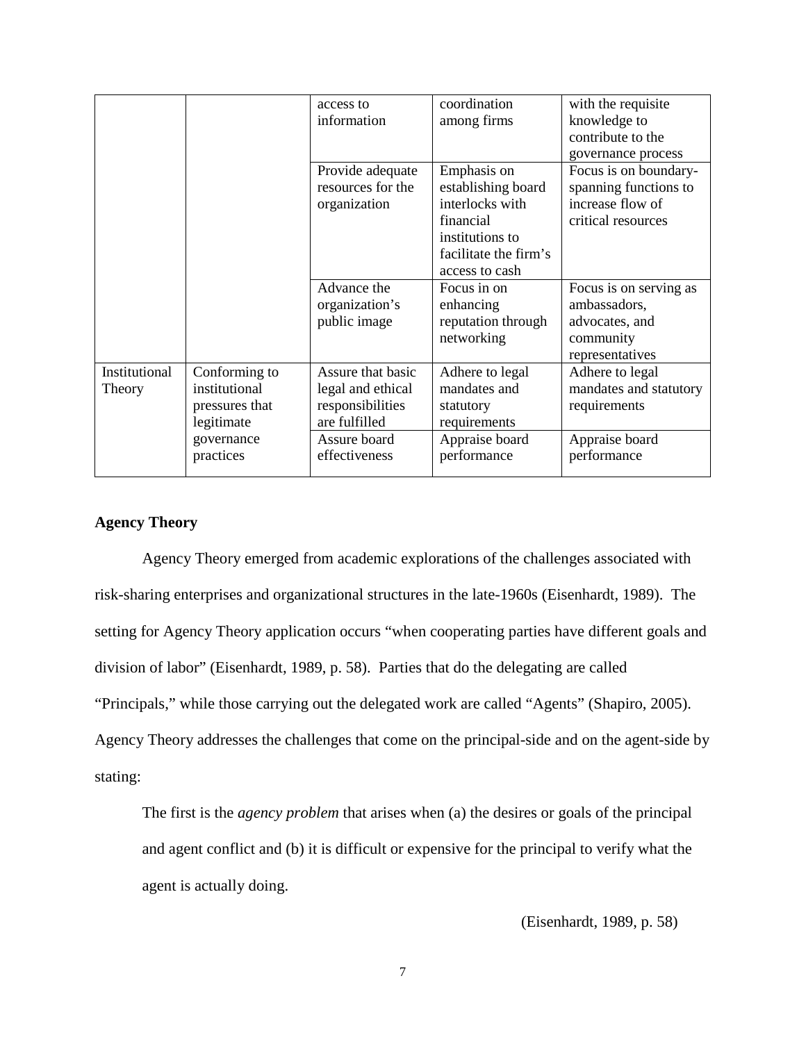| | | access to information | coordination among firms | with the requisite knowledge to contribute to the governance process |
|---|---|---|---|---|
| | | Provide adequate resources for the organization | Emphasis on establishing board interlocks with financial institutions to facilitate the firm's access to cash | Focus is on boundary-spanning functions to increase flow of critical resources |
| | | Advance the organization's public image | Focus in on enhancing reputation through networking | Focus is on serving as ambassadors, advocates, and community representatives |
| Institutional Theory | Conforming to institutional pressures that legitimate governance practices | Assure that basic legal and ethical responsibilities are fulfilled | Adhere to legal mandates and statutory requirements | Adhere to legal mandates and statutory requirements |
| | | Assure board effectiveness | Appraise board performance | Appraise board performance |

**Agency Theory**

Agency Theory emerged from academic explorations of the challenges associated with risk-sharing enterprises and organizational structures in the late-1960s (Eisenhardt, 1989). The setting for Agency Theory application occurs "when cooperating parties have different goals and division of labor" (Eisenhardt, 1989, p. 58). Parties that do the delegating are called "Principals," while those carrying out the delegated work are called "Agents" (Shapiro, 2005). Agency Theory addresses the challenges that come on the principal-side and on the agent-side by stating:

> The first is the *agency problem* that arises when (a) the desires or goals of the principal and agent conflict and (b) it is difficult or expensive for the principal to verify what the agent is actually doing.
>
> (Eisenhardt, 1989, p. 58)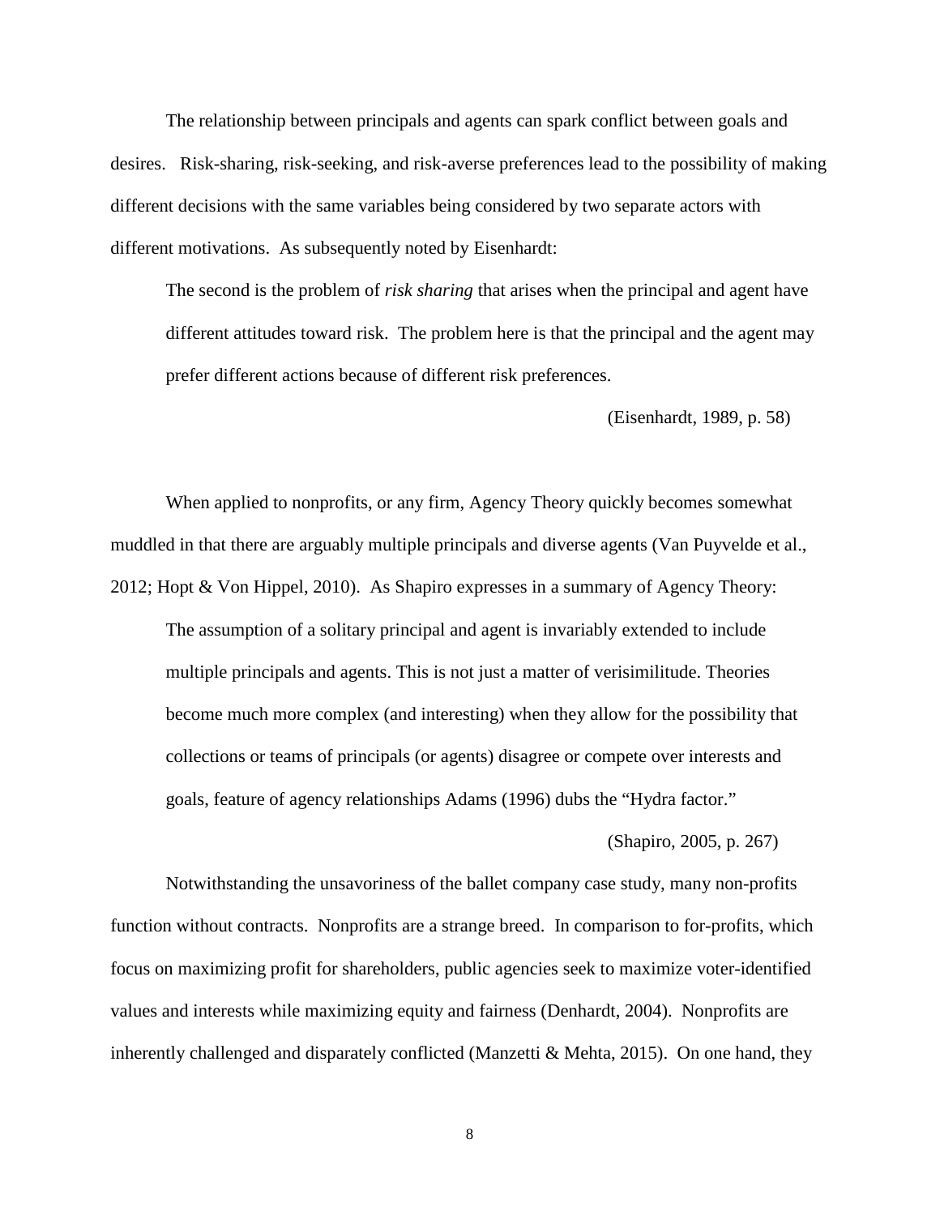The relationship between principals and agents can spark conflict between goals and desires. Risk-sharing, risk-seeking, and risk-averse preferences lead to the possibility of making different decisions with the same variables being considered by two separate actors with different motivations. As subsequently noted by Eisenhardt:

> The second is the problem of *risk sharing* that arises when the principal and agent have different attitudes toward risk. The problem here is that the principal and the agent may prefer different actions because of different risk preferences.
>
> (Eisenhardt, 1989, p. 58)

When applied to nonprofits, or any firm, Agency Theory quickly becomes somewhat muddled in that there are arguably multiple principals and diverse agents (Van Puyvelde et al., 2012; Hopt & Von Hippel, 2010). As Shapiro expresses in a summary of Agency Theory:

> The assumption of a solitary principal and agent is invariably extended to include multiple principals and agents. This is not just a matter of verisimilitude. Theories become much more complex (and interesting) when they allow for the possibility that collections or teams of principals (or agents) disagree or compete over interests and goals, feature of agency relationships Adams (1996) dubs the "Hydra factor."
>
> (Shapiro, 2005, p. 267)

Notwithstanding the unsavoriness of the ballet company case study, many non-profits function without contracts. Nonprofits are a strange breed. In comparison to for-profits, which focus on maximizing profit for shareholders, public agencies seek to maximize voter-identified values and interests while maximizing equity and fairness (Denhardt, 2004). Nonprofits are inherently challenged and disparately conflicted (Manzetti & Mehta, 2015). On one hand, they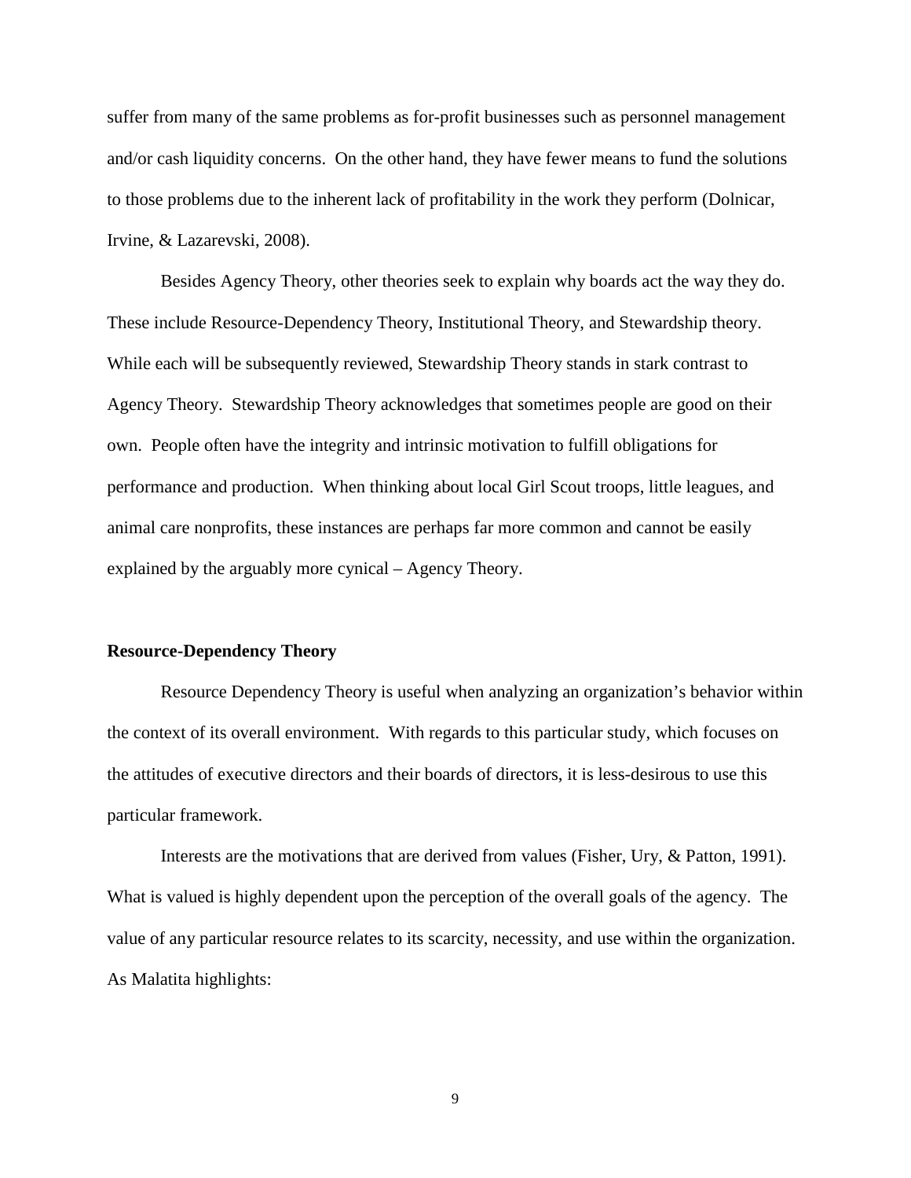suffer from many of the same problems as for-profit businesses such as personnel management and/or cash liquidity concerns.  On the other hand, they have fewer means to fund the solutions to those problems due to the inherent lack of profitability in the work they perform (Dolnicar, Irvine, & Lazarevski, 2008).

Besides Agency Theory, other theories seek to explain why boards act the way they do. These include Resource-Dependency Theory, Institutional Theory, and Stewardship theory. While each will be subsequently reviewed, Stewardship Theory stands in stark contrast to Agency Theory.  Stewardship Theory acknowledges that sometimes people are good on their own.  People often have the integrity and intrinsic motivation to fulfill obligations for performance and production.  When thinking about local Girl Scout troops, little leagues, and animal care nonprofits, these instances are perhaps far more common and cannot be easily explained by the arguably more cynical – Agency Theory.

### Resource-Dependency Theory

Resource Dependency Theory is useful when analyzing an organization's behavior within the context of its overall environment.  With regards to this particular study, which focuses on the attitudes of executive directors and their boards of directors, it is less-desirous to use this particular framework.

Interests are the motivations that are derived from values (Fisher, Ury, & Patton, 1991). What is valued is highly dependent upon the perception of the overall goals of the agency.  The value of any particular resource relates to its scarcity, necessity, and use within the organization. As Malatita highlights: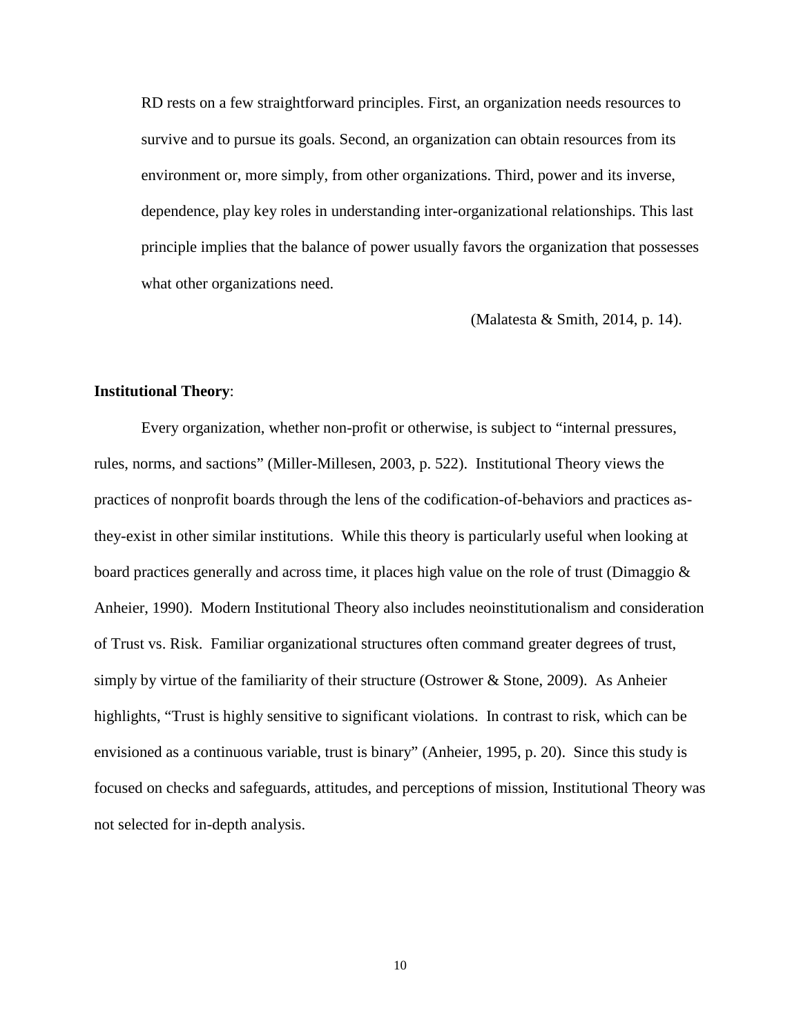> RD rests on a few straightforward principles. First, an organization needs resources to survive and to pursue its goals. Second, an organization can obtain resources from its environment or, more simply, from other organizations. Third, power and its inverse, dependence, play key roles in understanding inter-organizational relationships. This last principle implies that the balance of power usually favors the organization that possesses what other organizations need.
>
> (Malatesta & Smith, 2014, p. 14).

**Institutional Theory**:

Every organization, whether non-profit or otherwise, is subject to "internal pressures, rules, norms, and sactions" (Miller-Millesen, 2003, p. 522). Institutional Theory views the practices of nonprofit boards through the lens of the codification-of-behaviors and practices as-they-exist in other similar institutions. While this theory is particularly useful when looking at board practices generally and across time, it places high value on the role of trust (Dimaggio & Anheier, 1990). Modern Institutional Theory also includes neoinstitutionalism and consideration of Trust vs. Risk. Familiar organizational structures often command greater degrees of trust, simply by virtue of the familiarity of their structure (Ostrower & Stone, 2009). As Anheier highlights, "Trust is highly sensitive to significant violations. In contrast to risk, which can be envisioned as a continuous variable, trust is binary" (Anheier, 1995, p. 20). Since this study is focused on checks and safeguards, attitudes, and perceptions of mission, Institutional Theory was not selected for in-depth analysis.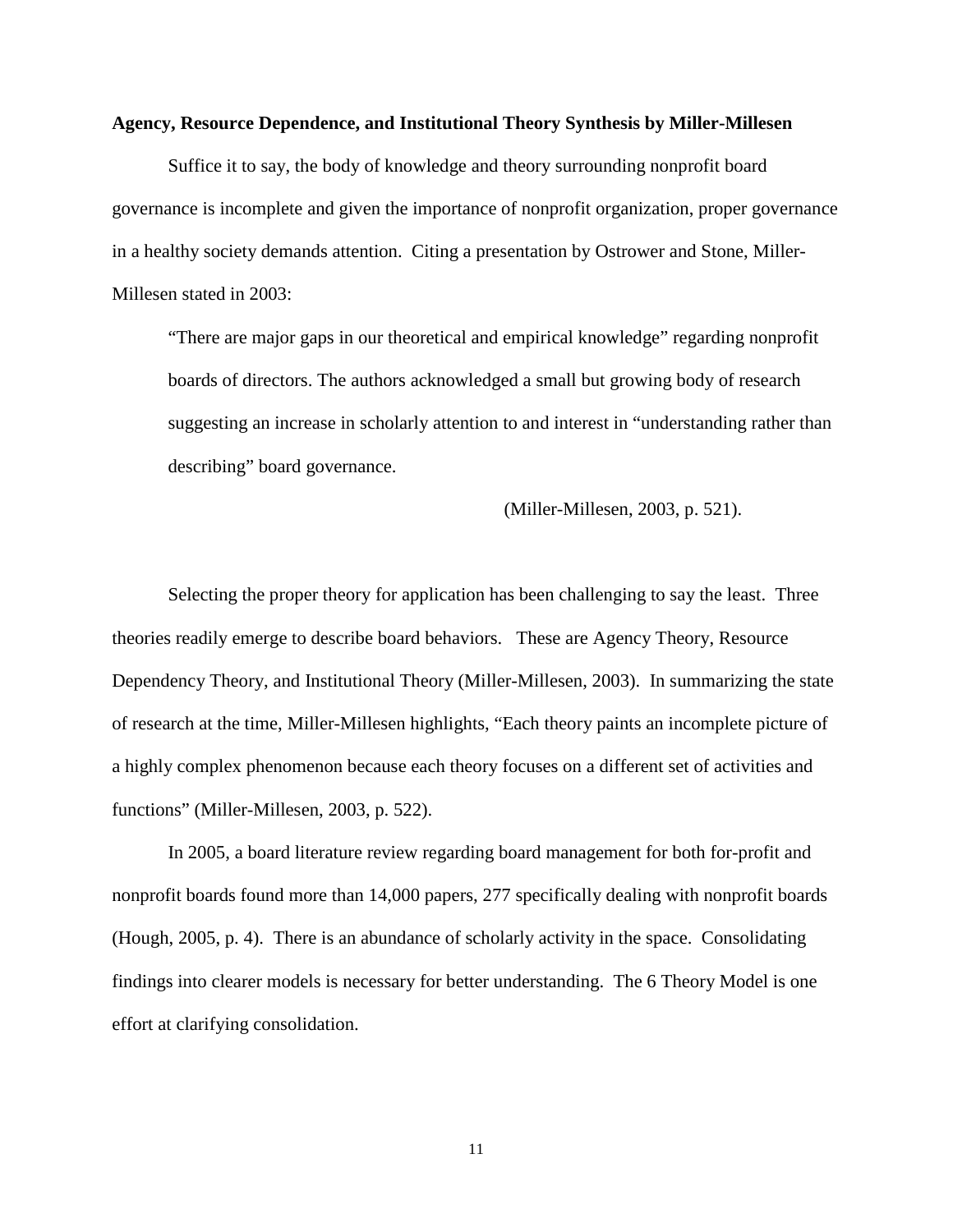**Agency, Resource Dependence, and Institutional Theory Synthesis by Miller-Millesen**

Suffice it to say, the body of knowledge and theory surrounding nonprofit board governance is incomplete and given the importance of nonprofit organization, proper governance in a healthy society demands attention. Citing a presentation by Ostrower and Stone, Miller-Millesen stated in 2003:

> "There are major gaps in our theoretical and empirical knowledge" regarding nonprofit boards of directors. The authors acknowledged a small but growing body of research suggesting an increase in scholarly attention to and interest in "understanding rather than describing" board governance.
>
> (Miller-Millesen, 2003, p. 521).

Selecting the proper theory for application has been challenging to say the least. Three theories readily emerge to describe board behaviors. These are Agency Theory, Resource Dependency Theory, and Institutional Theory (Miller-Millesen, 2003). In summarizing the state of research at the time, Miller-Millesen highlights, "Each theory paints an incomplete picture of a highly complex phenomenon because each theory focuses on a different set of activities and functions" (Miller-Millesen, 2003, p. 522).

In 2005, a board literature review regarding board management for both for-profit and nonprofit boards found more than 14,000 papers, 277 specifically dealing with nonprofit boards (Hough, 2005, p. 4). There is an abundance of scholarly activity in the space. Consolidating findings into clearer models is necessary for better understanding. The 6 Theory Model is one effort at clarifying consolidation.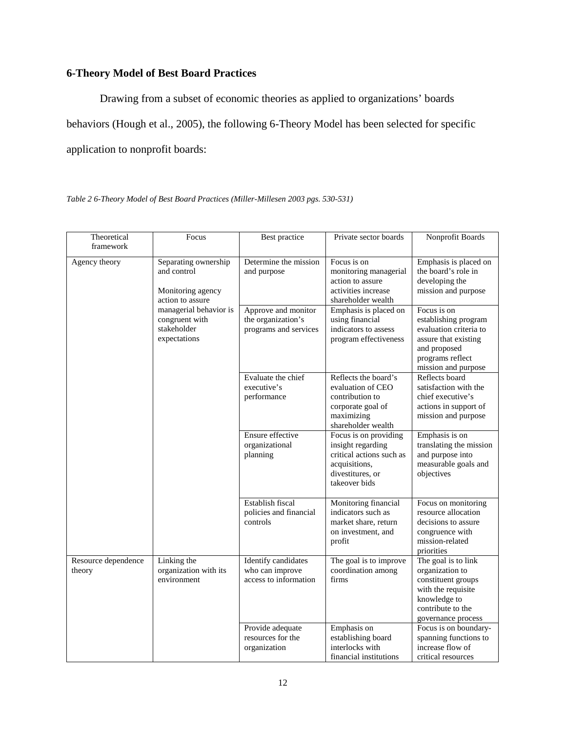## 6-Theory Model of Best Board Practices

Drawing from a subset of economic theories as applied to organizations' boards behaviors (Hough et al., 2005), the following 6-Theory Model has been selected for specific application to nonprofit boards:

*Table 2 6-Theory Model of Best Board Practices (Miller-Millesen 2003 pgs. 530-531)*

| Theoretical framework | Focus | Best practice | Private sector boards | Nonprofit Boards |
|---|---|---|---|---|
| Agency theory | Separating ownership and control<br><br>Monitoring agency action to assure managerial behavior is congruent with stakeholder expectations | Determine the mission and purpose | Focus is on monitoring managerial action to assure activities increase shareholder wealth | Emphasis is placed on the board's role in developing the mission and purpose |
| | | Approve and monitor the organization's programs and services | Emphasis is placed on using financial indicators to assess program effectiveness | Focus is on establishing program evaluation criteria to assure that existing and proposed programs reflect mission and purpose |
| | | Evaluate the chief executive's performance | Reflects the board's evaluation of CEO contribution to corporate goal of maximizing shareholder wealth | Reflects board satisfaction with the chief executive's actions in support of mission and purpose |
| | | Ensure effective organizational planning | Focus is on providing insight regarding critical actions such as acquisitions, divestitures, or takeover bids | Emphasis is on translating the mission and purpose into measurable goals and objectives |
| | | Establish fiscal policies and financial controls | Monitoring financial indicators such as market share, return on investment, and profit | Focus on monitoring resource allocation decisions to assure congruence with mission-related priorities |
| Resource dependence theory | Linking the organization with its environment | Identify candidates who can improve access to information | The goal is to improve coordination among firms | The goal is to link organization to constituent groups with the requisite knowledge to contribute to the governance process |
| | | Provide adequate resources for the organization | Emphasis on establishing board interlocks with financial institutions | Focus is on boundary-spanning functions to increase flow of critical resources |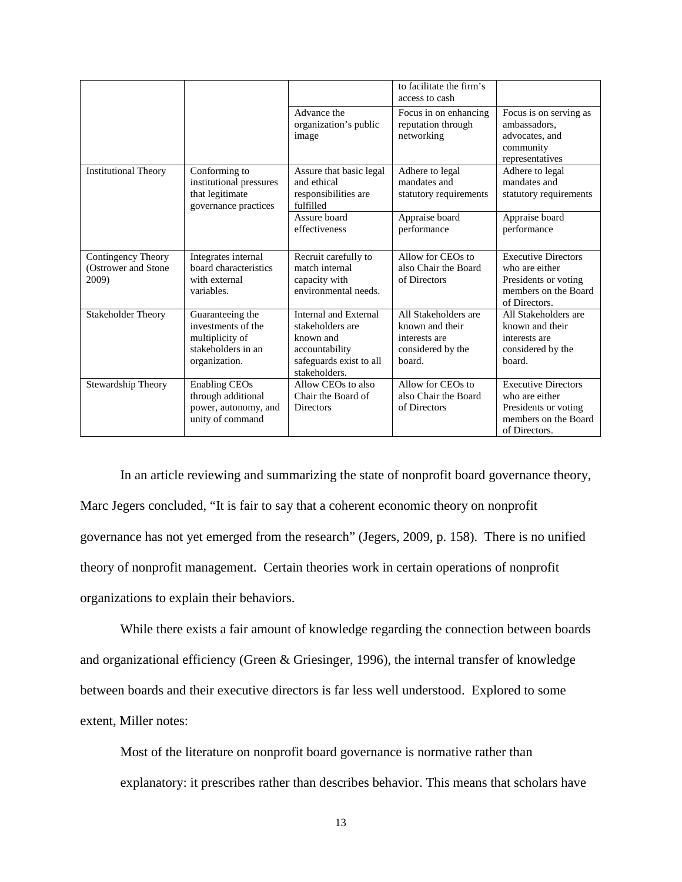| | | | to facilitate the firm's access to cash | |
|---|---|---|---|---|
| | | Advance the organization's public image | Focus in on enhancing reputation through networking | Focus is on serving as ambassadors, advocates, and community representatives |
| Institutional Theory | Conforming to institutional pressures that legitimate governance practices | Assure that basic legal and ethical responsibilities are fulfilled | Adhere to legal mandates and statutory requirements | Adhere to legal mandates and statutory requirements |
| | | Assure board effectiveness | Appraise board performance | Appraise board performance |
| Contingency Theory (Ostrower and Stone 2009) | Integrates internal board characteristics with external variables. | Recruit carefully to match internal capacity with environmental needs. | Allow for CEOs to also Chair the Board of Directors | Executive Directors who are either Presidents or voting members on the Board of Directors. |
| Stakeholder Theory | Guaranteeing the investments of the multiplicity of stakeholders in an organization. | Internal and External stakeholders are known and accountability safeguards exist to all stakeholders. | All Stakeholders are known and their interests are considered by the board. | All Stakeholders are known and their interests are considered by the board. |
| Stewardship Theory | Enabling CEOs through additional power, autonomy, and unity of command | Allow CEOs to also Chair the Board of Directors | Allow for CEOs to also Chair the Board of Directors | Executive Directors who are either Presidents or voting members on the Board of Directors. |

In an article reviewing and summarizing the state of nonprofit board governance theory, Marc Jegers concluded, "It is fair to say that a coherent economic theory on nonprofit governance has not yet emerged from the research" (Jegers, 2009, p. 158). There is no unified theory of nonprofit management. Certain theories work in certain operations of nonprofit organizations to explain their behaviors.

While there exists a fair amount of knowledge regarding the connection between boards and organizational efficiency (Green & Griesinger, 1996), the internal transfer of knowledge between boards and their executive directors is far less well understood. Explored to some extent, Miller notes:

> Most of the literature on nonprofit board governance is normative rather than explanatory: it prescribes rather than describes behavior. This means that scholars have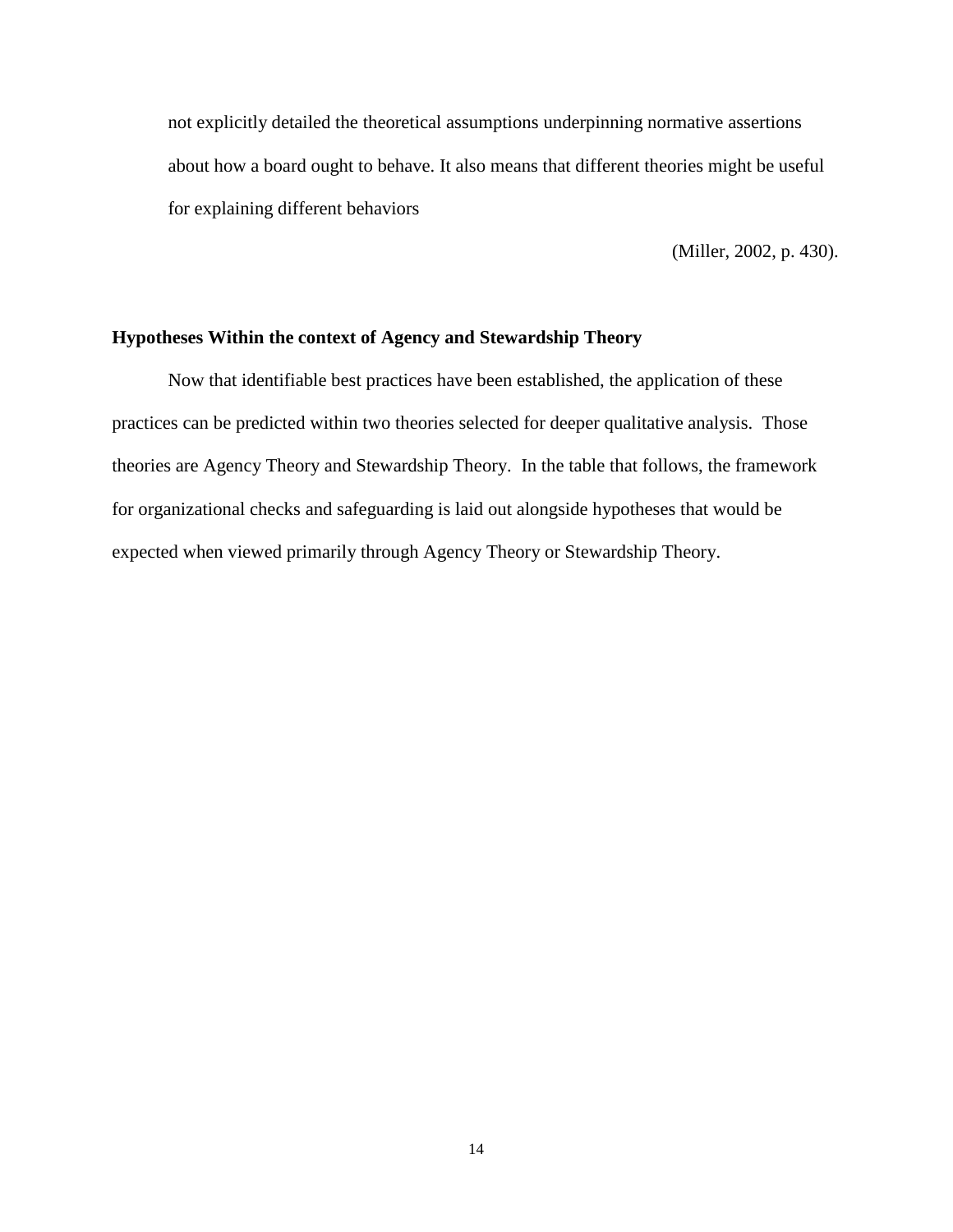> not explicitly detailed the theoretical assumptions underpinning normative assertions about how a board ought to behave. It also means that different theories might be useful for explaining different behaviors
>
> (Miller, 2002, p. 430).

### Hypotheses Within the context of Agency and Stewardship Theory

Now that identifiable best practices have been established, the application of these practices can be predicted within two theories selected for deeper qualitative analysis. Those theories are Agency Theory and Stewardship Theory. In the table that follows, the framework for organizational checks and safeguarding is laid out alongside hypotheses that would be expected when viewed primarily through Agency Theory or Stewardship Theory.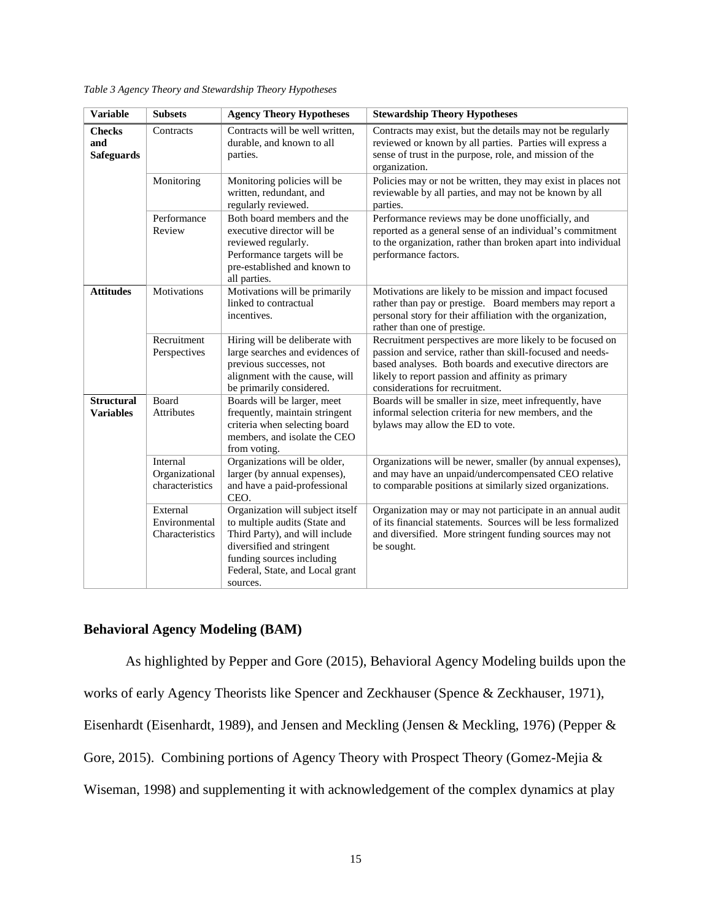*Table 3 Agency Theory and Stewardship Theory Hypotheses*

| Variable | Subsets | Agency Theory Hypotheses | Stewardship Theory Hypotheses |
|---|---|---|---|
| **Checks and Safeguards** | Contracts | Contracts will be well written, durable, and known to all parties. | Contracts may exist, but the details may not be regularly reviewed or known by all parties. Parties will express a sense of trust in the purpose, role, and mission of the organization. |
| | Monitoring | Monitoring policies will be written, redundant, and regularly reviewed. | Policies may or not be written, they may exist in places not reviewable by all parties, and may not be known by all parties. |
| | Performance Review | Both board members and the executive director will be reviewed regularly. Performance targets will be pre-established and known to all parties. | Performance reviews may be done unofficially, and reported as a general sense of an individual's commitment to the organization, rather than broken apart into individual performance factors. |
| **Attitudes** | Motivations | Motivations will be primarily linked to contractual incentives. | Motivations are likely to be mission and impact focused rather than pay or prestige. Board members may report a personal story for their affiliation with the organization, rather than one of prestige. |
| | Recruitment Perspectives | Hiring will be deliberate with large searches and evidences of previous successes, not alignment with the cause, will be primarily considered. | Recruitment perspectives are more likely to be focused on passion and service, rather than skill-focused and needs-based analyses. Both boards and executive directors are likely to report passion and affinity as primary considerations for recruitment. |
| **Structural Variables** | Board Attributes | Boards will be larger, meet frequently, maintain stringent criteria when selecting board members, and isolate the CEO from voting. | Boards will be smaller in size, meet infrequently, have informal selection criteria for new members, and the bylaws may allow the ED to vote. |
| | Internal Organizational characteristics | Organizations will be older, larger (by annual expenses), and have a paid-professional CEO. | Organizations will be newer, smaller (by annual expenses), and may have an unpaid/undercompensated CEO relative to comparable positions at similarly sized organizations. |
| | External Environmental Characteristics | Organization will subject itself to multiple audits (State and Third Party), and will include diversified and stringent funding sources including Federal, State, and Local grant sources. | Organization may or may not participate in an annual audit of its financial statements. Sources will be less formalized and diversified. More stringent funding sources may not be sought. |

## Behavioral Agency Modeling (BAM)

As highlighted by Pepper and Gore (2015), Behavioral Agency Modeling builds upon the works of early Agency Theorists like Spencer and Zeckhauser (Spence & Zeckhauser, 1971), Eisenhardt (Eisenhardt, 1989), and Jensen and Meckling (Jensen & Meckling, 1976) (Pepper & Gore, 2015). Combining portions of Agency Theory with Prospect Theory (Gomez-Mejia & Wiseman, 1998) and supplementing it with acknowledgement of the complex dynamics at play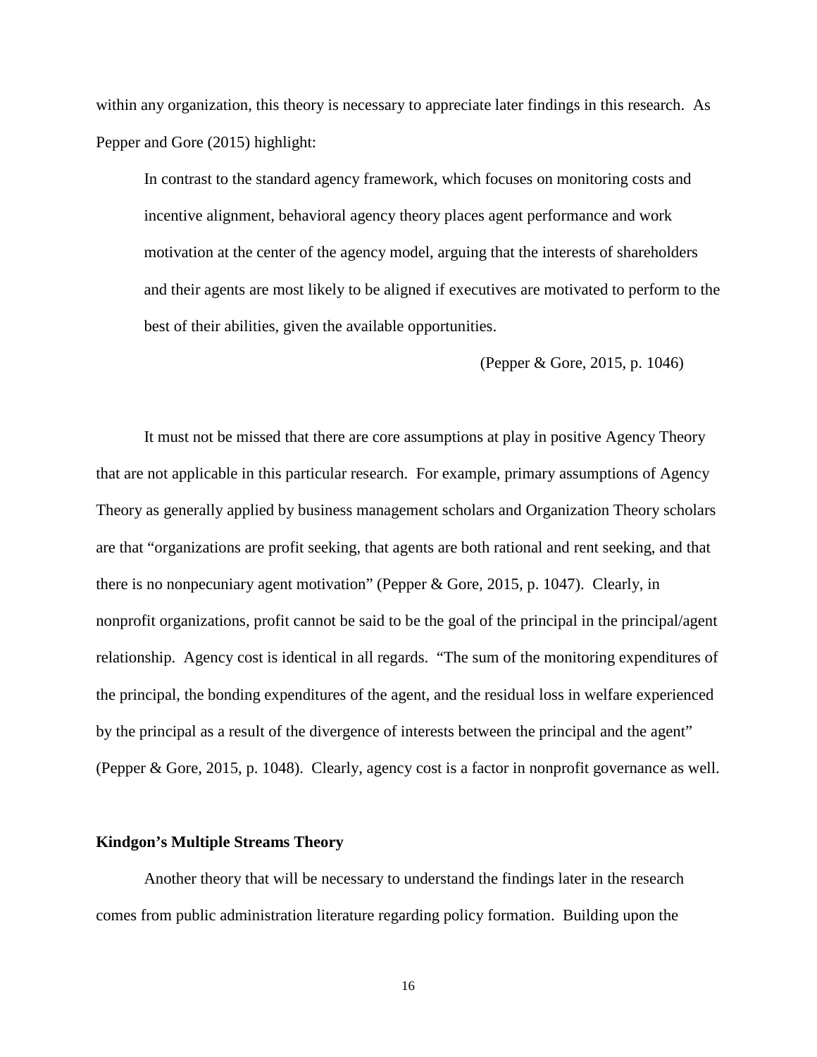within any organization, this theory is necessary to appreciate later findings in this research. As Pepper and Gore (2015) highlight:

> In contrast to the standard agency framework, which focuses on monitoring costs and incentive alignment, behavioral agency theory places agent performance and work motivation at the center of the agency model, arguing that the interests of shareholders and their agents are most likely to be aligned if executives are motivated to perform to the best of their abilities, given the available opportunities.
>
> (Pepper & Gore, 2015, p. 1046)

It must not be missed that there are core assumptions at play in positive Agency Theory that are not applicable in this particular research. For example, primary assumptions of Agency Theory as generally applied by business management scholars and Organization Theory scholars are that "organizations are profit seeking, that agents are both rational and rent seeking, and that there is no nonpecuniary agent motivation" (Pepper & Gore, 2015, p. 1047). Clearly, in nonprofit organizations, profit cannot be said to be the goal of the principal in the principal/agent relationship. Agency cost is identical in all regards. "The sum of the monitoring expenditures of the principal, the bonding expenditures of the agent, and the residual loss in welfare experienced by the principal as a result of the divergence of interests between the principal and the agent" (Pepper & Gore, 2015, p. 1048). Clearly, agency cost is a factor in nonprofit governance as well.

**Kindgon's Multiple Streams Theory**

Another theory that will be necessary to understand the findings later in the research comes from public administration literature regarding policy formation. Building upon the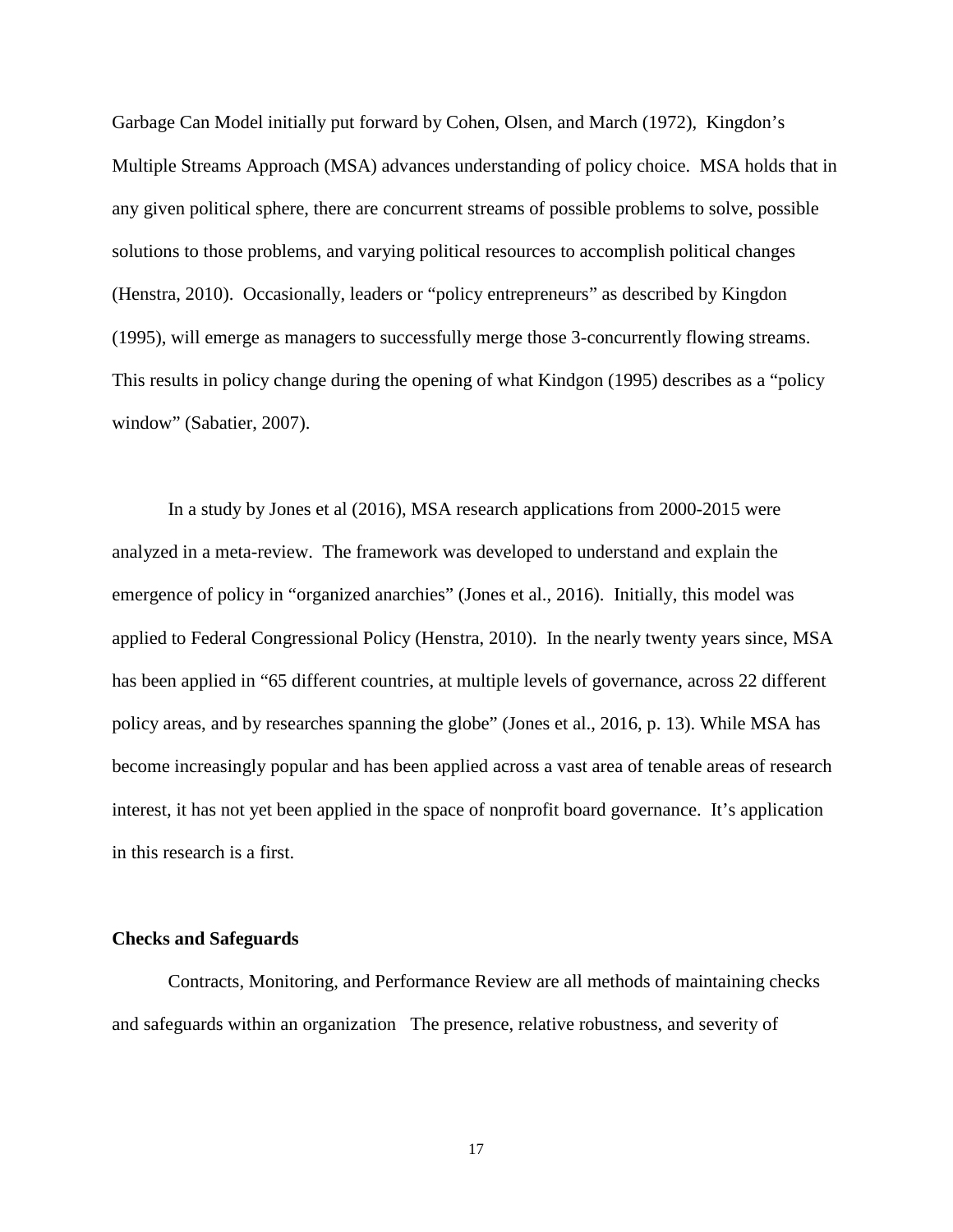Garbage Can Model initially put forward by Cohen, Olsen, and March (1972), Kingdon's Multiple Streams Approach (MSA) advances understanding of policy choice. MSA holds that in any given political sphere, there are concurrent streams of possible problems to solve, possible solutions to those problems, and varying political resources to accomplish political changes (Henstra, 2010). Occasionally, leaders or "policy entrepreneurs" as described by Kingdon (1995), will emerge as managers to successfully merge those 3-concurrently flowing streams. This results in policy change during the opening of what Kindgon (1995) describes as a "policy window" (Sabatier, 2007).

In a study by Jones et al (2016), MSA research applications from 2000-2015 were analyzed in a meta-review. The framework was developed to understand and explain the emergence of policy in "organized anarchies" (Jones et al., 2016). Initially, this model was applied to Federal Congressional Policy (Henstra, 2010). In the nearly twenty years since, MSA has been applied in "65 different countries, at multiple levels of governance, across 22 different policy areas, and by researches spanning the globe" (Jones et al., 2016, p. 13). While MSA has become increasingly popular and has been applied across a vast area of tenable areas of research interest, it has not yet been applied in the space of nonprofit board governance. It's application in this research is a first.

**Checks and Safeguards**

Contracts, Monitoring, and Performance Review are all methods of maintaining checks and safeguards within an organization The presence, relative robustness, and severity of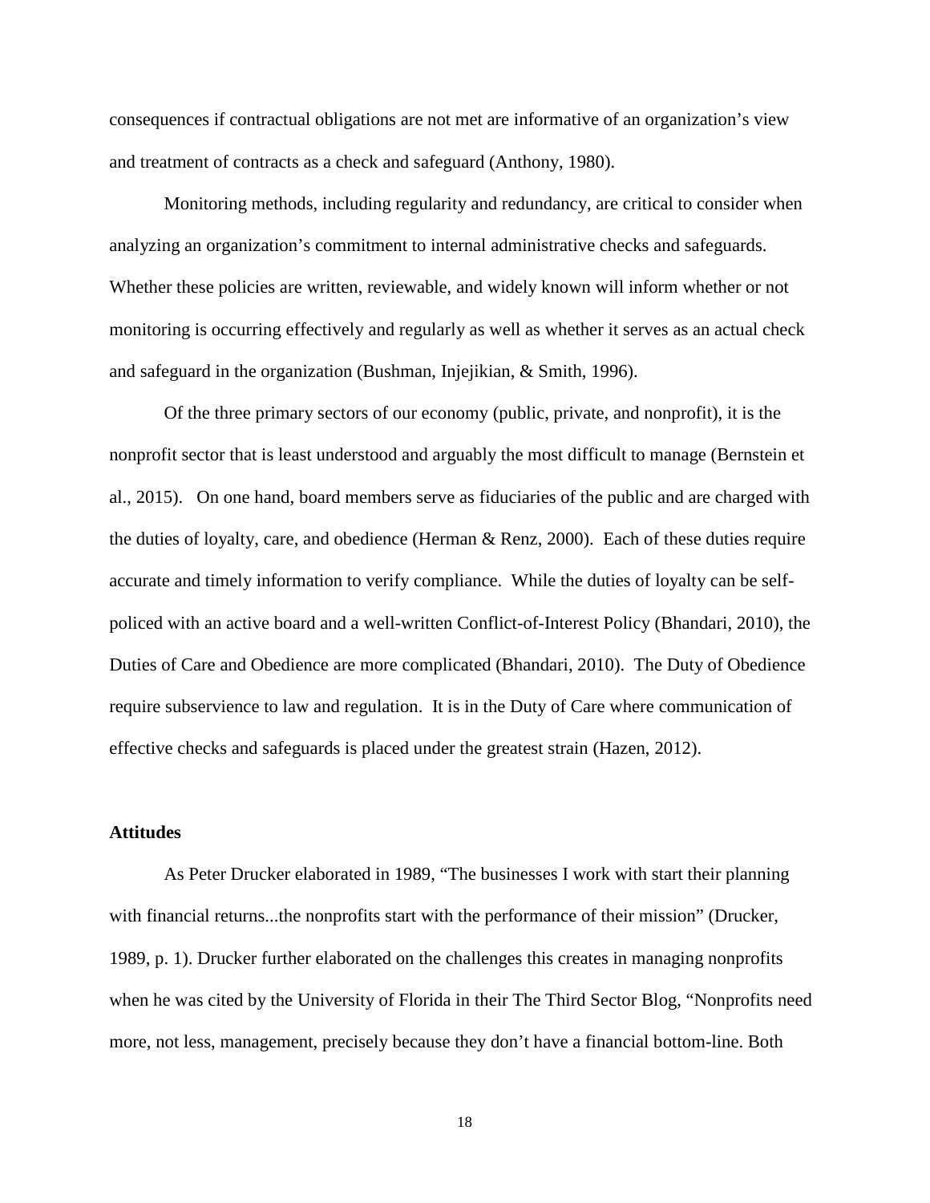consequences if contractual obligations are not met are informative of an organization's view and treatment of contracts as a check and safeguard (Anthony, 1980).

Monitoring methods, including regularity and redundancy, are critical to consider when analyzing an organization's commitment to internal administrative checks and safeguards. Whether these policies are written, reviewable, and widely known will inform whether or not monitoring is occurring effectively and regularly as well as whether it serves as an actual check and safeguard in the organization (Bushman, Injejikian, & Smith, 1996).

Of the three primary sectors of our economy (public, private, and nonprofit), it is the nonprofit sector that is least understood and arguably the most difficult to manage (Bernstein et al., 2015). On one hand, board members serve as fiduciaries of the public and are charged with the duties of loyalty, care, and obedience (Herman & Renz, 2000). Each of these duties require accurate and timely information to verify compliance. While the duties of loyalty can be self-policed with an active board and a well-written Conflict-of-Interest Policy (Bhandari, 2010), the Duties of Care and Obedience are more complicated (Bhandari, 2010). The Duty of Obedience require subservience to law and regulation. It is in the Duty of Care where communication of effective checks and safeguards is placed under the greatest strain (Hazen, 2012).

**Attitudes**

As Peter Drucker elaborated in 1989, "The businesses I work with start their planning with financial returns...the nonprofits start with the performance of their mission" (Drucker, 1989, p. 1). Drucker further elaborated on the challenges this creates in managing nonprofits when he was cited by the University of Florida in their The Third Sector Blog, "Nonprofits need more, not less, management, precisely because they don't have a financial bottom-line. Both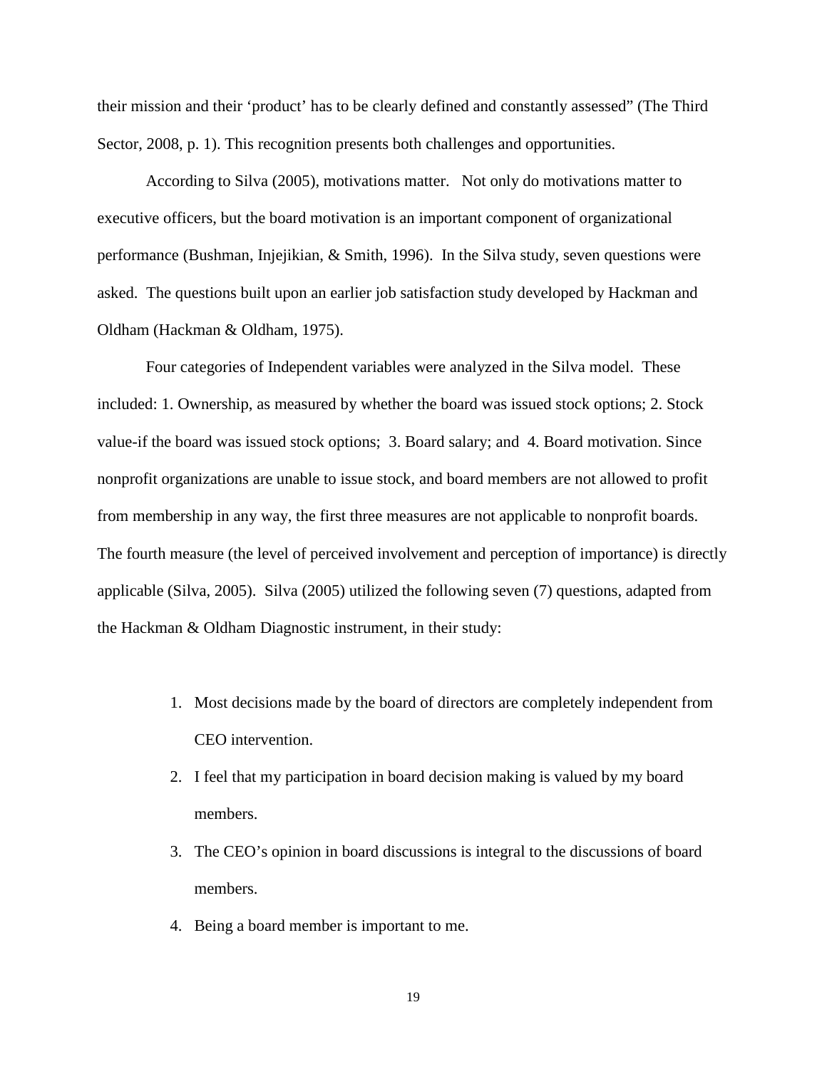their mission and their 'product' has to be clearly defined and constantly assessed" (The Third Sector, 2008, p. 1). This recognition presents both challenges and opportunities.

According to Silva (2005), motivations matter. Not only do motivations matter to executive officers, but the board motivation is an important component of organizational performance (Bushman, Injejikian, & Smith, 1996). In the Silva study, seven questions were asked. The questions built upon an earlier job satisfaction study developed by Hackman and Oldham (Hackman & Oldham, 1975).

Four categories of Independent variables were analyzed in the Silva model. These included: 1. Ownership, as measured by whether the board was issued stock options; 2. Stock value-if the board was issued stock options; 3. Board salary; and 4. Board motivation. Since nonprofit organizations are unable to issue stock, and board members are not allowed to profit from membership in any way, the first three measures are not applicable to nonprofit boards. The fourth measure (the level of perceived involvement and perception of importance) is directly applicable (Silva, 2005). Silva (2005) utilized the following seven (7) questions, adapted from the Hackman & Oldham Diagnostic instrument, in their study:

1. Most decisions made by the board of directors are completely independent from CEO intervention.
2. I feel that my participation in board decision making is valued by my board members.
3. The CEO's opinion in board discussions is integral to the discussions of board members.
4. Being a board member is important to me.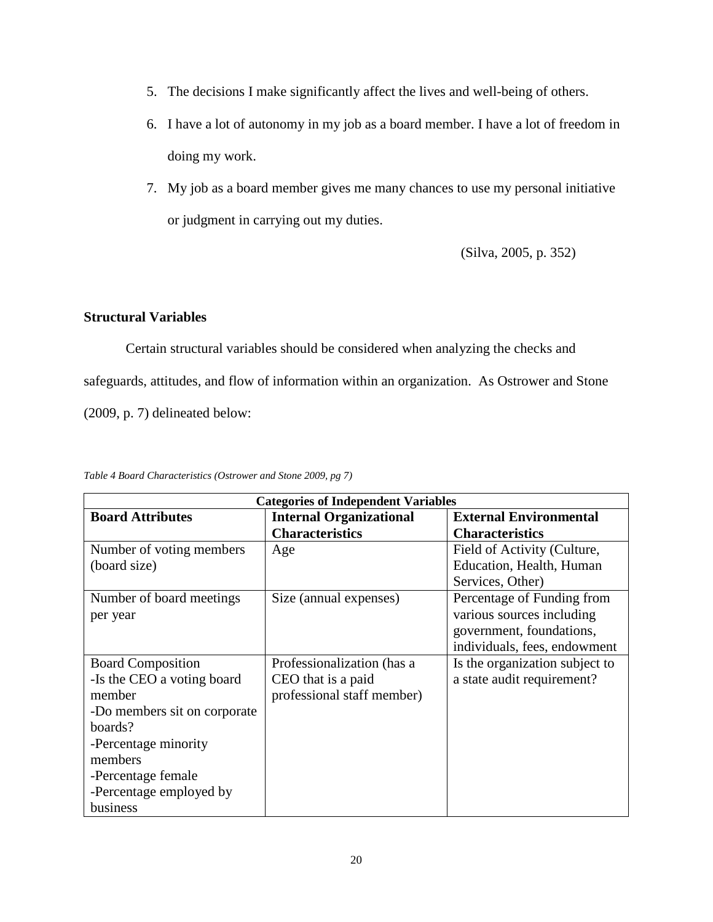5. The decisions I make significantly affect the lives and well-being of others.
6. I have a lot of autonomy in my job as a board member. I have a lot of freedom in doing my work.
7. My job as a board member gives me many chances to use my personal initiative or judgment in carrying out my duties.

(Silva, 2005, p. 352)

### Structural Variables

Certain structural variables should be considered when analyzing the checks and safeguards, attitudes, and flow of information within an organization. As Ostrower and Stone (2009, p. 7) delineated below:

*Table 4 Board Characteristics (Ostrower and Stone 2009, pg 7)*

| **Categories of Independent Variables** | | |
|---|---|---|
| **Board Attributes** | **Internal Organizational Characteristics** | **External Environmental Characteristics** |
| Number of voting members (board size) | Age | Field of Activity (Culture, Education, Health, Human Services, Other) |
| Number of board meetings per year | Size (annual expenses) | Percentage of Funding from various sources including government, foundations, individuals, fees, endowment |
| Board Composition<br>-Is the CEO a voting board member<br>-Do members sit on corporate boards?<br>-Percentage minority members<br>-Percentage female<br>-Percentage employed by business | Professionalization (has a CEO that is a paid professional staff member) | Is the organization subject to a state audit requirement? |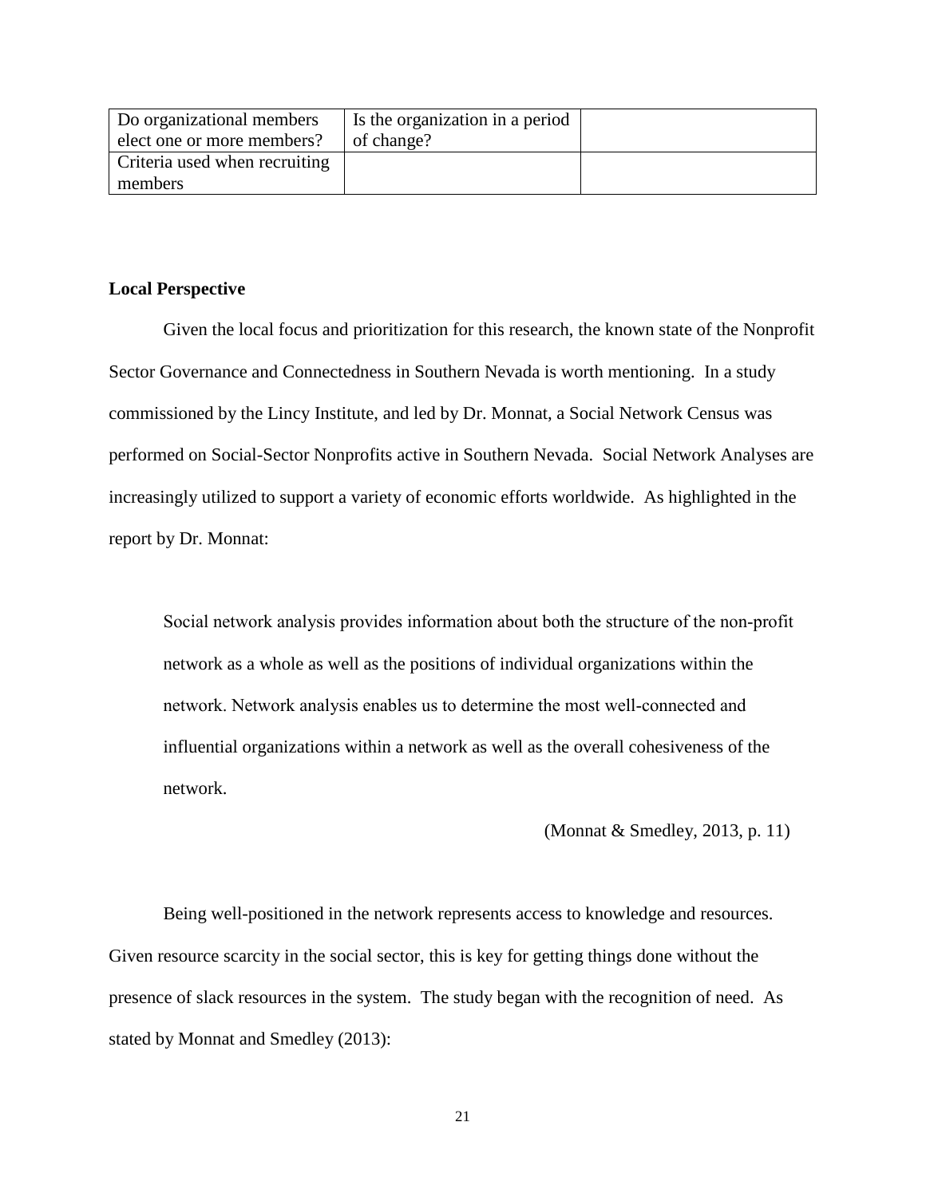| Do organizational members elect one or more members? | Is the organization in a period of change? | |
|---|---|---|
| Criteria used when recruiting members | | |

**Local Perspective**

Given the local focus and prioritization for this research, the known state of the Nonprofit Sector Governance and Connectedness in Southern Nevada is worth mentioning. In a study commissioned by the Lincy Institute, and led by Dr. Monnat, a Social Network Census was performed on Social-Sector Nonprofits active in Southern Nevada. Social Network Analyses are increasingly utilized to support a variety of economic efforts worldwide. As highlighted in the report by Dr. Monnat:

> Social network analysis provides information about both the structure of the non-profit network as a whole as well as the positions of individual organizations within the network. Network analysis enables us to determine the most well-connected and influential organizations within a network as well as the overall cohesiveness of the network.
>
> (Monnat & Smedley, 2013, p. 11)

Being well-positioned in the network represents access to knowledge and resources. Given resource scarcity in the social sector, this is key for getting things done without the presence of slack resources in the system. The study began with the recognition of need. As stated by Monnat and Smedley (2013):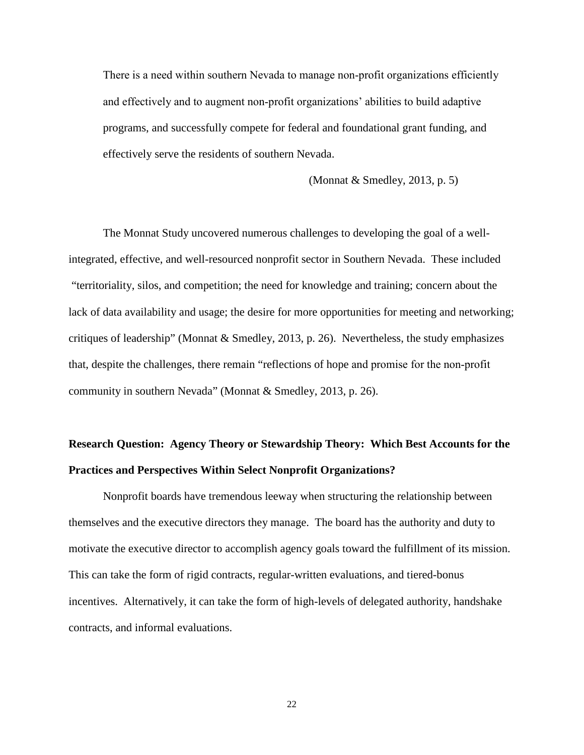> There is a need within southern Nevada to manage non-profit organizations efficiently and effectively and to augment non-profit organizations' abilities to build adaptive programs, and successfully compete for federal and foundational grant funding, and effectively serve the residents of southern Nevada.
>
> (Monnat & Smedley, 2013, p. 5)

The Monnat Study uncovered numerous challenges to developing the goal of a well-integrated, effective, and well-resourced nonprofit sector in Southern Nevada. These included "territoriality, silos, and competition; the need for knowledge and training; concern about the lack of data availability and usage; the desire for more opportunities for meeting and networking; critiques of leadership" (Monnat & Smedley, 2013, p. 26). Nevertheless, the study emphasizes that, despite the challenges, there remain "reflections of hope and promise for the non-profit community in southern Nevada" (Monnat & Smedley, 2013, p. 26).

**Research Question: Agency Theory or Stewardship Theory: Which Best Accounts for the Practices and Perspectives Within Select Nonprofit Organizations?**

Nonprofit boards have tremendous leeway when structuring the relationship between themselves and the executive directors they manage. The board has the authority and duty to motivate the executive director to accomplish agency goals toward the fulfillment of its mission. This can take the form of rigid contracts, regular-written evaluations, and tiered-bonus incentives. Alternatively, it can take the form of high-levels of delegated authority, handshake contracts, and informal evaluations.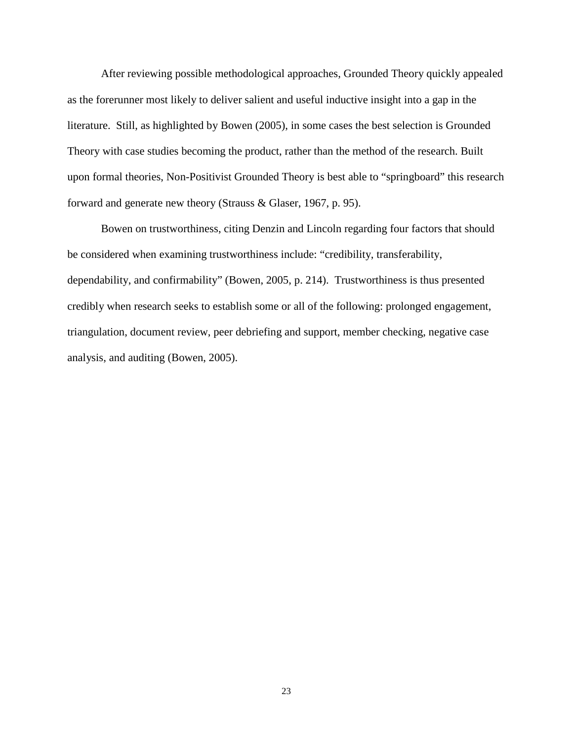After reviewing possible methodological approaches, Grounded Theory quickly appealed as the forerunner most likely to deliver salient and useful inductive insight into a gap in the literature. Still, as highlighted by Bowen (2005), in some cases the best selection is Grounded Theory with case studies becoming the product, rather than the method of the research. Built upon formal theories, Non-Positivist Grounded Theory is best able to "springboard" this research forward and generate new theory (Strauss & Glaser, 1967, p. 95).

Bowen on trustworthiness, citing Denzin and Lincoln regarding four factors that should be considered when examining trustworthiness include: "credibility, transferability, dependability, and confirmability" (Bowen, 2005, p. 214). Trustworthiness is thus presented credibly when research seeks to establish some or all of the following: prolonged engagement, triangulation, document review, peer debriefing and support, member checking, negative case analysis, and auditing (Bowen, 2005).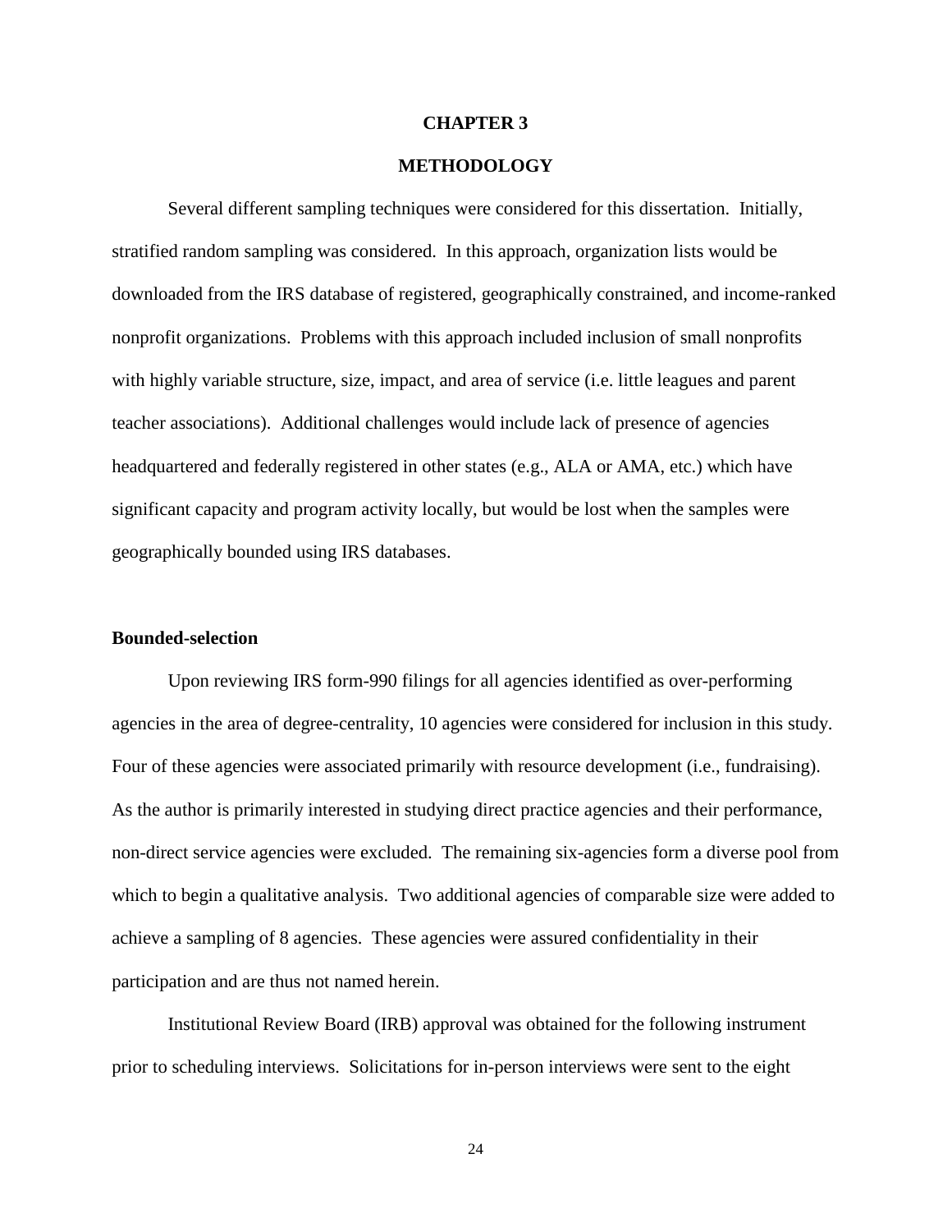# CHAPTER 3

# METHODOLOGY

Several different sampling techniques were considered for this dissertation. Initially, stratified random sampling was considered. In this approach, organization lists would be downloaded from the IRS database of registered, geographically constrained, and income-ranked nonprofit organizations. Problems with this approach included inclusion of small nonprofits with highly variable structure, size, impact, and area of service (i.e. little leagues and parent teacher associations). Additional challenges would include lack of presence of agencies headquartered and federally registered in other states (e.g., ALA or AMA, etc.) which have significant capacity and program activity locally, but would be lost when the samples were geographically bounded using IRS databases.

## Bounded-selection

Upon reviewing IRS form-990 filings for all agencies identified as over-performing agencies in the area of degree-centrality, 10 agencies were considered for inclusion in this study. Four of these agencies were associated primarily with resource development (i.e., fundraising). As the author is primarily interested in studying direct practice agencies and their performance, non-direct service agencies were excluded. The remaining six-agencies form a diverse pool from which to begin a qualitative analysis. Two additional agencies of comparable size were added to achieve a sampling of 8 agencies. These agencies were assured confidentiality in their participation and are thus not named herein.

Institutional Review Board (IRB) approval was obtained for the following instrument prior to scheduling interviews. Solicitations for in-person interviews were sent to the eight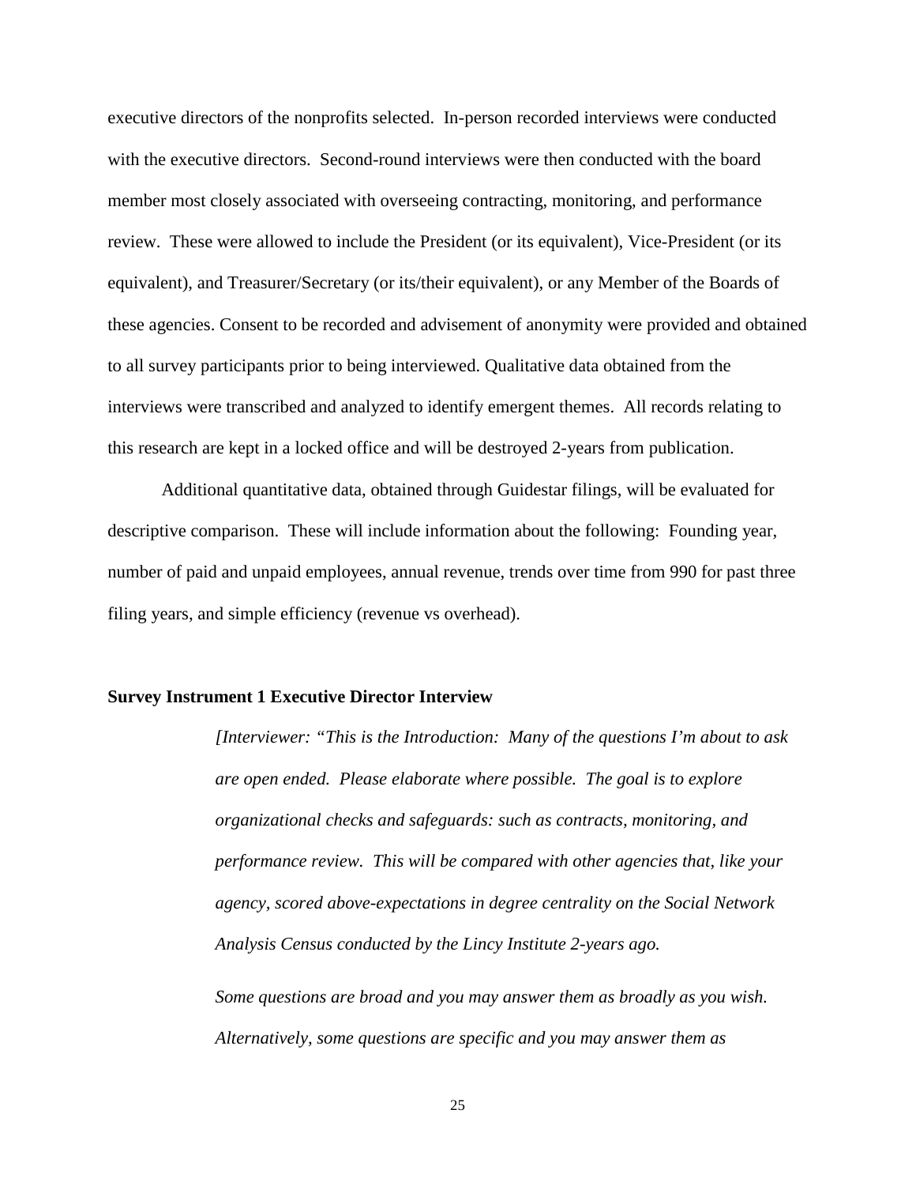executive directors of the nonprofits selected. In-person recorded interviews were conducted with the executive directors. Second-round interviews were then conducted with the board member most closely associated with overseeing contracting, monitoring, and performance review. These were allowed to include the President (or its equivalent), Vice-President (or its equivalent), and Treasurer/Secretary (or its/their equivalent), or any Member of the Boards of these agencies. Consent to be recorded and advisement of anonymity were provided and obtained to all survey participants prior to being interviewed. Qualitative data obtained from the interviews were transcribed and analyzed to identify emergent themes. All records relating to this research are kept in a locked office and will be destroyed 2-years from publication.

Additional quantitative data, obtained through Guidestar filings, will be evaluated for descriptive comparison. These will include information about the following: Founding year, number of paid and unpaid employees, annual revenue, trends over time from 990 for past three filing years, and simple efficiency (revenue vs overhead).

**Survey Instrument 1 Executive Director Interview**

> *[Interviewer: "This is the Introduction: Many of the questions I'm about to ask are open ended. Please elaborate where possible. The goal is to explore organizational checks and safeguards: such as contracts, monitoring, and performance review. This will be compared with other agencies that, like your agency, scored above-expectations in degree centrality on the Social Network Analysis Census conducted by the Lincy Institute 2-years ago.*
>
> *Some questions are broad and you may answer them as broadly as you wish. Alternatively, some questions are specific and you may answer them as*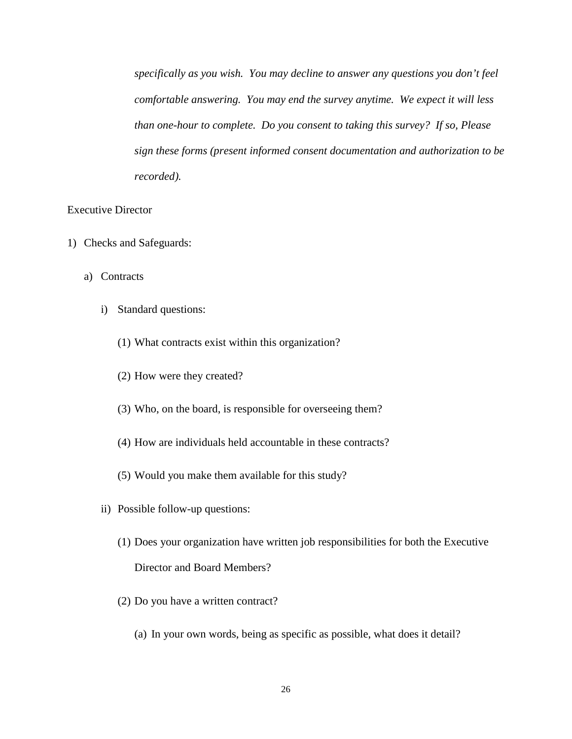*specifically as you wish. You may decline to answer any questions you don't feel comfortable answering. You may end the survey anytime. We expect it will less than one-hour to complete. Do you consent to taking this survey? If so, Please sign these forms (present informed consent documentation and authorization to be recorded).*

Executive Director

1) Checks and Safeguards:
   a) Contracts
      i) Standard questions:
         (1) What contracts exist within this organization?
         (2) How were they created?
         (3) Who, on the board, is responsible for overseeing them?
         (4) How are individuals held accountable in these contracts?
         (5) Would you make them available for this study?
      ii) Possible follow-up questions:
         (1) Does your organization have written job responsibilities for both the Executive Director and Board Members?
         (2) Do you have a written contract?
            (a) In your own words, being as specific as possible, what does it detail?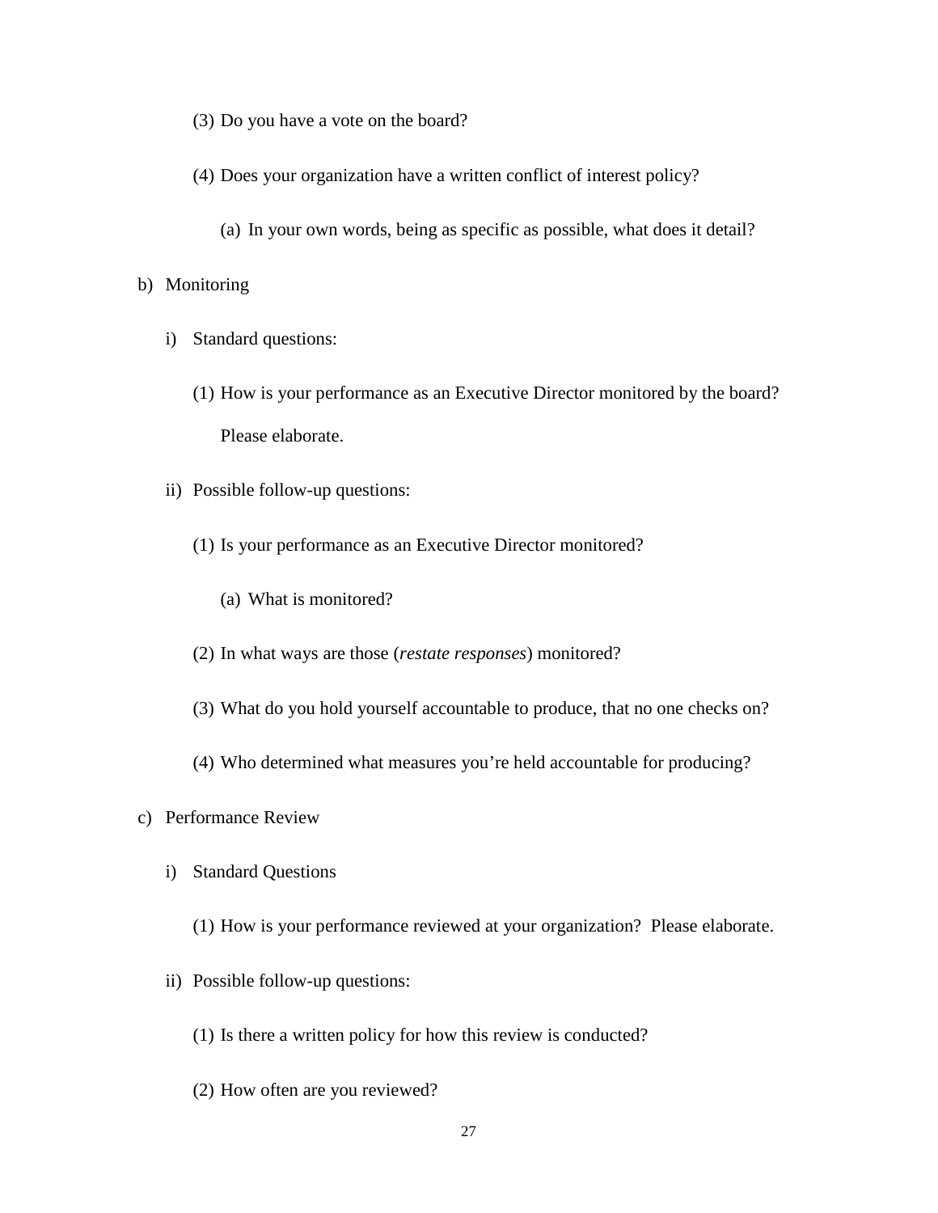(3) Do you have a vote on the board?

(4) Does your organization have a written conflict of interest policy?

(a) In your own words, being as specific as possible, what does it detail?

b) Monitoring

i) Standard questions:

(1) How is your performance as an Executive Director monitored by the board? Please elaborate.

ii) Possible follow-up questions:

(1) Is your performance as an Executive Director monitored?

(a) What is monitored?

(2) In what ways are those (*restate responses*) monitored?

(3) What do you hold yourself accountable to produce, that no one checks on?

(4) Who determined what measures you're held accountable for producing?

c) Performance Review

i) Standard Questions

(1) How is your performance reviewed at your organization? Please elaborate.

ii) Possible follow-up questions:

(1) Is there a written policy for how this review is conducted?

(2) How often are you reviewed?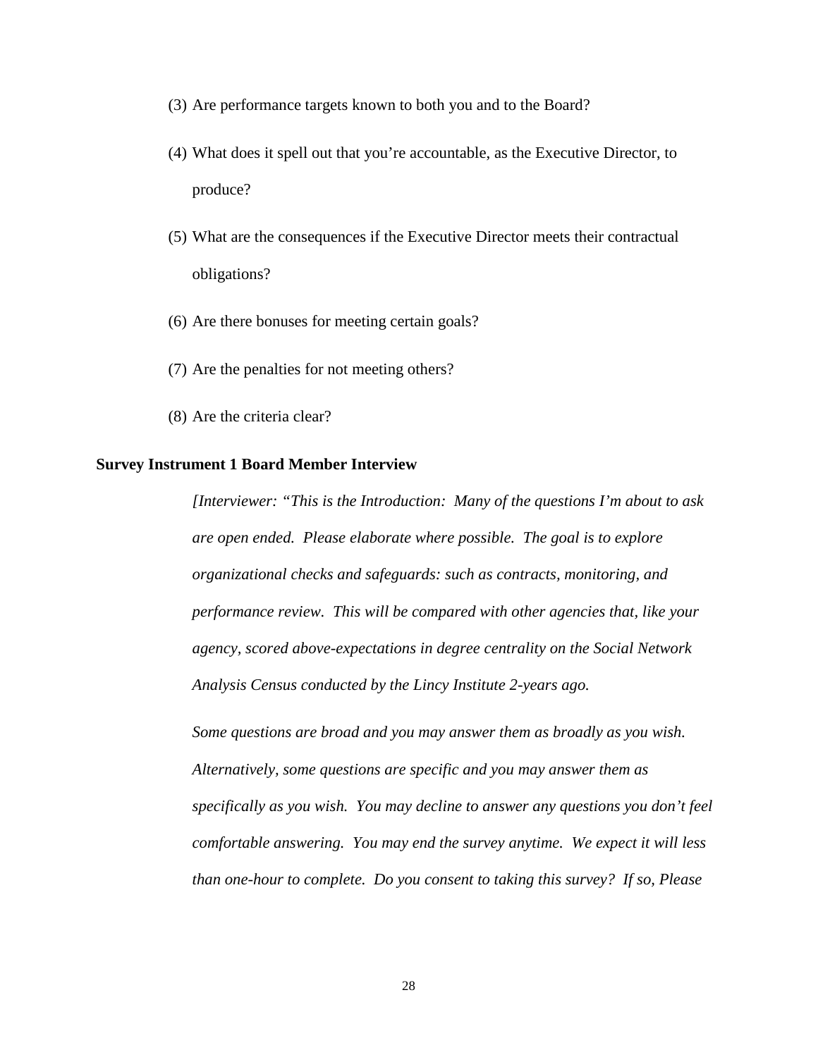(3) Are performance targets known to both you and to the Board?

(4) What does it spell out that you're accountable, as the Executive Director, to produce?

(5) What are the consequences if the Executive Director meets their contractual obligations?

(6) Are there bonuses for meeting certain goals?

(7) Are the penalties for not meeting others?

(8) Are the criteria clear?

**Survey Instrument 1 Board Member Interview**

*[Interviewer: "This is the Introduction: Many of the questions I'm about to ask are open ended. Please elaborate where possible. The goal is to explore organizational checks and safeguards: such as contracts, monitoring, and performance review. This will be compared with other agencies that, like your agency, scored above-expectations in degree centrality on the Social Network Analysis Census conducted by the Lincy Institute 2-years ago.*

*Some questions are broad and you may answer them as broadly as you wish. Alternatively, some questions are specific and you may answer them as specifically as you wish. You may decline to answer any questions you don't feel comfortable answering. You may end the survey anytime. We expect it will less than one-hour to complete. Do you consent to taking this survey? If so, Please*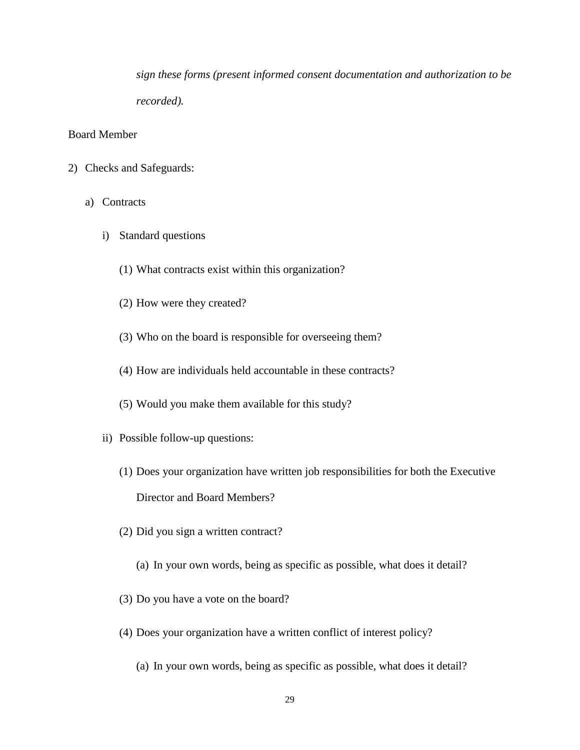*sign these forms (present informed consent documentation and authorization to be recorded).*

Board Member

2) Checks and Safeguards:

   a) Contracts

      i) Standard questions

         (1) What contracts exist within this organization?

         (2) How were they created?

         (3) Who on the board is responsible for overseeing them?

         (4) How are individuals held accountable in these contracts?

         (5) Would you make them available for this study?

      ii) Possible follow-up questions:

         (1) Does your organization have written job responsibilities for both the Executive Director and Board Members?

         (2) Did you sign a written contract?

            (a) In your own words, being as specific as possible, what does it detail?

         (3) Do you have a vote on the board?

         (4) Does your organization have a written conflict of interest policy?

            (a) In your own words, being as specific as possible, what does it detail?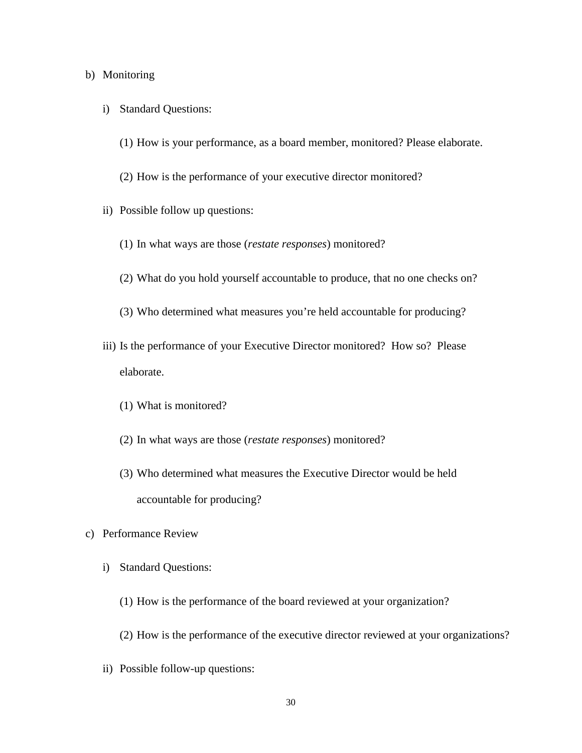b) Monitoring

   i) Standard Questions:

      (1) How is your performance, as a board member, monitored? Please elaborate.

      (2) How is the performance of your executive director monitored?

   ii) Possible follow up questions:

      (1) In what ways are those (*restate responses*) monitored?

      (2) What do you hold yourself accountable to produce, that no one checks on?

      (3) Who determined what measures you're held accountable for producing?

   iii) Is the performance of your Executive Director monitored? How so? Please elaborate.

      (1) What is monitored?

      (2) In what ways are those (*restate responses*) monitored?

      (3) Who determined what measures the Executive Director would be held accountable for producing?

c) Performance Review

   i) Standard Questions:

      (1) How is the performance of the board reviewed at your organization?

      (2) How is the performance of the executive director reviewed at your organizations?

   ii) Possible follow-up questions: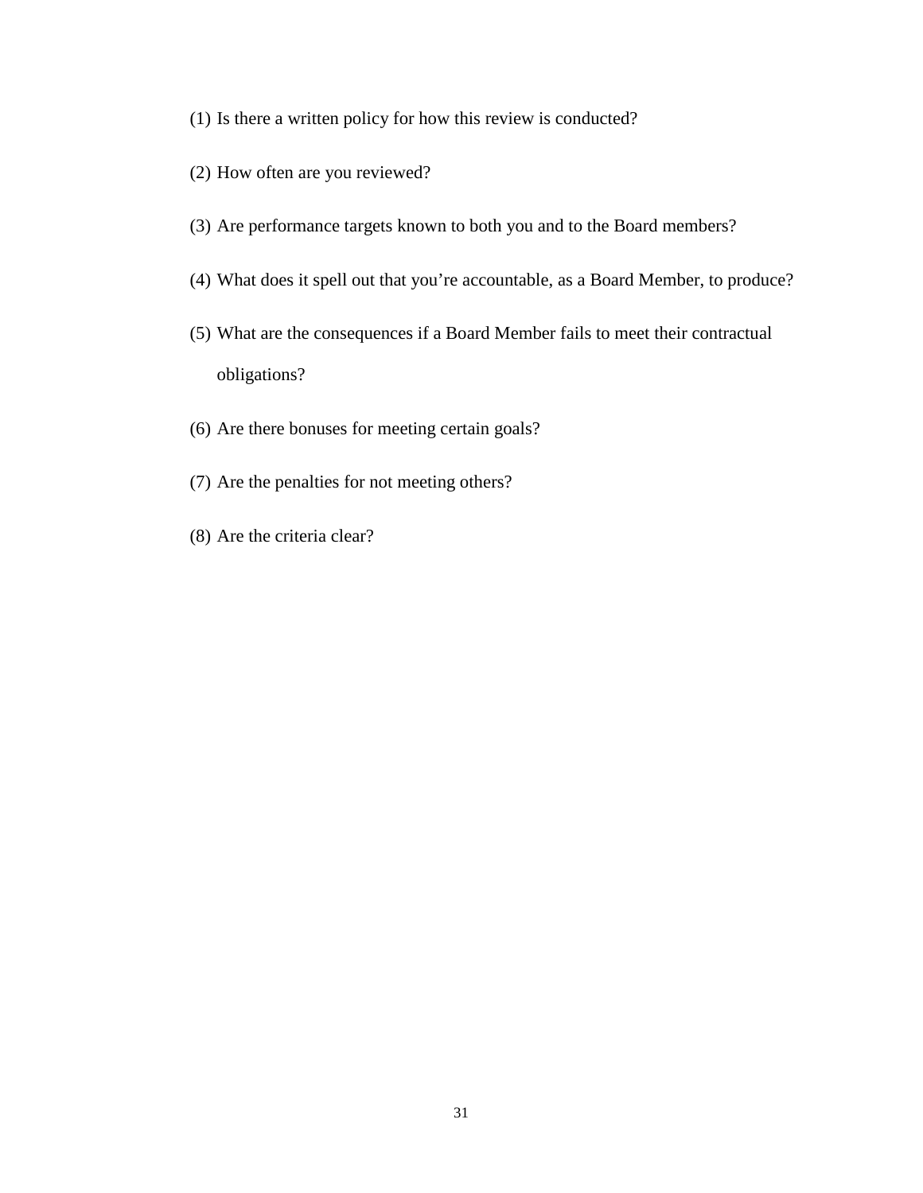(1) Is there a written policy for how this review is conducted?

(2) How often are you reviewed?

(3) Are performance targets known to both you and to the Board members?

(4) What does it spell out that you're accountable, as a Board Member, to produce?

(5) What are the consequences if a Board Member fails to meet their contractual obligations?

(6) Are there bonuses for meeting certain goals?

(7) Are the penalties for not meeting others?

(8) Are the criteria clear?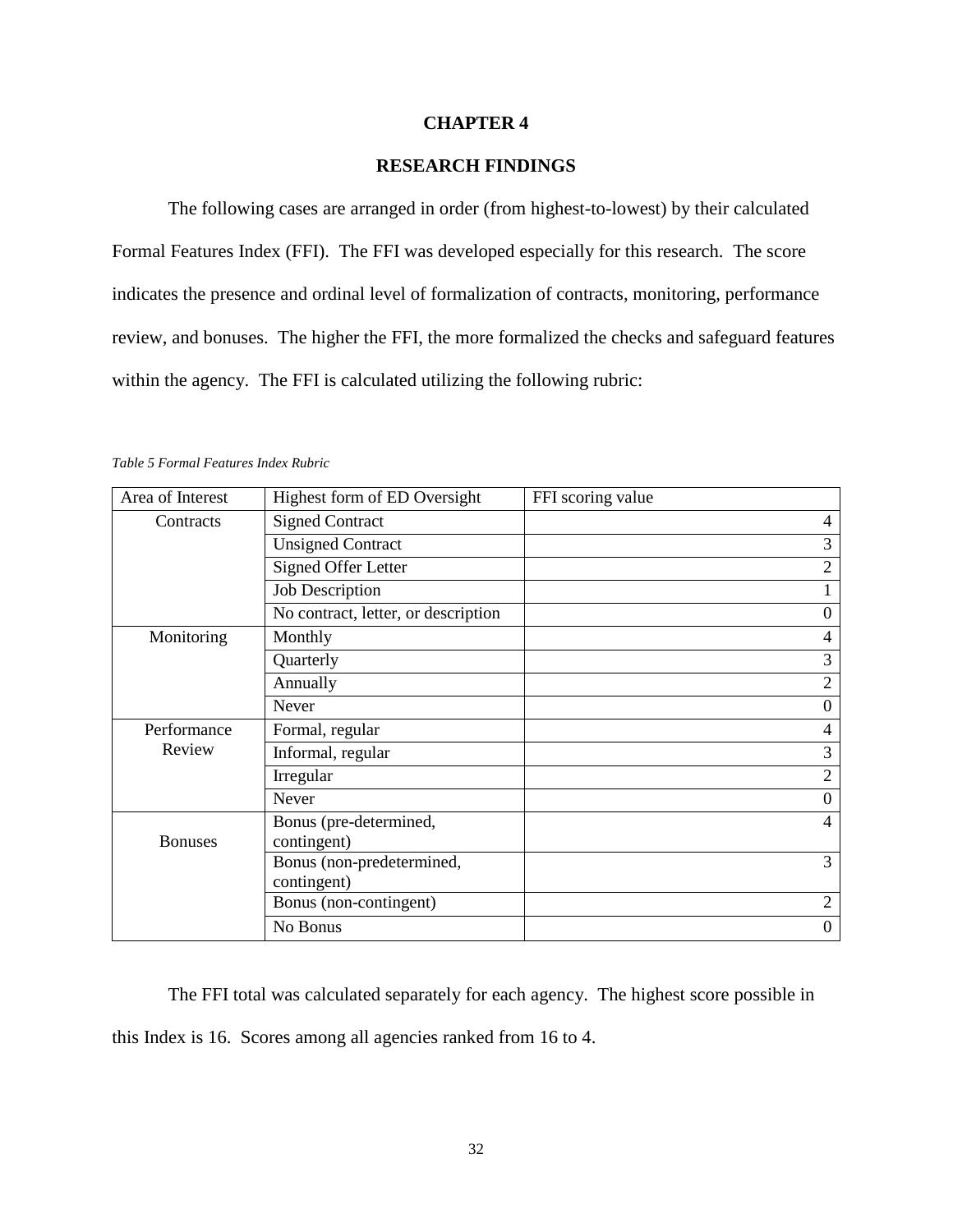# CHAPTER 4

## RESEARCH FINDINGS

The following cases are arranged in order (from highest-to-lowest) by their calculated Formal Features Index (FFI). The FFI was developed especially for this research. The score indicates the presence and ordinal level of formalization of contracts, monitoring, performance review, and bonuses. The higher the FFI, the more formalized the checks and safeguard features within the agency. The FFI is calculated utilizing the following rubric:

*Table 5 Formal Features Index Rubric*

| Area of Interest | Highest form of ED Oversight | FFI scoring value |
|---|---|---|
| Contracts | Signed Contract | 4 |
| | Unsigned Contract | 3 |
| | Signed Offer Letter | 2 |
| | Job Description | 1 |
| | No contract, letter, or description | 0 |
| Monitoring | Monthly | 4 |
| | Quarterly | 3 |
| | Annually | 2 |
| | Never | 0 |
| Performance Review | Formal, regular | 4 |
| | Informal, regular | 3 |
| | Irregular | 2 |
| | Never | 0 |
| Bonuses | Bonus (pre-determined, contingent) | 4 |
| | Bonus (non-predetermined, contingent) | 3 |
| | Bonus (non-contingent) | 2 |
| | No Bonus | 0 |

The FFI total was calculated separately for each agency. The highest score possible in this Index is 16. Scores among all agencies ranked from 16 to 4.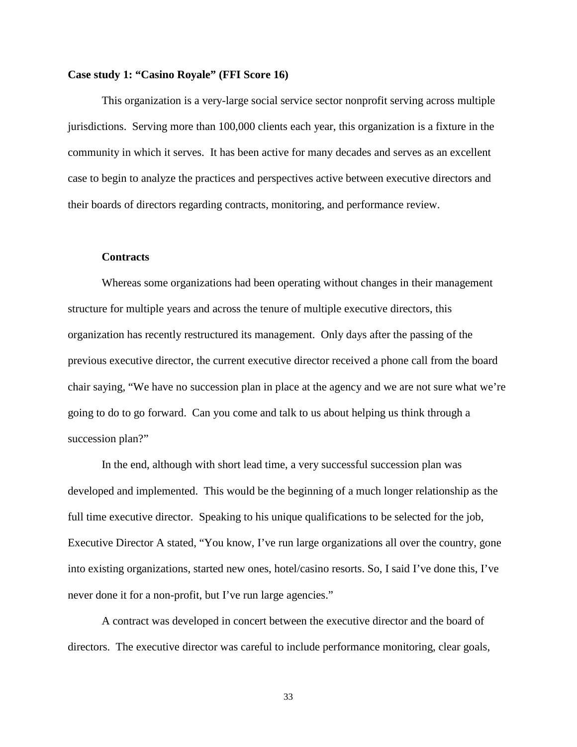### Case study 1: "Casino Royale" (FFI Score 16)

This organization is a very-large social service sector nonprofit serving across multiple jurisdictions. Serving more than 100,000 clients each year, this organization is a fixture in the community in which it serves. It has been active for many decades and serves as an excellent case to begin to analyze the practices and perspectives active between executive directors and their boards of directors regarding contracts, monitoring, and performance review.

#### Contracts

Whereas some organizations had been operating without changes in their management structure for multiple years and across the tenure of multiple executive directors, this organization has recently restructured its management. Only days after the passing of the previous executive director, the current executive director received a phone call from the board chair saying, "We have no succession plan in place at the agency and we are not sure what we're going to do to go forward. Can you come and talk to us about helping us think through a succession plan?"

In the end, although with short lead time, a very successful succession plan was developed and implemented. This would be the beginning of a much longer relationship as the full time executive director. Speaking to his unique qualifications to be selected for the job, Executive Director A stated, "You know, I've run large organizations all over the country, gone into existing organizations, started new ones, hotel/casino resorts. So, I said I've done this, I've never done it for a non-profit, but I've run large agencies."

A contract was developed in concert between the executive director and the board of directors. The executive director was careful to include performance monitoring, clear goals,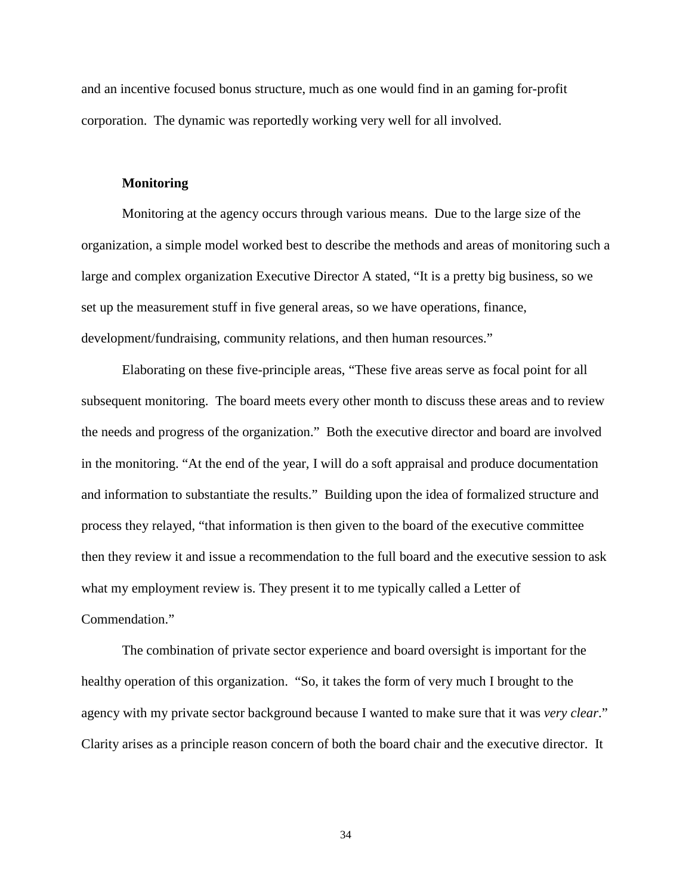and an incentive focused bonus structure, much as one would find in an gaming for-profit corporation. The dynamic was reportedly working very well for all involved.

### Monitoring

Monitoring at the agency occurs through various means. Due to the large size of the organization, a simple model worked best to describe the methods and areas of monitoring such a large and complex organization Executive Director A stated, "It is a pretty big business, so we set up the measurement stuff in five general areas, so we have operations, finance, development/fundraising, community relations, and then human resources."

Elaborating on these five-principle areas, "These five areas serve as focal point for all subsequent monitoring. The board meets every other month to discuss these areas and to review the needs and progress of the organization." Both the executive director and board are involved in the monitoring. "At the end of the year, I will do a soft appraisal and produce documentation and information to substantiate the results." Building upon the idea of formalized structure and process they relayed, "that information is then given to the board of the executive committee then they review it and issue a recommendation to the full board and the executive session to ask what my employment review is. They present it to me typically called a Letter of Commendation."

The combination of private sector experience and board oversight is important for the healthy operation of this organization. "So, it takes the form of very much I brought to the agency with my private sector background because I wanted to make sure that it was *very clear*." Clarity arises as a principle reason concern of both the board chair and the executive director. It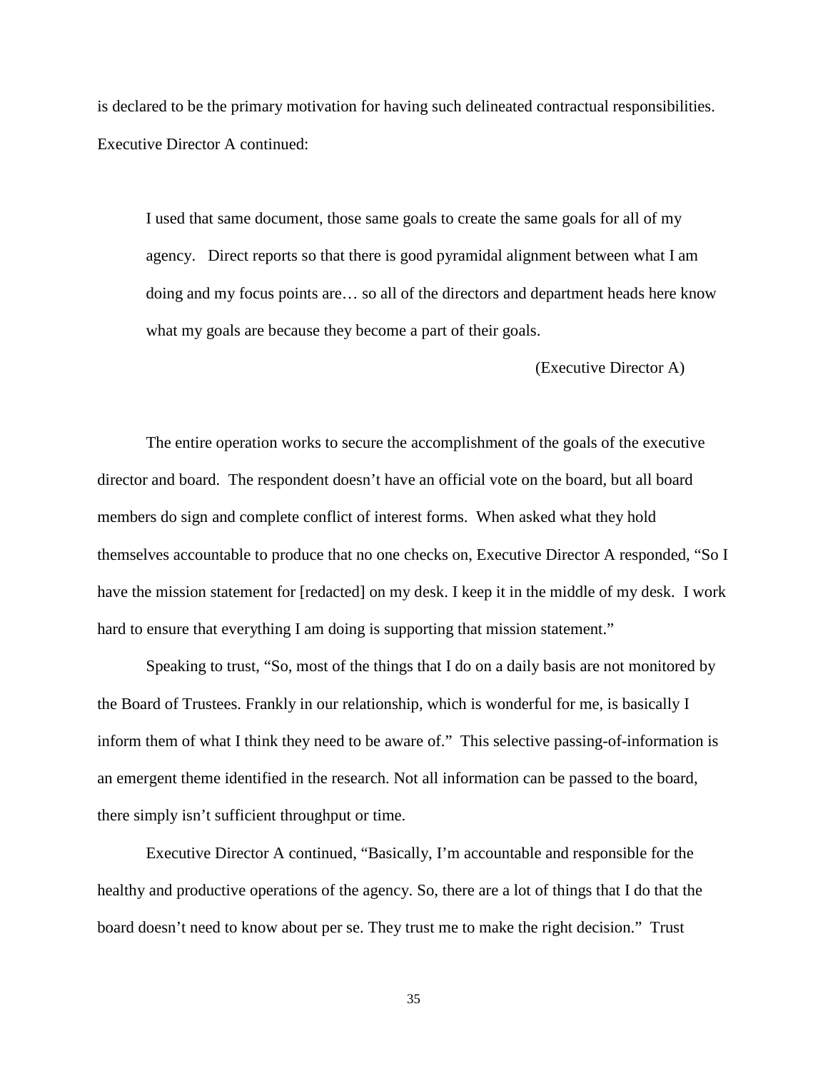is declared to be the primary motivation for having such delineated contractual responsibilities. Executive Director A continued:

> I used that same document, those same goals to create the same goals for all of my agency. Direct reports so that there is good pyramidal alignment between what I am doing and my focus points are… so all of the directors and department heads here know what my goals are because they become a part of their goals.
>
> (Executive Director A)

The entire operation works to secure the accomplishment of the goals of the executive director and board. The respondent doesn't have an official vote on the board, but all board members do sign and complete conflict of interest forms. When asked what they hold themselves accountable to produce that no one checks on, Executive Director A responded, "So I have the mission statement for [redacted] on my desk. I keep it in the middle of my desk. I work hard to ensure that everything I am doing is supporting that mission statement."

Speaking to trust, "So, most of the things that I do on a daily basis are not monitored by the Board of Trustees. Frankly in our relationship, which is wonderful for me, is basically I inform them of what I think they need to be aware of." This selective passing-of-information is an emergent theme identified in the research. Not all information can be passed to the board, there simply isn't sufficient throughput or time.

Executive Director A continued, "Basically, I'm accountable and responsible for the healthy and productive operations of the agency. So, there are a lot of things that I do that the board doesn't need to know about per se. They trust me to make the right decision." Trust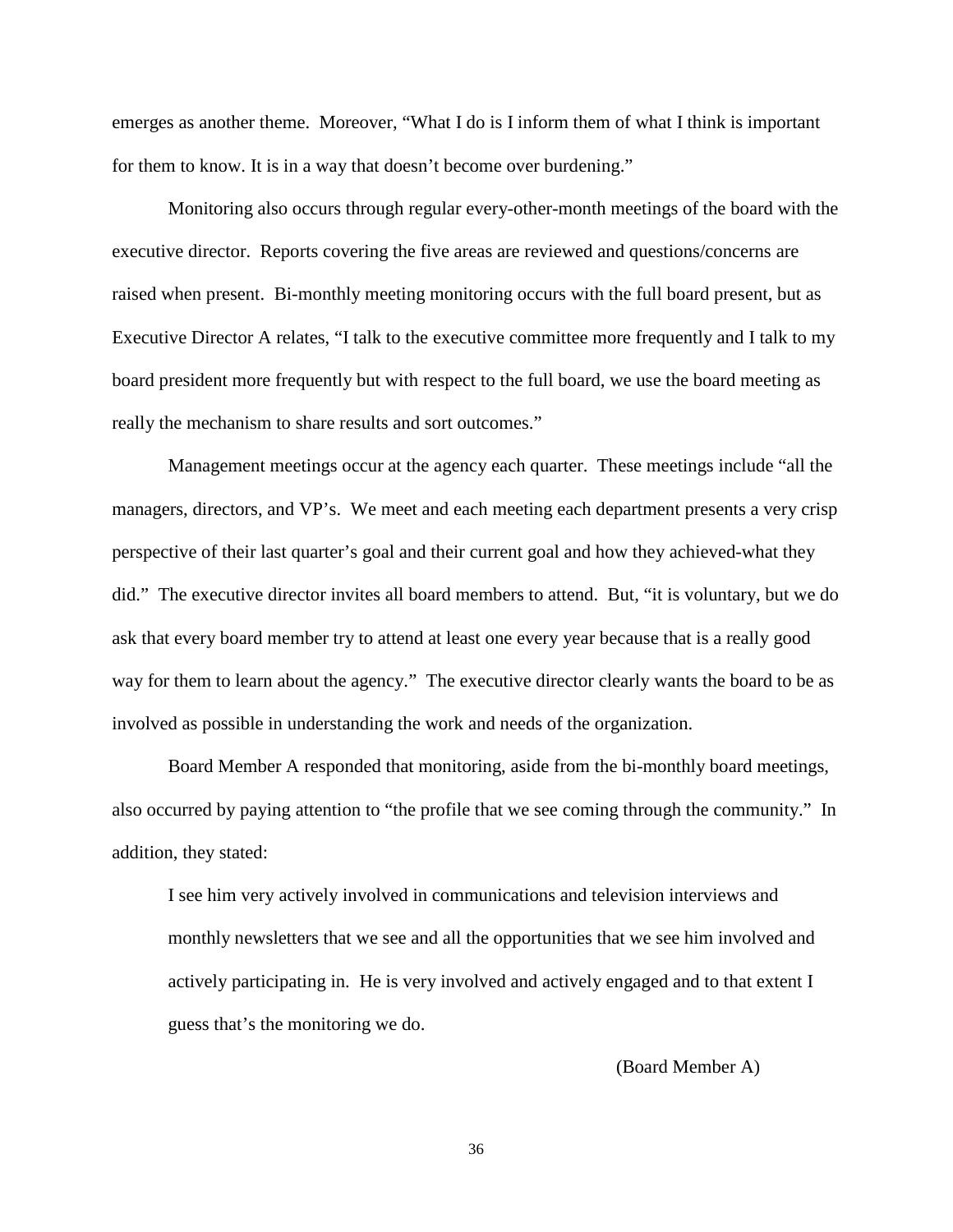emerges as another theme. Moreover, "What I do is I inform them of what I think is important for them to know. It is in a way that doesn't become over burdening."

Monitoring also occurs through regular every-other-month meetings of the board with the executive director. Reports covering the five areas are reviewed and questions/concerns are raised when present. Bi-monthly meeting monitoring occurs with the full board present, but as Executive Director A relates, "I talk to the executive committee more frequently and I talk to my board president more frequently but with respect to the full board, we use the board meeting as really the mechanism to share results and sort outcomes."

Management meetings occur at the agency each quarter. These meetings include "all the managers, directors, and VP's. We meet and each meeting each department presents a very crisp perspective of their last quarter's goal and their current goal and how they achieved-what they did." The executive director invites all board members to attend. But, "it is voluntary, but we do ask that every board member try to attend at least one every year because that is a really good way for them to learn about the agency." The executive director clearly wants the board to be as involved as possible in understanding the work and needs of the organization.

Board Member A responded that monitoring, aside from the bi-monthly board meetings, also occurred by paying attention to "the profile that we see coming through the community." In addition, they stated:

> I see him very actively involved in communications and television interviews and monthly newsletters that we see and all the opportunities that we see him involved and actively participating in. He is very involved and actively engaged and to that extent I guess that's the monitoring we do.
>
> (Board Member A)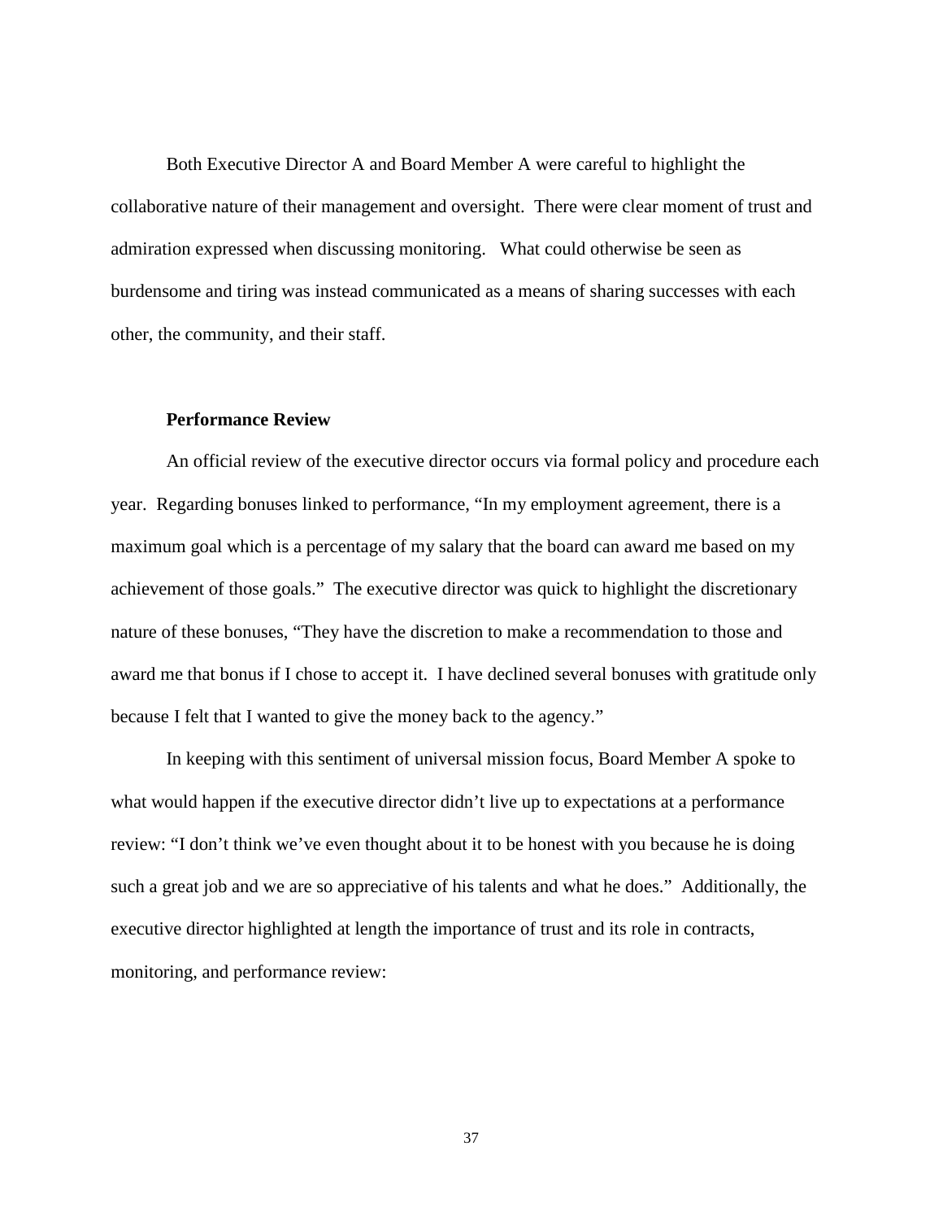Both Executive Director A and Board Member A were careful to highlight the collaborative nature of their management and oversight. There were clear moment of trust and admiration expressed when discussing monitoring. What could otherwise be seen as burdensome and tiring was instead communicated as a means of sharing successes with each other, the community, and their staff.

### Performance Review

An official review of the executive director occurs via formal policy and procedure each year. Regarding bonuses linked to performance, "In my employment agreement, there is a maximum goal which is a percentage of my salary that the board can award me based on my achievement of those goals." The executive director was quick to highlight the discretionary nature of these bonuses, "They have the discretion to make a recommendation to those and award me that bonus if I chose to accept it. I have declined several bonuses with gratitude only because I felt that I wanted to give the money back to the agency."

In keeping with this sentiment of universal mission focus, Board Member A spoke to what would happen if the executive director didn't live up to expectations at a performance review: "I don't think we've even thought about it to be honest with you because he is doing such a great job and we are so appreciative of his talents and what he does." Additionally, the executive director highlighted at length the importance of trust and its role in contracts, monitoring, and performance review: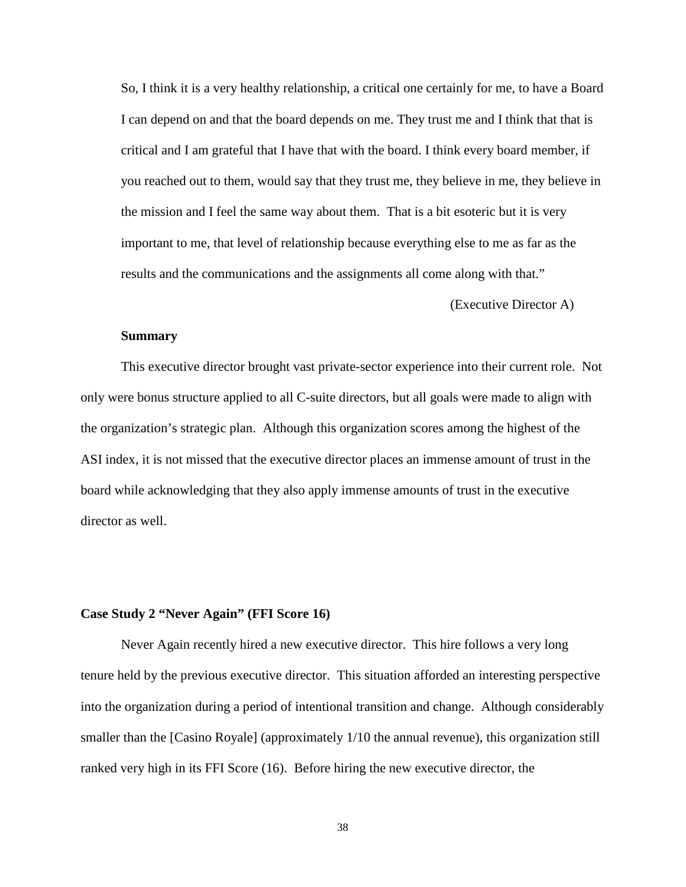So, I think it is a very healthy relationship, a critical one certainly for me, to have a Board I can depend on and that the board depends on me. They trust me and I think that that is critical and I am grateful that I have that with the board. I think every board member, if you reached out to them, would say that they trust me, they believe in me, they believe in the mission and I feel the same way about them. That is a bit esoteric but it is very important to me, that level of relationship because everything else to me as far as the results and the communications and the assignments all come along with that."

(Executive Director A)

**Summary**

This executive director brought vast private-sector experience into their current role. Not only were bonus structure applied to all C-suite directors, but all goals were made to align with the organization's strategic plan. Although this organization scores among the highest of the ASI index, it is not missed that the executive director places an immense amount of trust in the board while acknowledging that they also apply immense amounts of trust in the executive director as well.

**Case Study 2 "Never Again" (FFI Score 16)**

Never Again recently hired a new executive director. This hire follows a very long tenure held by the previous executive director. This situation afforded an interesting perspective into the organization during a period of intentional transition and change. Although considerably smaller than the [Casino Royale] (approximately 1/10 the annual revenue), this organization still ranked very high in its FFI Score (16). Before hiring the new executive director, the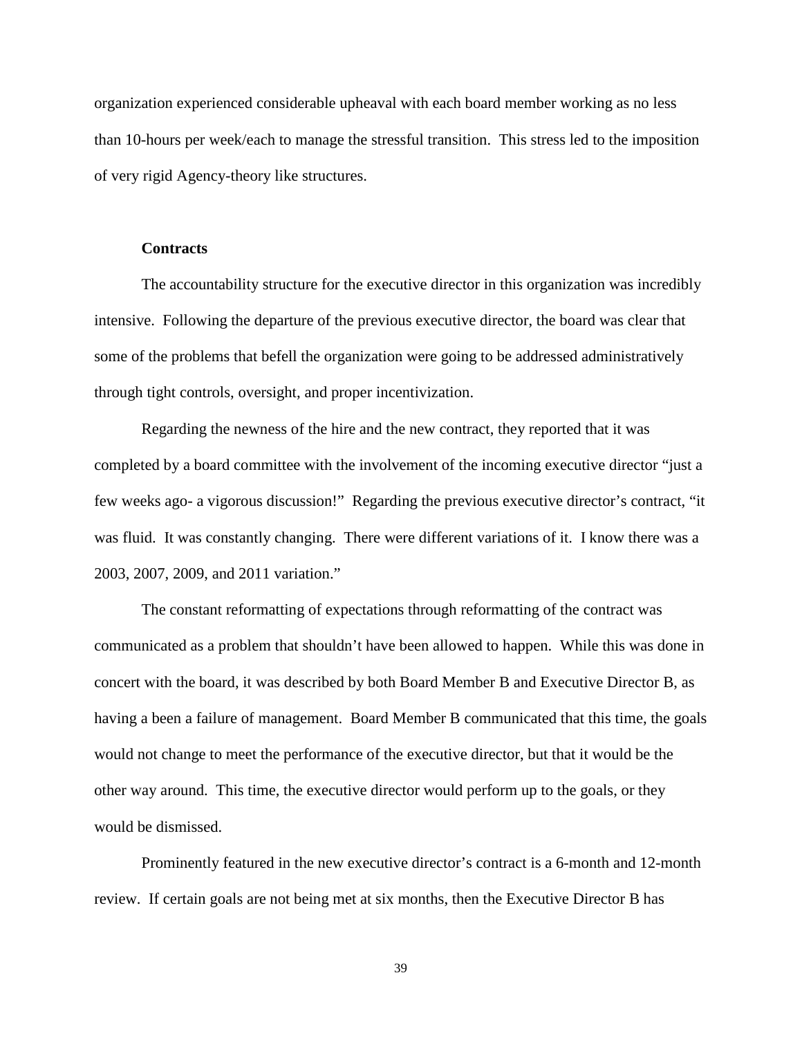organization experienced considerable upheaval with each board member working as no less than 10-hours per week/each to manage the stressful transition. This stress led to the imposition of very rigid Agency-theory like structures.

### Contracts

The accountability structure for the executive director in this organization was incredibly intensive. Following the departure of the previous executive director, the board was clear that some of the problems that befell the organization were going to be addressed administratively through tight controls, oversight, and proper incentivization.

Regarding the newness of the hire and the new contract, they reported that it was completed by a board committee with the involvement of the incoming executive director "just a few weeks ago- a vigorous discussion!" Regarding the previous executive director's contract, "it was fluid. It was constantly changing. There were different variations of it. I know there was a 2003, 2007, 2009, and 2011 variation."

The constant reformatting of expectations through reformatting of the contract was communicated as a problem that shouldn't have been allowed to happen. While this was done in concert with the board, it was described by both Board Member B and Executive Director B, as having a been a failure of management. Board Member B communicated that this time, the goals would not change to meet the performance of the executive director, but that it would be the other way around. This time, the executive director would perform up to the goals, or they would be dismissed.

Prominently featured in the new executive director's contract is a 6-month and 12-month review. If certain goals are not being met at six months, then the Executive Director B has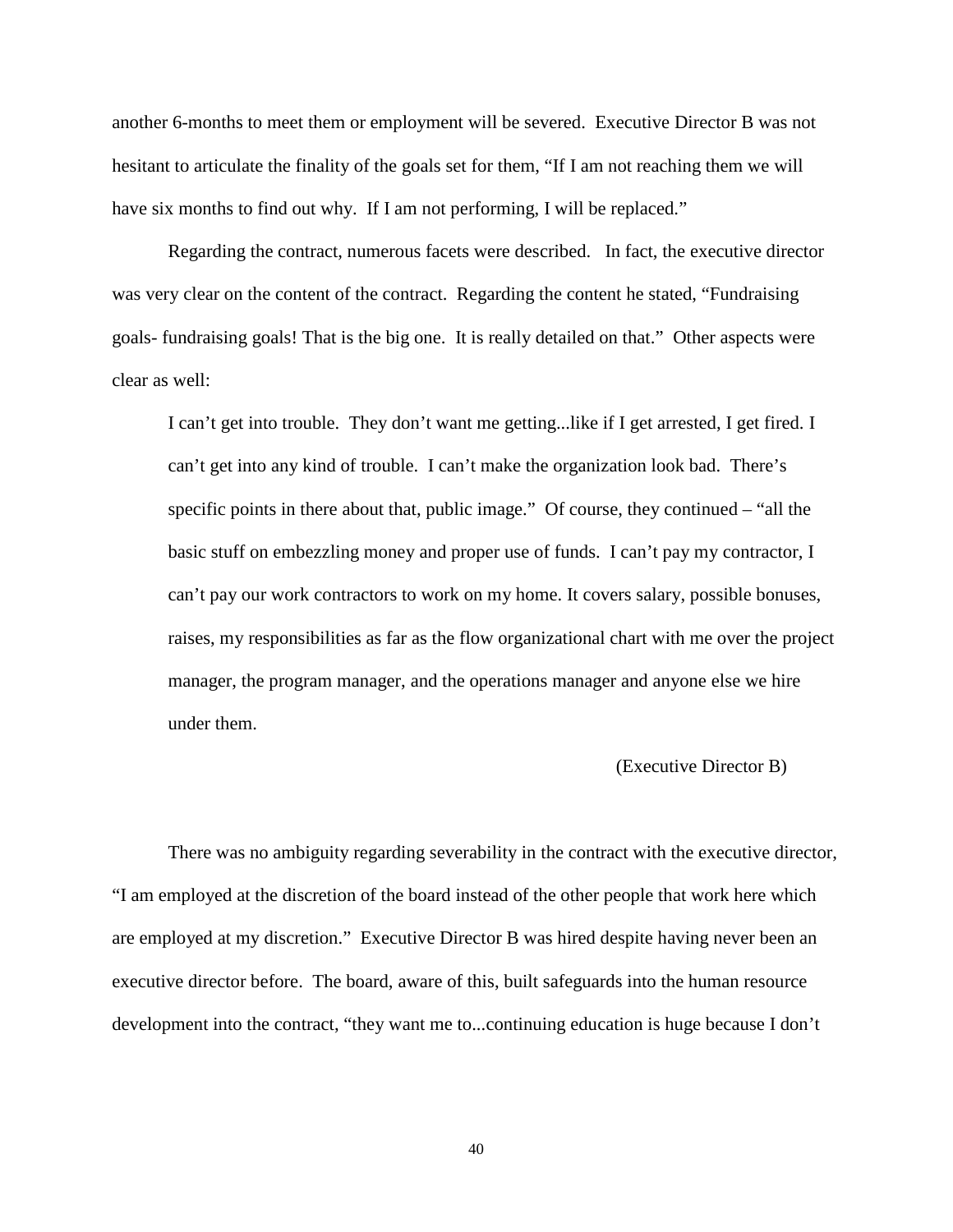another 6-months to meet them or employment will be severed. Executive Director B was not hesitant to articulate the finality of the goals set for them, "If I am not reaching them we will have six months to find out why. If I am not performing, I will be replaced."

Regarding the contract, numerous facets were described. In fact, the executive director was very clear on the content of the contract. Regarding the content he stated, "Fundraising goals- fundraising goals! That is the big one. It is really detailed on that." Other aspects were clear as well:

> I can't get into trouble. They don't want me getting...like if I get arrested, I get fired. I can't get into any kind of trouble. I can't make the organization look bad. There's specific points in there about that, public image." Of course, they continued – "all the basic stuff on embezzling money and proper use of funds. I can't pay my contractor, I can't pay our work contractors to work on my home. It covers salary, possible bonuses, raises, my responsibilities as far as the flow organizational chart with me over the project manager, the program manager, and the operations manager and anyone else we hire under them.
>
> (Executive Director B)

There was no ambiguity regarding severability in the contract with the executive director, "I am employed at the discretion of the board instead of the other people that work here which are employed at my discretion." Executive Director B was hired despite having never been an executive director before. The board, aware of this, built safeguards into the human resource development into the contract, "they want me to...continuing education is huge because I don't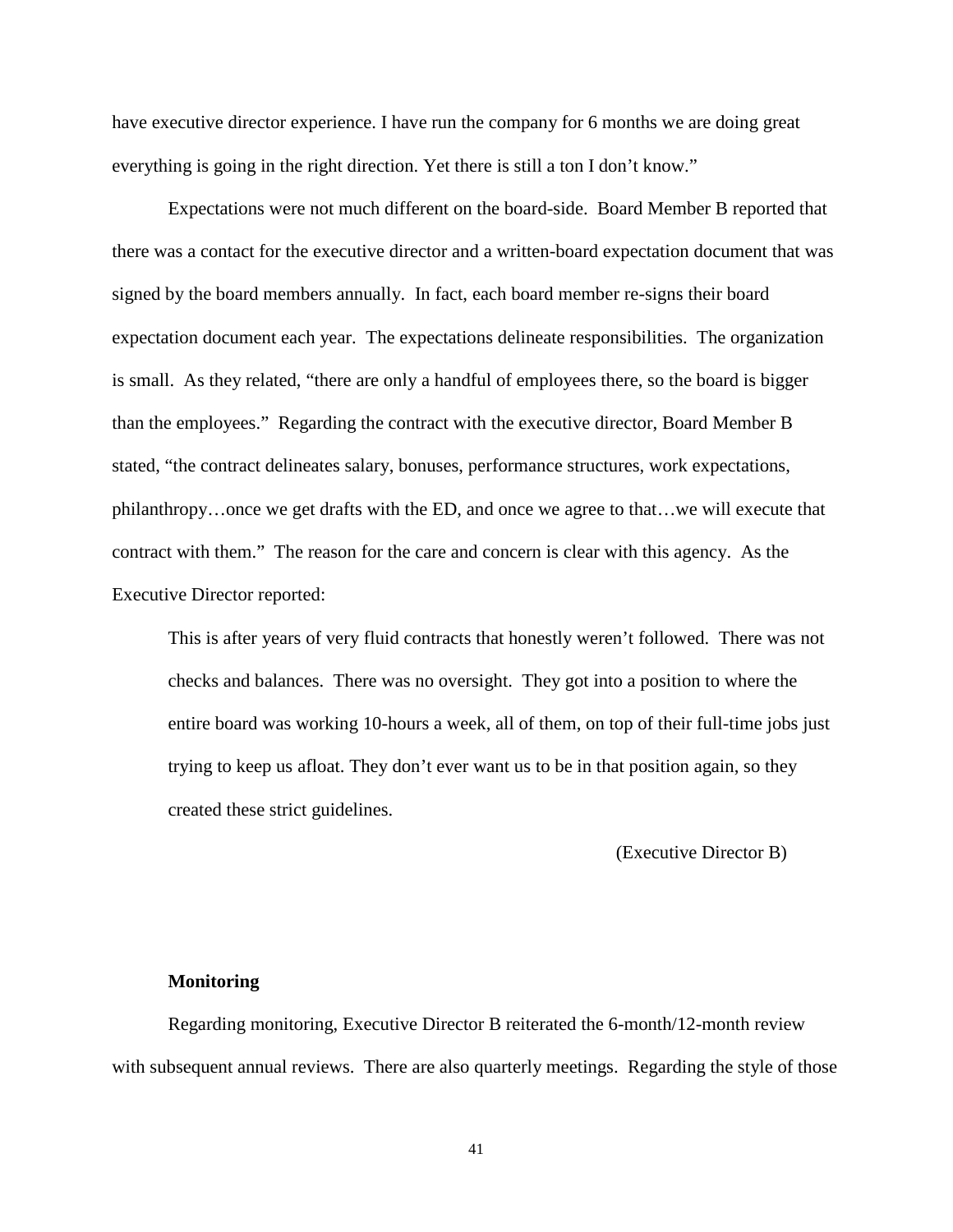have executive director experience. I have run the company for 6 months we are doing great everything is going in the right direction. Yet there is still a ton I don't know."

Expectations were not much different on the board-side. Board Member B reported that there was a contact for the executive director and a written-board expectation document that was signed by the board members annually. In fact, each board member re-signs their board expectation document each year. The expectations delineate responsibilities. The organization is small. As they related, "there are only a handful of employees there, so the board is bigger than the employees." Regarding the contract with the executive director, Board Member B stated, "the contract delineates salary, bonuses, performance structures, work expectations, philanthropy…once we get drafts with the ED, and once we agree to that…we will execute that contract with them." The reason for the care and concern is clear with this agency. As the Executive Director reported:

> This is after years of very fluid contracts that honestly weren't followed. There was not checks and balances. There was no oversight. They got into a position to where the entire board was working 10-hours a week, all of them, on top of their full-time jobs just trying to keep us afloat. They don't ever want us to be in that position again, so they created these strict guidelines.
>
> (Executive Director B)

**Monitoring**

Regarding monitoring, Executive Director B reiterated the 6-month/12-month review with subsequent annual reviews. There are also quarterly meetings. Regarding the style of those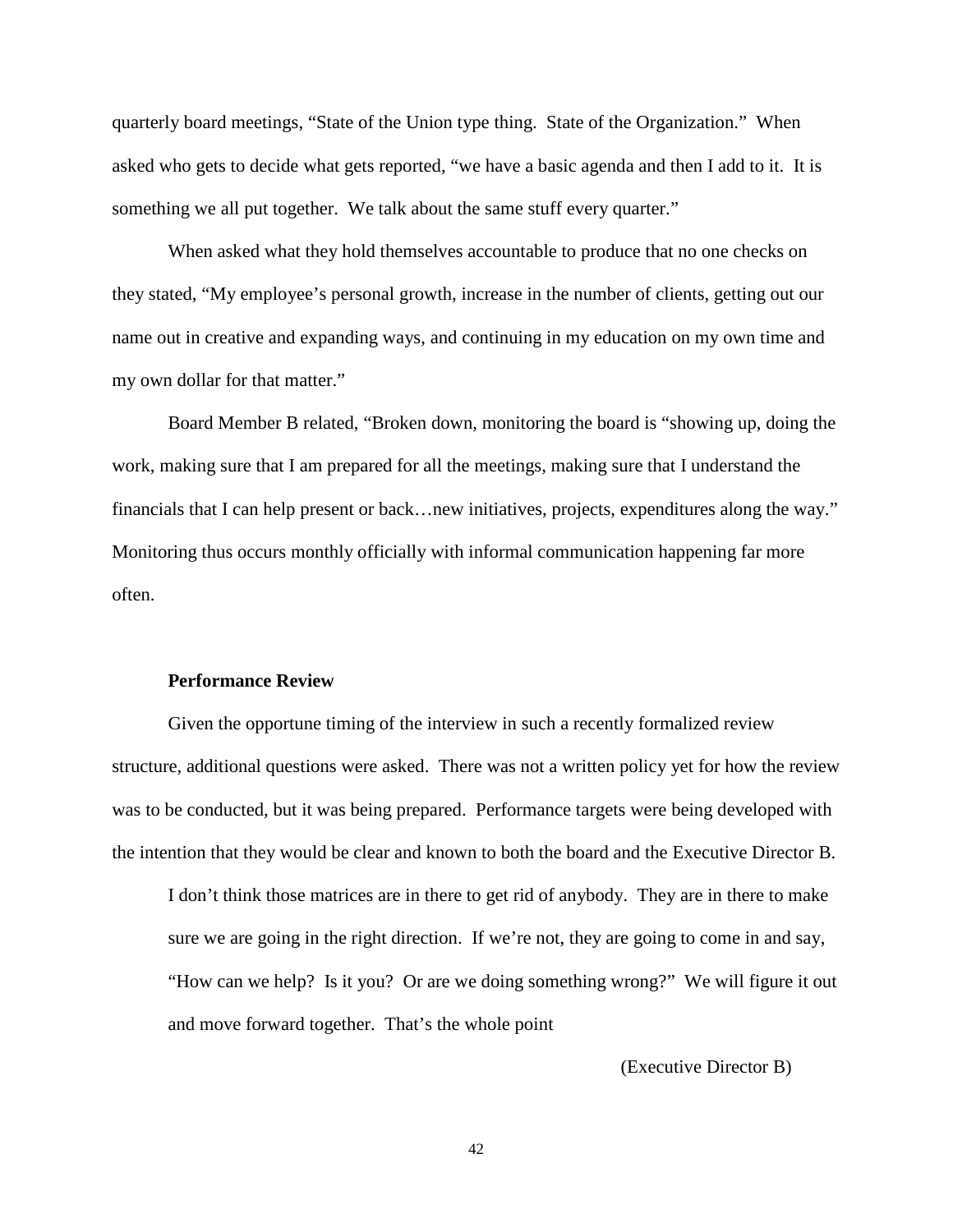quarterly board meetings, "State of the Union type thing. State of the Organization." When asked who gets to decide what gets reported, "we have a basic agenda and then I add to it. It is something we all put together. We talk about the same stuff every quarter."

When asked what they hold themselves accountable to produce that no one checks on they stated, "My employee's personal growth, increase in the number of clients, getting out our name out in creative and expanding ways, and continuing in my education on my own time and my own dollar for that matter."

Board Member B related, "Broken down, monitoring the board is "showing up, doing the work, making sure that I am prepared for all the meetings, making sure that I understand the financials that I can help present or back…new initiatives, projects, expenditures along the way." Monitoring thus occurs monthly officially with informal communication happening far more often.

**Performance Review**

Given the opportune timing of the interview in such a recently formalized review structure, additional questions were asked. There was not a written policy yet for how the review was to be conducted, but it was being prepared. Performance targets were being developed with the intention that they would be clear and known to both the board and the Executive Director B.

> I don't think those matrices are in there to get rid of anybody. They are in there to make sure we are going in the right direction. If we're not, they are going to come in and say, "How can we help? Is it you? Or are we doing something wrong?" We will figure it out and move forward together. That's the whole point
>
> (Executive Director B)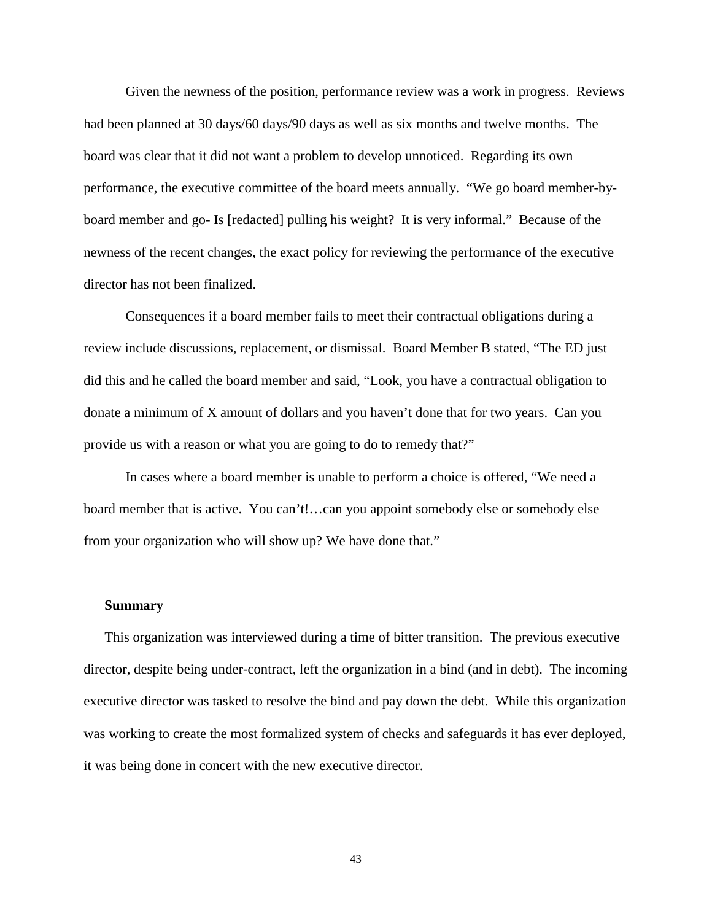Given the newness of the position, performance review was a work in progress. Reviews had been planned at 30 days/60 days/90 days as well as six months and twelve months. The board was clear that it did not want a problem to develop unnoticed. Regarding its own performance, the executive committee of the board meets annually. "We go board member-by-board member and go- Is [redacted] pulling his weight? It is very informal." Because of the newness of the recent changes, the exact policy for reviewing the performance of the executive director has not been finalized.

Consequences if a board member fails to meet their contractual obligations during a review include discussions, replacement, or dismissal. Board Member B stated, "The ED just did this and he called the board member and said, "Look, you have a contractual obligation to donate a minimum of X amount of dollars and you haven't done that for two years. Can you provide us with a reason or what you are going to do to remedy that?"

In cases where a board member is unable to perform a choice is offered, "We need a board member that is active. You can't!…can you appoint somebody else or somebody else from your organization who will show up? We have done that."

**Summary**

This organization was interviewed during a time of bitter transition. The previous executive director, despite being under-contract, left the organization in a bind (and in debt). The incoming executive director was tasked to resolve the bind and pay down the debt. While this organization was working to create the most formalized system of checks and safeguards it has ever deployed, it was being done in concert with the new executive director.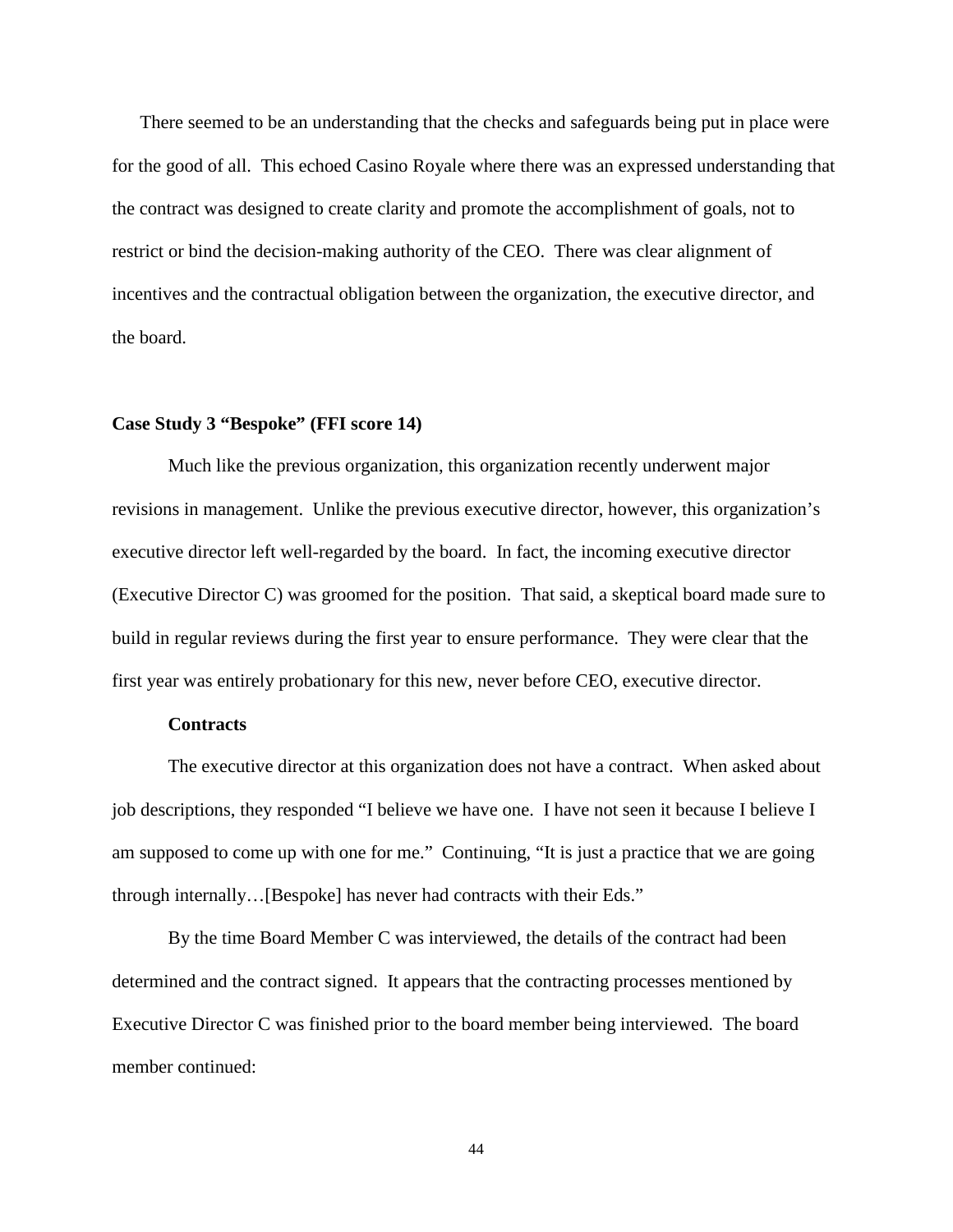There seemed to be an understanding that the checks and safeguards being put in place were for the good of all. This echoed Casino Royale where there was an expressed understanding that the contract was designed to create clarity and promote the accomplishment of goals, not to restrict or bind the decision-making authority of the CEO. There was clear alignment of incentives and the contractual obligation between the organization, the executive director, and the board.

### Case Study 3 "Bespoke" (FFI score 14)

Much like the previous organization, this organization recently underwent major revisions in management. Unlike the previous executive director, however, this organization's executive director left well-regarded by the board. In fact, the incoming executive director (Executive Director C) was groomed for the position. That said, a skeptical board made sure to build in regular reviews during the first year to ensure performance. They were clear that the first year was entirely probationary for this new, never before CEO, executive director.

#### Contracts

The executive director at this organization does not have a contract. When asked about job descriptions, they responded "I believe we have one. I have not seen it because I believe I am supposed to come up with one for me." Continuing, "It is just a practice that we are going through internally…[Bespoke] has never had contracts with their Eds."

By the time Board Member C was interviewed, the details of the contract had been determined and the contract signed. It appears that the contracting processes mentioned by Executive Director C was finished prior to the board member being interviewed. The board member continued: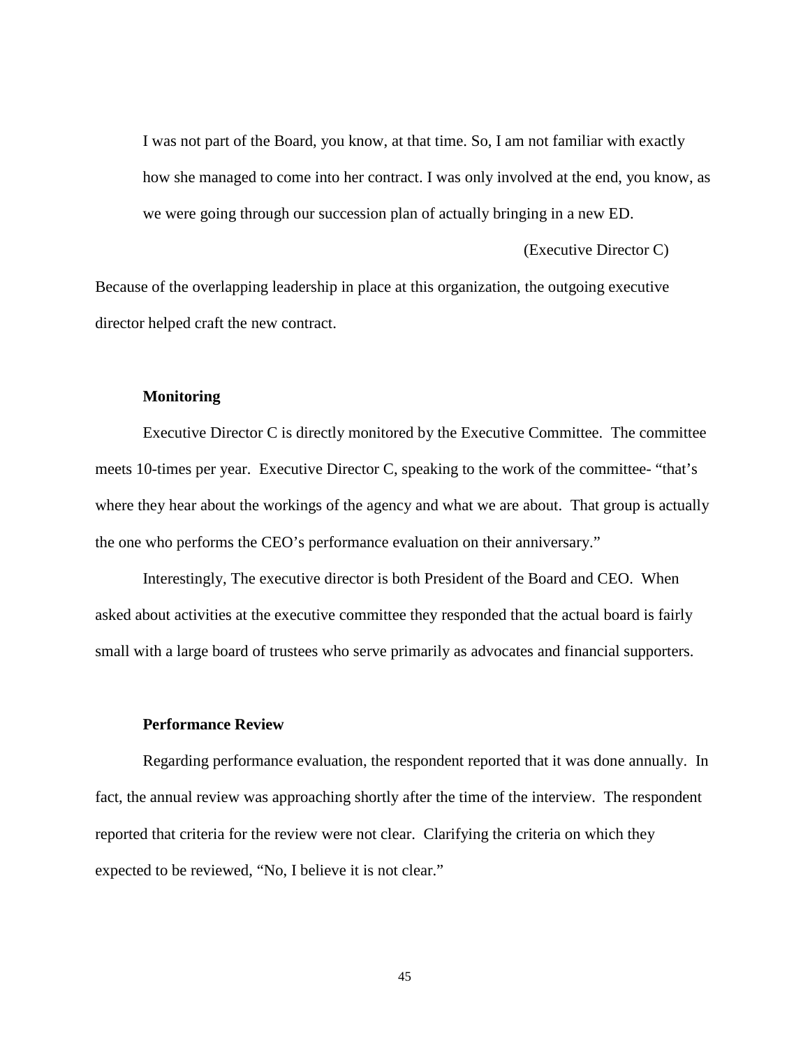> I was not part of the Board, you know, at that time. So, I am not familiar with exactly how she managed to come into her contract. I was only involved at the end, you know, as we were going through our succession plan of actually bringing in a new ED.
>
> (Executive Director C)

Because of the overlapping leadership in place at this organization, the outgoing executive director helped craft the new contract.

**Monitoring**

Executive Director C is directly monitored by the Executive Committee. The committee meets 10-times per year. Executive Director C, speaking to the work of the committee- "that's where they hear about the workings of the agency and what we are about. That group is actually the one who performs the CEO's performance evaluation on their anniversary."

Interestingly, The executive director is both President of the Board and CEO. When asked about activities at the executive committee they responded that the actual board is fairly small with a large board of trustees who serve primarily as advocates and financial supporters.

**Performance Review**

Regarding performance evaluation, the respondent reported that it was done annually. In fact, the annual review was approaching shortly after the time of the interview. The respondent reported that criteria for the review were not clear. Clarifying the criteria on which they expected to be reviewed, "No, I believe it is not clear."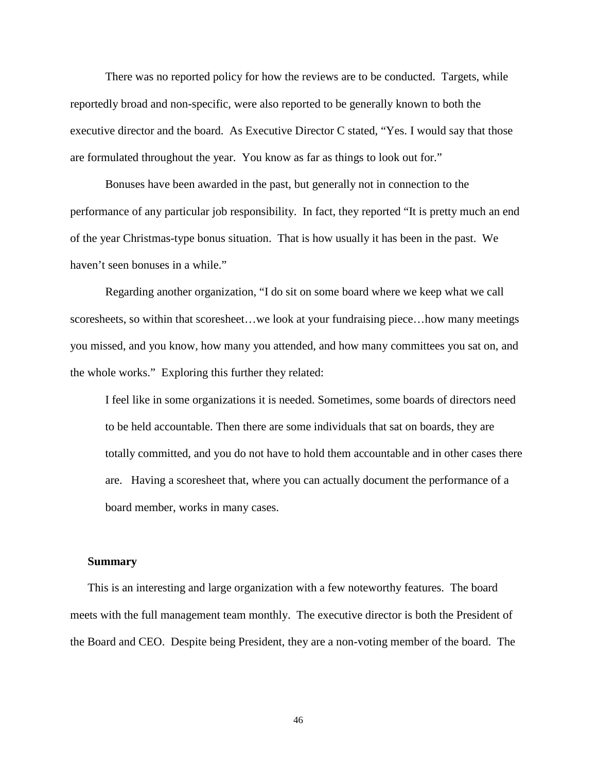There was no reported policy for how the reviews are to be conducted. Targets, while reportedly broad and non-specific, were also reported to be generally known to both the executive director and the board. As Executive Director C stated, "Yes. I would say that those are formulated throughout the year. You know as far as things to look out for."

Bonuses have been awarded in the past, but generally not in connection to the performance of any particular job responsibility. In fact, they reported "It is pretty much an end of the year Christmas-type bonus situation. That is how usually it has been in the past. We haven't seen bonuses in a while."

Regarding another organization, "I do sit on some board where we keep what we call scoresheets, so within that scoresheet…we look at your fundraising piece…how many meetings you missed, and you know, how many you attended, and how many committees you sat on, and the whole works." Exploring this further they related:

> I feel like in some organizations it is needed. Sometimes, some boards of directors need to be held accountable. Then there are some individuals that sat on boards, they are totally committed, and you do not have to hold them accountable and in other cases there are. Having a scoresheet that, where you can actually document the performance of a board member, works in many cases.

**Summary**

This is an interesting and large organization with a few noteworthy features. The board meets with the full management team monthly. The executive director is both the President of the Board and CEO. Despite being President, they are a non-voting member of the board. The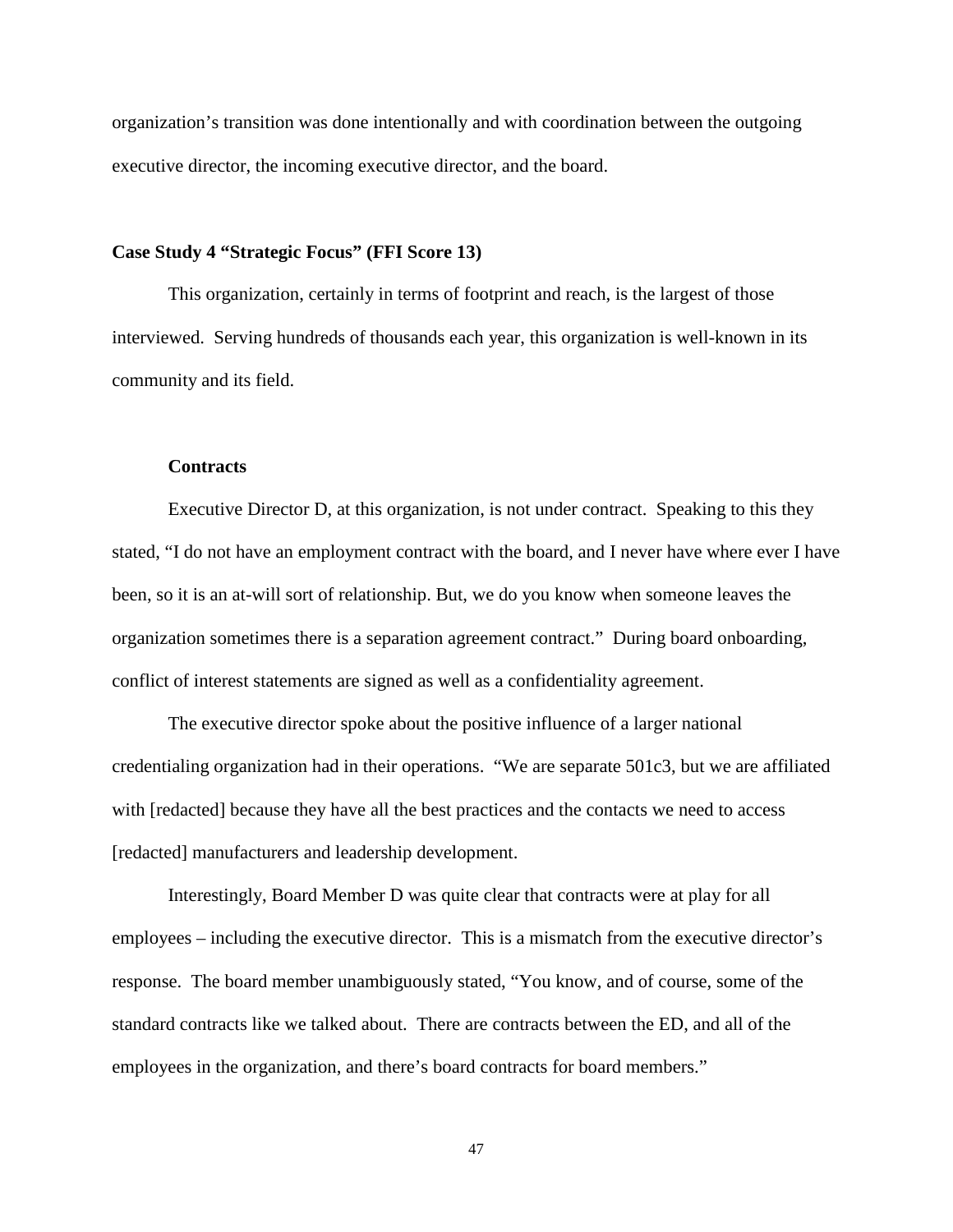organization's transition was done intentionally and with coordination between the outgoing executive director, the incoming executive director, and the board.

### Case Study 4 "Strategic Focus" (FFI Score 13)

This organization, certainly in terms of footprint and reach, is the largest of those interviewed. Serving hundreds of thousands each year, this organization is well-known in its community and its field.

#### Contracts

Executive Director D, at this organization, is not under contract. Speaking to this they stated, "I do not have an employment contract with the board, and I never have where ever I have been, so it is an at-will sort of relationship. But, we do you know when someone leaves the organization sometimes there is a separation agreement contract." During board onboarding, conflict of interest statements are signed as well as a confidentiality agreement.

The executive director spoke about the positive influence of a larger national credentialing organization had in their operations. "We are separate 501c3, but we are affiliated with [redacted] because they have all the best practices and the contacts we need to access [redacted] manufacturers and leadership development.

Interestingly, Board Member D was quite clear that contracts were at play for all employees – including the executive director. This is a mismatch from the executive director's response. The board member unambiguously stated, "You know, and of course, some of the standard contracts like we talked about. There are contracts between the ED, and all of the employees in the organization, and there's board contracts for board members."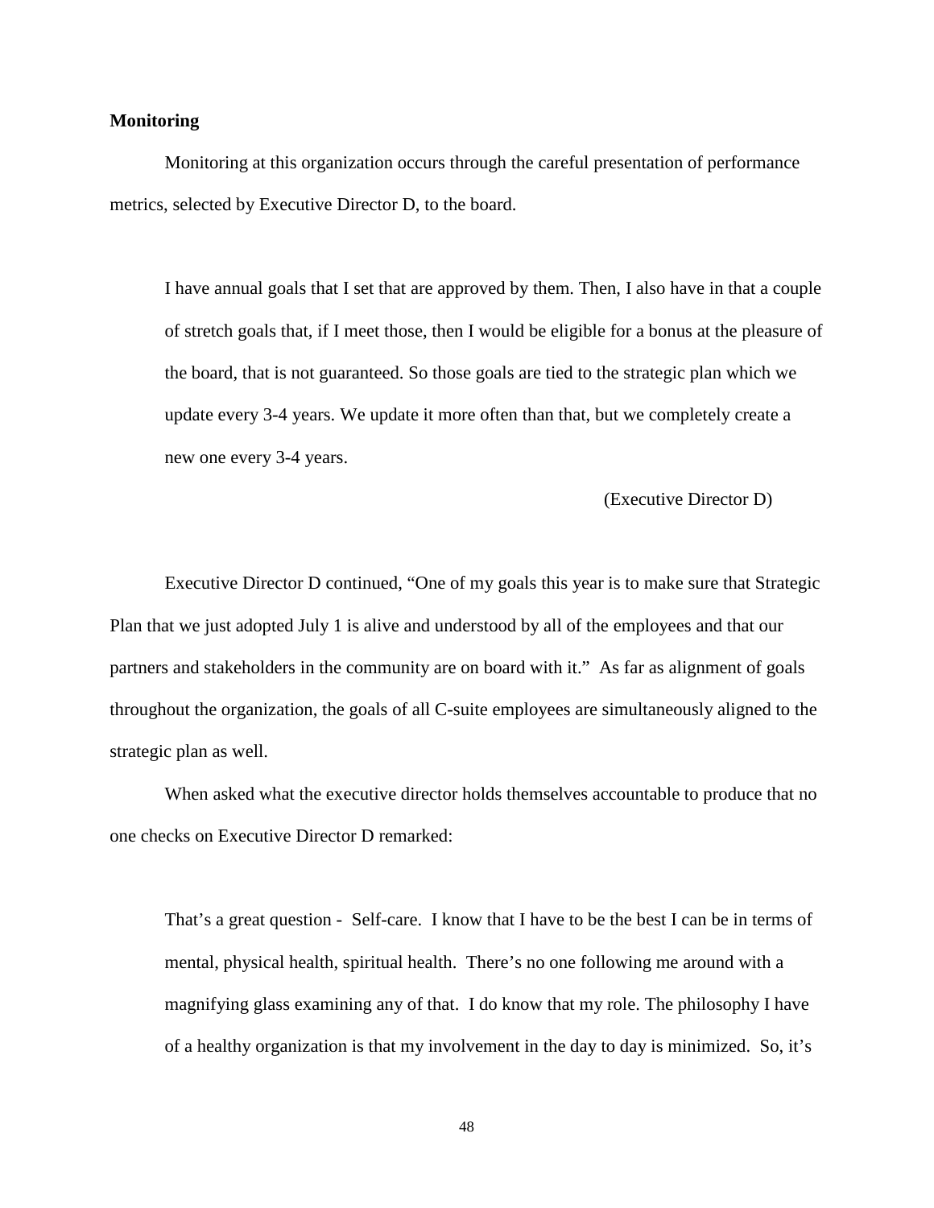**Monitoring**

Monitoring at this organization occurs through the careful presentation of performance metrics, selected by Executive Director D, to the board.

> I have annual goals that I set that are approved by them. Then, I also have in that a couple of stretch goals that, if I meet those, then I would be eligible for a bonus at the pleasure of the board, that is not guaranteed. So those goals are tied to the strategic plan which we update every 3-4 years. We update it more often than that, but we completely create a new one every 3-4 years.
>
> (Executive Director D)

Executive Director D continued, "One of my goals this year is to make sure that Strategic Plan that we just adopted July 1 is alive and understood by all of the employees and that our partners and stakeholders in the community are on board with it." As far as alignment of goals throughout the organization, the goals of all C-suite employees are simultaneously aligned to the strategic plan as well.

When asked what the executive director holds themselves accountable to produce that no one checks on Executive Director D remarked:

> That's a great question - Self-care. I know that I have to be the best I can be in terms of mental, physical health, spiritual health. There's no one following me around with a magnifying glass examining any of that. I do know that my role. The philosophy I have of a healthy organization is that my involvement in the day to day is minimized. So, it's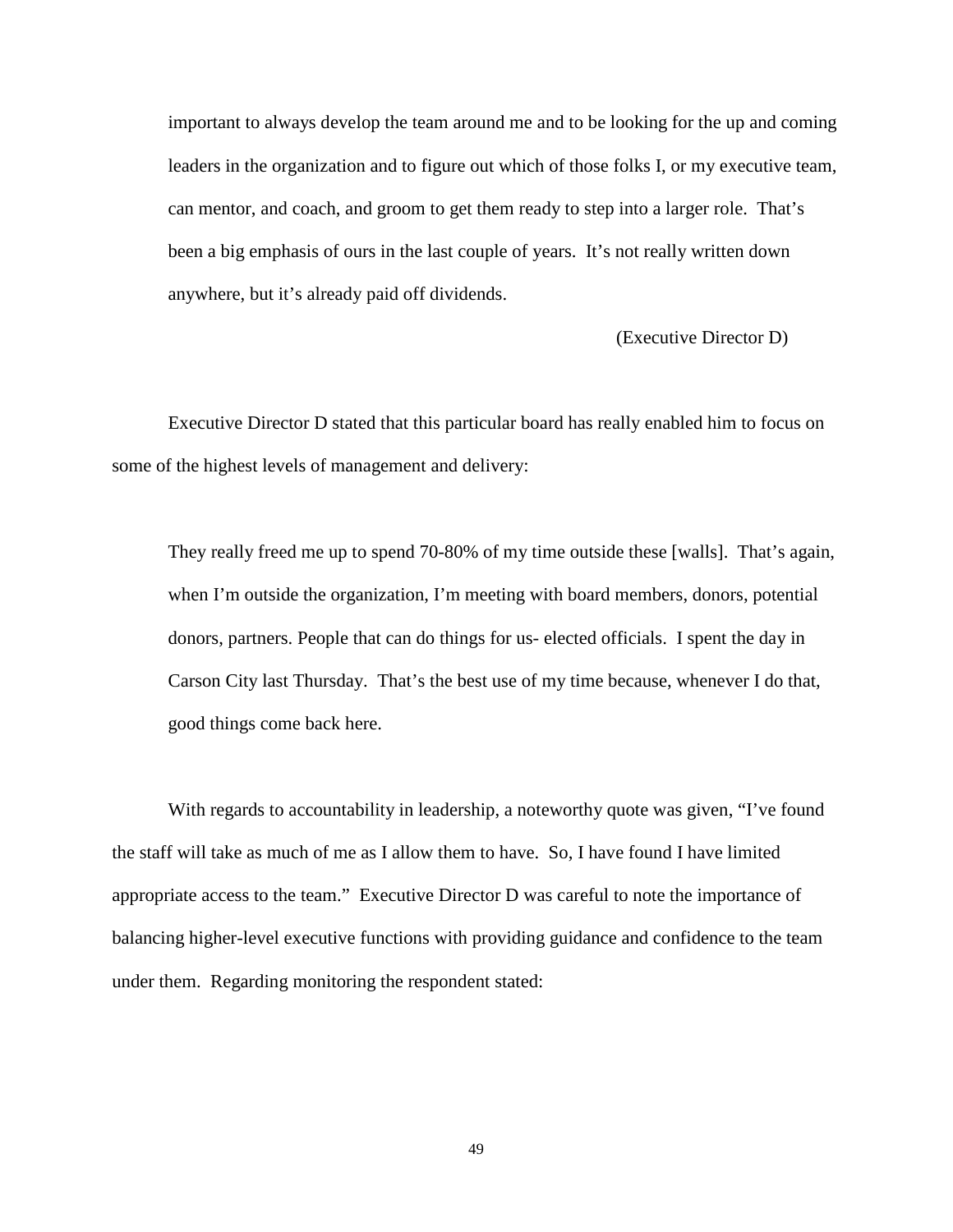> important to always develop the team around me and to be looking for the up and coming leaders in the organization and to figure out which of those folks I, or my executive team, can mentor, and coach, and groom to get them ready to step into a larger role. That's been a big emphasis of ours in the last couple of years. It's not really written down anywhere, but it's already paid off dividends.
>
> (Executive Director D)

Executive Director D stated that this particular board has really enabled him to focus on some of the highest levels of management and delivery:

> They really freed me up to spend 70-80% of my time outside these [walls]. That's again, when I'm outside the organization, I'm meeting with board members, donors, potential donors, partners. People that can do things for us- elected officials. I spent the day in Carson City last Thursday. That's the best use of my time because, whenever I do that, good things come back here.

With regards to accountability in leadership, a noteworthy quote was given, "I've found the staff will take as much of me as I allow them to have. So, I have found I have limited appropriate access to the team." Executive Director D was careful to note the importance of balancing higher-level executive functions with providing guidance and confidence to the team under them. Regarding monitoring the respondent stated: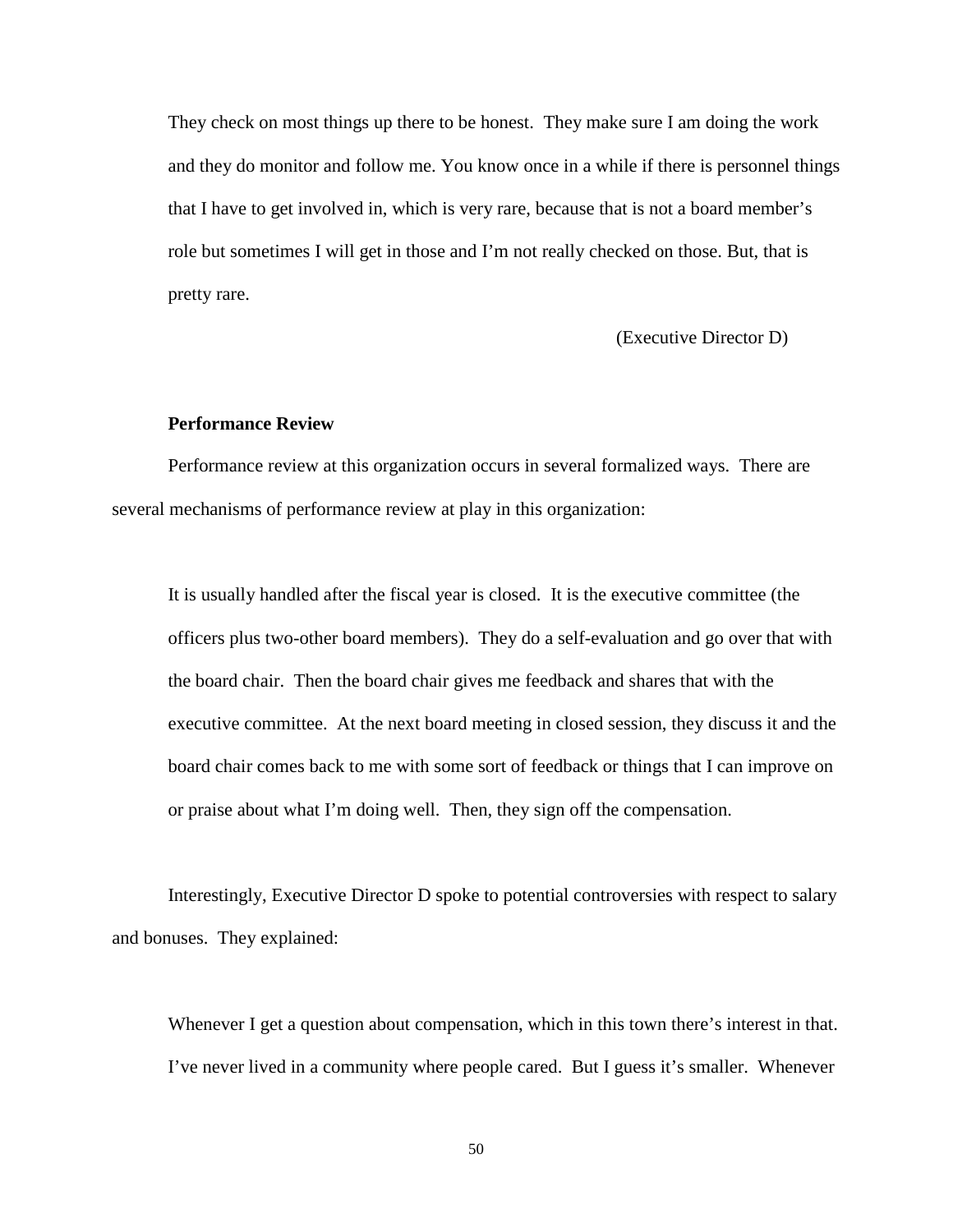> They check on most things up there to be honest. They make sure I am doing the work and they do monitor and follow me. You know once in a while if there is personnel things that I have to get involved in, which is very rare, because that is not a board member's role but sometimes I will get in those and I'm not really checked on those. But, that is pretty rare.
>
> (Executive Director D)

**Performance Review**

Performance review at this organization occurs in several formalized ways. There are several mechanisms of performance review at play in this organization:

> It is usually handled after the fiscal year is closed. It is the executive committee (the officers plus two-other board members). They do a self-evaluation and go over that with the board chair. Then the board chair gives me feedback and shares that with the executive committee. At the next board meeting in closed session, they discuss it and the board chair comes back to me with some sort of feedback or things that I can improve on or praise about what I'm doing well. Then, they sign off the compensation.

Interestingly, Executive Director D spoke to potential controversies with respect to salary and bonuses. They explained:

> Whenever I get a question about compensation, which in this town there's interest in that. I've never lived in a community where people cared. But I guess it's smaller. Whenever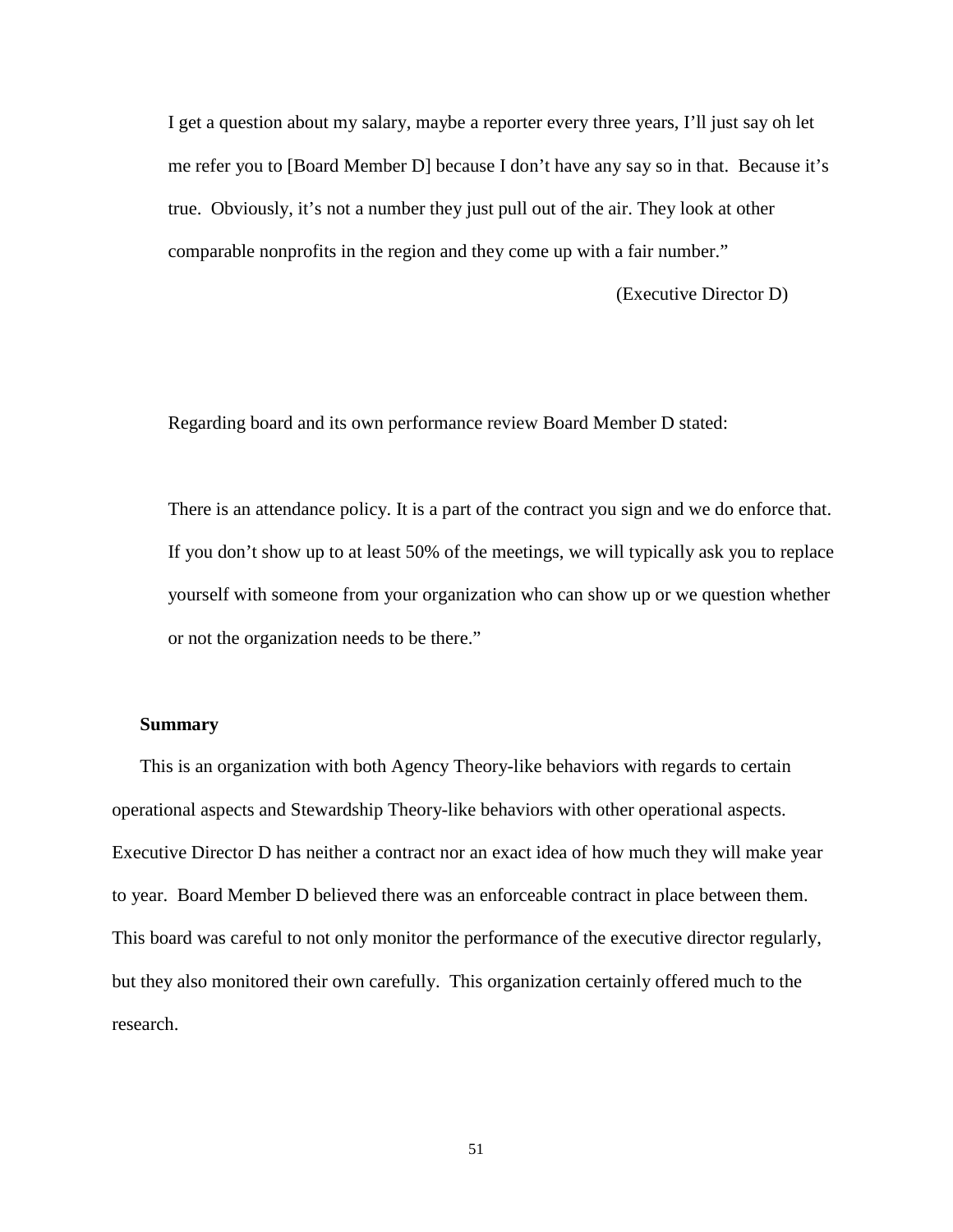> I get a question about my salary, maybe a reporter every three years, I'll just say oh let me refer you to [Board Member D] because I don't have any say so in that. Because it's true. Obviously, it's not a number they just pull out of the air. They look at other comparable nonprofits in the region and they come up with a fair number."
>
> (Executive Director D)

Regarding board and its own performance review Board Member D stated:

> There is an attendance policy. It is a part of the contract you sign and we do enforce that. If you don't show up to at least 50% of the meetings, we will typically ask you to replace yourself with someone from your organization who can show up or we question whether or not the organization needs to be there."

**Summary**

This is an organization with both Agency Theory-like behaviors with regards to certain operational aspects and Stewardship Theory-like behaviors with other operational aspects. Executive Director D has neither a contract nor an exact idea of how much they will make year to year. Board Member D believed there was an enforceable contract in place between them. This board was careful to not only monitor the performance of the executive director regularly, but they also monitored their own carefully. This organization certainly offered much to the research.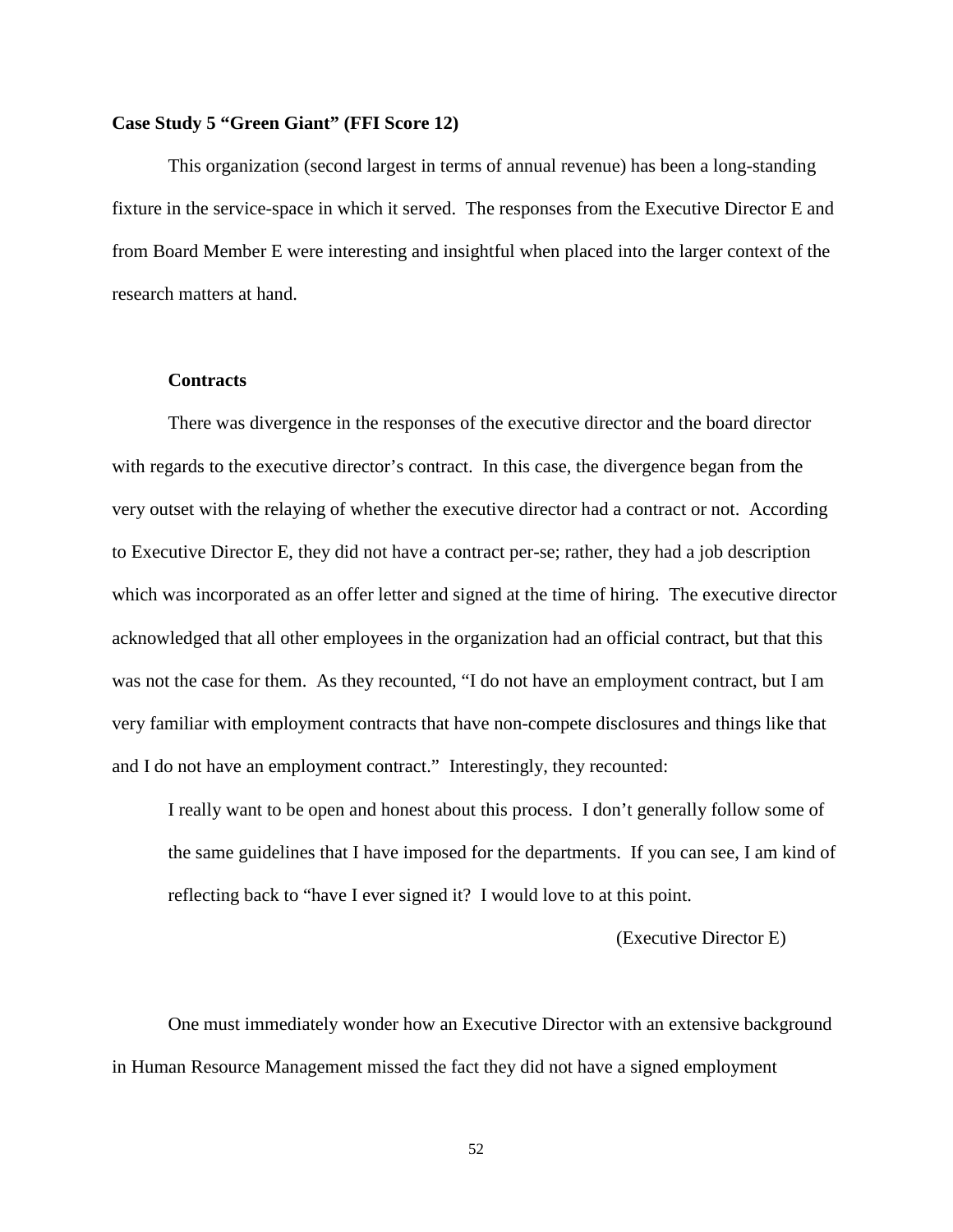### Case Study 5 "Green Giant" (FFI Score 12)

This organization (second largest in terms of annual revenue) has been a long-standing fixture in the service-space in which it served. The responses from the Executive Director E and from Board Member E were interesting and insightful when placed into the larger context of the research matters at hand.

#### Contracts

There was divergence in the responses of the executive director and the board director with regards to the executive director's contract. In this case, the divergence began from the very outset with the relaying of whether the executive director had a contract or not. According to Executive Director E, they did not have a contract per-se; rather, they had a job description which was incorporated as an offer letter and signed at the time of hiring. The executive director acknowledged that all other employees in the organization had an official contract, but that this was not the case for them. As they recounted, "I do not have an employment contract, but I am very familiar with employment contracts that have non-compete disclosures and things like that and I do not have an employment contract." Interestingly, they recounted:

> I really want to be open and honest about this process. I don't generally follow some of the same guidelines that I have imposed for the departments. If you can see, I am kind of reflecting back to "have I ever signed it? I would love to at this point.
>
> (Executive Director E)

One must immediately wonder how an Executive Director with an extensive background in Human Resource Management missed the fact they did not have a signed employment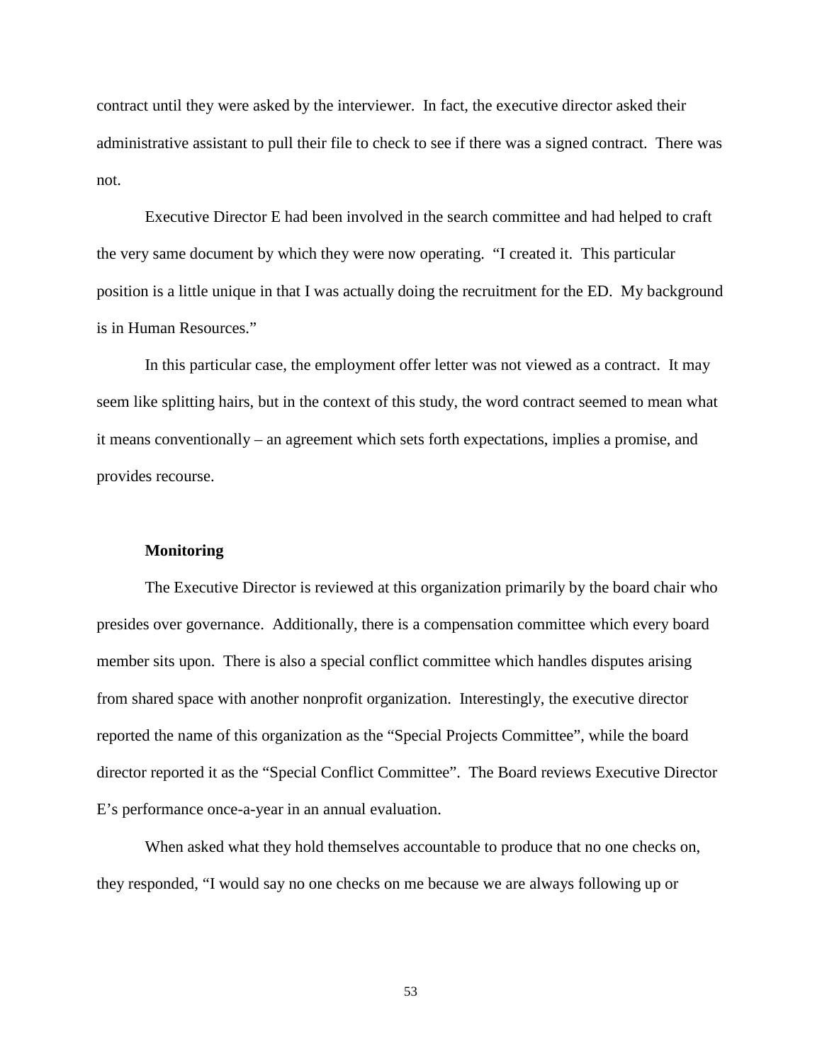contract until they were asked by the interviewer. In fact, the executive director asked their administrative assistant to pull their file to check to see if there was a signed contract. There was not.

Executive Director E had been involved in the search committee and had helped to craft the very same document by which they were now operating. "I created it. This particular position is a little unique in that I was actually doing the recruitment for the ED. My background is in Human Resources."

In this particular case, the employment offer letter was not viewed as a contract. It may seem like splitting hairs, but in the context of this study, the word contract seemed to mean what it means conventionally – an agreement which sets forth expectations, implies a promise, and provides recourse.

**Monitoring**

The Executive Director is reviewed at this organization primarily by the board chair who presides over governance. Additionally, there is a compensation committee which every board member sits upon. There is also a special conflict committee which handles disputes arising from shared space with another nonprofit organization. Interestingly, the executive director reported the name of this organization as the "Special Projects Committee", while the board director reported it as the "Special Conflict Committee". The Board reviews Executive Director E's performance once-a-year in an annual evaluation.

When asked what they hold themselves accountable to produce that no one checks on, they responded, "I would say no one checks on me because we are always following up or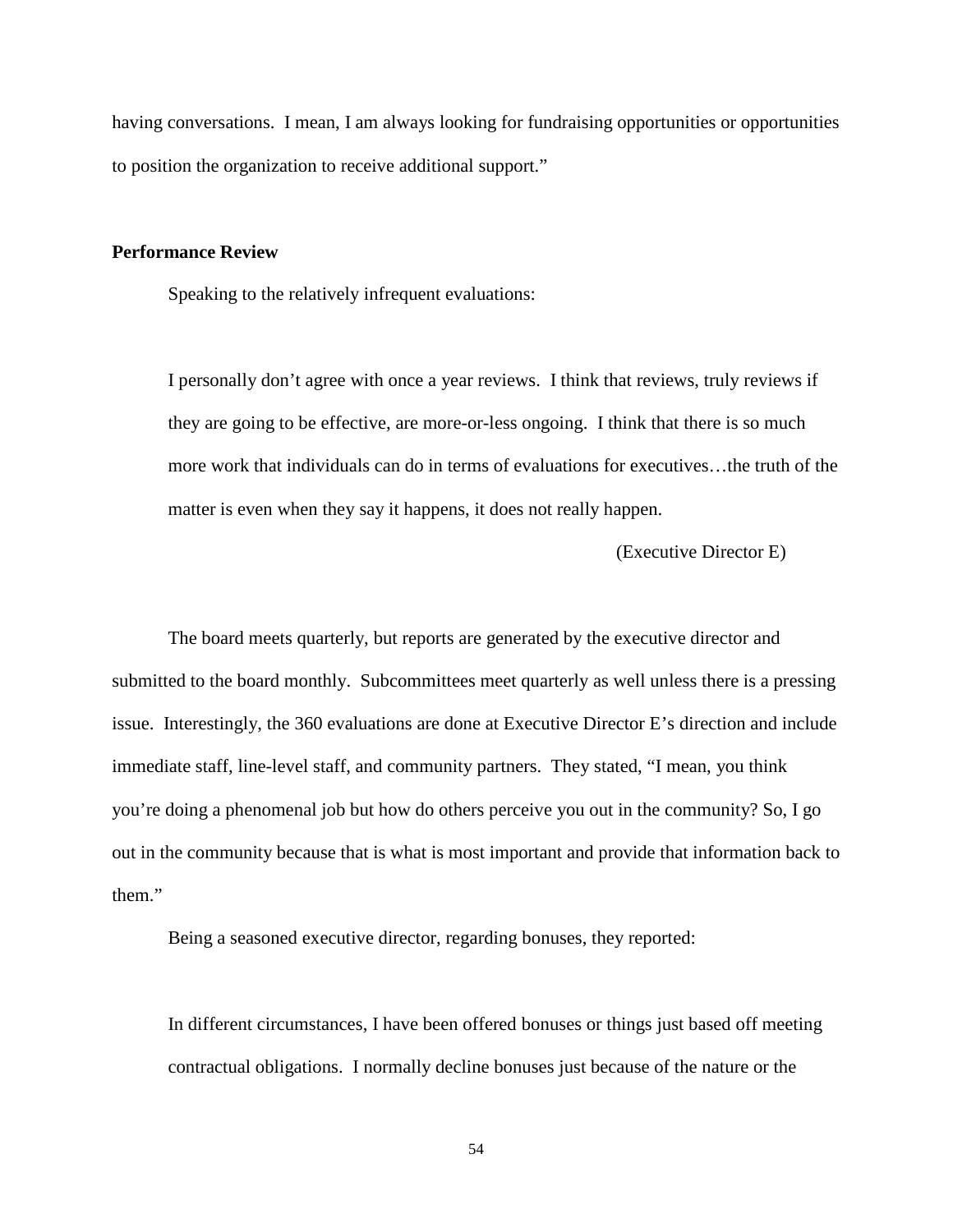having conversations. I mean, I am always looking for fundraising opportunities or opportunities to position the organization to receive additional support."

**Performance Review**

Speaking to the relatively infrequent evaluations:

> I personally don't agree with once a year reviews. I think that reviews, truly reviews if they are going to be effective, are more-or-less ongoing. I think that there is so much more work that individuals can do in terms of evaluations for executives…the truth of the matter is even when they say it happens, it does not really happen.
>
> (Executive Director E)

The board meets quarterly, but reports are generated by the executive director and submitted to the board monthly. Subcommittees meet quarterly as well unless there is a pressing issue. Interestingly, the 360 evaluations are done at Executive Director E's direction and include immediate staff, line-level staff, and community partners. They stated, "I mean, you think you're doing a phenomenal job but how do others perceive you out in the community? So, I go out in the community because that is what is most important and provide that information back to them."

Being a seasoned executive director, regarding bonuses, they reported:

> In different circumstances, I have been offered bonuses or things just based off meeting contractual obligations. I normally decline bonuses just because of the nature or the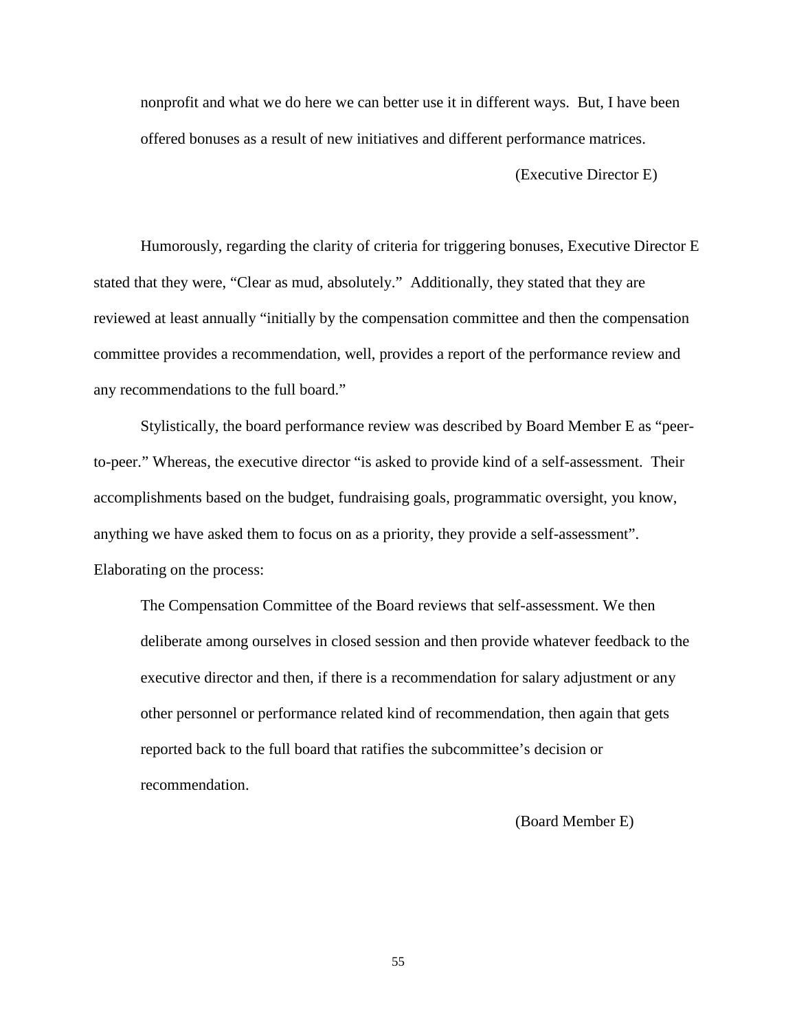> nonprofit and what we do here we can better use it in different ways. But, I have been offered bonuses as a result of new initiatives and different performance matrices.
>
> (Executive Director E)

Humorously, regarding the clarity of criteria for triggering bonuses, Executive Director E stated that they were, "Clear as mud, absolutely." Additionally, they stated that they are reviewed at least annually "initially by the compensation committee and then the compensation committee provides a recommendation, well, provides a report of the performance review and any recommendations to the full board."

Stylistically, the board performance review was described by Board Member E as "peer-to-peer." Whereas, the executive director "is asked to provide kind of a self-assessment. Their accomplishments based on the budget, fundraising goals, programmatic oversight, you know, anything we have asked them to focus on as a priority, they provide a self-assessment". Elaborating on the process:

> The Compensation Committee of the Board reviews that self-assessment. We then deliberate among ourselves in closed session and then provide whatever feedback to the executive director and then, if there is a recommendation for salary adjustment or any other personnel or performance related kind of recommendation, then again that gets reported back to the full board that ratifies the subcommittee's decision or recommendation.
>
> (Board Member E)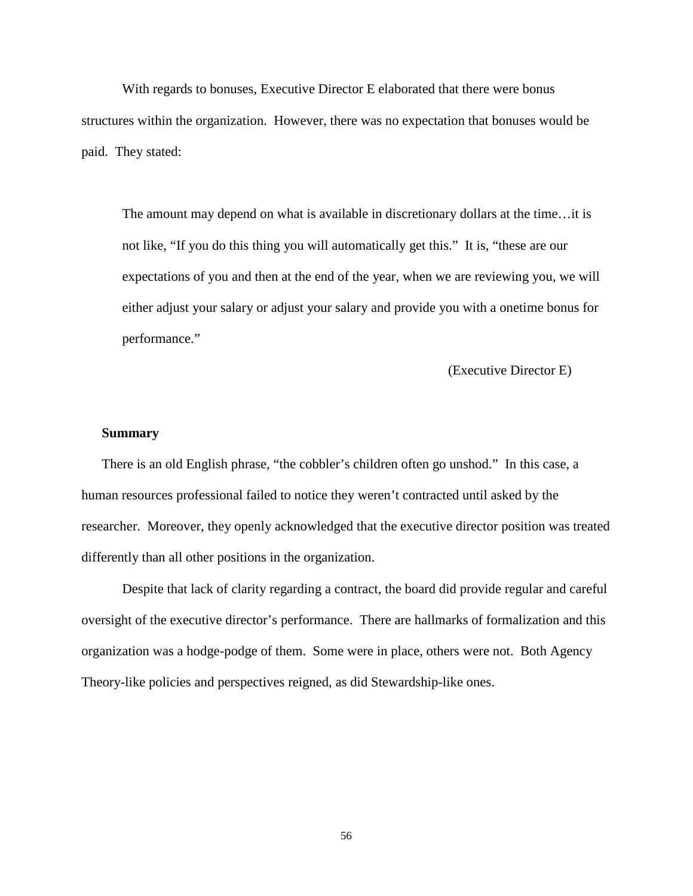With regards to bonuses, Executive Director E elaborated that there were bonus structures within the organization. However, there was no expectation that bonuses would be paid. They stated:

> The amount may depend on what is available in discretionary dollars at the time…it is not like, "If you do this thing you will automatically get this." It is, "these are our expectations of you and then at the end of the year, when we are reviewing you, we will either adjust your salary or adjust your salary and provide you with a onetime bonus for performance."
>
> (Executive Director E)

### Summary

There is an old English phrase, "the cobbler's children often go unshod." In this case, a human resources professional failed to notice they weren't contracted until asked by the researcher. Moreover, they openly acknowledged that the executive director position was treated differently than all other positions in the organization.

Despite that lack of clarity regarding a contract, the board did provide regular and careful oversight of the executive director's performance. There are hallmarks of formalization and this organization was a hodge-podge of them. Some were in place, others were not. Both Agency Theory-like policies and perspectives reigned, as did Stewardship-like ones.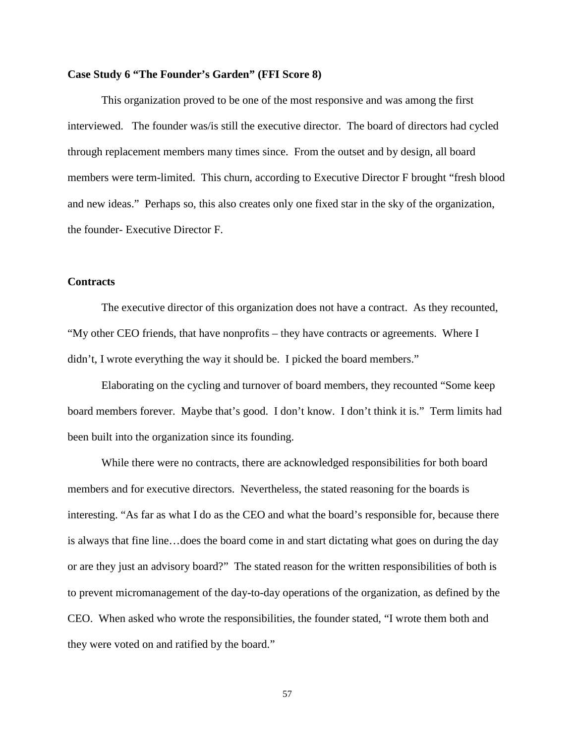**Case Study 6 "The Founder's Garden" (FFI Score 8)**

This organization proved to be one of the most responsive and was among the first interviewed. The founder was/is still the executive director. The board of directors had cycled through replacement members many times since. From the outset and by design, all board members were term-limited. This churn, according to Executive Director F brought "fresh blood and new ideas." Perhaps so, this also creates only one fixed star in the sky of the organization, the founder- Executive Director F.

**Contracts**

The executive director of this organization does not have a contract. As they recounted, "My other CEO friends, that have nonprofits – they have contracts or agreements. Where I didn't, I wrote everything the way it should be. I picked the board members."

Elaborating on the cycling and turnover of board members, they recounted "Some keep board members forever. Maybe that's good. I don't know. I don't think it is." Term limits had been built into the organization since its founding.

While there were no contracts, there are acknowledged responsibilities for both board members and for executive directors. Nevertheless, the stated reasoning for the boards is interesting. "As far as what I do as the CEO and what the board's responsible for, because there is always that fine line…does the board come in and start dictating what goes on during the day or are they just an advisory board?" The stated reason for the written responsibilities of both is to prevent micromanagement of the day-to-day operations of the organization, as defined by the CEO. When asked who wrote the responsibilities, the founder stated, "I wrote them both and they were voted on and ratified by the board."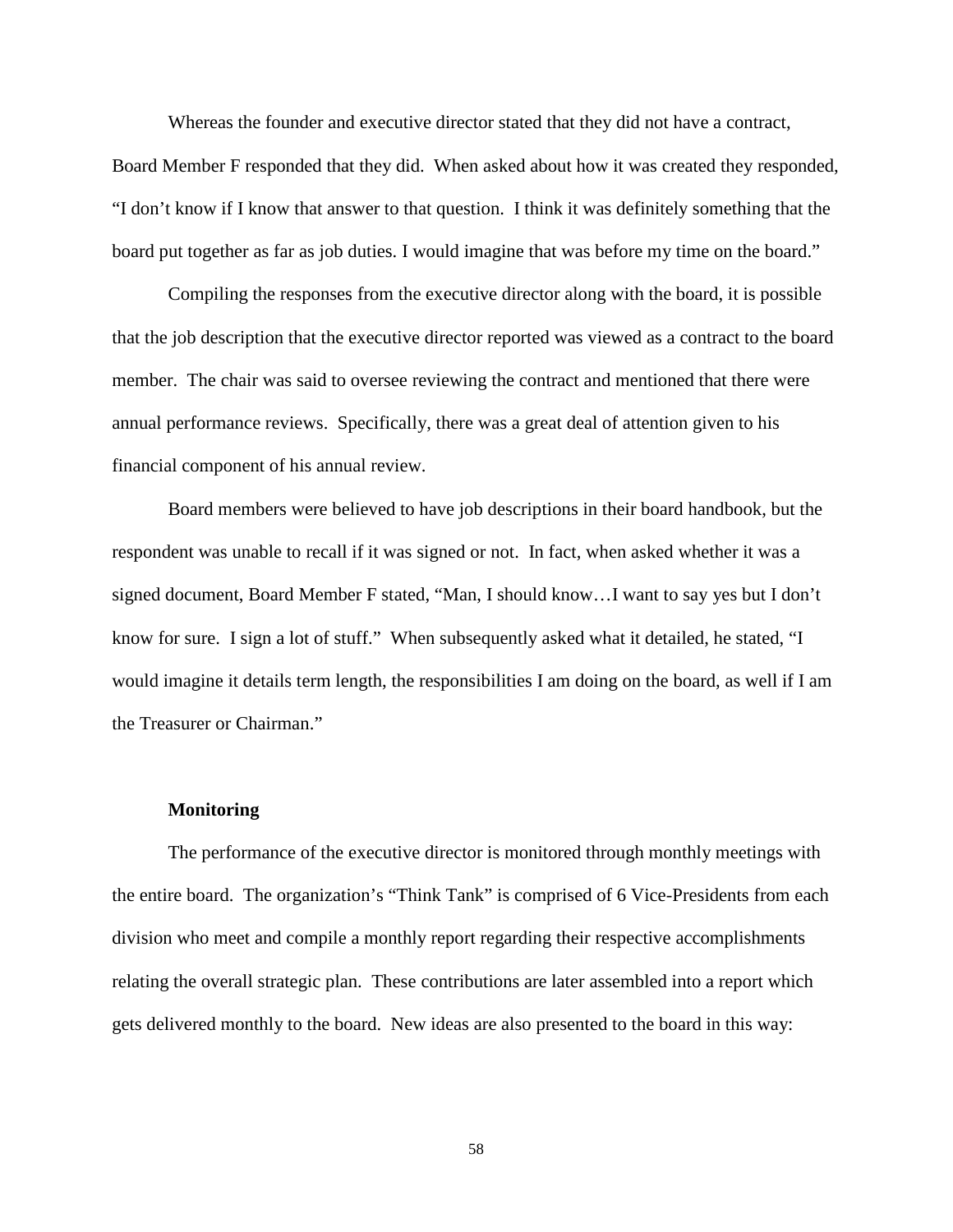Whereas the founder and executive director stated that they did not have a contract, Board Member F responded that they did. When asked about how it was created they responded, "I don't know if I know that answer to that question. I think it was definitely something that the board put together as far as job duties. I would imagine that was before my time on the board."

Compiling the responses from the executive director along with the board, it is possible that the job description that the executive director reported was viewed as a contract to the board member. The chair was said to oversee reviewing the contract and mentioned that there were annual performance reviews. Specifically, there was a great deal of attention given to his financial component of his annual review.

Board members were believed to have job descriptions in their board handbook, but the respondent was unable to recall if it was signed or not. In fact, when asked whether it was a signed document, Board Member F stated, "Man, I should know…I want to say yes but I don't know for sure. I sign a lot of stuff." When subsequently asked what it detailed, he stated, "I would imagine it details term length, the responsibilities I am doing on the board, as well if I am the Treasurer or Chairman."

**Monitoring**

The performance of the executive director is monitored through monthly meetings with the entire board. The organization's "Think Tank" is comprised of 6 Vice-Presidents from each division who meet and compile a monthly report regarding their respective accomplishments relating the overall strategic plan. These contributions are later assembled into a report which gets delivered monthly to the board. New ideas are also presented to the board in this way: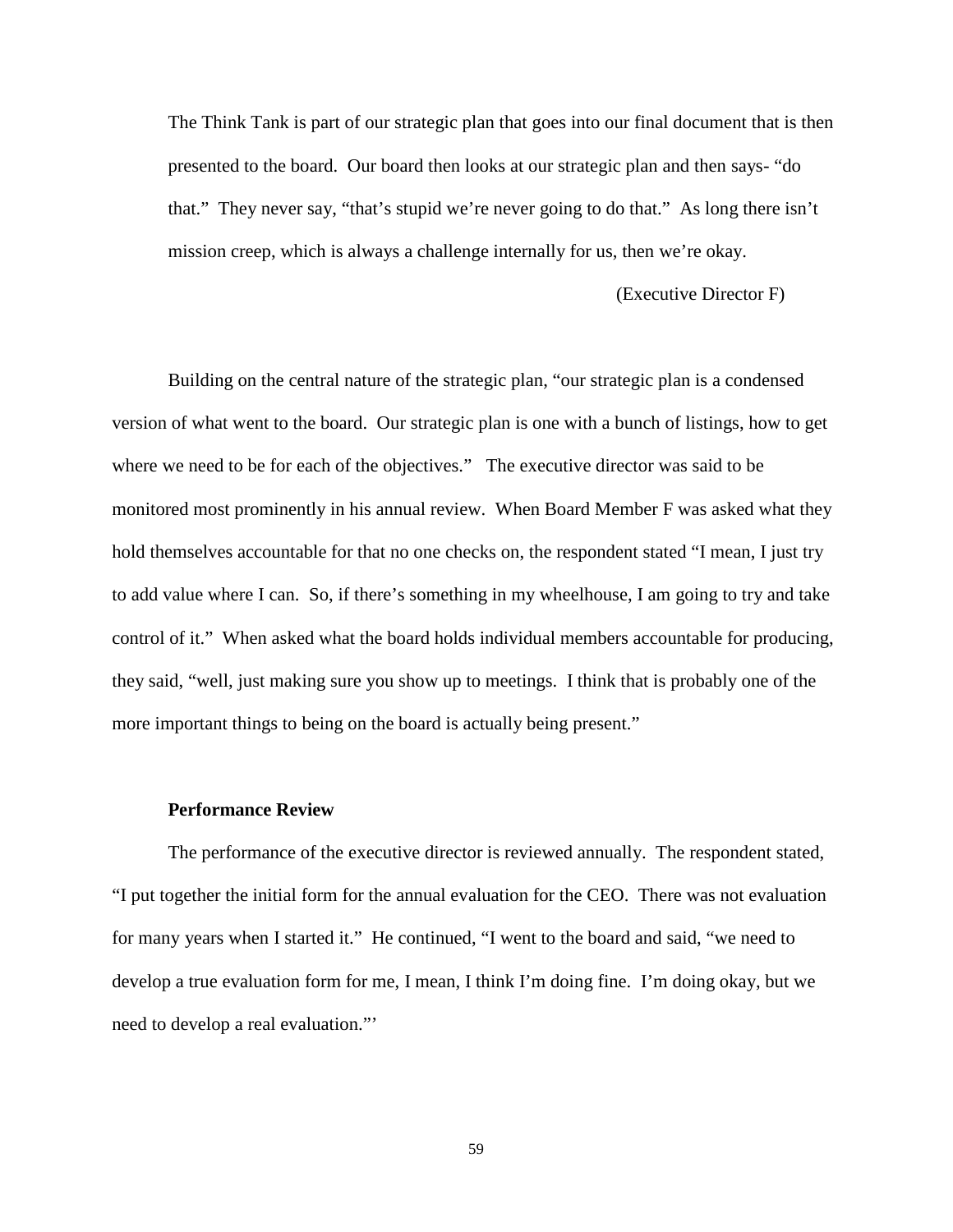> The Think Tank is part of our strategic plan that goes into our final document that is then presented to the board. Our board then looks at our strategic plan and then says- "do that." They never say, "that's stupid we're never going to do that." As long there isn't mission creep, which is always a challenge internally for us, then we're okay.
>
> (Executive Director F)

Building on the central nature of the strategic plan, "our strategic plan is a condensed version of what went to the board. Our strategic plan is one with a bunch of listings, how to get where we need to be for each of the objectives." The executive director was said to be monitored most prominently in his annual review. When Board Member F was asked what they hold themselves accountable for that no one checks on, the respondent stated "I mean, I just try to add value where I can. So, if there's something in my wheelhouse, I am going to try and take control of it." When asked what the board holds individual members accountable for producing, they said, "well, just making sure you show up to meetings. I think that is probably one of the more important things to being on the board is actually being present."

**Performance Review**

The performance of the executive director is reviewed annually. The respondent stated, "I put together the initial form for the annual evaluation for the CEO. There was not evaluation for many years when I started it." He continued, "I went to the board and said, "we need to develop a true evaluation form for me, I mean, I think I'm doing fine. I'm doing okay, but we need to develop a real evaluation."'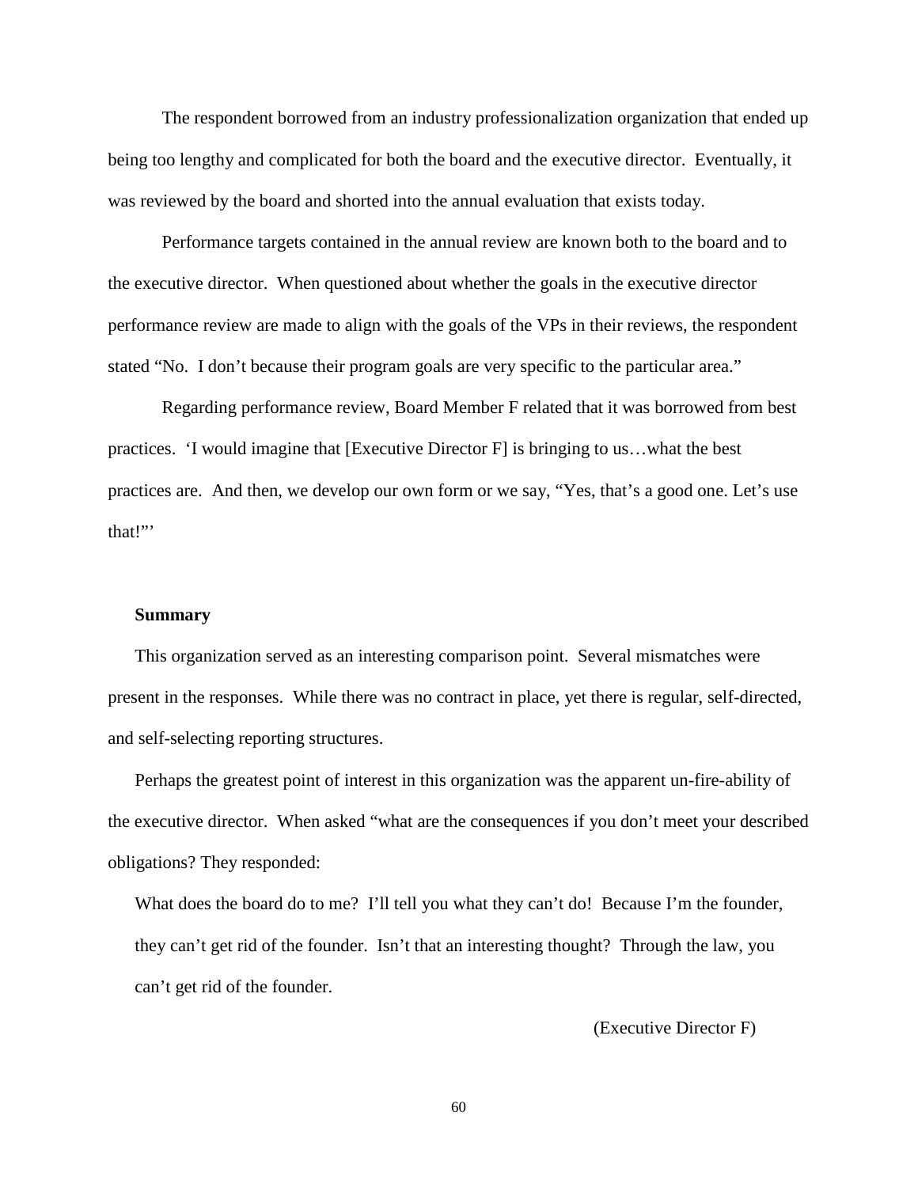The respondent borrowed from an industry professionalization organization that ended up being too lengthy and complicated for both the board and the executive director. Eventually, it was reviewed by the board and shorted into the annual evaluation that exists today.

Performance targets contained in the annual review are known both to the board and to the executive director. When questioned about whether the goals in the executive director performance review are made to align with the goals of the VPs in their reviews, the respondent stated "No. I don't because their program goals are very specific to the particular area."

Regarding performance review, Board Member F related that it was borrowed from best practices. 'I would imagine that [Executive Director F] is bringing to us…what the best practices are. And then, we develop our own form or we say, "Yes, that's a good one. Let's use that!"'

**Summary**

This organization served as an interesting comparison point. Several mismatches were present in the responses. While there was no contract in place, yet there is regular, self-directed, and self-selecting reporting structures.

Perhaps the greatest point of interest in this organization was the apparent un-fire-ability of the executive director. When asked "what are the consequences if you don't meet your described obligations? They responded:

> What does the board do to me? I'll tell you what they can't do! Because I'm the founder, they can't get rid of the founder. Isn't that an interesting thought? Through the law, you can't get rid of the founder.
>
> (Executive Director F)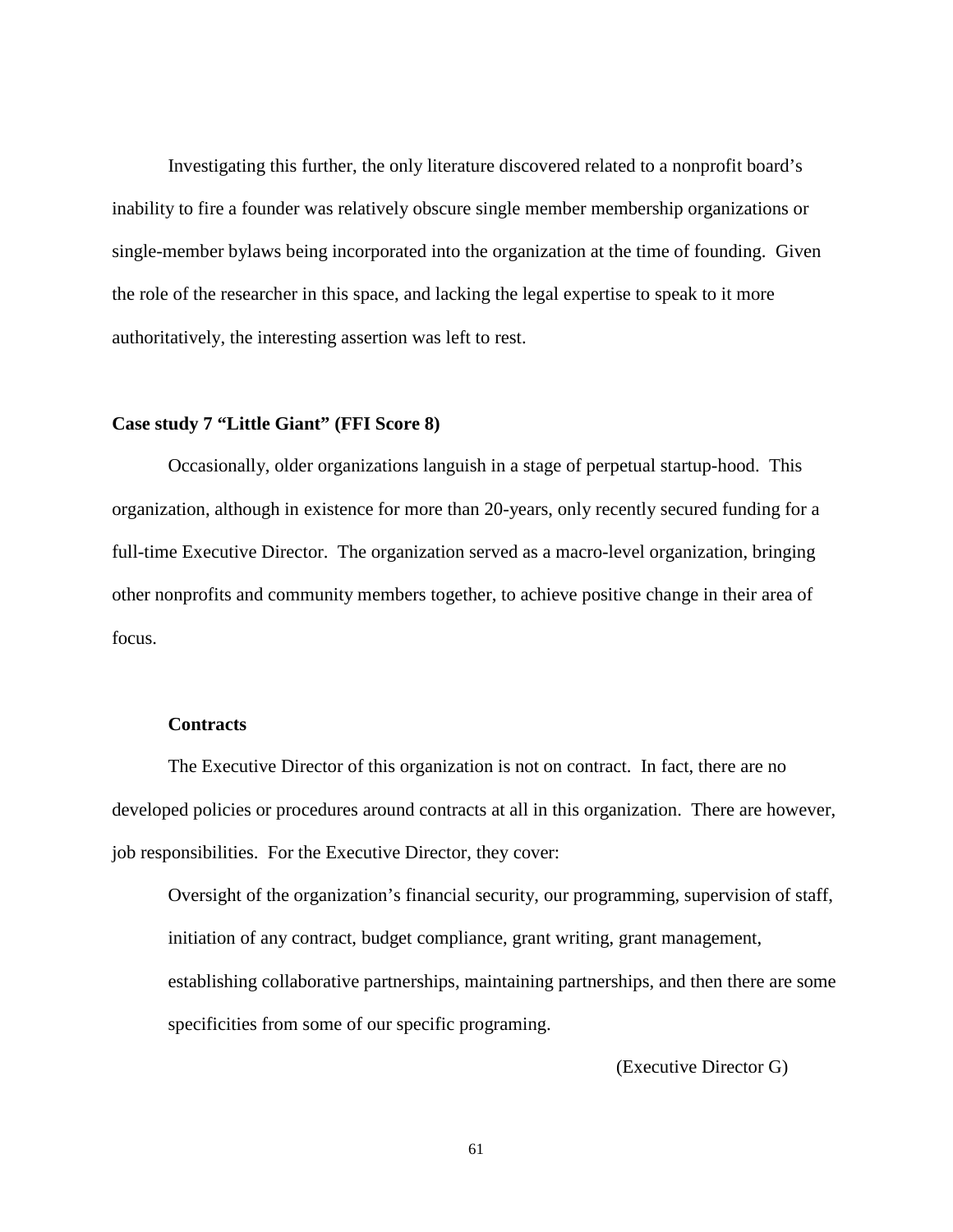Investigating this further, the only literature discovered related to a nonprofit board's inability to fire a founder was relatively obscure single member membership organizations or single-member bylaws being incorporated into the organization at the time of founding. Given the role of the researcher in this space, and lacking the legal expertise to speak to it more authoritatively, the interesting assertion was left to rest.

### Case study 7 "Little Giant" (FFI Score 8)

Occasionally, older organizations languish in a stage of perpetual startup-hood. This organization, although in existence for more than 20-years, only recently secured funding for a full-time Executive Director. The organization served as a macro-level organization, bringing other nonprofits and community members together, to achieve positive change in their area of focus.

#### Contracts

The Executive Director of this organization is not on contract. In fact, there are no developed policies or procedures around contracts at all in this organization. There are however, job responsibilities. For the Executive Director, they cover:

> Oversight of the organization's financial security, our programming, supervision of staff, initiation of any contract, budget compliance, grant writing, grant management, establishing collaborative partnerships, maintaining partnerships, and then there are some specificities from some of our specific programing.
>
> (Executive Director G)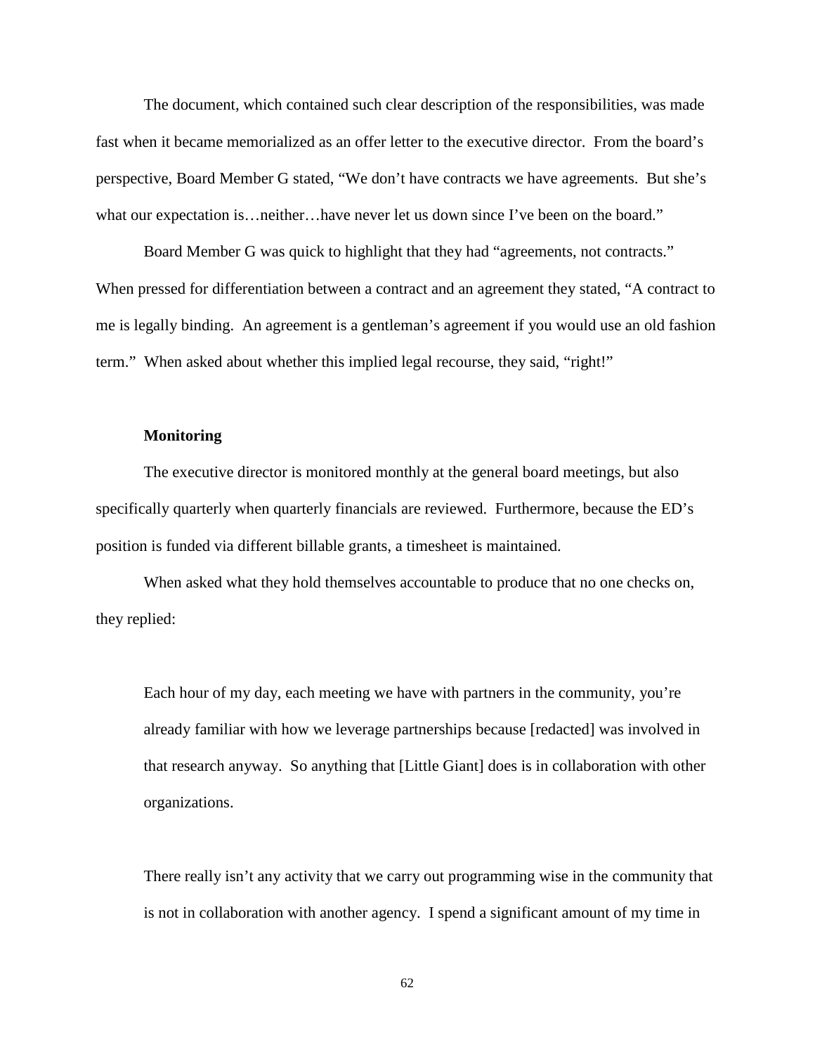The document, which contained such clear description of the responsibilities, was made fast when it became memorialized as an offer letter to the executive director. From the board's perspective, Board Member G stated, "We don't have contracts we have agreements. But she's what our expectation is…neither…have never let us down since I've been on the board."

Board Member G was quick to highlight that they had "agreements, not contracts." When pressed for differentiation between a contract and an agreement they stated, "A contract to me is legally binding. An agreement is a gentleman's agreement if you would use an old fashion term." When asked about whether this implied legal recourse, they said, "right!"

**Monitoring**

The executive director is monitored monthly at the general board meetings, but also specifically quarterly when quarterly financials are reviewed. Furthermore, because the ED's position is funded via different billable grants, a timesheet is maintained.

When asked what they hold themselves accountable to produce that no one checks on, they replied:

> Each hour of my day, each meeting we have with partners in the community, you're already familiar with how we leverage partnerships because [redacted] was involved in that research anyway. So anything that [Little Giant] does is in collaboration with other organizations.
>
> There really isn't any activity that we carry out programming wise in the community that is not in collaboration with another agency. I spend a significant amount of my time in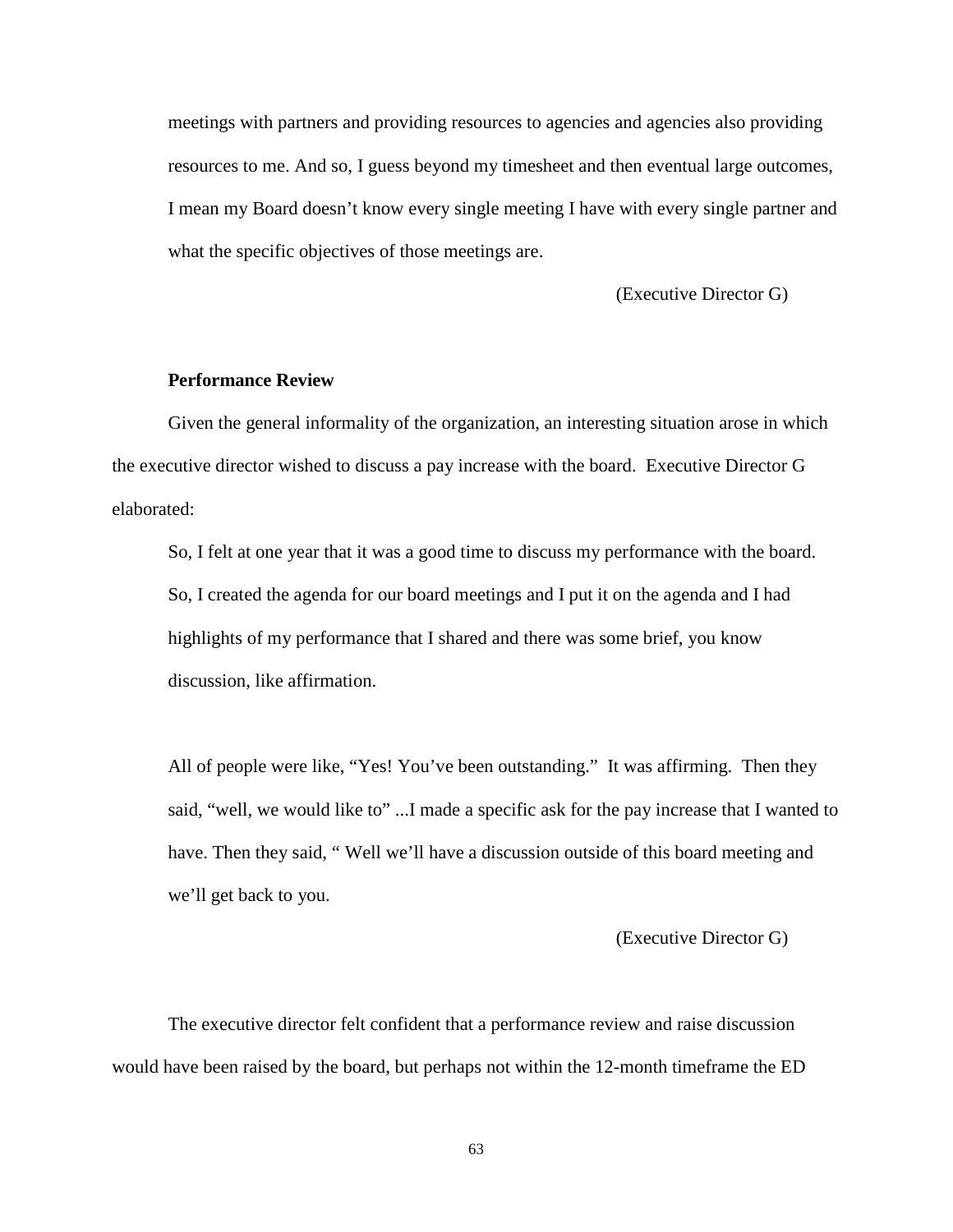> meetings with partners and providing resources to agencies and agencies also providing resources to me. And so, I guess beyond my timesheet and then eventual large outcomes, I mean my Board doesn't know every single meeting I have with every single partner and what the specific objectives of those meetings are.
>
> (Executive Director G)

### Performance Review

Given the general informality of the organization, an interesting situation arose in which the executive director wished to discuss a pay increase with the board. Executive Director G elaborated:

> So, I felt at one year that it was a good time to discuss my performance with the board. So, I created the agenda for our board meetings and I put it on the agenda and I had highlights of my performance that I shared and there was some brief, you know discussion, like affirmation.
>
> All of people were like, "Yes! You've been outstanding." It was affirming. Then they said, "well, we would like to" ...I made a specific ask for the pay increase that I wanted to have. Then they said, " Well we'll have a discussion outside of this board meeting and we'll get back to you.
>
> (Executive Director G)

The executive director felt confident that a performance review and raise discussion would have been raised by the board, but perhaps not within the 12-month timeframe the ED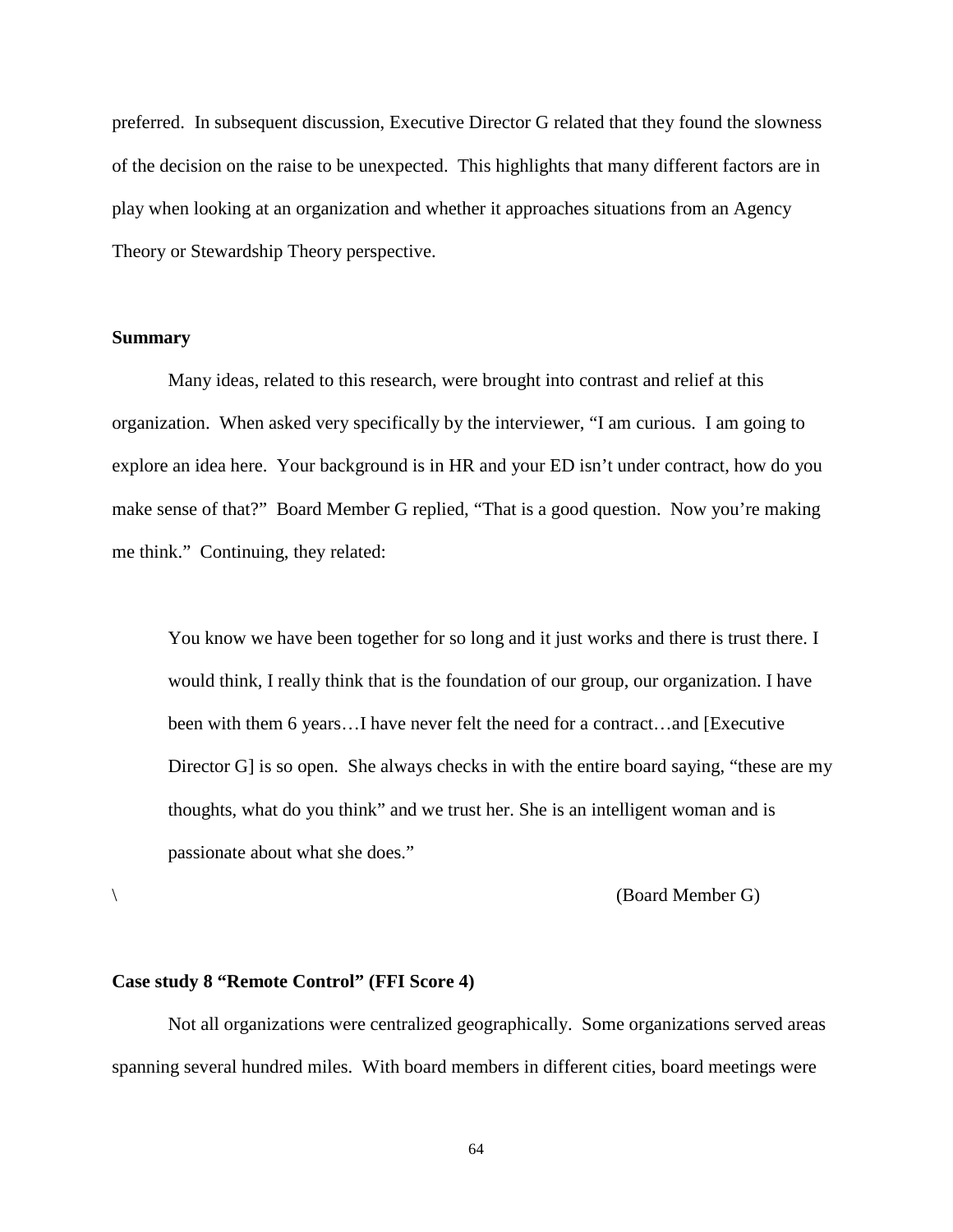preferred. In subsequent discussion, Executive Director G related that they found the slowness of the decision on the raise to be unexpected. This highlights that many different factors are in play when looking at an organization and whether it approaches situations from an Agency Theory or Stewardship Theory perspective.

### Summary

Many ideas, related to this research, were brought into contrast and relief at this organization. When asked very specifically by the interviewer, "I am curious. I am going to explore an idea here. Your background is in HR and your ED isn't under contract, how do you make sense of that?" Board Member G replied, "That is a good question. Now you're making me think." Continuing, they related:

> You know we have been together for so long and it just works and there is trust there. I would think, I really think that is the foundation of our group, our organization. I have been with them 6 years…I have never felt the need for a contract…and [Executive Director G] is so open. She always checks in with the entire board saying, "these are my thoughts, what do you think" and we trust her. She is an intelligent woman and is passionate about what she does."
>
> \ (Board Member G)

### Case study 8 "Remote Control" (FFI Score 4)

Not all organizations were centralized geographically. Some organizations served areas spanning several hundred miles. With board members in different cities, board meetings were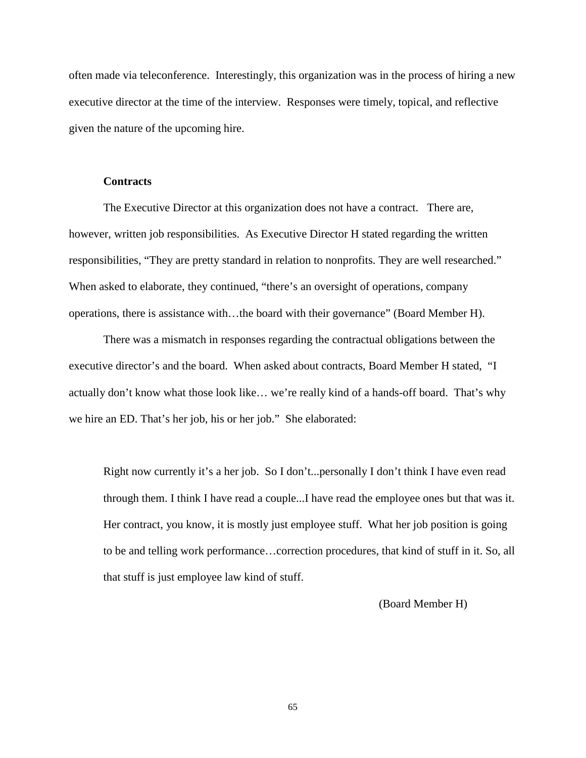often made via teleconference. Interestingly, this organization was in the process of hiring a new executive director at the time of the interview. Responses were timely, topical, and reflective given the nature of the upcoming hire.

**Contracts**

The Executive Director at this organization does not have a contract. There are, however, written job responsibilities. As Executive Director H stated regarding the written responsibilities, "They are pretty standard in relation to nonprofits. They are well researched." When asked to elaborate, they continued, "there's an oversight of operations, company operations, there is assistance with…the board with their governance" (Board Member H).

There was a mismatch in responses regarding the contractual obligations between the executive director's and the board. When asked about contracts, Board Member H stated, "I actually don't know what those look like… we're really kind of a hands-off board. That's why we hire an ED. That's her job, his or her job." She elaborated:

> Right now currently it's a her job. So I don't...personally I don't think I have even read through them. I think I have read a couple...I have read the employee ones but that was it. Her contract, you know, it is mostly just employee stuff. What her job position is going to be and telling work performance…correction procedures, that kind of stuff in it. So, all that stuff is just employee law kind of stuff.
>
> (Board Member H)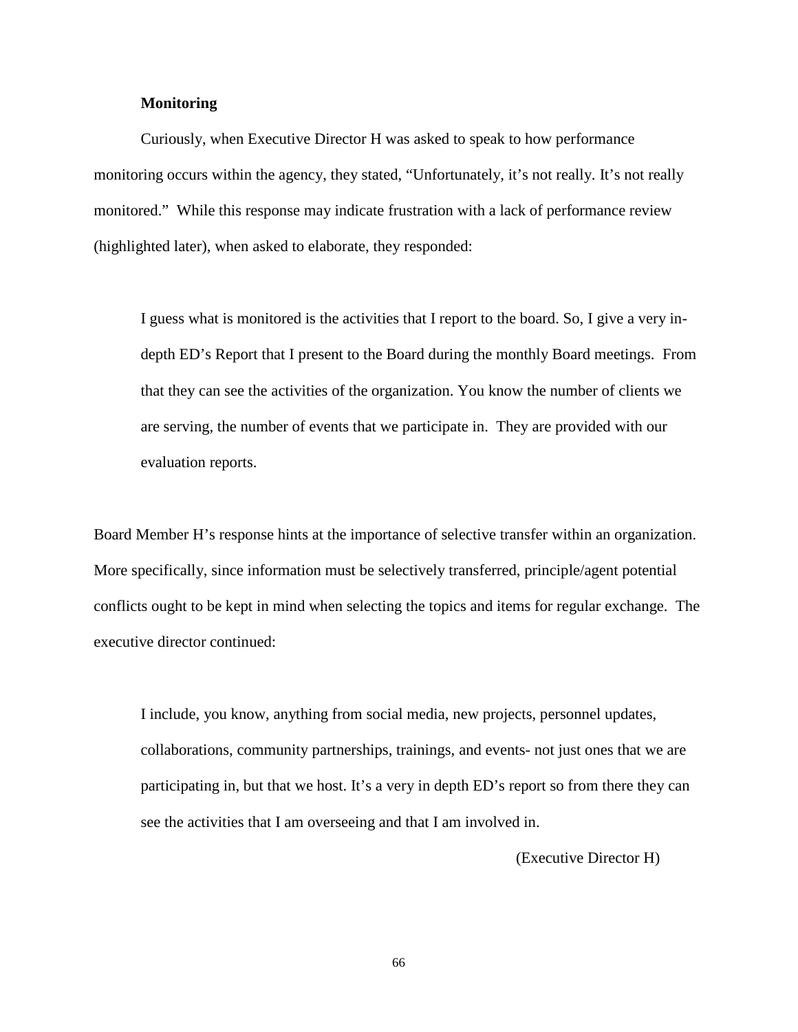**Monitoring**

Curiously, when Executive Director H was asked to speak to how performance monitoring occurs within the agency, they stated, "Unfortunately, it's not really. It's not really monitored." While this response may indicate frustration with a lack of performance review (highlighted later), when asked to elaborate, they responded:

> I guess what is monitored is the activities that I report to the board. So, I give a very in-depth ED's Report that I present to the Board during the monthly Board meetings. From that they can see the activities of the organization. You know the number of clients we are serving, the number of events that we participate in. They are provided with our evaluation reports.

Board Member H's response hints at the importance of selective transfer within an organization. More specifically, since information must be selectively transferred, principle/agent potential conflicts ought to be kept in mind when selecting the topics and items for regular exchange. The executive director continued:

> I include, you know, anything from social media, new projects, personnel updates, collaborations, community partnerships, trainings, and events- not just ones that we are participating in, but that we host. It's a very in depth ED's report so from there they can see the activities that I am overseeing and that I am involved in.
>
> (Executive Director H)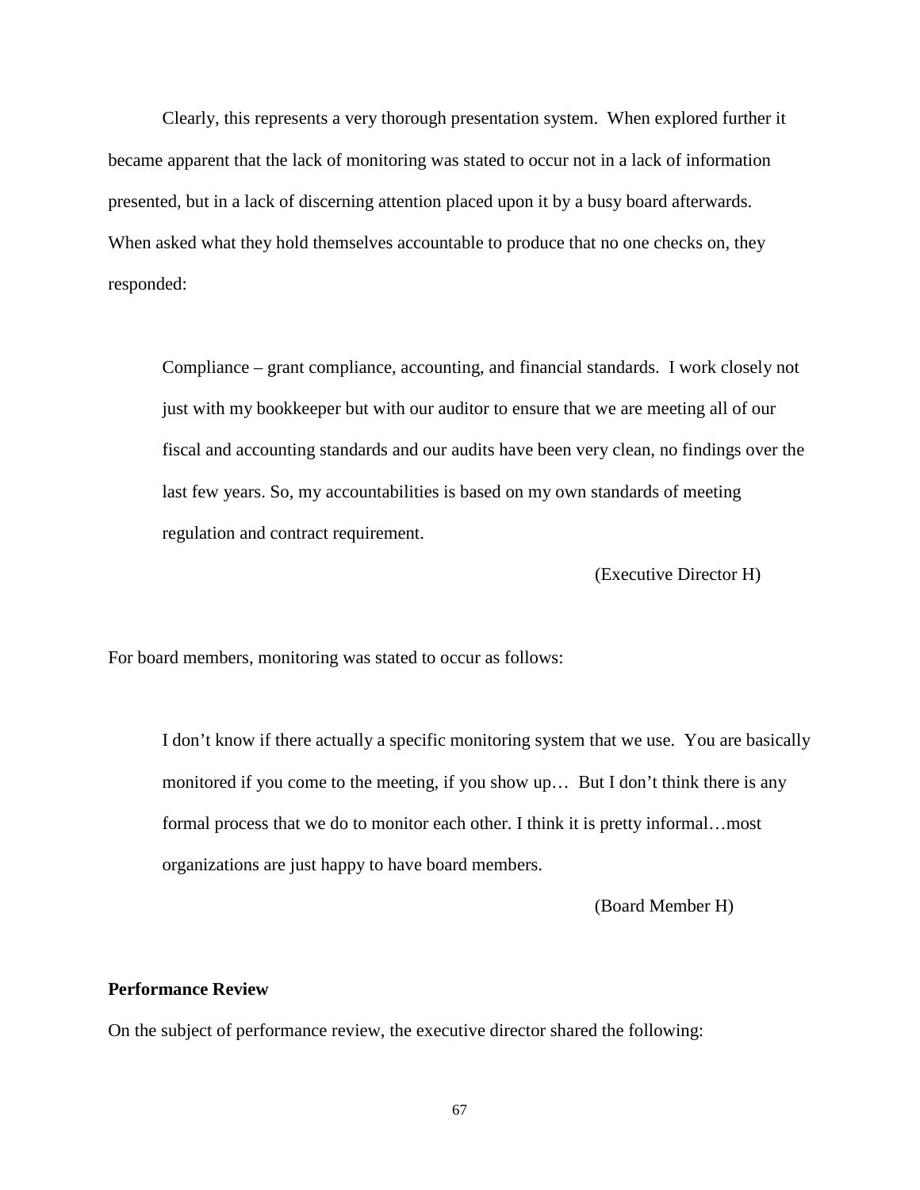Clearly, this represents a very thorough presentation system. When explored further it became apparent that the lack of monitoring was stated to occur not in a lack of information presented, but in a lack of discerning attention placed upon it by a busy board afterwards. When asked what they hold themselves accountable to produce that no one checks on, they responded:

> Compliance – grant compliance, accounting, and financial standards. I work closely not just with my bookkeeper but with our auditor to ensure that we are meeting all of our fiscal and accounting standards and our audits have been very clean, no findings over the last few years. So, my accountabilities is based on my own standards of meeting regulation and contract requirement.
>
> (Executive Director H)

For board members, monitoring was stated to occur as follows:

> I don't know if there actually a specific monitoring system that we use. You are basically monitored if you come to the meeting, if you show up… But I don't think there is any formal process that we do to monitor each other. I think it is pretty informal…most organizations are just happy to have board members.
>
> (Board Member H)

**Performance Review**

On the subject of performance review, the executive director shared the following: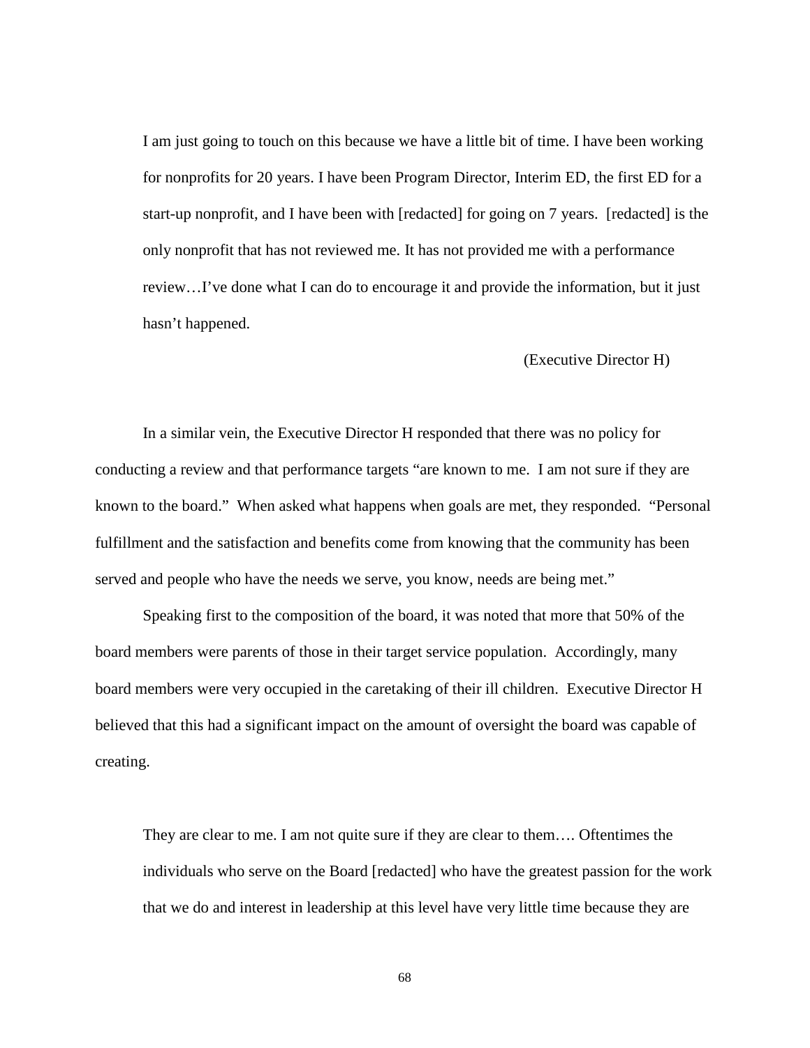> I am just going to touch on this because we have a little bit of time. I have been working for nonprofits for 20 years. I have been Program Director, Interim ED, the first ED for a start-up nonprofit, and I have been with [redacted] for going on 7 years. [redacted] is the only nonprofit that has not reviewed me. It has not provided me with a performance review…I've done what I can do to encourage it and provide the information, but it just hasn't happened.
>
> (Executive Director H)

In a similar vein, the Executive Director H responded that there was no policy for conducting a review and that performance targets "are known to me. I am not sure if they are known to the board." When asked what happens when goals are met, they responded. "Personal fulfillment and the satisfaction and benefits come from knowing that the community has been served and people who have the needs we serve, you know, needs are being met."

Speaking first to the composition of the board, it was noted that more that 50% of the board members were parents of those in their target service population. Accordingly, many board members were very occupied in the caretaking of their ill children. Executive Director H believed that this had a significant impact on the amount of oversight the board was capable of creating.

> They are clear to me. I am not quite sure if they are clear to them…. Oftentimes the individuals who serve on the Board [redacted] who have the greatest passion for the work that we do and interest in leadership at this level have very little time because they are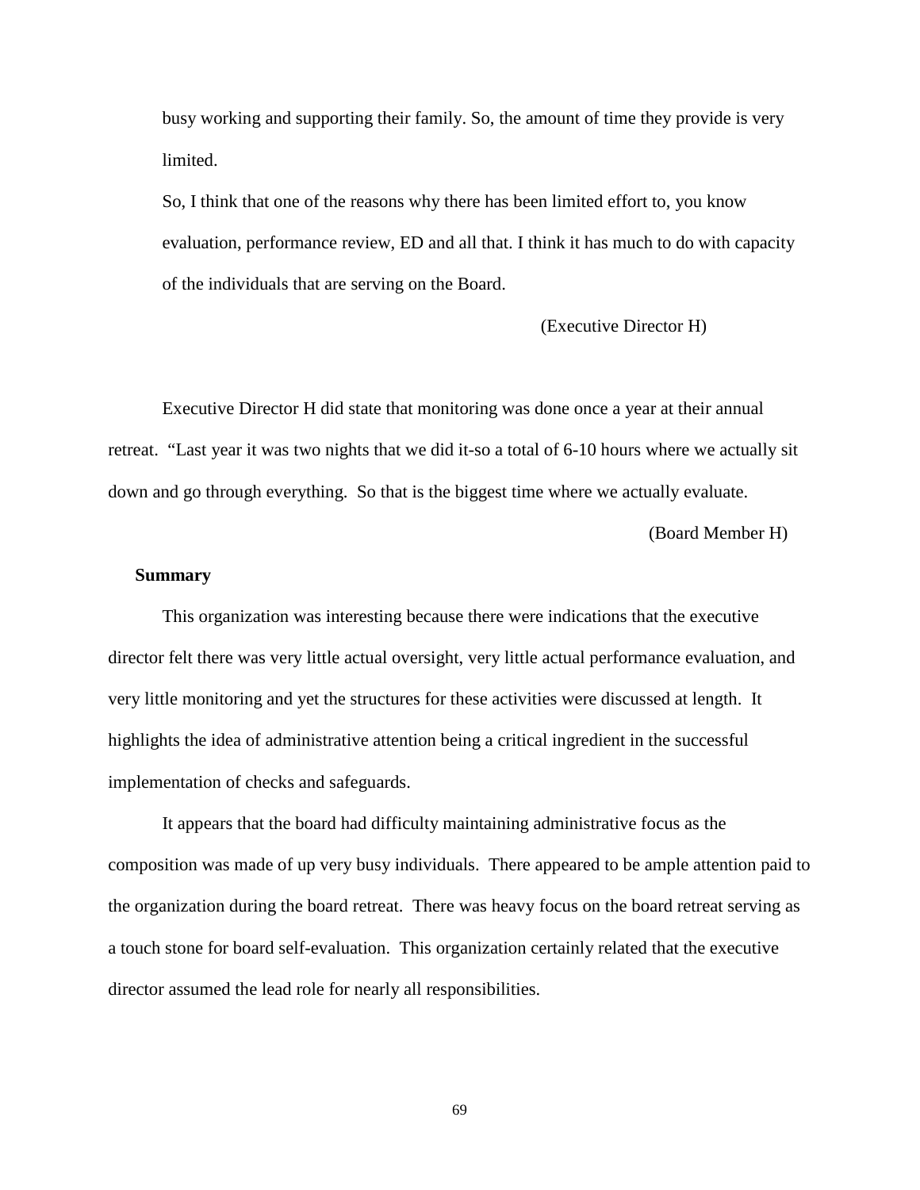> busy working and supporting their family. So, the amount of time they provide is very limited.
>
> So, I think that one of the reasons why there has been limited effort to, you know evaluation, performance review, ED and all that. I think it has much to do with capacity of the individuals that are serving on the Board.
>
> (Executive Director H)

Executive Director H did state that monitoring was done once a year at their annual retreat. "Last year it was two nights that we did it-so a total of 6-10 hours where we actually sit down and go through everything. So that is the biggest time where we actually evaluate.

(Board Member H)

**Summary**

This organization was interesting because there were indications that the executive director felt there was very little actual oversight, very little actual performance evaluation, and very little monitoring and yet the structures for these activities were discussed at length. It highlights the idea of administrative attention being a critical ingredient in the successful implementation of checks and safeguards.

It appears that the board had difficulty maintaining administrative focus as the composition was made of up very busy individuals. There appeared to be ample attention paid to the organization during the board retreat. There was heavy focus on the board retreat serving as a touch stone for board self-evaluation. This organization certainly related that the executive director assumed the lead role for nearly all responsibilities.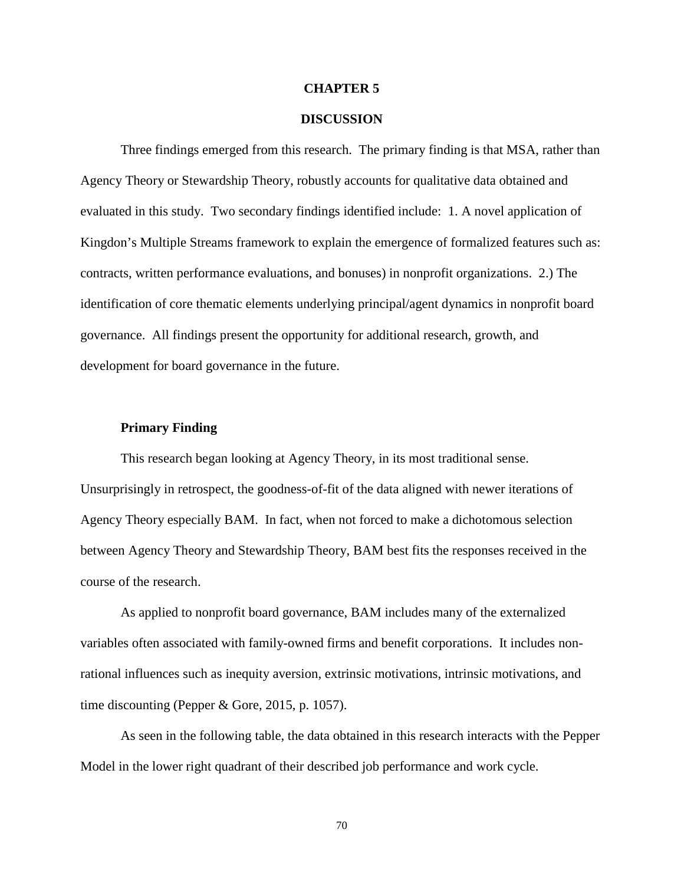# CHAPTER 5

# DISCUSSION

Three findings emerged from this research. The primary finding is that MSA, rather than Agency Theory or Stewardship Theory, robustly accounts for qualitative data obtained and evaluated in this study. Two secondary findings identified include: 1. A novel application of Kingdon's Multiple Streams framework to explain the emergence of formalized features such as: contracts, written performance evaluations, and bonuses) in nonprofit organizations. 2.) The identification of core thematic elements underlying principal/agent dynamics in nonprofit board governance. All findings present the opportunity for additional research, growth, and development for board governance in the future.

## Primary Finding

This research began looking at Agency Theory, in its most traditional sense. Unsurprisingly in retrospect, the goodness-of-fit of the data aligned with newer iterations of Agency Theory especially BAM. In fact, when not forced to make a dichotomous selection between Agency Theory and Stewardship Theory, BAM best fits the responses received in the course of the research.

As applied to nonprofit board governance, BAM includes many of the externalized variables often associated with family-owned firms and benefit corporations. It includes non-rational influences such as inequity aversion, extrinsic motivations, intrinsic motivations, and time discounting (Pepper & Gore, 2015, p. 1057).

As seen in the following table, the data obtained in this research interacts with the Pepper Model in the lower right quadrant of their described job performance and work cycle.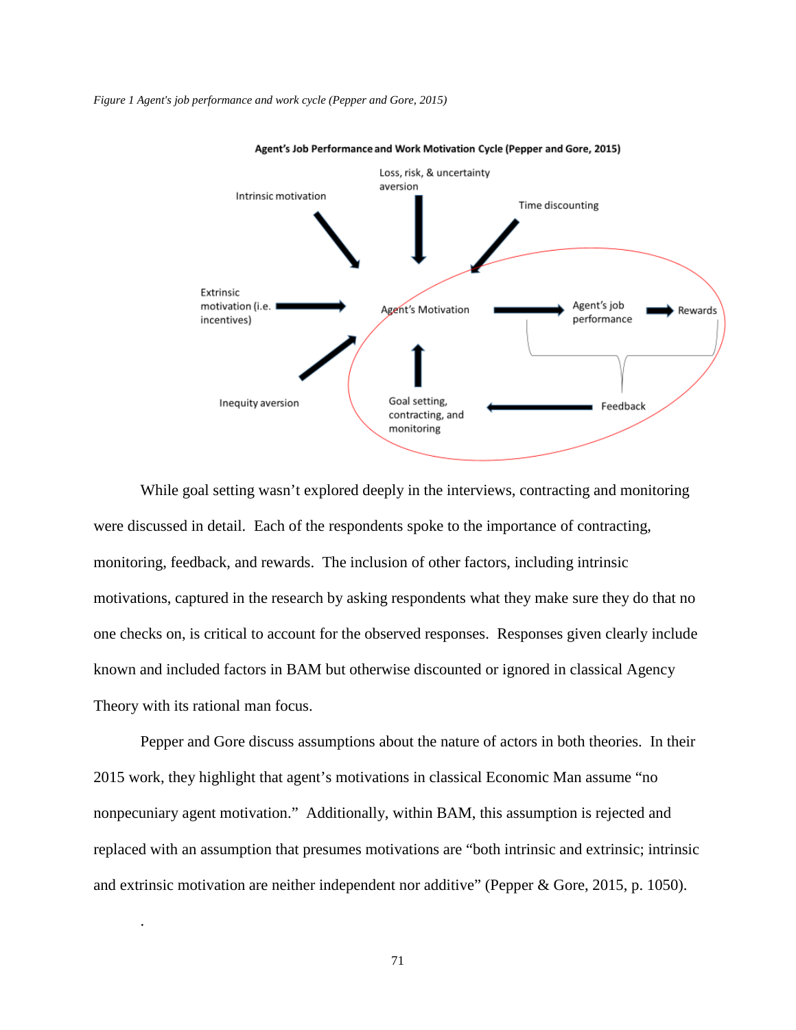*Figure 1 Agent's job performance and work cycle (Pepper and Gore, 2015)*

**Agent's Job Performance and Work Motivation Cycle (Pepper and Gore, 2015)**

Intrinsic motivation

Loss, risk, & uncertainty aversion

Time discounting

Extrinsic motivation (i.e. incentives)

Agent's Motivation

Agent's job performance

Rewards

Inequity aversion

Goal setting, contracting, and monitoring

Feedback

While goal setting wasn't explored deeply in the interviews, contracting and monitoring were discussed in detail. Each of the respondents spoke to the importance of contracting, monitoring, feedback, and rewards. The inclusion of other factors, including intrinsic motivations, captured in the research by asking respondents what they make sure they do that no one checks on, is critical to account for the observed responses. Responses given clearly include known and included factors in BAM but otherwise discounted or ignored in classical Agency Theory with its rational man focus.

Pepper and Gore discuss assumptions about the nature of actors in both theories. In their 2015 work, they highlight that agent's motivations in classical Economic Man assume "no nonpecuniary agent motivation." Additionally, within BAM, this assumption is rejected and replaced with an assumption that presumes motivations are "both intrinsic and extrinsic; intrinsic and extrinsic motivation are neither independent nor additive" (Pepper & Gore, 2015, p. 1050).

.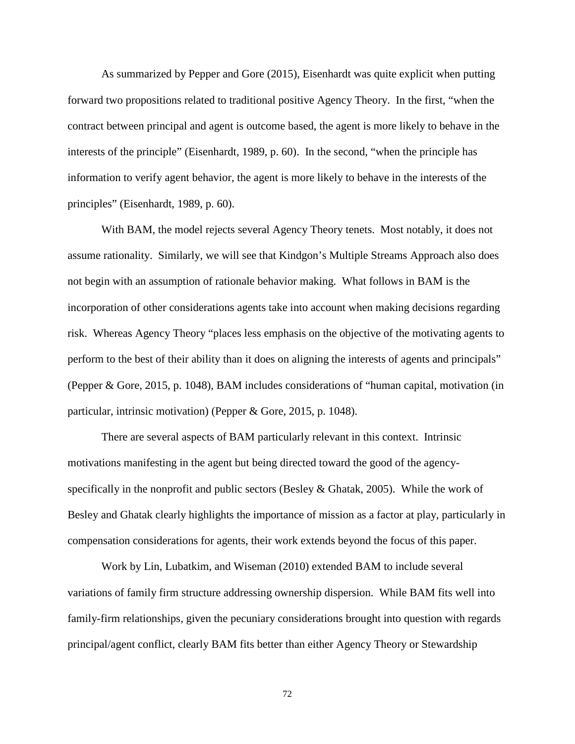As summarized by Pepper and Gore (2015), Eisenhardt was quite explicit when putting forward two propositions related to traditional positive Agency Theory. In the first, "when the contract between principal and agent is outcome based, the agent is more likely to behave in the interests of the principle" (Eisenhardt, 1989, p. 60). In the second, "when the principle has information to verify agent behavior, the agent is more likely to behave in the interests of the principles" (Eisenhardt, 1989, p. 60).

With BAM, the model rejects several Agency Theory tenets. Most notably, it does not assume rationality. Similarly, we will see that Kindgon's Multiple Streams Approach also does not begin with an assumption of rationale behavior making. What follows in BAM is the incorporation of other considerations agents take into account when making decisions regarding risk. Whereas Agency Theory "places less emphasis on the objective of the motivating agents to perform to the best of their ability than it does on aligning the interests of agents and principals" (Pepper & Gore, 2015, p. 1048), BAM includes considerations of "human capital, motivation (in particular, intrinsic motivation) (Pepper & Gore, 2015, p. 1048).

There are several aspects of BAM particularly relevant in this context. Intrinsic motivations manifesting in the agent but being directed toward the good of the agency- specifically in the nonprofit and public sectors (Besley & Ghatak, 2005). While the work of Besley and Ghatak clearly highlights the importance of mission as a factor at play, particularly in compensation considerations for agents, their work extends beyond the focus of this paper.

Work by Lin, Lubatkim, and Wiseman (2010) extended BAM to include several variations of family firm structure addressing ownership dispersion. While BAM fits well into family-firm relationships, given the pecuniary considerations brought into question with regards principal/agent conflict, clearly BAM fits better than either Agency Theory or Stewardship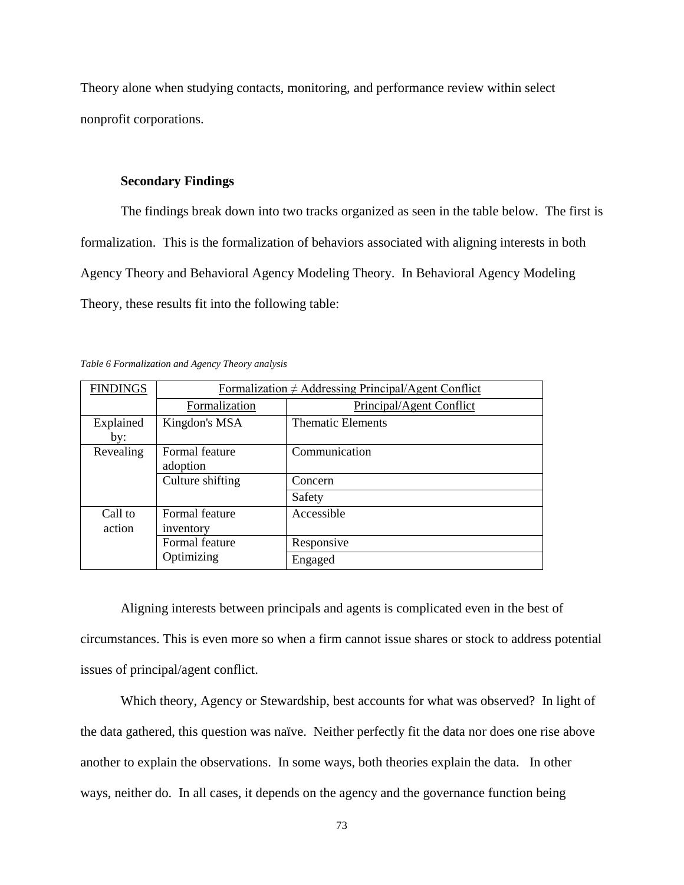Theory alone when studying contacts, monitoring, and performance review within select nonprofit corporations.

### Secondary Findings

The findings break down into two tracks organized as seen in the table below. The first is formalization. This is the formalization of behaviors associated with aligning interests in both Agency Theory and Behavioral Agency Modeling Theory. In Behavioral Agency Modeling Theory, these results fit into the following table:

*Table 6 Formalization and Agency Theory analysis*

| FINDINGS | Formalization ≠ Addressing Principal/Agent Conflict | |
|---|---|---|
| | Formalization | Principal/Agent Conflict |
| Explained by: | Kingdon's MSA | Thematic Elements |
| Revealing | Formal feature adoption | Communication |
| | Culture shifting | Concern |
| | | Safety |
| Call to action | Formal feature inventory | Accessible |
| | Formal feature Optimizing | Responsive |
| | | Engaged |

Aligning interests between principals and agents is complicated even in the best of circumstances. This is even more so when a firm cannot issue shares or stock to address potential issues of principal/agent conflict.

Which theory, Agency or Stewardship, best accounts for what was observed? In light of the data gathered, this question was naïve. Neither perfectly fit the data nor does one rise above another to explain the observations. In some ways, both theories explain the data. In other ways, neither do. In all cases, it depends on the agency and the governance function being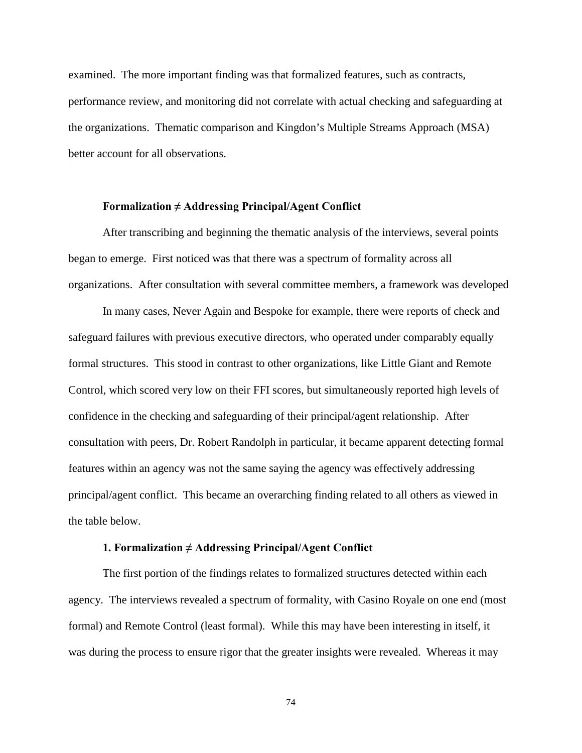examined. The more important finding was that formalized features, such as contracts, performance review, and monitoring did not correlate with actual checking and safeguarding at the organizations. Thematic comparison and Kingdon's Multiple Streams Approach (MSA) better account for all observations.

### Formalization ≠ Addressing Principal/Agent Conflict

After transcribing and beginning the thematic analysis of the interviews, several points began to emerge. First noticed was that there was a spectrum of formality across all organizations. After consultation with several committee members, a framework was developed

In many cases, Never Again and Bespoke for example, there were reports of check and safeguard failures with previous executive directors, who operated under comparably equally formal structures. This stood in contrast to other organizations, like Little Giant and Remote Control, which scored very low on their FFI scores, but simultaneously reported high levels of confidence in the checking and safeguarding of their principal/agent relationship. After consultation with peers, Dr. Robert Randolph in particular, it became apparent detecting formal features within an agency was not the same saying the agency was effectively addressing principal/agent conflict. This became an overarching finding related to all others as viewed in the table below.

### 1. Formalization ≠ Addressing Principal/Agent Conflict

The first portion of the findings relates to formalized structures detected within each agency. The interviews revealed a spectrum of formality, with Casino Royale on one end (most formal) and Remote Control (least formal). While this may have been interesting in itself, it was during the process to ensure rigor that the greater insights were revealed. Whereas it may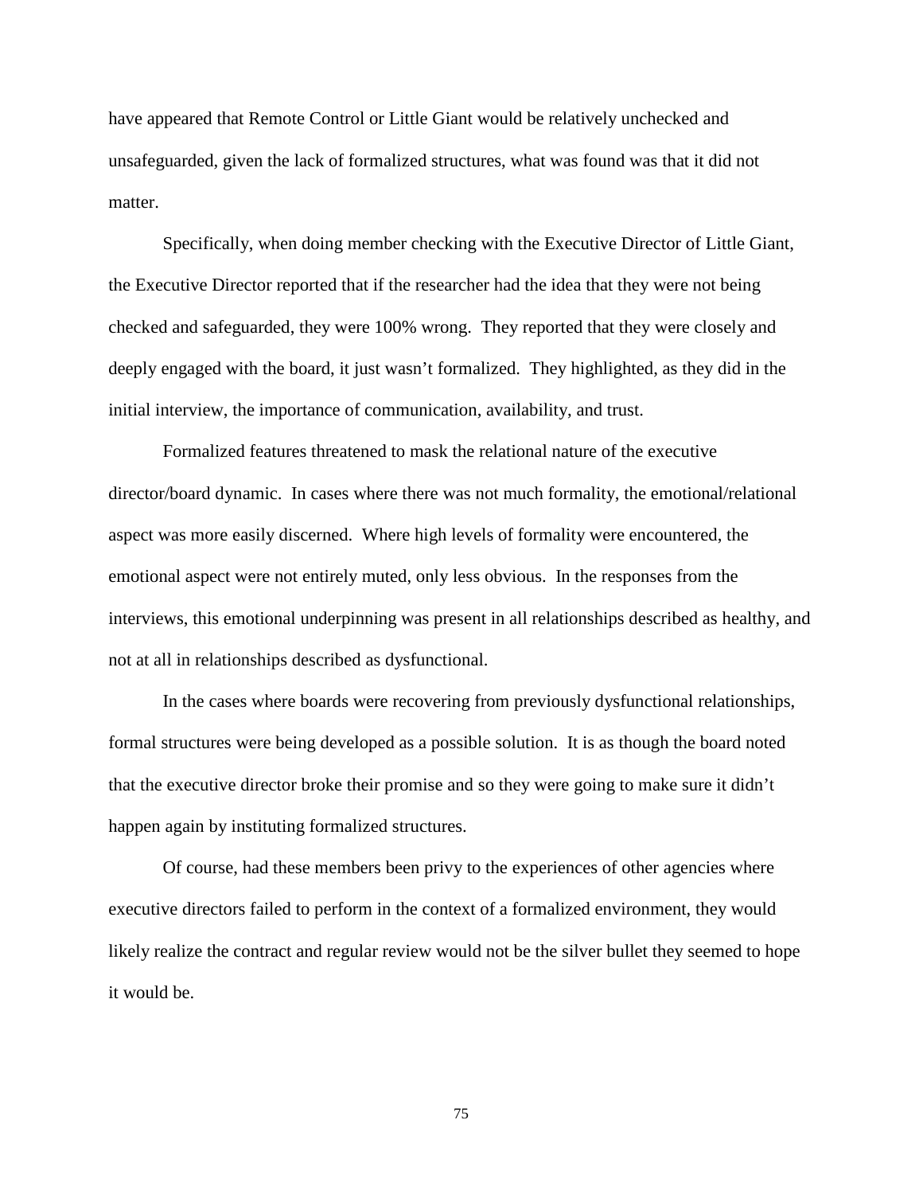have appeared that Remote Control or Little Giant would be relatively unchecked and unsafeguarded, given the lack of formalized structures, what was found was that it did not matter.

Specifically, when doing member checking with the Executive Director of Little Giant, the Executive Director reported that if the researcher had the idea that they were not being checked and safeguarded, they were 100% wrong. They reported that they were closely and deeply engaged with the board, it just wasn't formalized. They highlighted, as they did in the initial interview, the importance of communication, availability, and trust.

Formalized features threatened to mask the relational nature of the executive director/board dynamic. In cases where there was not much formality, the emotional/relational aspect was more easily discerned. Where high levels of formality were encountered, the emotional aspect were not entirely muted, only less obvious. In the responses from the interviews, this emotional underpinning was present in all relationships described as healthy, and not at all in relationships described as dysfunctional.

In the cases where boards were recovering from previously dysfunctional relationships, formal structures were being developed as a possible solution. It is as though the board noted that the executive director broke their promise and so they were going to make sure it didn't happen again by instituting formalized structures.

Of course, had these members been privy to the experiences of other agencies where executive directors failed to perform in the context of a formalized environment, they would likely realize the contract and regular review would not be the silver bullet they seemed to hope it would be.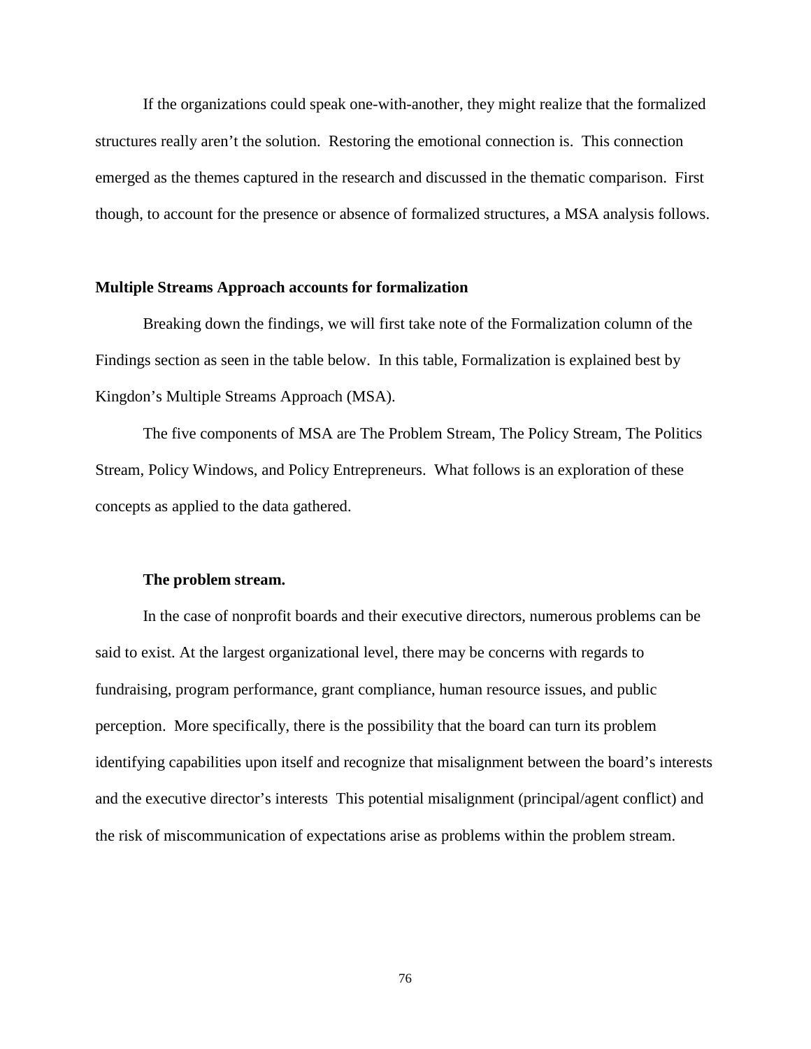If the organizations could speak one-with-another, they might realize that the formalized structures really aren't the solution. Restoring the emotional connection is. This connection emerged as the themes captured in the research and discussed in the thematic comparison. First though, to account for the presence or absence of formalized structures, a MSA analysis follows.

## Multiple Streams Approach accounts for formalization

Breaking down the findings, we will first take note of the Formalization column of the Findings section as seen in the table below. In this table, Formalization is explained best by Kingdon's Multiple Streams Approach (MSA).

The five components of MSA are The Problem Stream, The Policy Stream, The Politics Stream, Policy Windows, and Policy Entrepreneurs. What follows is an exploration of these concepts as applied to the data gathered.

### The problem stream.

In the case of nonprofit boards and their executive directors, numerous problems can be said to exist. At the largest organizational level, there may be concerns with regards to fundraising, program performance, grant compliance, human resource issues, and public perception. More specifically, there is the possibility that the board can turn its problem identifying capabilities upon itself and recognize that misalignment between the board's interests and the executive director's interests This potential misalignment (principal/agent conflict) and the risk of miscommunication of expectations arise as problems within the problem stream.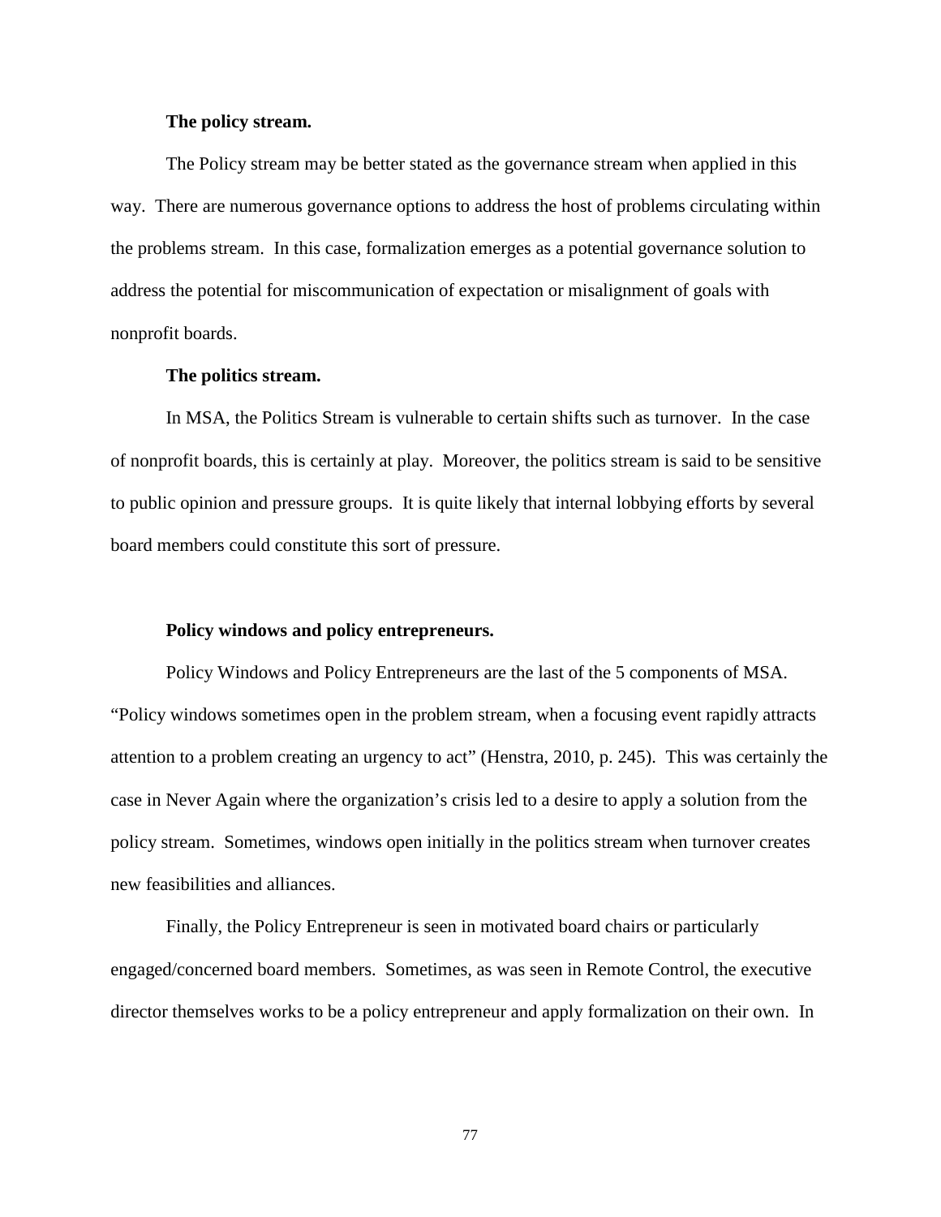#### The policy stream.

The Policy stream may be better stated as the governance stream when applied in this way. There are numerous governance options to address the host of problems circulating within the problems stream. In this case, formalization emerges as a potential governance solution to address the potential for miscommunication of expectation or misalignment of goals with nonprofit boards.

#### The politics stream.

In MSA, the Politics Stream is vulnerable to certain shifts such as turnover. In the case of nonprofit boards, this is certainly at play. Moreover, the politics stream is said to be sensitive to public opinion and pressure groups. It is quite likely that internal lobbying efforts by several board members could constitute this sort of pressure.

#### Policy windows and policy entrepreneurs.

Policy Windows and Policy Entrepreneurs are the last of the 5 components of MSA. "Policy windows sometimes open in the problem stream, when a focusing event rapidly attracts attention to a problem creating an urgency to act" (Henstra, 2010, p. 245). This was certainly the case in Never Again where the organization's crisis led to a desire to apply a solution from the policy stream. Sometimes, windows open initially in the politics stream when turnover creates new feasibilities and alliances.

Finally, the Policy Entrepreneur is seen in motivated board chairs or particularly engaged/concerned board members. Sometimes, as was seen in Remote Control, the executive director themselves works to be a policy entrepreneur and apply formalization on their own. In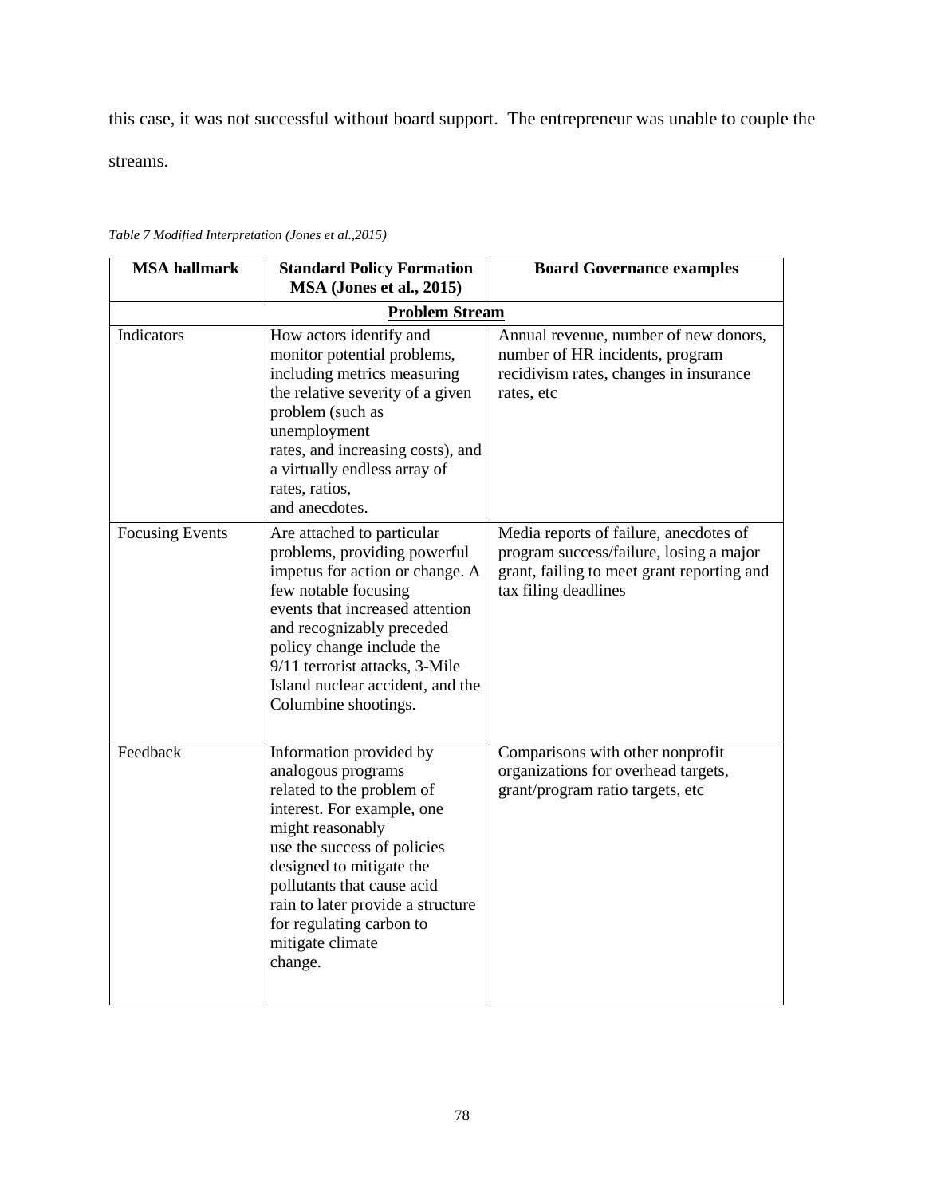this case, it was not successful without board support. The entrepreneur was unable to couple the streams.

*Table 7 Modified Interpretation (Jones et al.,2015)*

| MSA hallmark | Standard Policy Formation MSA (Jones et al., 2015) | Board Governance examples |
|---|---|---|
| **Problem Stream** | | |
| Indicators | How actors identify and monitor potential problems, including metrics measuring the relative severity of a given problem (such as unemployment rates, and increasing costs), and a virtually endless array of rates, ratios, and anecdotes. | Annual revenue, number of new donors, number of HR incidents, program recidivism rates, changes in insurance rates, etc |
| Focusing Events | Are attached to particular problems, providing powerful impetus for action or change. A few notable focusing events that increased attention and recognizably preceded policy change include the 9/11 terrorist attacks, 3-Mile Island nuclear accident, and the Columbine shootings. | Media reports of failure, anecdotes of program success/failure, losing a major grant, failing to meet grant reporting and tax filing deadlines |
| Feedback | Information provided by analogous programs related to the problem of interest. For example, one might reasonably use the success of policies designed to mitigate the pollutants that cause acid rain to later provide a structure for regulating carbon to mitigate climate change. | Comparisons with other nonprofit organizations for overhead targets, grant/program ratio targets, etc |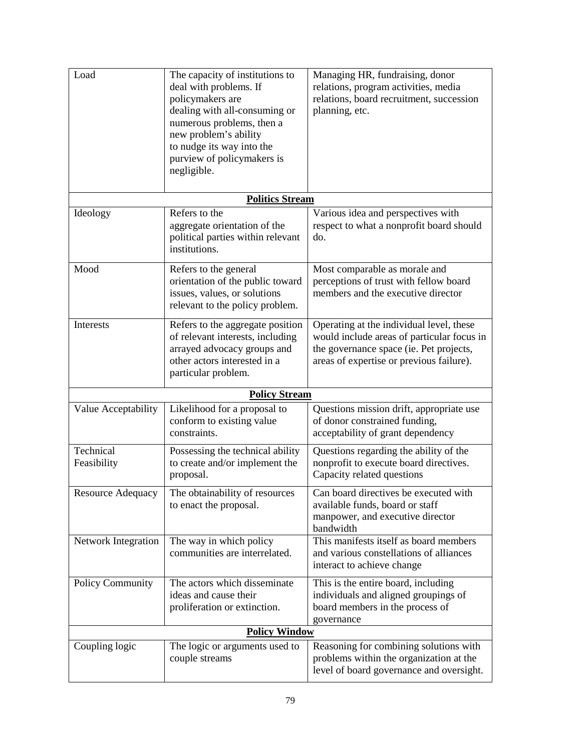| | | |
|---|---|---|
| Load | The capacity of institutions to deal with problems. If policymakers are dealing with all-consuming or numerous problems, then a new problem's ability to nudge its way into the purview of policymakers is negligible. | Managing HR, fundraising, donor relations, program activities, media relations, board recruitment, succession planning, etc. |
| | **Politics Stream** | |
| Ideology | Refers to the aggregate orientation of the political parties within relevant institutions. | Various idea and perspectives with respect to what a nonprofit board should do. |
| Mood | Refers to the general orientation of the public toward issues, values, or solutions relevant to the policy problem. | Most comparable as morale and perceptions of trust with fellow board members and the executive director |
| Interests | Refers to the aggregate position of relevant interests, including arrayed advocacy groups and other actors interested in a particular problem. | Operating at the individual level, these would include areas of particular focus in the governance space (ie. Pet projects, areas of expertise or previous failure). |
| | **Policy Stream** | |
| Value Acceptability | Likelihood for a proposal to conform to existing value constraints. | Questions mission drift, appropriate use of donor constrained funding, acceptability of grant dependency |
| Technical Feasibility | Possessing the technical ability to create and/or implement the proposal. | Questions regarding the ability of the nonprofit to execute board directives. Capacity related questions |
| Resource Adequacy | The obtainability of resources to enact the proposal. | Can board directives be executed with available funds, board or staff manpower, and executive director bandwidth |
| Network Integration | The way in which policy communities are interrelated. | This manifests itself as board members and various constellations of alliances interact to achieve change |
| Policy Community | The actors which disseminate ideas and cause their proliferation or extinction. | This is the entire board, including individuals and aligned groupings of board members in the process of governance |
| | **Policy Window** | |
| Coupling logic | The logic or arguments used to couple streams | Reasoning for combining solutions with problems within the organization at the level of board governance and oversight. |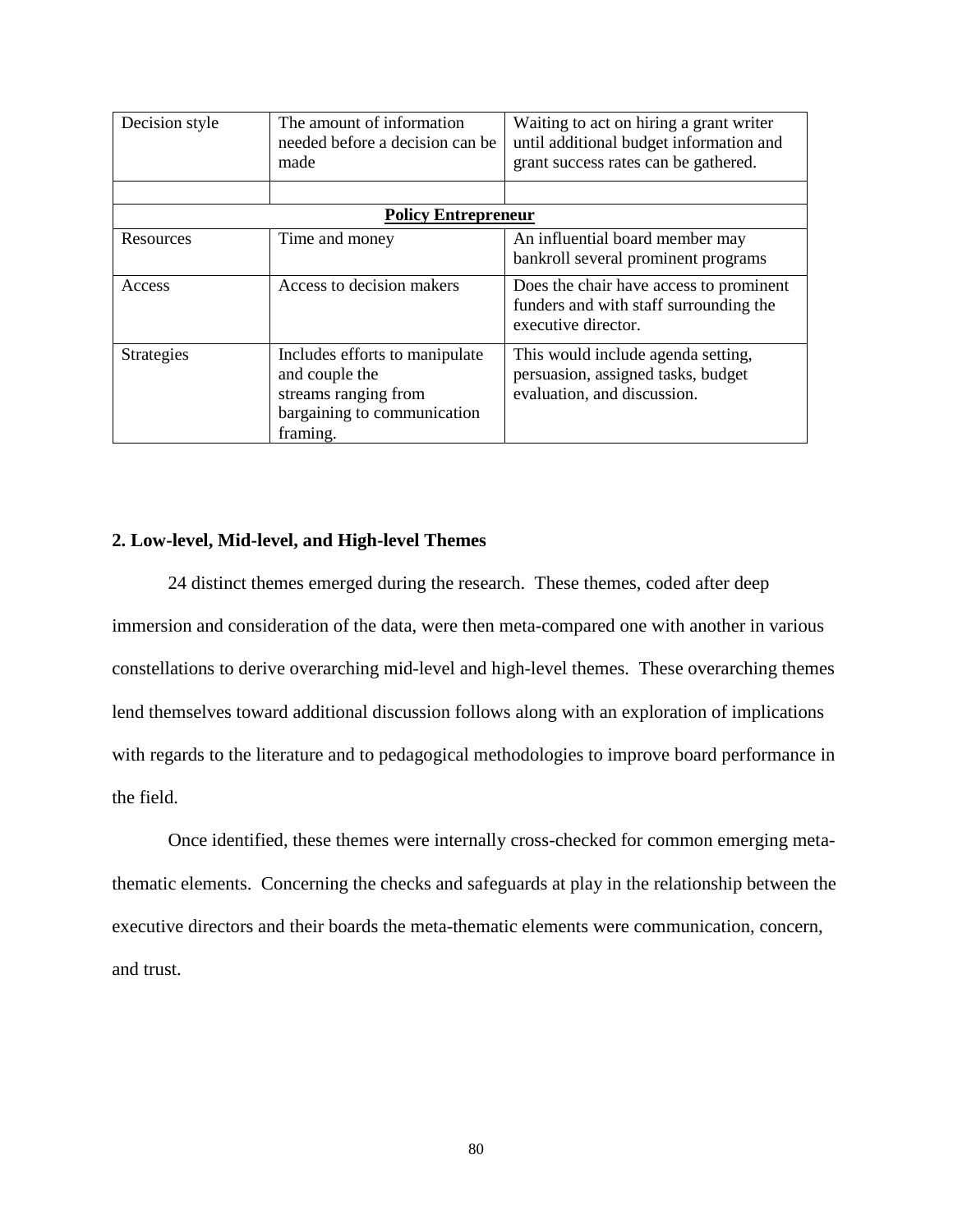| Decision style | The amount of information needed before a decision can be made | Waiting to act on hiring a grant writer until additional budget information and grant success rates can be gathered. |
|---|---|---|
| | | |
| **Policy Entrepreneur** | | |
| Resources | Time and money | An influential board member may bankroll several prominent programs |
| Access | Access to decision makers | Does the chair have access to prominent funders and with staff surrounding the executive director. |
| Strategies | Includes efforts to manipulate and couple the streams ranging from bargaining to communication framing. | This would include agenda setting, persuasion, assigned tasks, budget evaluation, and discussion. |

## 2. Low-level, Mid-level, and High-level Themes

24 distinct themes emerged during the research. These themes, coded after deep immersion and consideration of the data, were then meta-compared one with another in various constellations to derive overarching mid-level and high-level themes. These overarching themes lend themselves toward additional discussion follows along with an exploration of implications with regards to the literature and to pedagogical methodologies to improve board performance in the field.

Once identified, these themes were internally cross-checked for common emerging meta-thematic elements. Concerning the checks and safeguards at play in the relationship between the executive directors and their boards the meta-thematic elements were communication, concern, and trust.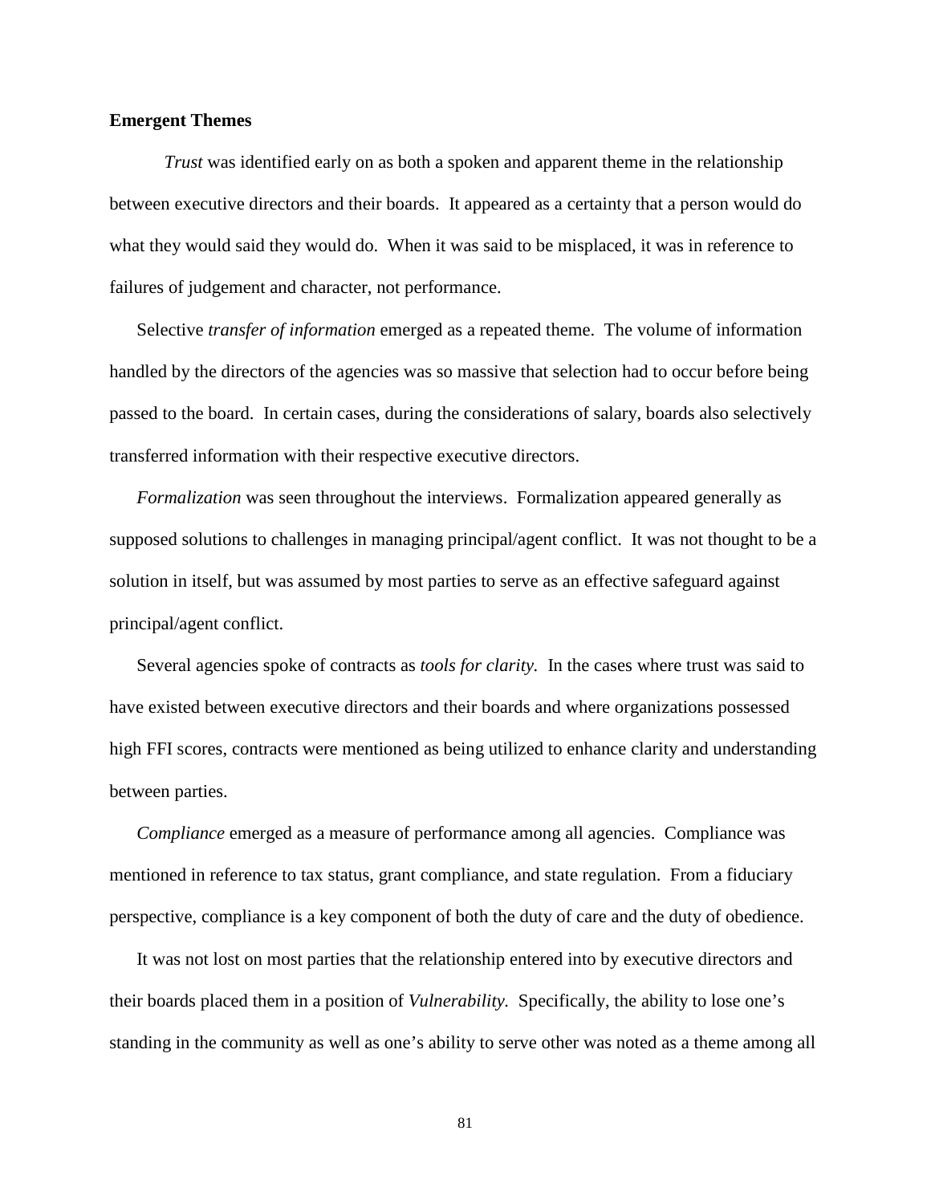**Emergent Themes**

*Trust* was identified early on as both a spoken and apparent theme in the relationship between executive directors and their boards. It appeared as a certainty that a person would do what they would said they would do. When it was said to be misplaced, it was in reference to failures of judgement and character, not performance.

Selective *transfer of information* emerged as a repeated theme. The volume of information handled by the directors of the agencies was so massive that selection had to occur before being passed to the board. In certain cases, during the considerations of salary, boards also selectively transferred information with their respective executive directors.

*Formalization* was seen throughout the interviews. Formalization appeared generally as supposed solutions to challenges in managing principal/agent conflict. It was not thought to be a solution in itself, but was assumed by most parties to serve as an effective safeguard against principal/agent conflict.

Several agencies spoke of contracts as *tools for clarity.* In the cases where trust was said to have existed between executive directors and their boards and where organizations possessed high FFI scores, contracts were mentioned as being utilized to enhance clarity and understanding between parties.

*Compliance* emerged as a measure of performance among all agencies. Compliance was mentioned in reference to tax status, grant compliance, and state regulation. From a fiduciary perspective, compliance is a key component of both the duty of care and the duty of obedience.

It was not lost on most parties that the relationship entered into by executive directors and their boards placed them in a position of *Vulnerability.* Specifically, the ability to lose one's standing in the community as well as one's ability to serve other was noted as a theme among all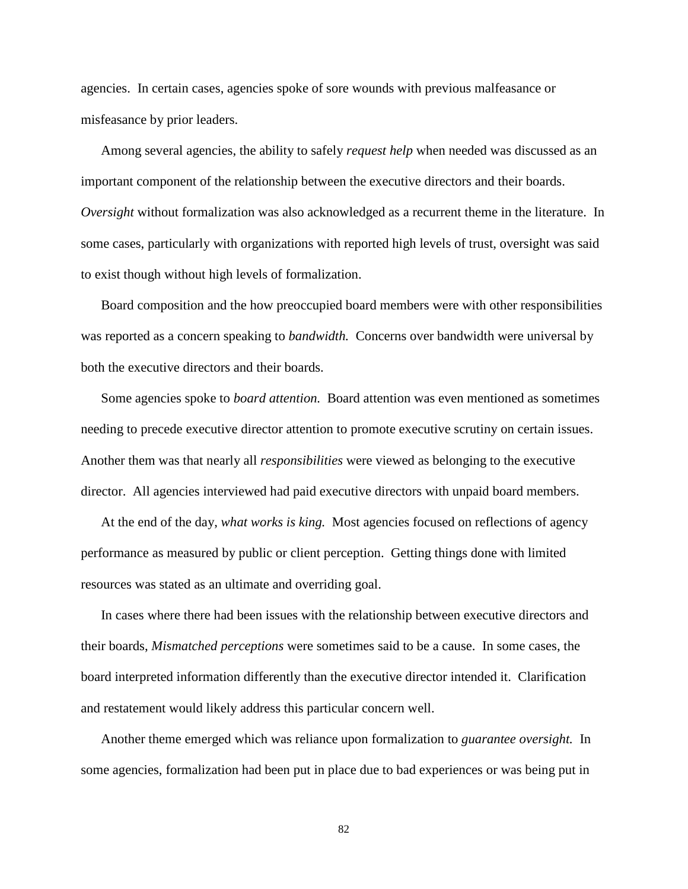agencies. In certain cases, agencies spoke of sore wounds with previous malfeasance or misfeasance by prior leaders.

Among several agencies, the ability to safely *request help* when needed was discussed as an important component of the relationship between the executive directors and their boards. *Oversight* without formalization was also acknowledged as a recurrent theme in the literature. In some cases, particularly with organizations with reported high levels of trust, oversight was said to exist though without high levels of formalization.

Board composition and the how preoccupied board members were with other responsibilities was reported as a concern speaking to *bandwidth.* Concerns over bandwidth were universal by both the executive directors and their boards.

Some agencies spoke to *board attention.* Board attention was even mentioned as sometimes needing to precede executive director attention to promote executive scrutiny on certain issues. Another them was that nearly all *responsibilities* were viewed as belonging to the executive director. All agencies interviewed had paid executive directors with unpaid board members.

At the end of the day, *what works is king.* Most agencies focused on reflections of agency performance as measured by public or client perception. Getting things done with limited resources was stated as an ultimate and overriding goal.

In cases where there had been issues with the relationship between executive directors and their boards, *Mismatched perceptions* were sometimes said to be a cause. In some cases, the board interpreted information differently than the executive director intended it. Clarification and restatement would likely address this particular concern well.

Another theme emerged which was reliance upon formalization to *guarantee oversight.* In some agencies, formalization had been put in place due to bad experiences or was being put in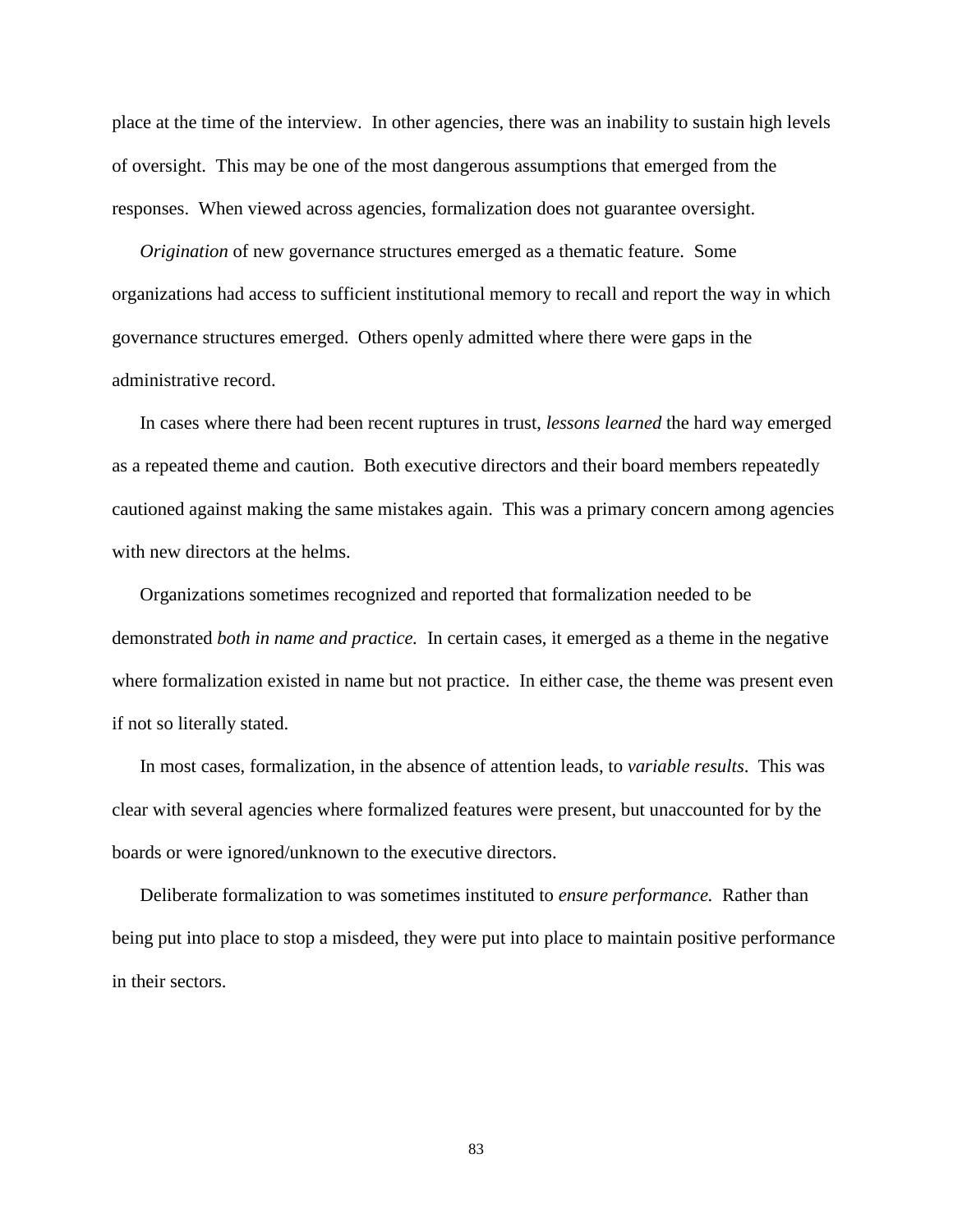place at the time of the interview. In other agencies, there was an inability to sustain high levels of oversight. This may be one of the most dangerous assumptions that emerged from the responses. When viewed across agencies, formalization does not guarantee oversight.

*Origination* of new governance structures emerged as a thematic feature. Some organizations had access to sufficient institutional memory to recall and report the way in which governance structures emerged. Others openly admitted where there were gaps in the administrative record.

In cases where there had been recent ruptures in trust, *lessons learned* the hard way emerged as a repeated theme and caution. Both executive directors and their board members repeatedly cautioned against making the same mistakes again. This was a primary concern among agencies with new directors at the helms.

Organizations sometimes recognized and reported that formalization needed to be demonstrated *both in name and practice.* In certain cases, it emerged as a theme in the negative where formalization existed in name but not practice. In either case, the theme was present even if not so literally stated.

In most cases, formalization, in the absence of attention leads, to *variable results*. This was clear with several agencies where formalized features were present, but unaccounted for by the boards or were ignored/unknown to the executive directors.

Deliberate formalization to was sometimes instituted to *ensure performance.* Rather than being put into place to stop a misdeed, they were put into place to maintain positive performance in their sectors.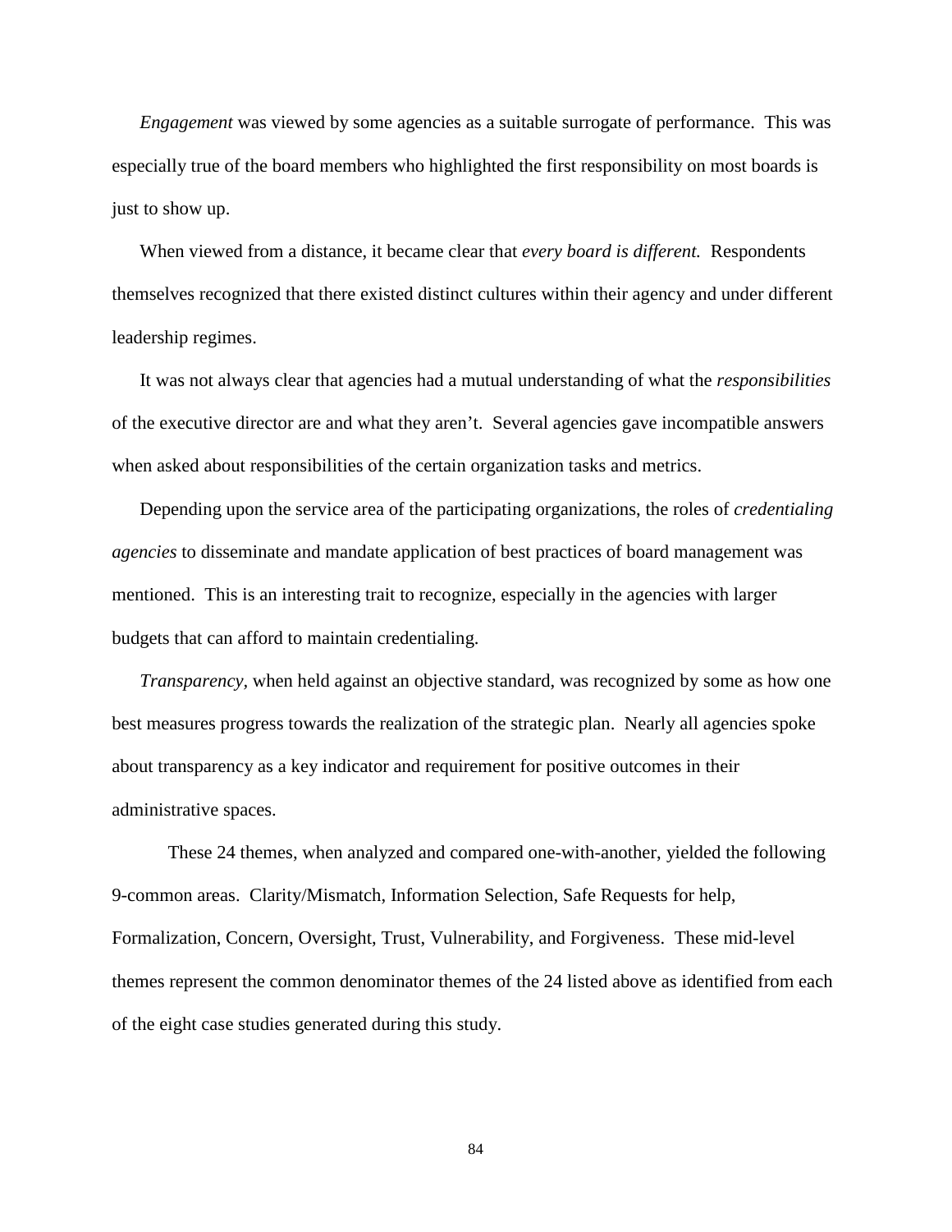*Engagement* was viewed by some agencies as a suitable surrogate of performance. This was especially true of the board members who highlighted the first responsibility on most boards is just to show up.

When viewed from a distance, it became clear that *every board is different.* Respondents themselves recognized that there existed distinct cultures within their agency and under different leadership regimes.

It was not always clear that agencies had a mutual understanding of what the *responsibilities* of the executive director are and what they aren't. Several agencies gave incompatible answers when asked about responsibilities of the certain organization tasks and metrics.

Depending upon the service area of the participating organizations, the roles of *credentialing agencies* to disseminate and mandate application of best practices of board management was mentioned. This is an interesting trait to recognize, especially in the agencies with larger budgets that can afford to maintain credentialing.

*Transparency*, when held against an objective standard, was recognized by some as how one best measures progress towards the realization of the strategic plan. Nearly all agencies spoke about transparency as a key indicator and requirement for positive outcomes in their administrative spaces.

These 24 themes, when analyzed and compared one-with-another, yielded the following 9-common areas. Clarity/Mismatch, Information Selection, Safe Requests for help, Formalization, Concern, Oversight, Trust, Vulnerability, and Forgiveness. These mid-level themes represent the common denominator themes of the 24 listed above as identified from each of the eight case studies generated during this study.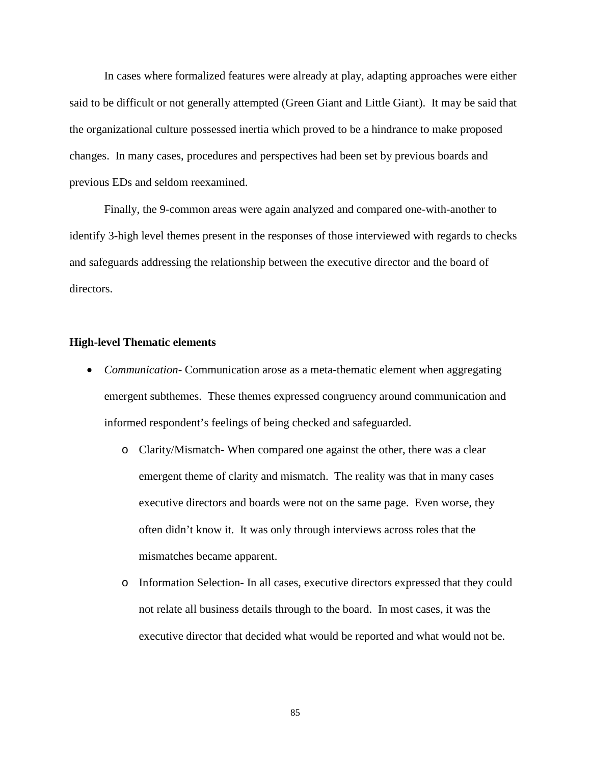In cases where formalized features were already at play, adapting approaches were either said to be difficult or not generally attempted (Green Giant and Little Giant). It may be said that the organizational culture possessed inertia which proved to be a hindrance to make proposed changes. In many cases, procedures and perspectives had been set by previous boards and previous EDs and seldom reexamined.

Finally, the 9-common areas were again analyzed and compared one-with-another to identify 3-high level themes present in the responses of those interviewed with regards to checks and safeguards addressing the relationship between the executive director and the board of directors.

**High-level Thematic elements**

- *Communication*- Communication arose as a meta-thematic element when aggregating emergent subthemes. These themes expressed congruency around communication and informed respondent's feelings of being checked and safeguarded.
    - Clarity/Mismatch- When compared one against the other, there was a clear emergent theme of clarity and mismatch. The reality was that in many cases executive directors and boards were not on the same page. Even worse, they often didn't know it. It was only through interviews across roles that the mismatches became apparent.
    - Information Selection- In all cases, executive directors expressed that they could not relate all business details through to the board. In most cases, it was the executive director that decided what would be reported and what would not be.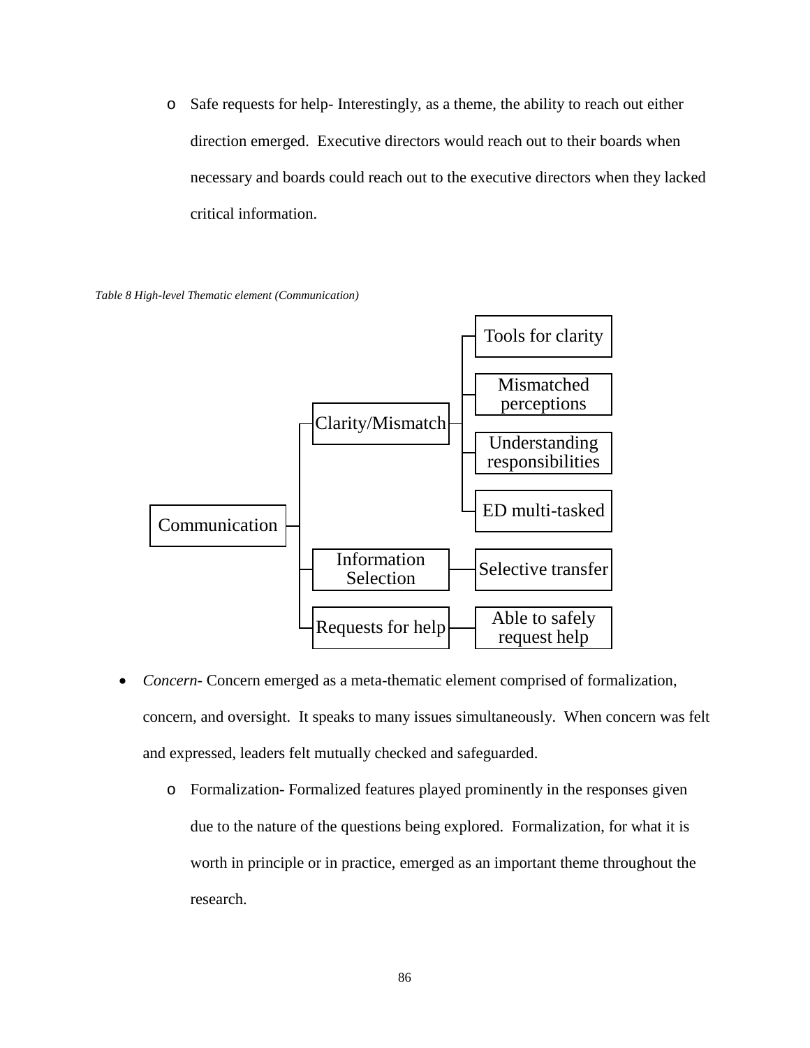- Safe requests for help- Interestingly, as a theme, the ability to reach out either direction emerged. Executive directors would reach out to their boards when necessary and boards could reach out to the executive directors when they lacked critical information.

*Table 8 High-level Thematic element (Communication)*

| Meta-theme | Theme | Sub-theme |
|---|---|---|
| Communication | Clarity/Mismatch | Tools for clarity |
| | | Mismatched perceptions |
| | | Understanding responsibilities |
| | | ED multi-tasked |
| | Information Selection | Selective transfer |
| | Requests for help | Able to safely request help |

- *Concern*- Concern emerged as a meta-thematic element comprised of formalization, concern, and oversight. It speaks to many issues simultaneously. When concern was felt and expressed, leaders felt mutually checked and safeguarded.
  - Formalization- Formalized features played prominently in the responses given due to the nature of the questions being explored. Formalization, for what it is worth in principle or in practice, emerged as an important theme throughout the research.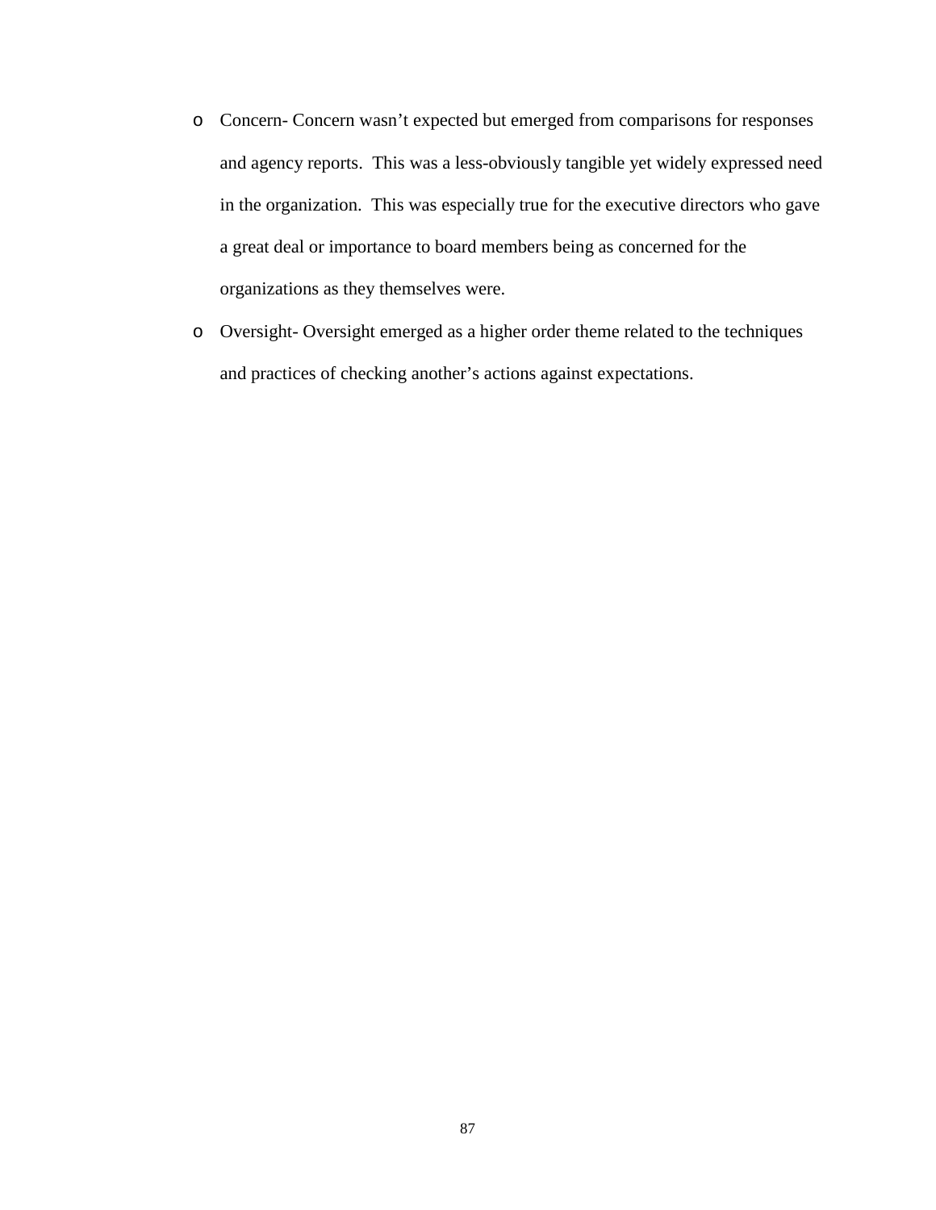- Concern- Concern wasn't expected but emerged from comparisons for responses and agency reports. This was a less-obviously tangible yet widely expressed need in the organization. This was especially true for the executive directors who gave a great deal or importance to board members being as concerned for the organizations as they themselves were.
- Oversight- Oversight emerged as a higher order theme related to the techniques and practices of checking another's actions against expectations.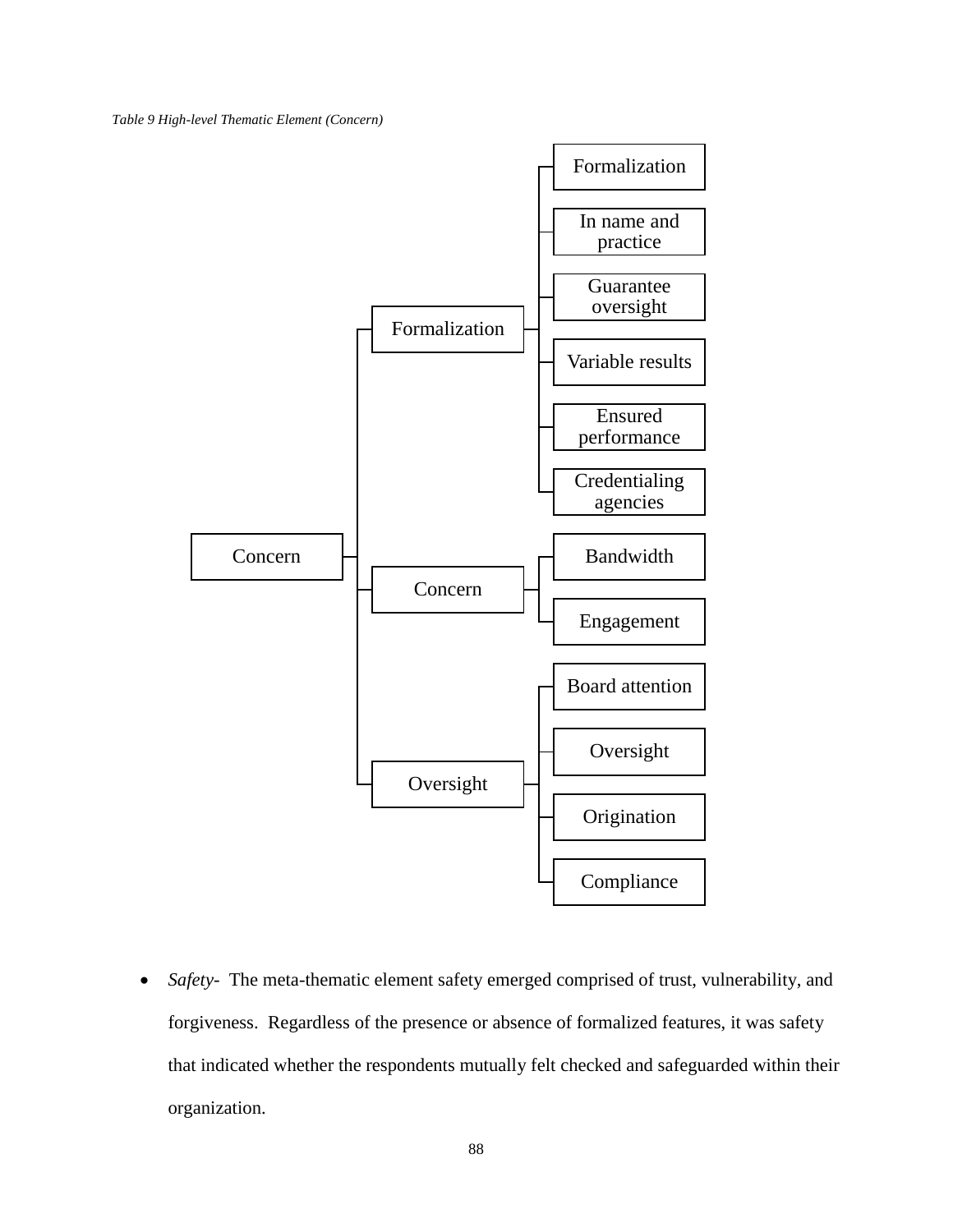*Table 9 High-level Thematic Element (Concern)*

- Concern
  - Formalization
    - Formalization
    - In name and practice
    - Guarantee oversight
    - Variable results
    - Ensured performance
    - Credentialing agencies
  - Concern
    - Bandwidth
    - Engagement
  - Oversight
    - Board attention
    - Oversight
    - Origination
    - Compliance

- *Safety*- The meta-thematic element safety emerged comprised of trust, vulnerability, and forgiveness. Regardless of the presence or absence of formalized features, it was safety that indicated whether the respondents mutually felt checked and safeguarded within their organization.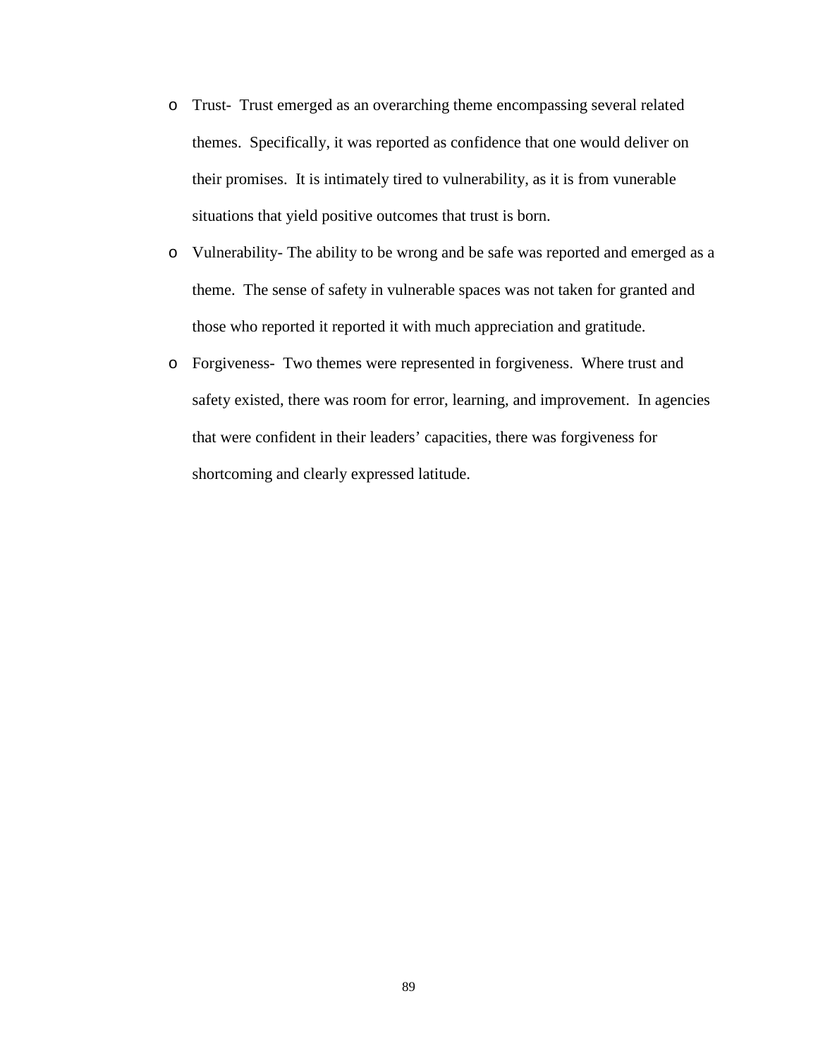- Trust- Trust emerged as an overarching theme encompassing several related themes. Specifically, it was reported as confidence that one would deliver on their promises. It is intimately tired to vulnerability, as it is from vunerable situations that yield positive outcomes that trust is born.
- Vulnerability- The ability to be wrong and be safe was reported and emerged as a theme. The sense of safety in vulnerable spaces was not taken for granted and those who reported it reported it with much appreciation and gratitude.
- Forgiveness- Two themes were represented in forgiveness. Where trust and safety existed, there was room for error, learning, and improvement. In agencies that were confident in their leaders' capacities, there was forgiveness for shortcoming and clearly expressed latitude.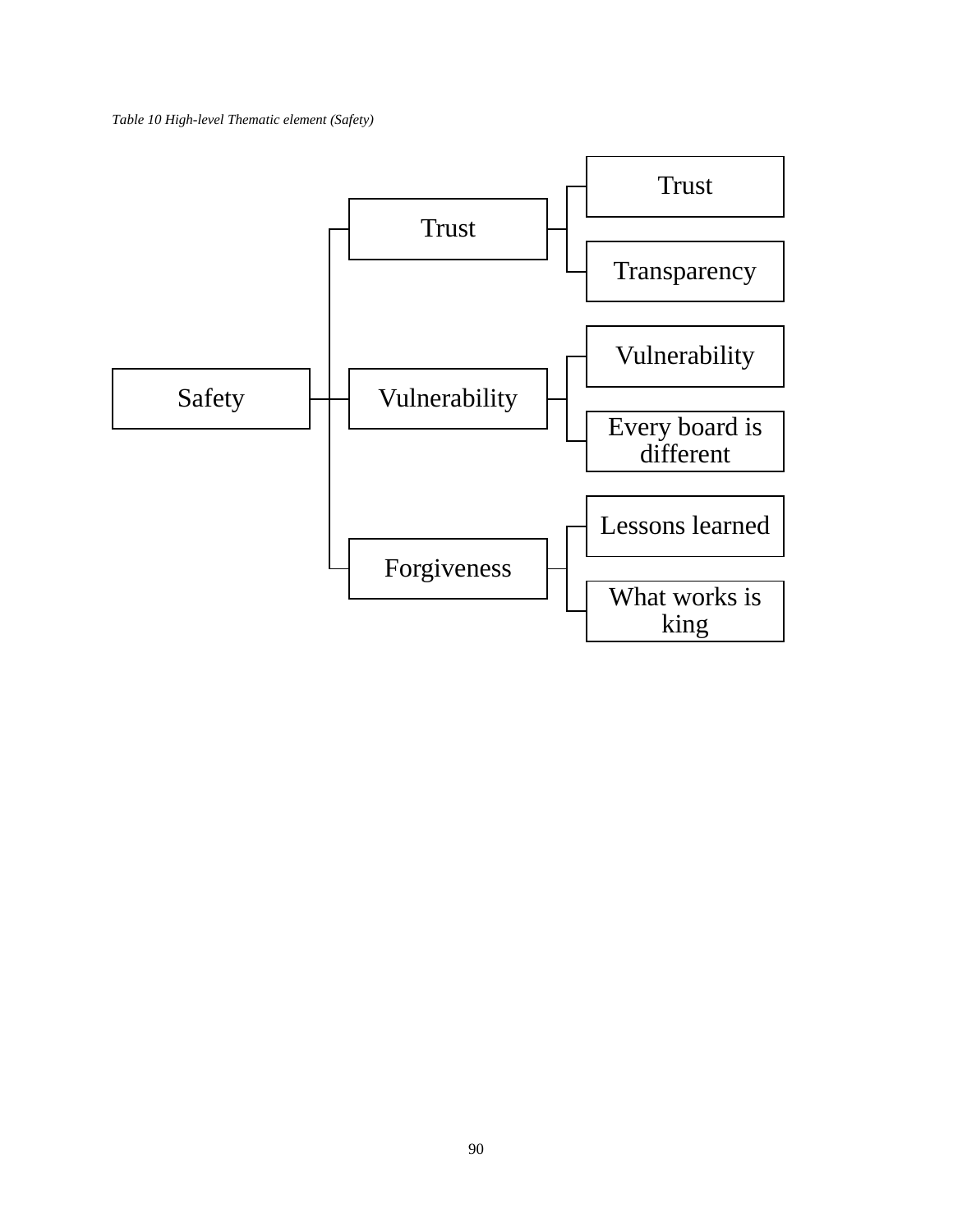*Table 10 High-level Thematic element (Safety)*

- Safety
  - Trust
    - Trust
    - Transparency
  - Vulnerability
    - Vulnerability
    - Every board is different
  - Forgiveness
    - Lessons learned
    - What works is king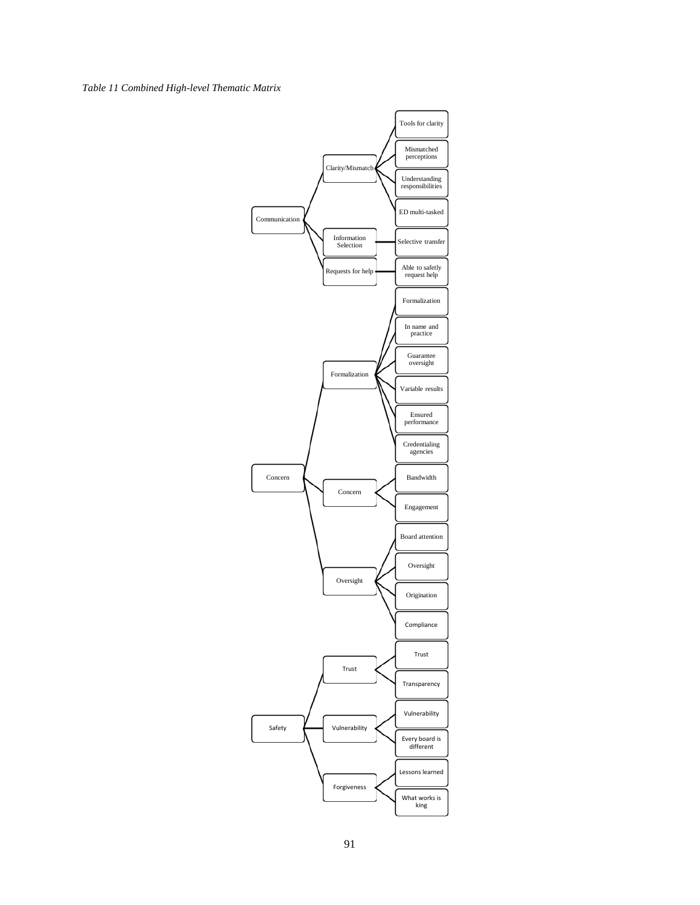*Table 11 Combined High-level Thematic Matrix*

| High-level Theme | Theme | Sub-theme |
| --- | --- | --- |
| Communication | Clarity/Mismatch | Tools for clarity |
| | | Mismatched perceptions |
| | | Understanding responsibilities |
| | | ED multi-tasked |
| | Information Selection | Selective transfer |
| | Requests for help | Able to safetly request help |
| Concern | Formalization | Formalization |
| | | In name and practice |
| | | Guarantee oversight |
| | | Variable results |
| | | Ensured performance |
| | | Credentialing agencies |
| | Concern | Bandwidth |
| | | Engagement |
| | Oversight | Board attention |
| | | Oversight |
| | | Origination |
| | | Compliance |
| Safety | Trust | Trust |
| | | Transparency |
| | Vulnerability | Vulnerability |
| | | Every board is different |
| | Forgiveness | Lessons learned |
| | | What works is king |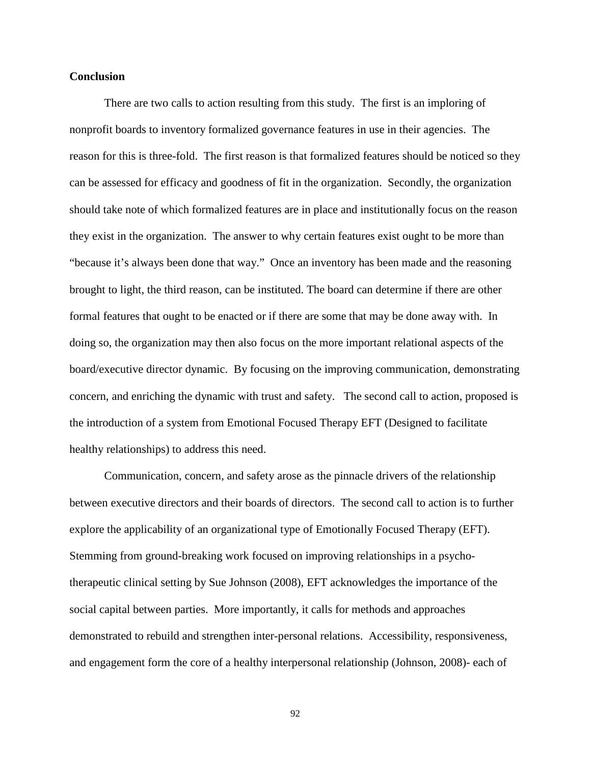**Conclusion**

There are two calls to action resulting from this study. The first is an imploring of nonprofit boards to inventory formalized governance features in use in their agencies. The reason for this is three-fold. The first reason is that formalized features should be noticed so they can be assessed for efficacy and goodness of fit in the organization. Secondly, the organization should take note of which formalized features are in place and institutionally focus on the reason they exist in the organization. The answer to why certain features exist ought to be more than "because it's always been done that way." Once an inventory has been made and the reasoning brought to light, the third reason, can be instituted. The board can determine if there are other formal features that ought to be enacted or if there are some that may be done away with. In doing so, the organization may then also focus on the more important relational aspects of the board/executive director dynamic. By focusing on the improving communication, demonstrating concern, and enriching the dynamic with trust and safety. The second call to action, proposed is the introduction of a system from Emotional Focused Therapy EFT (Designed to facilitate healthy relationships) to address this need.

Communication, concern, and safety arose as the pinnacle drivers of the relationship between executive directors and their boards of directors. The second call to action is to further explore the applicability of an organizational type of Emotionally Focused Therapy (EFT). Stemming from ground-breaking work focused on improving relationships in a psycho-therapeutic clinical setting by Sue Johnson (2008), EFT acknowledges the importance of the social capital between parties. More importantly, it calls for methods and approaches demonstrated to rebuild and strengthen inter-personal relations. Accessibility, responsiveness, and engagement form the core of a healthy interpersonal relationship (Johnson, 2008)- each of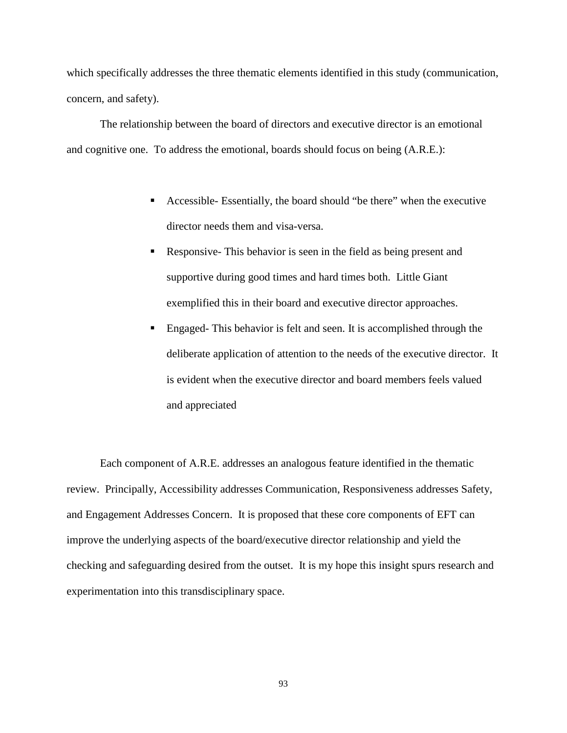which specifically addresses the three thematic elements identified in this study (communication, concern, and safety).

The relationship between the board of directors and executive director is an emotional and cognitive one. To address the emotional, boards should focus on being (A.R.E.):

- Accessible- Essentially, the board should "be there" when the executive director needs them and visa-versa.
- Responsive- This behavior is seen in the field as being present and supportive during good times and hard times both. Little Giant exemplified this in their board and executive director approaches.
- Engaged- This behavior is felt and seen. It is accomplished through the deliberate application of attention to the needs of the executive director. It is evident when the executive director and board members feels valued and appreciated

Each component of A.R.E. addresses an analogous feature identified in the thematic review. Principally, Accessibility addresses Communication, Responsiveness addresses Safety, and Engagement Addresses Concern. It is proposed that these core components of EFT can improve the underlying aspects of the board/executive director relationship and yield the checking and safeguarding desired from the outset. It is my hope this insight spurs research and experimentation into this transdisciplinary space.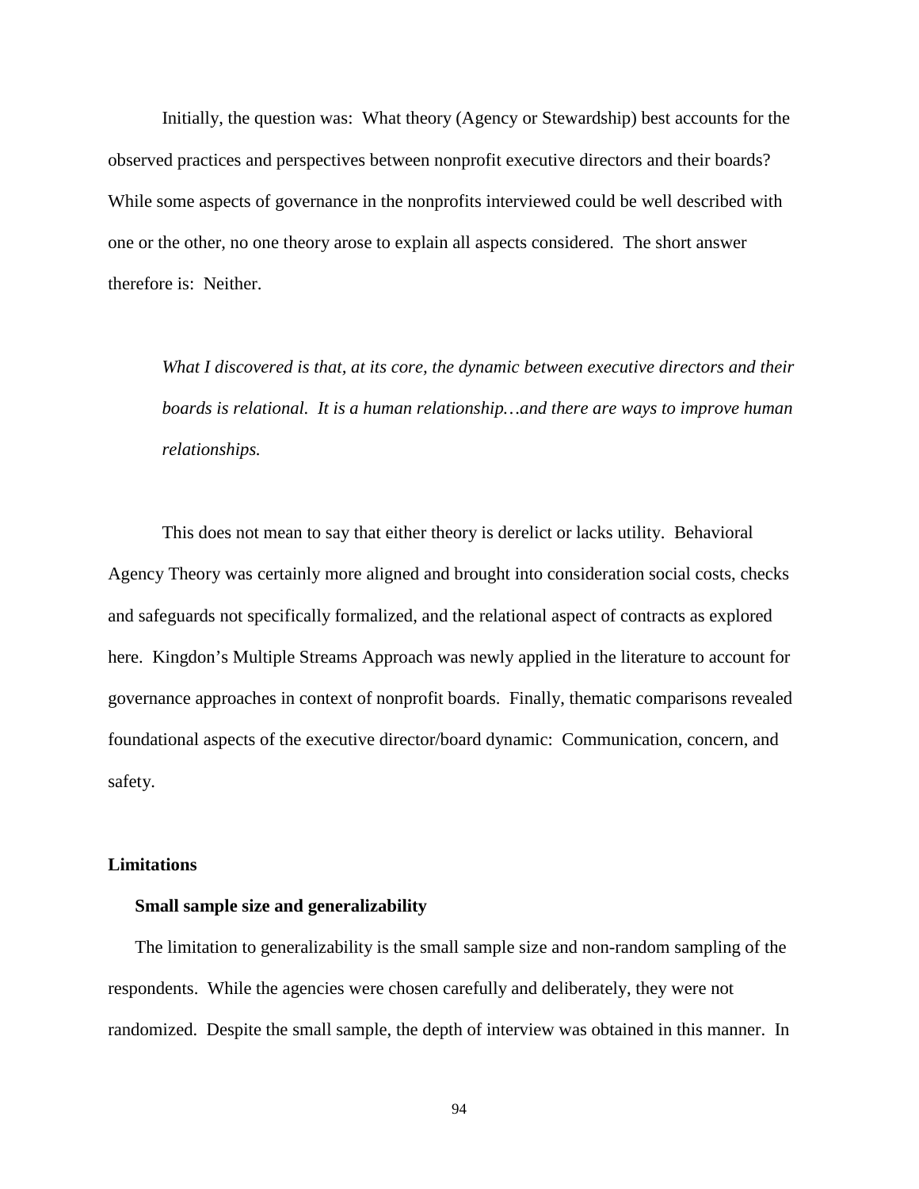Initially, the question was: What theory (Agency or Stewardship) best accounts for the observed practices and perspectives between nonprofit executive directors and their boards? While some aspects of governance in the nonprofits interviewed could be well described with one or the other, no one theory arose to explain all aspects considered. The short answer therefore is: Neither.

> *What I discovered is that, at its core, the dynamic between executive directors and their boards is relational. It is a human relationship…and there are ways to improve human relationships.*

This does not mean to say that either theory is derelict or lacks utility. Behavioral Agency Theory was certainly more aligned and brought into consideration social costs, checks and safeguards not specifically formalized, and the relational aspect of contracts as explored here. Kingdon's Multiple Streams Approach was newly applied in the literature to account for governance approaches in context of nonprofit boards. Finally, thematic comparisons revealed foundational aspects of the executive director/board dynamic: Communication, concern, and safety.

## Limitations

### Small sample size and generalizability

The limitation to generalizability is the small sample size and non-random sampling of the respondents. While the agencies were chosen carefully and deliberately, they were not randomized. Despite the small sample, the depth of interview was obtained in this manner. In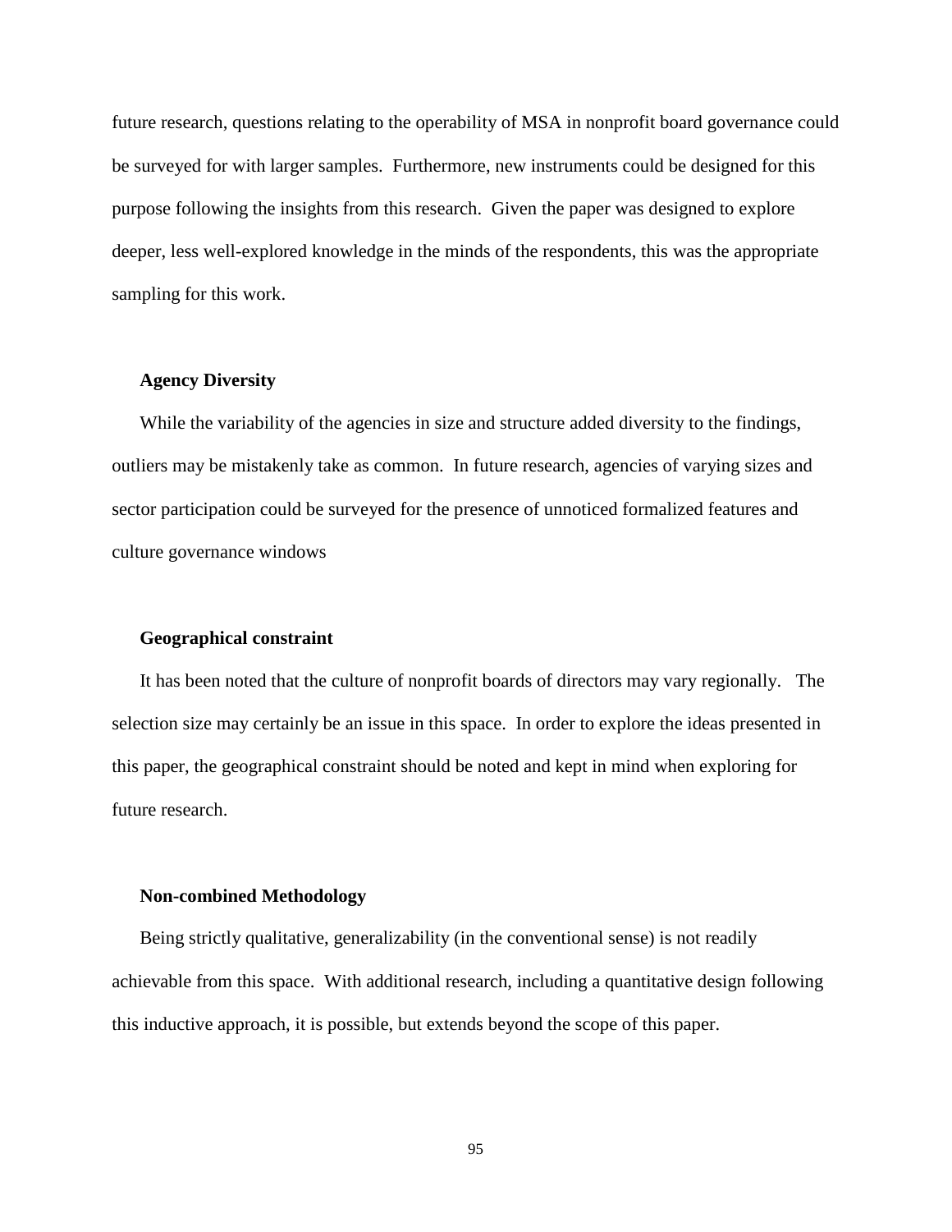future research, questions relating to the operability of MSA in nonprofit board governance could be surveyed for with larger samples. Furthermore, new instruments could be designed for this purpose following the insights from this research. Given the paper was designed to explore deeper, less well-explored knowledge in the minds of the respondents, this was the appropriate sampling for this work.

### Agency Diversity

While the variability of the agencies in size and structure added diversity to the findings, outliers may be mistakenly take as common. In future research, agencies of varying sizes and sector participation could be surveyed for the presence of unnoticed formalized features and culture governance windows

### Geographical constraint

It has been noted that the culture of nonprofit boards of directors may vary regionally. The selection size may certainly be an issue in this space. In order to explore the ideas presented in this paper, the geographical constraint should be noted and kept in mind when exploring for future research.

### Non-combined Methodology

Being strictly qualitative, generalizability (in the conventional sense) is not readily achievable from this space. With additional research, including a quantitative design following this inductive approach, it is possible, but extends beyond the scope of this paper.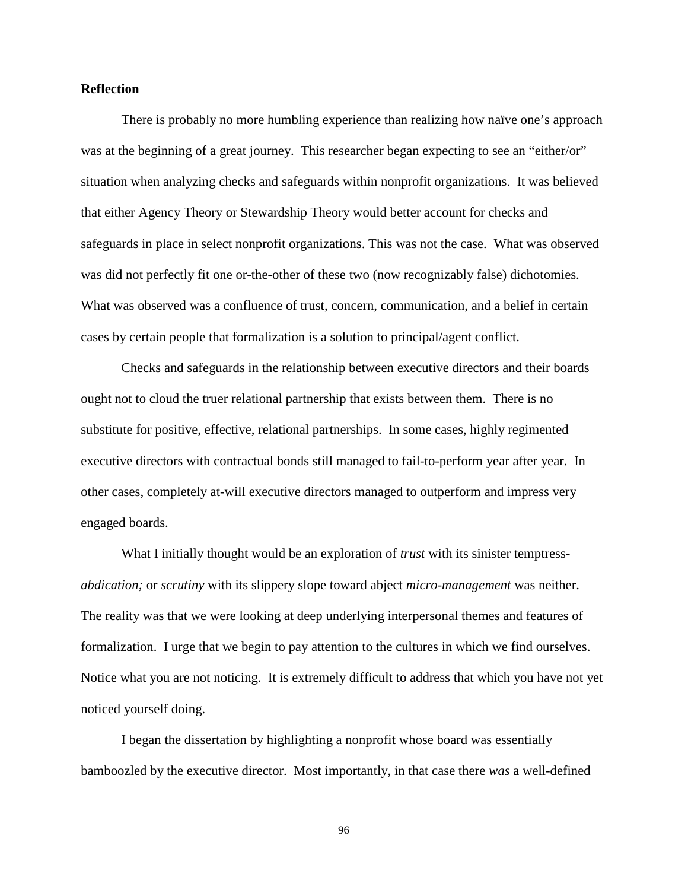**Reflection**

There is probably no more humbling experience than realizing how naïve one's approach was at the beginning of a great journey. This researcher began expecting to see an "either/or" situation when analyzing checks and safeguards within nonprofit organizations. It was believed that either Agency Theory or Stewardship Theory would better account for checks and safeguards in place in select nonprofit organizations. This was not the case. What was observed was did not perfectly fit one or-the-other of these two (now recognizably false) dichotomies. What was observed was a confluence of trust, concern, communication, and a belief in certain cases by certain people that formalization is a solution to principal/agent conflict.

Checks and safeguards in the relationship between executive directors and their boards ought not to cloud the truer relational partnership that exists between them. There is no substitute for positive, effective, relational partnerships. In some cases, highly regimented executive directors with contractual bonds still managed to fail-to-perform year after year. In other cases, completely at-will executive directors managed to outperform and impress very engaged boards.

What I initially thought would be an exploration of *trust* with its sinister temptress-*abdication;* or *scrutiny* with its slippery slope toward abject *micro-management* was neither. The reality was that we were looking at deep underlying interpersonal themes and features of formalization. I urge that we begin to pay attention to the cultures in which we find ourselves. Notice what you are not noticing. It is extremely difficult to address that which you have not yet noticed yourself doing.

I began the dissertation by highlighting a nonprofit whose board was essentially bamboozled by the executive director. Most importantly, in that case there *was* a well-defined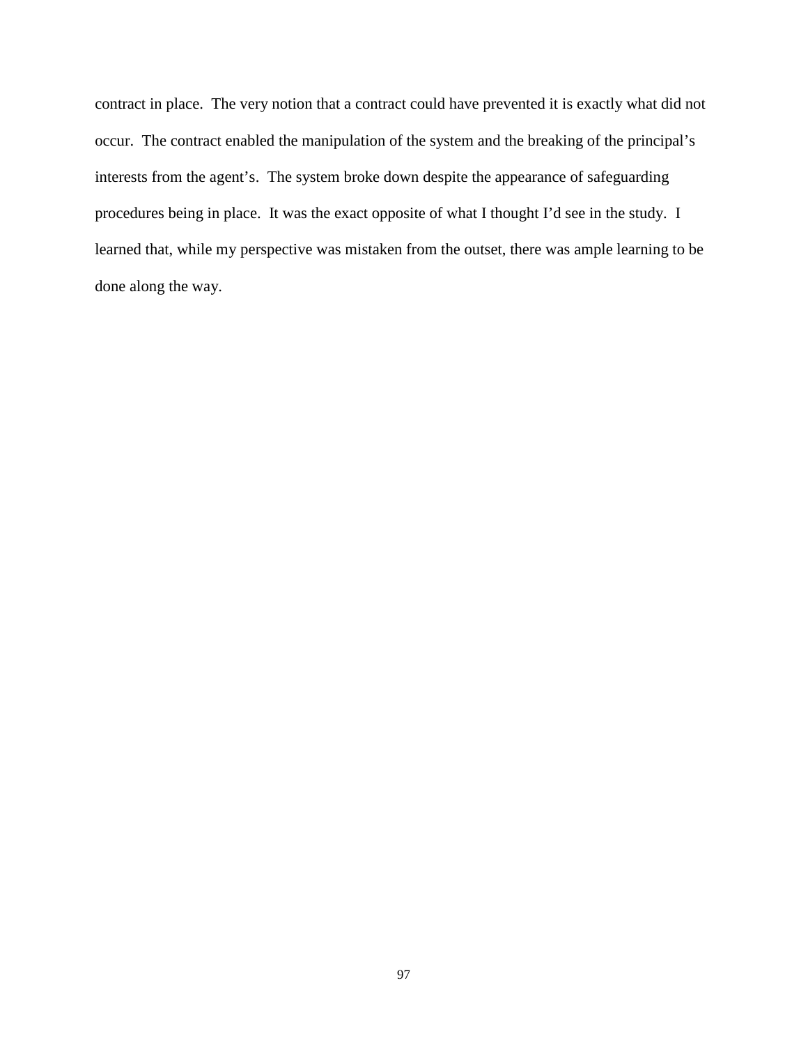contract in place. The very notion that a contract could have prevented it is exactly what did not occur. The contract enabled the manipulation of the system and the breaking of the principal's interests from the agent's. The system broke down despite the appearance of safeguarding procedures being in place. It was the exact opposite of what I thought I'd see in the study. I learned that, while my perspective was mistaken from the outset, there was ample learning to be done along the way.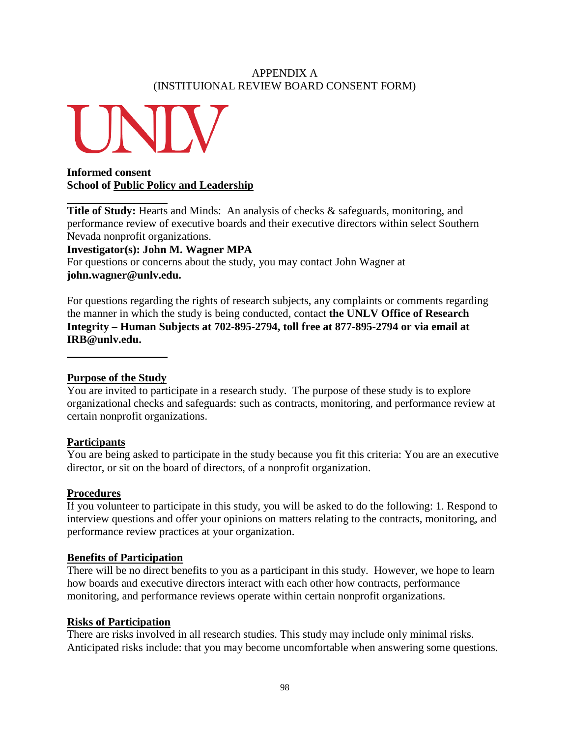APPENDIX A
(INSTITUIONAL REVIEW BOARD CONSENT FORM)

UNLV

**Informed consent**
**School of Public Policy and Leadership**

---

**Title of Study:** Hearts and Minds: An analysis of checks & safeguards, monitoring, and performance review of executive boards and their executive directors within select Southern Nevada nonprofit organizations.

**Investigator(s): John M. Wagner MPA**

For questions or concerns about the study, you may contact John Wagner at **john.wagner@unlv.edu.**

For questions regarding the rights of research subjects, any complaints or comments regarding the manner in which the study is being conducted, contact **the UNLV Office of Research Integrity – Human Subjects at 702-895-2794, toll free at 877-895-2794 or via email at IRB@unlv.edu.**

---

**Purpose of the Study**

You are invited to participate in a research study. The purpose of these study is to explore organizational checks and safeguards: such as contracts, monitoring, and performance review at certain nonprofit organizations.

**Participants**

You are being asked to participate in the study because you fit this criteria: You are an executive director, or sit on the board of directors, of a nonprofit organization.

**Procedures**

If you volunteer to participate in this study, you will be asked to do the following: 1. Respond to interview questions and offer your opinions on matters relating to the contracts, monitoring, and performance review practices at your organization.

**Benefits of Participation**

There will be no direct benefits to you as a participant in this study. However, we hope to learn how boards and executive directors interact with each other how contracts, performance monitoring, and performance reviews operate within certain nonprofit organizations.

**Risks of Participation**

There are risks involved in all research studies. This study may include only minimal risks. Anticipated risks include: that you may become uncomfortable when answering some questions.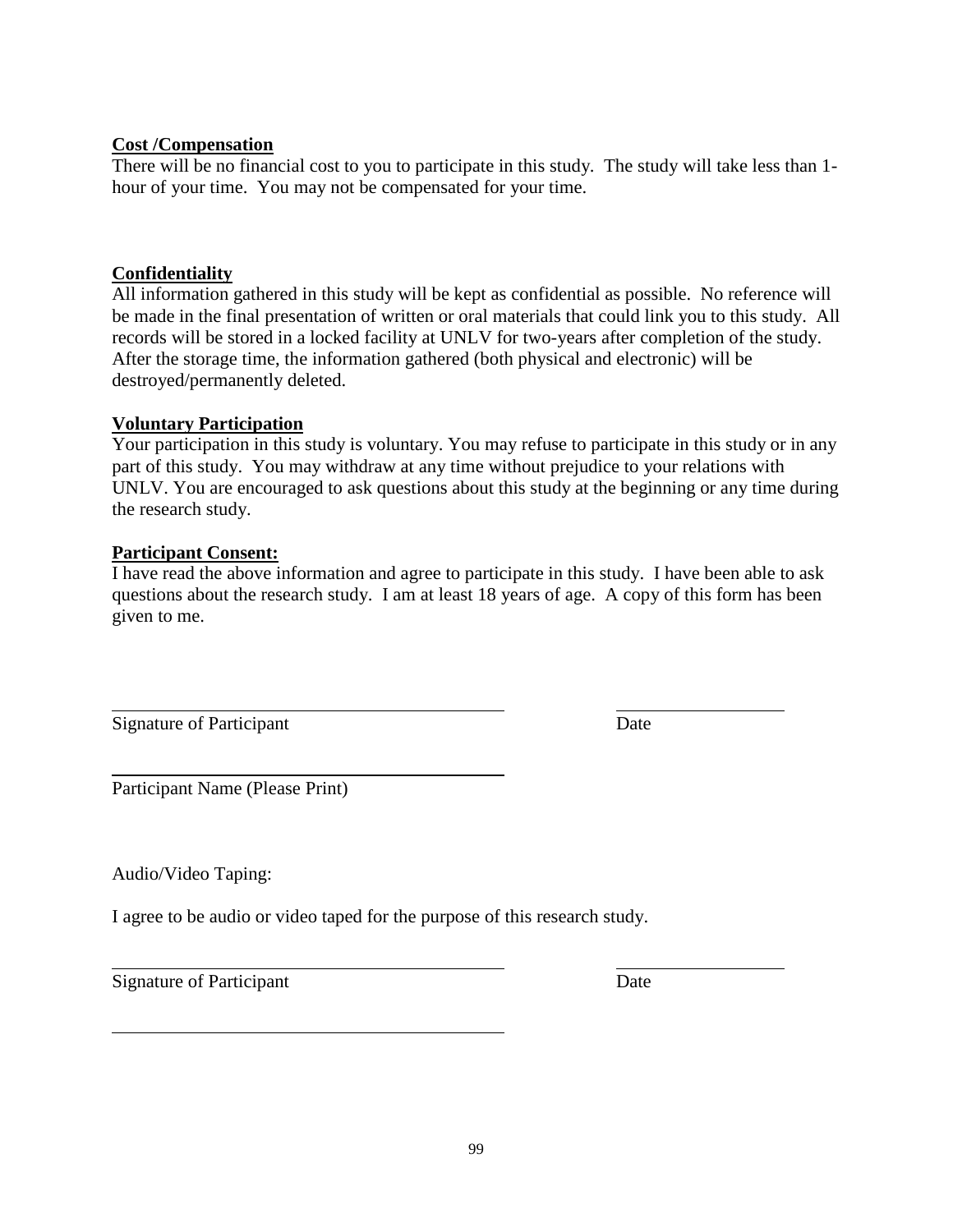**Cost /Compensation**

There will be no financial cost to you to participate in this study. The study will take less than 1-hour of your time. You may not be compensated for your time.

**Confidentiality**

All information gathered in this study will be kept as confidential as possible. No reference will be made in the final presentation of written or oral materials that could link you to this study. All records will be stored in a locked facility at UNLV for two-years after completion of the study. After the storage time, the information gathered (both physical and electronic) will be destroyed/permanently deleted.

**Voluntary Participation**

Your participation in this study is voluntary. You may refuse to participate in this study or in any part of this study. You may withdraw at any time without prejudice to your relations with UNLV. You are encouraged to ask questions about this study at the beginning or any time during the research study.

**Participant Consent:**

I have read the above information and agree to participate in this study. I have been able to ask questions about the research study. I am at least 18 years of age. A copy of this form has been given to me.

\_\_\_\_\_\_\_\_\_\_\_\_\_\_\_\_\_\_\_\_\_\_\_\_\_\_\_\_\_\_\_\_\_\_\_\_\_\_\_\_ \_\_\_\_\_\_\_\_\_\_\_\_\_\_\_\_\_\_

Signature of Participant Date

\_\_\_\_\_\_\_\_\_\_\_\_\_\_\_\_\_\_\_\_\_\_\_\_\_\_\_\_\_\_\_\_\_\_\_\_\_\_\_\_

Participant Name (Please Print)

Audio/Video Taping:

I agree to be audio or video taped for the purpose of this research study.

\_\_\_\_\_\_\_\_\_\_\_\_\_\_\_\_\_\_\_\_\_\_\_\_\_\_\_\_\_\_\_\_\_\_\_\_\_\_\_\_ \_\_\_\_\_\_\_\_\_\_\_\_\_\_\_\_\_\_

Signature of Participant Date

\_\_\_\_\_\_\_\_\_\_\_\_\_\_\_\_\_\_\_\_\_\_\_\_\_\_\_\_\_\_\_\_\_\_\_\_\_\_\_\_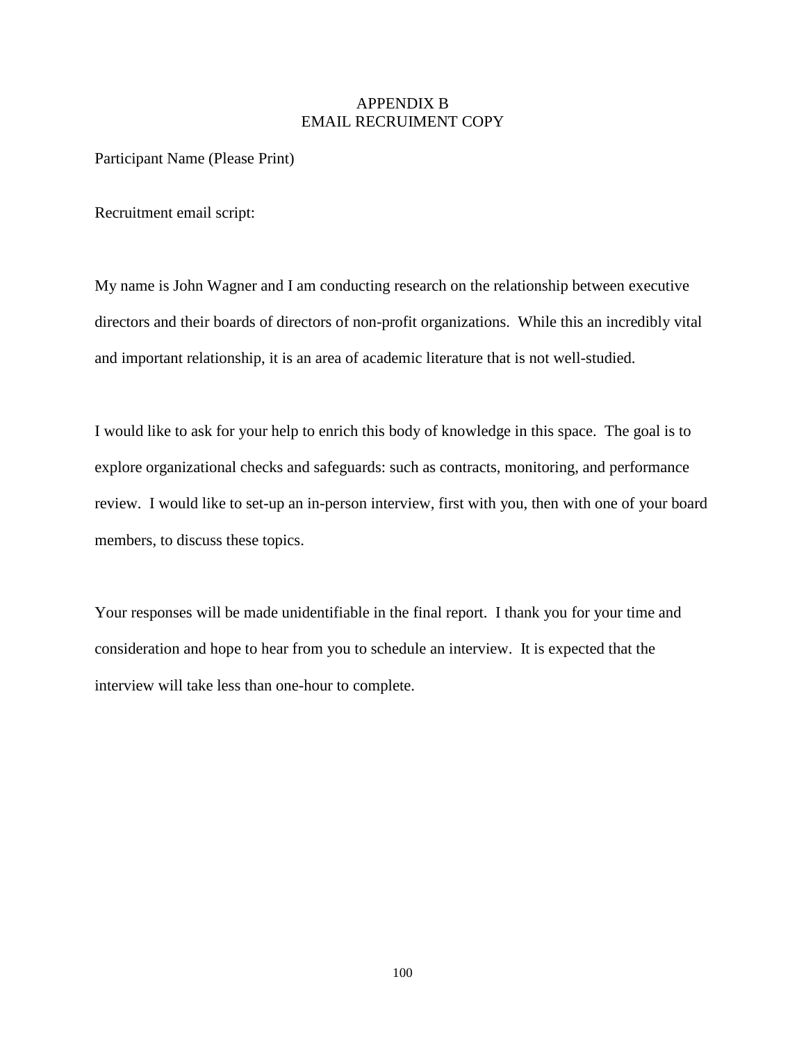# APPENDIX B
# EMAIL RECRUIMENT COPY

Participant Name (Please Print)

Recruitment email script:

My name is John Wagner and I am conducting research on the relationship between executive directors and their boards of directors of non-profit organizations.  While this an incredibly vital and important relationship, it is an area of academic literature that is not well-studied.

I would like to ask for your help to enrich this body of knowledge in this space.  The goal is to explore organizational checks and safeguards: such as contracts, monitoring, and performance review.  I would like to set-up an in-person interview, first with you, then with one of your board members, to discuss these topics.

Your responses will be made unidentifiable in the final report.  I thank you for your time and consideration and hope to hear from you to schedule an interview.  It is expected that the interview will take less than one-hour to complete.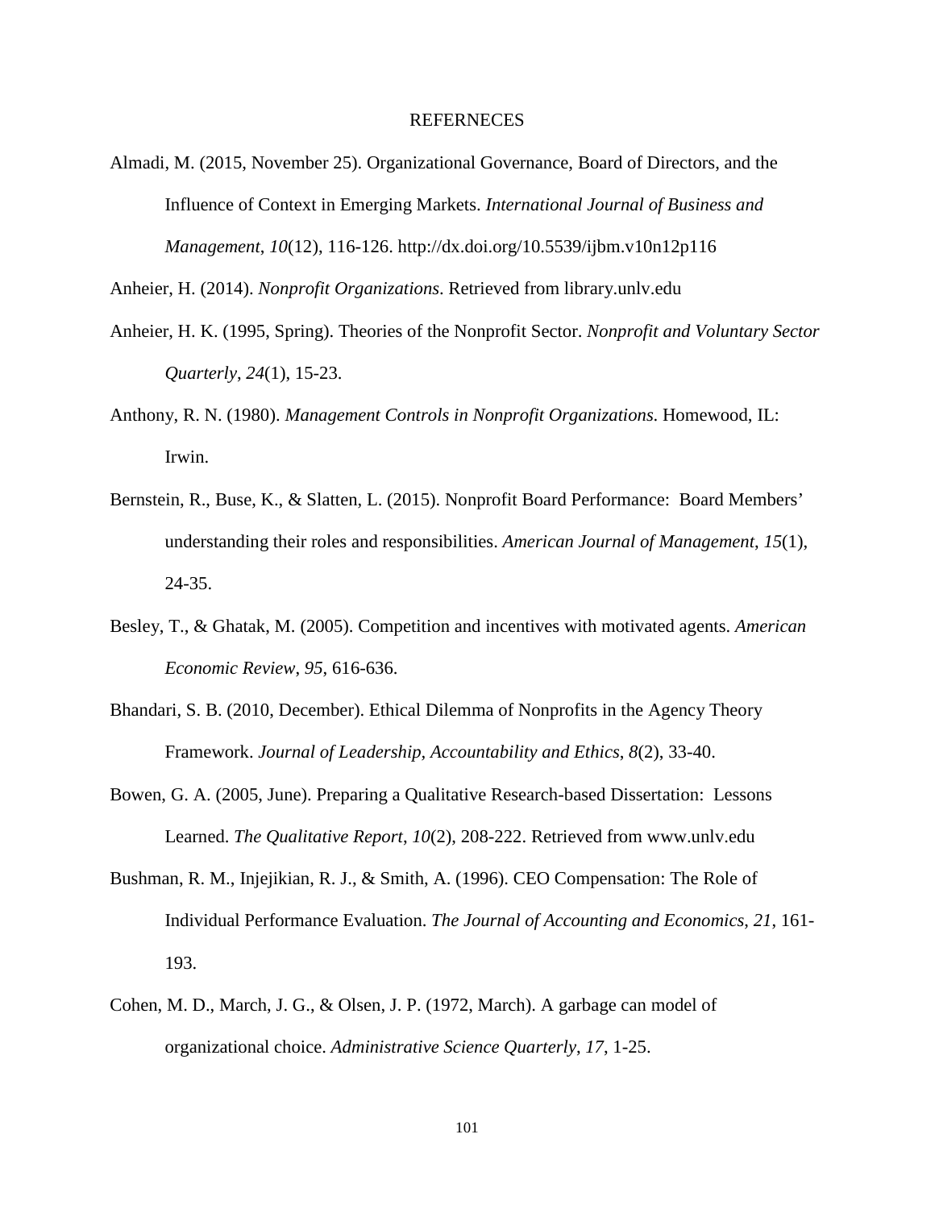# REFERNECES

Almadi, M. (2015, November 25). Organizational Governance, Board of Directors, and the Influence of Context in Emerging Markets. *International Journal of Business and Management*, *10*(12), 116-126. http://dx.doi.org/10.5539/ijbm.v10n12p116

Anheier, H. (2014). *Nonprofit Organizations*. Retrieved from library.unlv.edu

Anheier, H. K. (1995, Spring). Theories of the Nonprofit Sector. *Nonprofit and Voluntary Sector Quarterly*, *24*(1), 15-23.

Anthony, R. N. (1980). *Management Controls in Nonprofit Organizations*. Homewood, IL: Irwin.

Bernstein, R., Buse, K., & Slatten, L. (2015). Nonprofit Board Performance: Board Members' understanding their roles and responsibilities. *American Journal of Management*, *15*(1), 24-35.

Besley, T., & Ghatak, M. (2005). Competition and incentives with motivated agents. *American Economic Review*, *95*, 616-636.

Bhandari, S. B. (2010, December). Ethical Dilemma of Nonprofits in the Agency Theory Framework. *Journal of Leadership, Accountability and Ethics*, *8*(2), 33-40.

Bowen, G. A. (2005, June). Preparing a Qualitative Research-based Dissertation: Lessons Learned. *The Qualitative Report*, *10*(2), 208-222. Retrieved from www.unlv.edu

Bushman, R. M., Injejikian, R. J., & Smith, A. (1996). CEO Compensation: The Role of Individual Performance Evaluation. *The Journal of Accounting and Economics*, *21*, 161-193.

Cohen, M. D., March, J. G., & Olsen, J. P. (1972, March). A garbage can model of organizational choice. *Administrative Science Quarterly*, *17*, 1-25.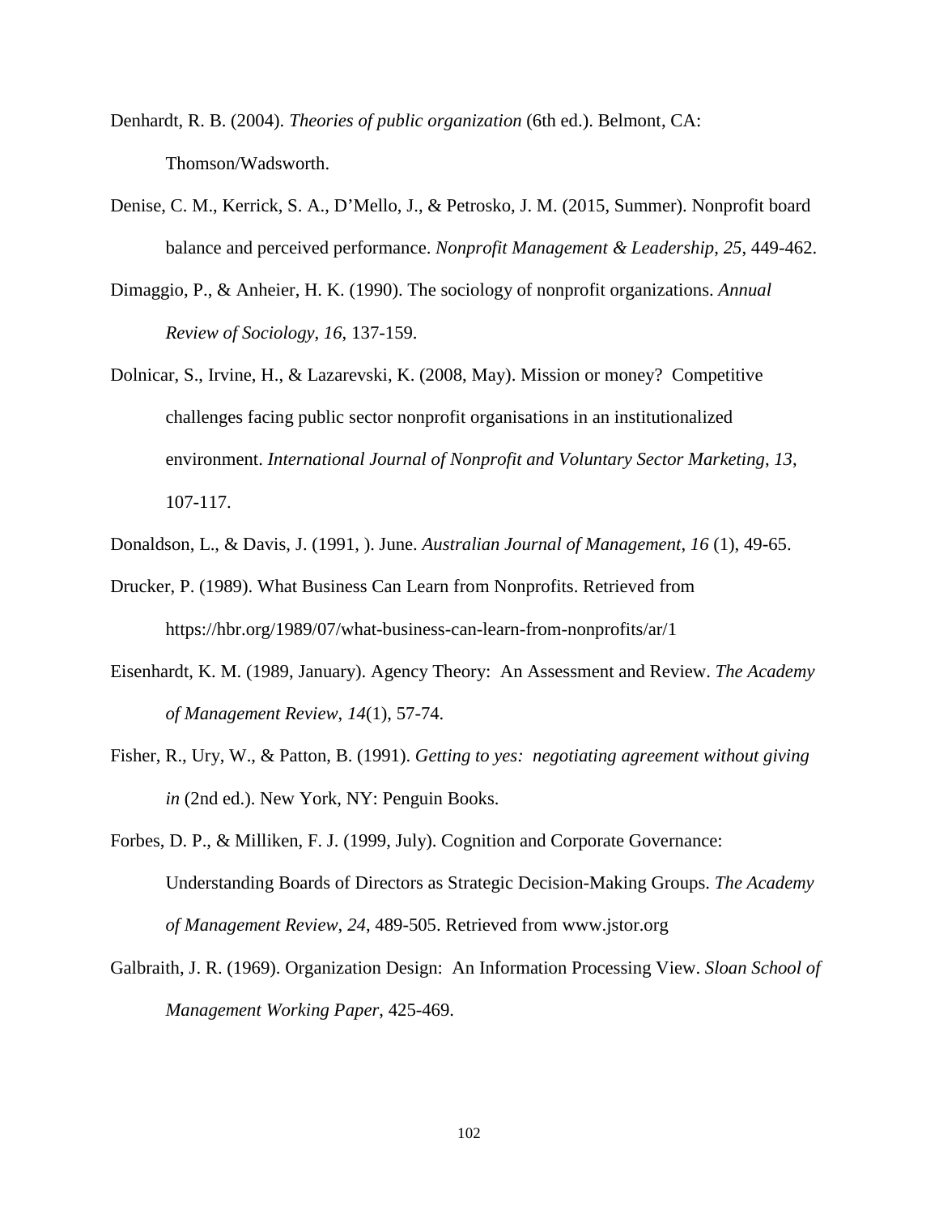Denhardt, R. B. (2004). *Theories of public organization* (6th ed.). Belmont, CA: Thomson/Wadsworth.

Denise, C. M., Kerrick, S. A., D'Mello, J., & Petrosko, J. M. (2015, Summer). Nonprofit board balance and perceived performance. *Nonprofit Management & Leadership*, *25*, 449-462.

Dimaggio, P., & Anheier, H. K. (1990). The sociology of nonprofit organizations. *Annual Review of Sociology*, *16*, 137-159.

Dolnicar, S., Irvine, H., & Lazarevski, K. (2008, May). Mission or money? Competitive challenges facing public sector nonprofit organisations in an institutionalized environment. *International Journal of Nonprofit and Voluntary Sector Marketing*, *13*, 107-117.

Donaldson, L., & Davis, J. (1991, ). June. *Australian Journal of Management*, *16* (1), 49-65.

Drucker, P. (1989). What Business Can Learn from Nonprofits. Retrieved from https://hbr.org/1989/07/what-business-can-learn-from-nonprofits/ar/1

Eisenhardt, K. M. (1989, January). Agency Theory: An Assessment and Review. *The Academy of Management Review*, *14*(1), 57-74.

Fisher, R., Ury, W., & Patton, B. (1991). *Getting to yes: negotiating agreement without giving in* (2nd ed.). New York, NY: Penguin Books.

Forbes, D. P., & Milliken, F. J. (1999, July). Cognition and Corporate Governance: Understanding Boards of Directors as Strategic Decision-Making Groups. *The Academy of Management Review*, *24*, 489-505. Retrieved from www.jstor.org

Galbraith, J. R. (1969). Organization Design: An Information Processing View. *Sloan School of Management Working Paper*, 425-469.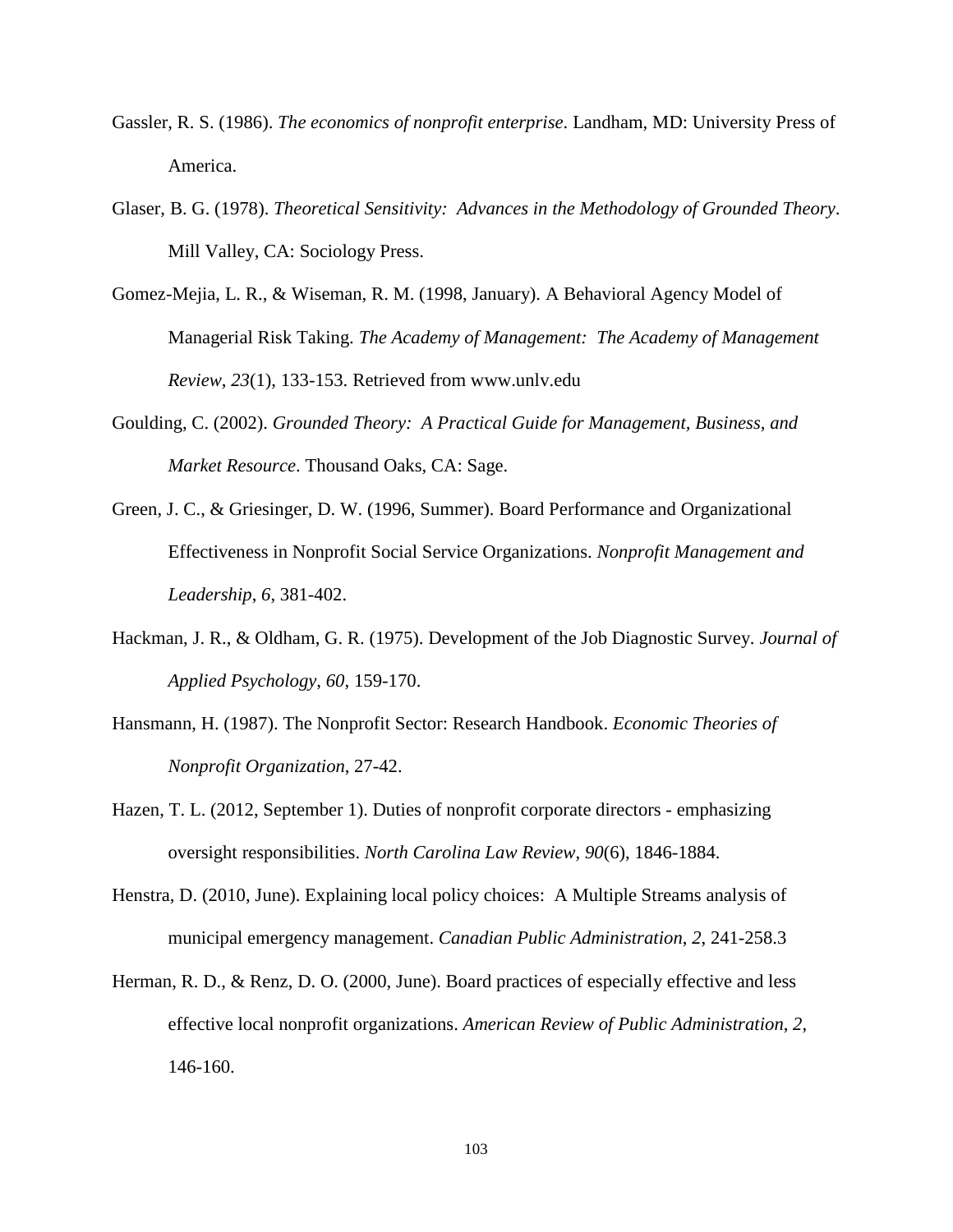Gassler, R. S. (1986). *The economics of nonprofit enterprise*. Landham, MD: University Press of America.

Glaser, B. G. (1978). *Theoretical Sensitivity: Advances in the Methodology of Grounded Theory*. Mill Valley, CA: Sociology Press.

Gomez-Mejia, L. R., & Wiseman, R. M. (1998, January). A Behavioral Agency Model of Managerial Risk Taking. *The Academy of Management: The Academy of Management Review*, *23*(1), 133-153. Retrieved from www.unlv.edu

Goulding, C. (2002). *Grounded Theory: A Practical Guide for Management, Business, and Market Resource*. Thousand Oaks, CA: Sage.

Green, J. C., & Griesinger, D. W. (1996, Summer). Board Performance and Organizational Effectiveness in Nonprofit Social Service Organizations. *Nonprofit Management and Leadership*, *6*, 381-402.

Hackman, J. R., & Oldham, G. R. (1975). Development of the Job Diagnostic Survey. *Journal of Applied Psychology*, *60*, 159-170.

Hansmann, H. (1987). The Nonprofit Sector: Research Handbook. *Economic Theories of Nonprofit Organization*, 27-42.

Hazen, T. L. (2012, September 1). Duties of nonprofit corporate directors - emphasizing oversight responsibilities. *North Carolina Law Review*, *90*(6), 1846-1884.

Henstra, D. (2010, June). Explaining local policy choices: A Multiple Streams analysis of municipal emergency management. *Canadian Public Administration*, *2*, 241-258.3

Herman, R. D., & Renz, D. O. (2000, June). Board practices of especially effective and less effective local nonprofit organizations. *American Review of Public Administration*, *2*, 146-160.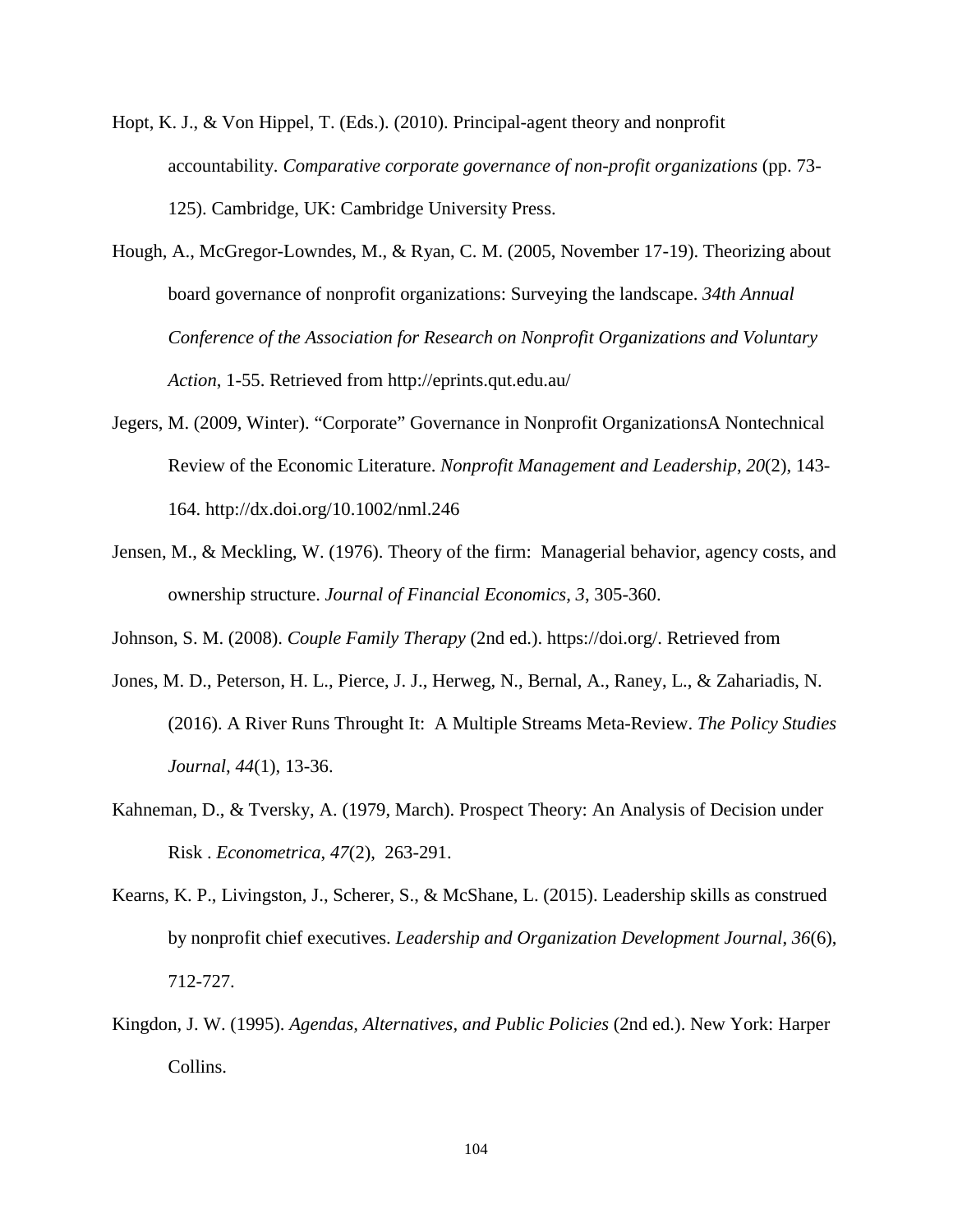Hopt, K. J., & Von Hippel, T. (Eds.). (2010). Principal-agent theory and nonprofit accountability. *Comparative corporate governance of non-profit organizations* (pp. 73-125). Cambridge, UK: Cambridge University Press.

Hough, A., McGregor-Lowndes, M., & Ryan, C. M. (2005, November 17-19). Theorizing about board governance of nonprofit organizations: Surveying the landscape. *34th Annual Conference of the Association for Research on Nonprofit Organizations and Voluntary Action*, 1-55. Retrieved from http://eprints.qut.edu.au/

Jegers, M. (2009, Winter). "Corporate" Governance in Nonprofit OrganizationsA Nontechnical Review of the Economic Literature. *Nonprofit Management and Leadership*, *20*(2), 143-164. http://dx.doi.org/10.1002/nml.246

Jensen, M., & Meckling, W. (1976). Theory of the firm: Managerial behavior, agency costs, and ownership structure. *Journal of Financial Economics*, *3*, 305-360.

Johnson, S. M. (2008). *Couple Family Therapy* (2nd ed.). https://doi.org/. Retrieved from

Jones, M. D., Peterson, H. L., Pierce, J. J., Herweg, N., Bernal, A., Raney, L., & Zahariadis, N. (2016). A River Runs Throught It: A Multiple Streams Meta-Review. *The Policy Studies Journal*, *44*(1), 13-36.

Kahneman, D., & Tversky, A. (1979, March). Prospect Theory: An Analysis of Decision under Risk . *Econometrica*, *47*(2), 263-291.

Kearns, K. P., Livingston, J., Scherer, S., & McShane, L. (2015). Leadership skills as construed by nonprofit chief executives. *Leadership and Organization Development Journal*, *36*(6), 712-727.

Kingdon, J. W. (1995). *Agendas, Alternatives, and Public Policies* (2nd ed.). New York: Harper Collins.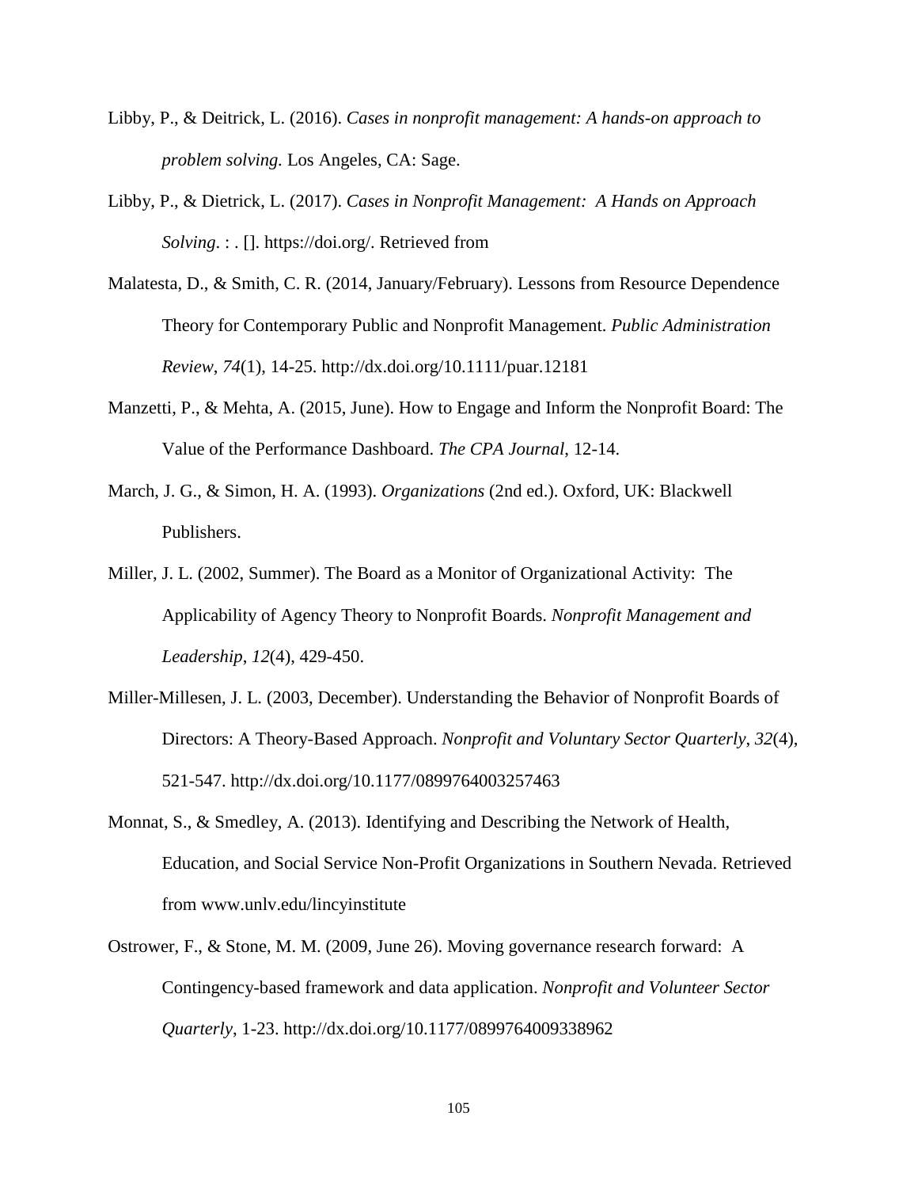Libby, P., & Deitrick, L. (2016). *Cases in nonprofit management: A hands-on approach to problem solving.* Los Angeles, CA: Sage.

Libby, P., & Dietrick, L. (2017). *Cases in Nonprofit Management: A Hands on Approach Solving*. : . []. https://doi.org/. Retrieved from

Malatesta, D., & Smith, C. R. (2014, January/February). Lessons from Resource Dependence Theory for Contemporary Public and Nonprofit Management. *Public Administration Review*, *74*(1), 14-25. http://dx.doi.org/10.1111/puar.12181

Manzetti, P., & Mehta, A. (2015, June). How to Engage and Inform the Nonprofit Board: The Value of the Performance Dashboard. *The CPA Journal*, 12-14.

March, J. G., & Simon, H. A. (1993). *Organizations* (2nd ed.). Oxford, UK: Blackwell Publishers.

Miller, J. L. (2002, Summer). The Board as a Monitor of Organizational Activity: The Applicability of Agency Theory to Nonprofit Boards. *Nonprofit Management and Leadership*, *12*(4), 429-450.

Miller-Millesen, J. L. (2003, December). Understanding the Behavior of Nonprofit Boards of Directors: A Theory-Based Approach. *Nonprofit and Voluntary Sector Quarterly*, *32*(4), 521-547. http://dx.doi.org/10.1177/0899764003257463

Monnat, S., & Smedley, A. (2013). Identifying and Describing the Network of Health, Education, and Social Service Non-Profit Organizations in Southern Nevada. Retrieved from www.unlv.edu/lincyinstitute

Ostrower, F., & Stone, M. M. (2009, June 26). Moving governance research forward: A Contingency-based framework and data application. *Nonprofit and Volunteer Sector Quarterly*, 1-23. http://dx.doi.org/10.1177/0899764009338962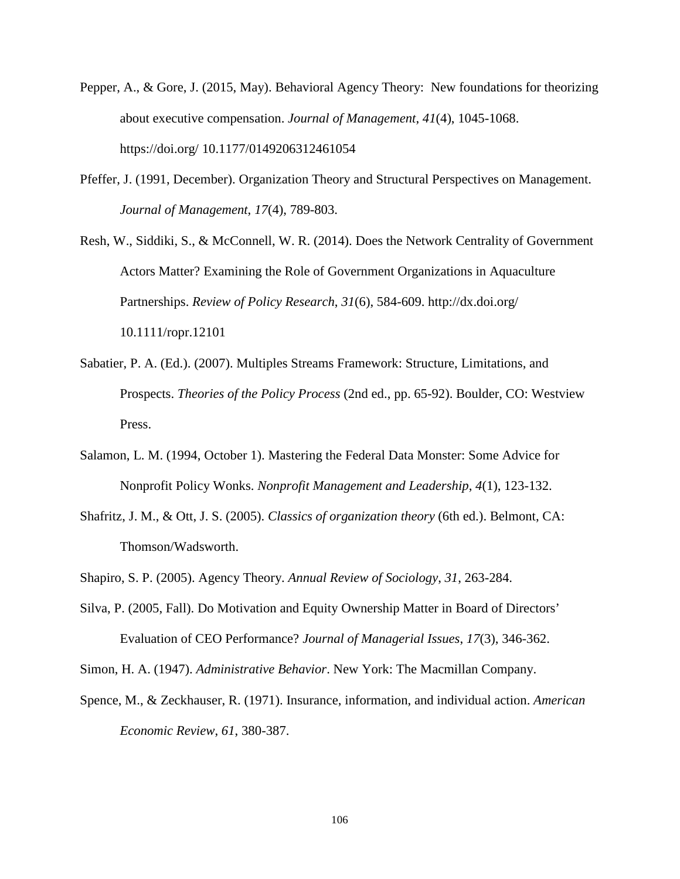Pepper, A., & Gore, J. (2015, May). Behavioral Agency Theory:  New foundations for theorizing about executive compensation. *Journal of Management*, *41*(4), 1045-1068. https://doi.org/ 10.1177/0149206312461054

Pfeffer, J. (1991, December). Organization Theory and Structural Perspectives on Management. *Journal of Management*, *17*(4), 789-803.

Resh, W., Siddiki, S., & McConnell, W. R. (2014). Does the Network Centrality of Government Actors Matter? Examining the Role of Government Organizations in Aquaculture Partnerships. *Review of Policy Research*, *31*(6), 584-609. http://dx.doi.org/ 10.1111/ropr.12101

Sabatier, P. A. (Ed.). (2007). Multiples Streams Framework: Structure, Limitations, and Prospects. *Theories of the Policy Process* (2nd ed., pp. 65-92). Boulder, CO: Westview Press.

Salamon, L. M. (1994, October 1). Mastering the Federal Data Monster: Some Advice for Nonprofit Policy Wonks. *Nonprofit Management and Leadership*, *4*(1), 123-132.

Shafritz, J. M., & Ott, J. S. (2005). *Classics of organization theory* (6th ed.). Belmont, CA: Thomson/Wadsworth.

Shapiro, S. P. (2005). Agency Theory. *Annual Review of Sociology*, *31*, 263-284.

Silva, P. (2005, Fall). Do Motivation and Equity Ownership Matter in Board of Directors' Evaluation of CEO Performance? *Journal of Managerial Issues*, *17*(3), 346-362.

Simon, H. A. (1947). *Administrative Behavior*. New York: The Macmillan Company.

Spence, M., & Zeckhauser, R. (1971). Insurance, information, and individual action. *American Economic Review*, *61*, 380-387.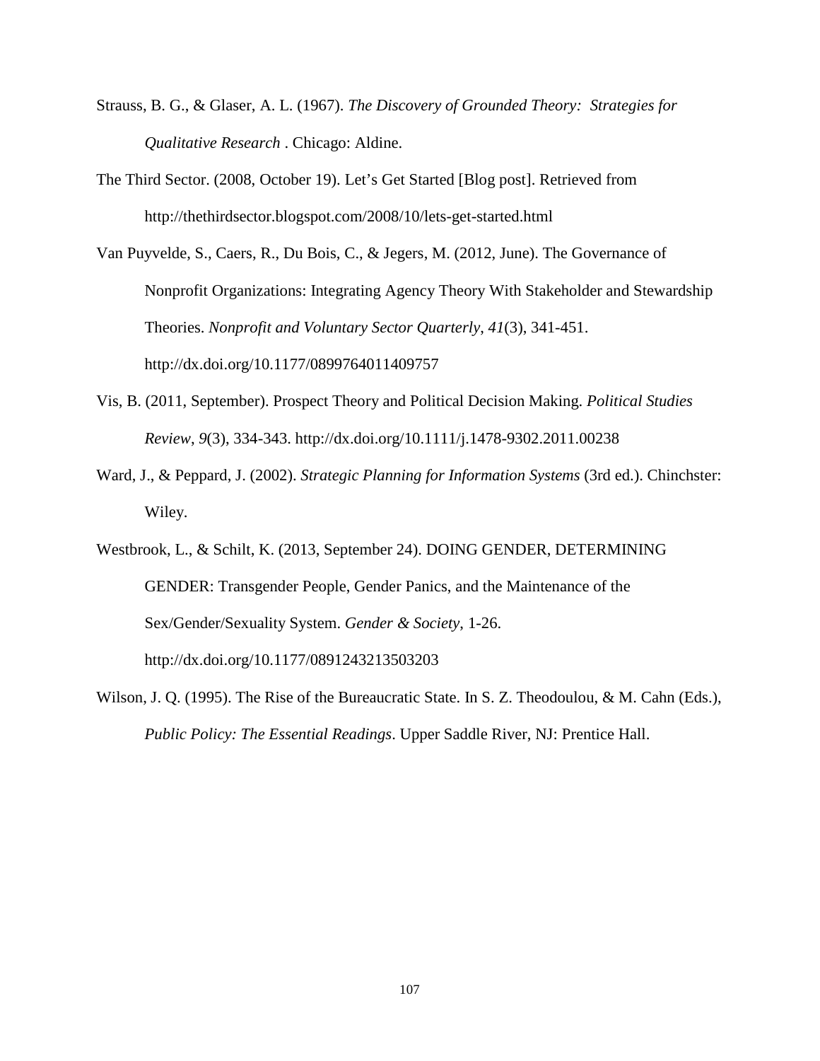Strauss, B. G., & Glaser, A. L. (1967). *The Discovery of Grounded Theory: Strategies for Qualitative Research* . Chicago: Aldine.

The Third Sector. (2008, October 19). Let's Get Started [Blog post]. Retrieved from http://thethirdsector.blogspot.com/2008/10/lets-get-started.html

Van Puyvelde, S., Caers, R., Du Bois, C., & Jegers, M. (2012, June). The Governance of Nonprofit Organizations: Integrating Agency Theory With Stakeholder and Stewardship Theories. *Nonprofit and Voluntary Sector Quarterly*, *41*(3), 341-451. http://dx.doi.org/10.1177/0899764011409757

Vis, B. (2011, September). Prospect Theory and Political Decision Making. *Political Studies Review*, *9*(3), 334-343. http://dx.doi.org/10.1111/j.1478-9302.2011.00238

Ward, J., & Peppard, J. (2002). *Strategic Planning for Information Systems* (3rd ed.). Chinchster: Wiley.

Westbrook, L., & Schilt, K. (2013, September 24). DOING GENDER, DETERMINING GENDER: Transgender People, Gender Panics, and the Maintenance of the Sex/Gender/Sexuality System. *Gender & Society*, 1-26. http://dx.doi.org/10.1177/0891243213503203

Wilson, J. Q. (1995). The Rise of the Bureaucratic State. In S. Z. Theodoulou, & M. Cahn (Eds.), *Public Policy: The Essential Readings*. Upper Saddle River, NJ: Prentice Hall.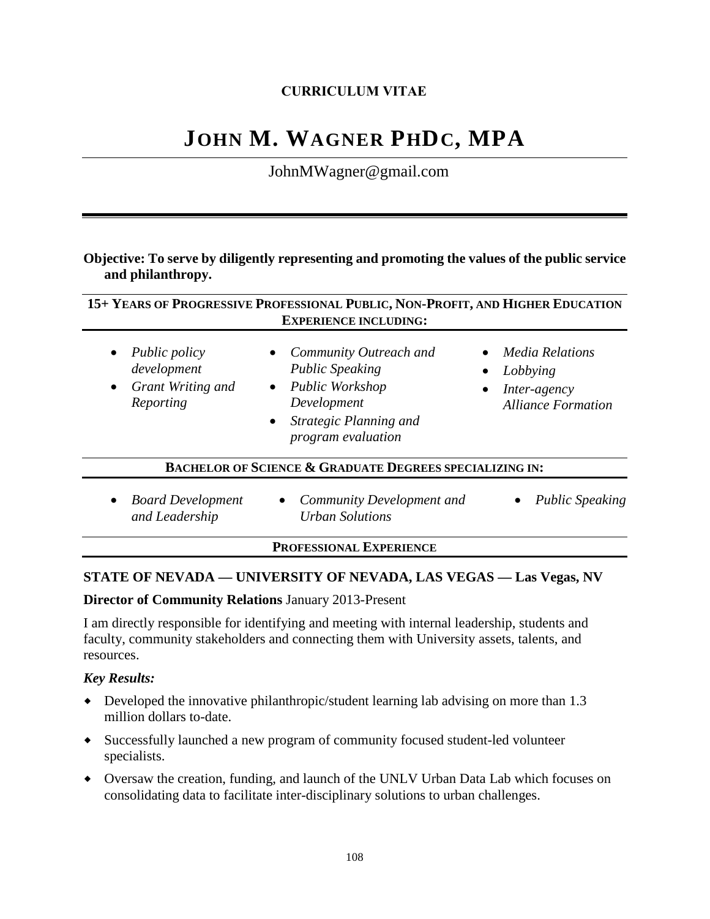**CURRICULUM VITAE**

# JOHN M. WAGNER PHDC, MPA

JohnMWagner@gmail.com

---

**Objective: To serve by diligently representing and promoting the values of the public service and philanthropy.**

**15+ YEARS OF PROGRESSIVE PROFESSIONAL PUBLIC, NON-PROFIT, AND HIGHER EDUCATION EXPERIENCE INCLUDING:**

- *Public policy development*
- *Grant Writing and Reporting*
- *Community Outreach and Public Speaking*
- *Public Workshop Development*
- *Strategic Planning and program evaluation*
- *Media Relations*
- *Lobbying*
- *Inter-agency Alliance Formation*

**BACHELOR OF SCIENCE & GRADUATE DEGREES SPECIALIZING IN:**

- *Board Development and Leadership*
- *Community Development and Urban Solutions*
- *Public Speaking*

**PROFESSIONAL EXPERIENCE**

**STATE OF NEVADA — UNIVERSITY OF NEVADA, LAS VEGAS — Las Vegas, NV**

**Director of Community Relations** January 2013-Present

I am directly responsible for identifying and meeting with internal leadership, students and faculty, community stakeholders and connecting them with University assets, talents, and resources.

***Key Results:***

- Developed the innovative philanthropic/student learning lab advising on more than 1.3 million dollars to-date.
- Successfully launched a new program of community focused student-led volunteer specialists.
- Oversaw the creation, funding, and launch of the UNLV Urban Data Lab which focuses on consolidating data to facilitate inter-disciplinary solutions to urban challenges.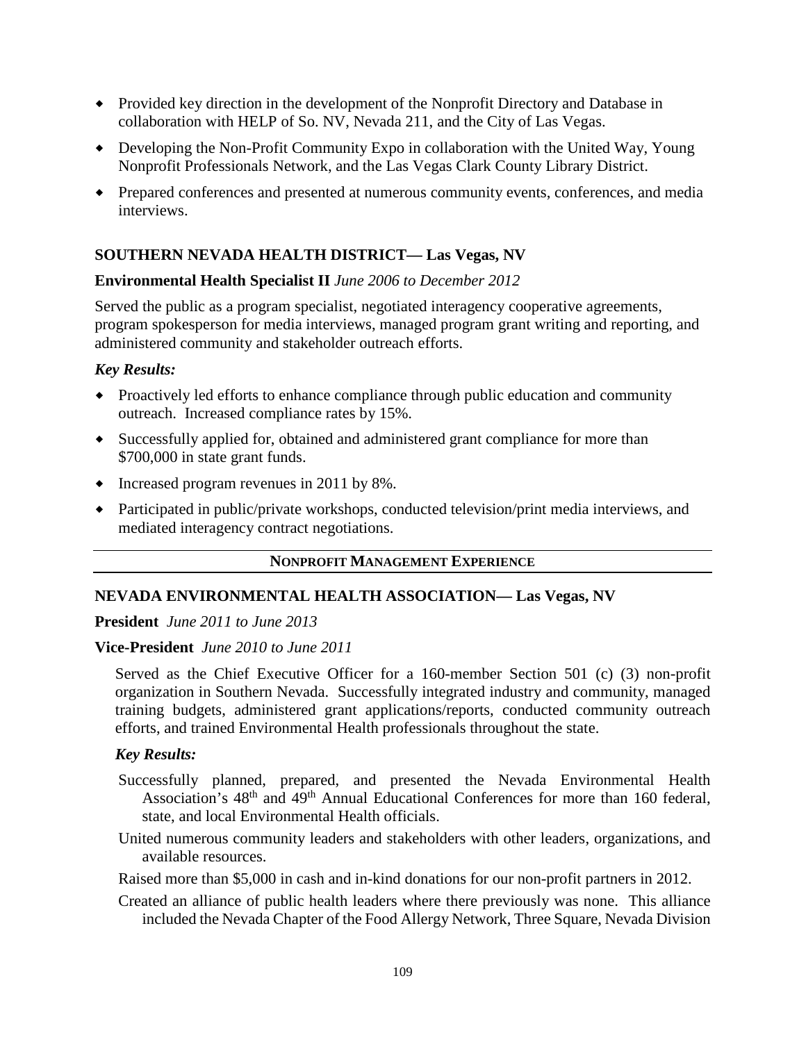- Provided key direction in the development of the Nonprofit Directory and Database in collaboration with HELP of So. NV, Nevada 211, and the City of Las Vegas.
- Developing the Non-Profit Community Expo in collaboration with the United Way, Young Nonprofit Professionals Network, and the Las Vegas Clark County Library District.
- Prepared conferences and presented at numerous community events, conferences, and media interviews.

**SOUTHERN NEVADA HEALTH DISTRICT— Las Vegas, NV**

**Environmental Health Specialist II** *June 2006 to December 2012*

Served the public as a program specialist, negotiated interagency cooperative agreements, program spokesperson for media interviews, managed program grant writing and reporting, and administered community and stakeholder outreach efforts.

***Key Results:***

- Proactively led efforts to enhance compliance through public education and community outreach. Increased compliance rates by 15%.
- Successfully applied for, obtained and administered grant compliance for more than $700,000 in state grant funds.
- Increased program revenues in 2011 by 8%.
- Participated in public/private workshops, conducted television/print media interviews, and mediated interagency contract negotiations.

## NONPROFIT MANAGEMENT EXPERIENCE

**NEVADA ENVIRONMENTAL HEALTH ASSOCIATION— Las Vegas, NV**

**President** *June 2011 to June 2013*

**Vice-President** *June 2010 to June 2011*

Served as the Chief Executive Officer for a 160-member Section 501 (c) (3) non-profit organization in Southern Nevada. Successfully integrated industry and community, managed training budgets, administered grant applications/reports, conducted community outreach efforts, and trained Environmental Health professionals throughout the state.

***Key Results:***

Successfully planned, prepared, and presented the Nevada Environmental Health Association's 48th and 49th Annual Educational Conferences for more than 160 federal, state, and local Environmental Health officials.

United numerous community leaders and stakeholders with other leaders, organizations, and available resources.

Raised more than $5,000 in cash and in-kind donations for our non-profit partners in 2012.

Created an alliance of public health leaders where there previously was none. This alliance included the Nevada Chapter of the Food Allergy Network, Three Square, Nevada Division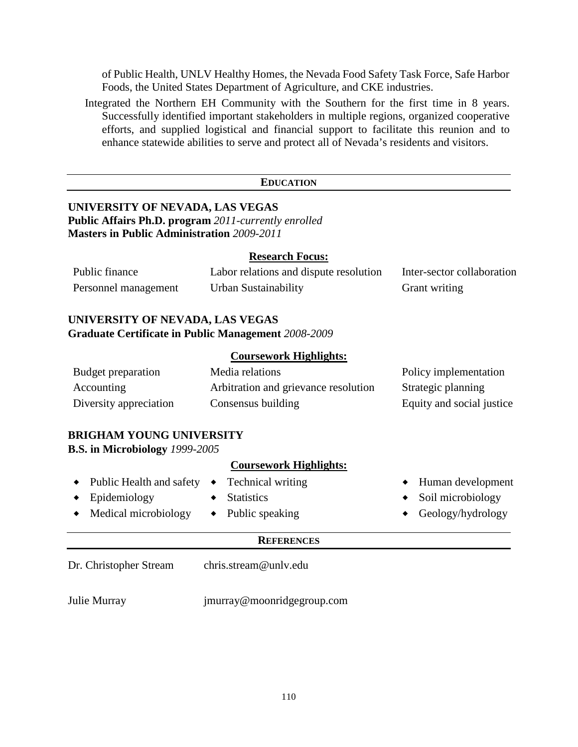of Public Health, UNLV Healthy Homes, the Nevada Food Safety Task Force, Safe Harbor Foods, the United States Department of Agriculture, and CKE industries.

Integrated the Northern EH Community with the Southern for the first time in 8 years. Successfully identified important stakeholders in multiple regions, organized cooperative efforts, and supplied logistical and financial support to facilitate this reunion and to enhance statewide abilities to serve and protect all of Nevada's residents and visitors.

## EDUCATION

**UNIVERSITY OF NEVADA, LAS VEGAS**
**Public Affairs Ph.D. program** *2011-currently enrolled*
**Masters in Public Administration** *2009-2011*

**Research Focus:**

| | | |
|---|---|---|
| Public finance | Labor relations and dispute resolution | Inter-sector collaboration |
| Personnel management | Urban Sustainability | Grant writing |

**UNIVERSITY OF NEVADA, LAS VEGAS**
**Graduate Certificate in Public Management** *2008-2009*

**Coursework Highlights:**

| | | |
|---|---|---|
| Budget preparation | Media relations | Policy implementation |
| Accounting | Arbitration and grievance resolution | Strategic planning |
| Diversity appreciation | Consensus building | Equity and social justice |

**BRIGHAM YOUNG UNIVERSITY**
**B.S. in Microbiology** *1999-2005*

**Coursework Highlights:**

- Public Health and safety
- Epidemiology
- Medical microbiology
- Technical writing
- Statistics
- Public speaking
- Human development
- Soil microbiology
- Geology/hydrology

## REFERENCES

| | |
|---|---|
| Dr. Christopher Stream | chris.stream@unlv.edu |
| Julie Murray | jmurray@moonridgegroup.com |